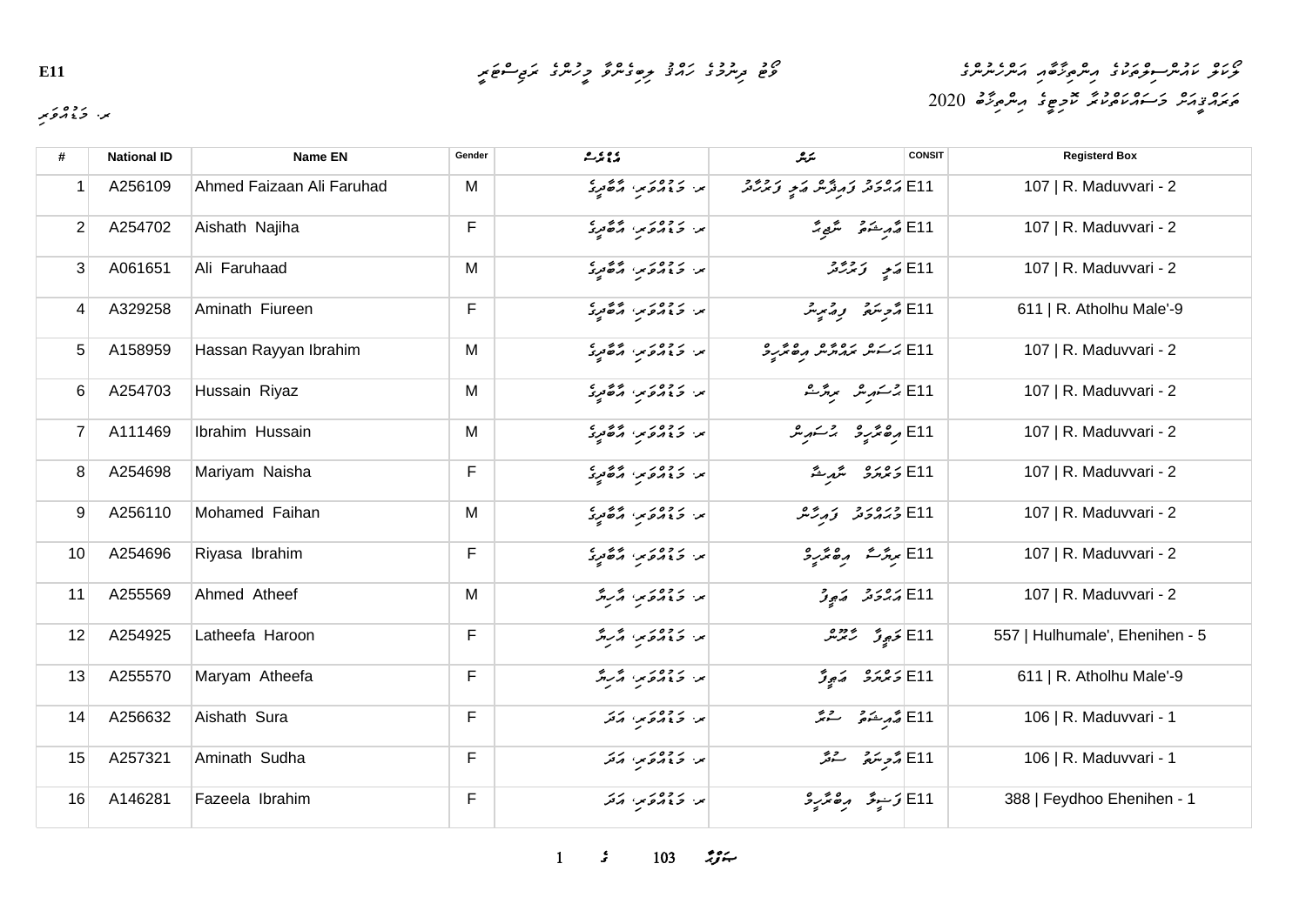ޕާޓީތަކުން ސިޔާސީ ޕާޓީތަކަށް ބަރާބަރުވުމުގެ ޗާޓު E11

ބަލަހައްޓާ ނަމަށް މަޖިލީހުގެ ހޮވުން 2020

ރ. މަޑުއްވަރި

| # | National ID | Name EN | Gender | ގޮތުގައި | ނަން | CONSIT | Registerd Box |
|---|---|---|---|---|---|---|---|
| 1 | A256109 | Ahmed Faizaan Ali Faruhad | M | ރ. މަޑުއްވަރި، އާބާދީ | އަހުމަދު ފައިޒާން އަލީ ފަރުހާދު | E11 | 107 \| R. Maduvvari - 2 |
| 2 | A254702 | Aishath Najiha | F | ރ. މަޑުއްވަރި، އާބާދީ | އައިޝަތު ނާޖިހާ | E11 | 107 \| R. Maduvvari - 2 |
| 3 | A061651 | Ali Faruhaad | M | ރ. މަޑުއްވަރި، އާބާދީ | އަލީ ފަރުހާދު | E11 | 107 \| R. Maduvvari - 2 |
| 4 | A329258 | Aminath Fiureen | F | ރ. މަޑުއްވަރި، އާބާދީ | އާމިނަތު ފިއުރީން | E11 | 611 \| R. Atholhu Male'-9 |
| 5 | A158959 | Hassan Rayyan Ibrahim | M | ރ. މަޑުއްވަރި، އާބާދީ | ހަސަން ރައްޔާން އިބްރާހީމް | E11 | 107 \| R. Maduvvari - 2 |
| 6 | A254703 | Hussain Riyaz | M | ރ. މަޑުއްވަރި، އާބާދީ | ހުސައިން ރިޔާޒް | E11 | 107 \| R. Maduvvari - 2 |
| 7 | A111469 | Ibrahim Hussain | M | ރ. މަޑުއްވަރި، އާބާދީ | އިބްރާހީމް ހުސައިން | E11 | 107 \| R. Maduvvari - 2 |
| 8 | A254698 | Mariyam Naisha | F | ރ. މަޑުއްވަރި، އާބާދީ | މަރިޔަމް ނާއިޝާ | E11 | 107 \| R. Maduvvari - 2 |
| 9 | A256110 | Mohamed Faihan | M | ރ. މަޑުއްވަރި، އާބާދީ | މުހައްމަދު ފައިހާން | E11 | 107 \| R. Maduvvari - 2 |
| 10 | A254696 | Riyasa Ibrahim | F | ރ. މަޑުއްވަރި، އާބާދީ | ރިޔާސާ އިބްރާހީމް | E11 | 107 \| R. Maduvvari - 2 |
| 11 | A255569 | Ahmed Atheef | M | ރ. މަޑުއްވަރި، އާރިޔާ | އަހުމަދު އަތީފް | E11 | 107 \| R. Maduvvari - 2 |
| 12 | A254925 | Latheefa Haroon | F | ރ. މަޑުއްވަރި، އާރިޔާ | ލަތީފާ ހާރޫން | E11 | 557 \| Hulhumale', Ehenihen - 5 |
| 13 | A255570 | Maryam Atheefa | F | ރ. މަޑުއްވަރި، އާރިޔާ | މަރްޔަމް އަތީފާ | E11 | 611 \| R. Atholhu Male'-9 |
| 14 | A256632 | Aishath Sura | F | ރ. މަޑުއްވަރި، އަދަ | އައިޝަތު ސޫރާ | E11 | 106 \| R. Maduvvari - 1 |
| 15 | A257321 | Aminath Sudha | F | ރ. މަޑުއްވަރި، އަދަ | އާމިނަތު ސުދާ | E11 | 106 \| R. Maduvvari - 1 |
| 16 | A146281 | Fazeela Ibrahim | F | ރ. މަޑުއްވަރި، އަދަ | ފަޒީލާ އިބްރާހީމް | E11 | 388 \| Feydhoo Ehenihen - 1 |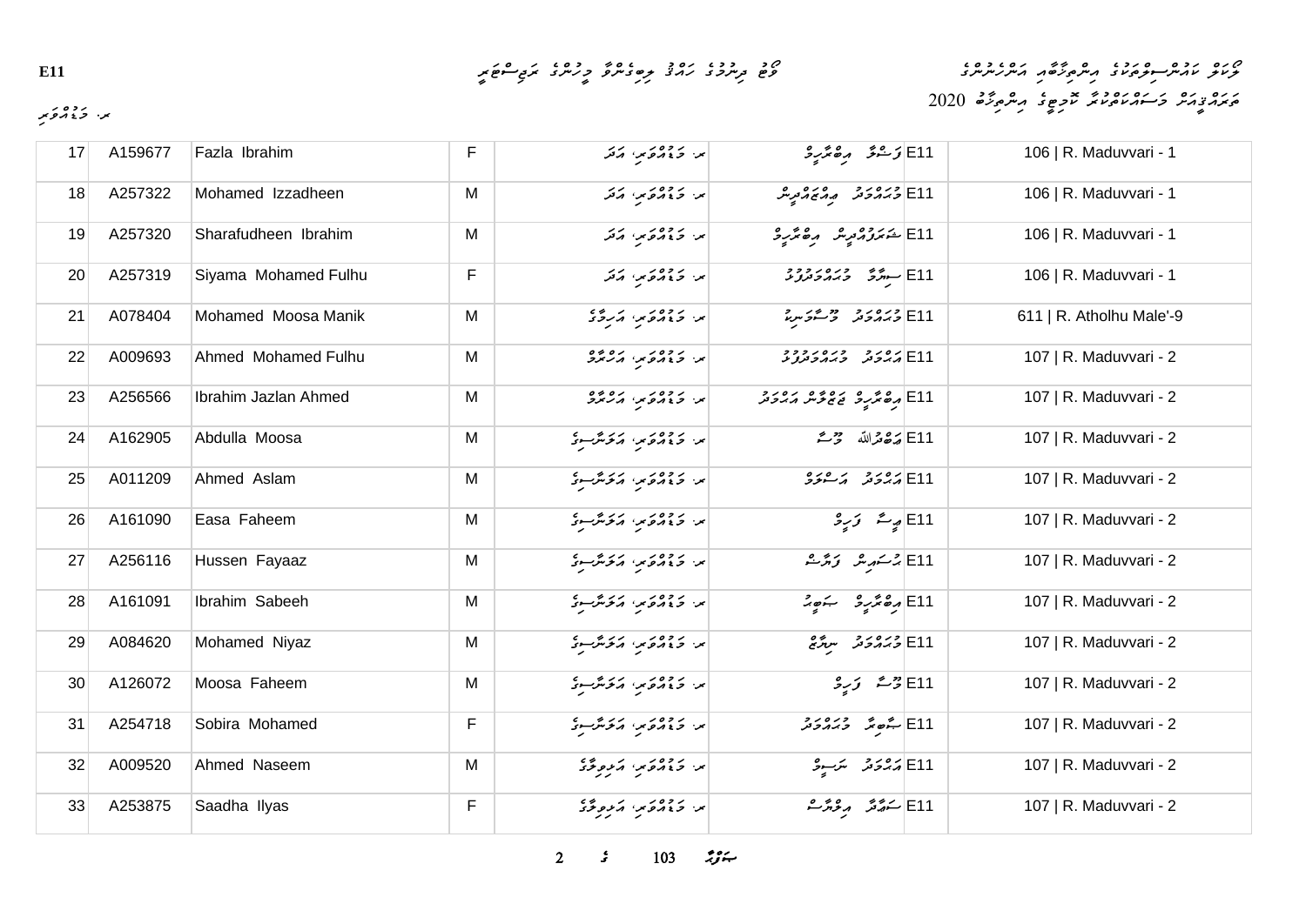| 17 | A159677 | Fazla Ibrahim | F | ރ. މަޑުއްވަރި، އަދަ | ފަޟްލާ އިބްރާހީމް E11 | 106 \| R. Maduvvari - 1 |
|---|---|---|---|---|---|---|
| 18 | A257322 | Mohamed Izzadheen | M | ރ. މަޑުއްވަރި، އަދަ | މުހައްމަދު އިއްޒަދީން E11 | 106 \| R. Maduvvari - 1 |
| 19 | A257320 | Sharafudheen Ibrahim | M | ރ. މަޑުއްވަރި، އަދަ | ޝަރަފުއްދީން އިބްރާހީމް E11 | 106 \| R. Maduvvari - 1 |
| 20 | A257319 | Siyama Mohamed Fulhu | F | ރ. މަޑުއްވަރި، އަދަ | ސިޔާމާ މުހައްމަދުފުޅު E11 | 106 \| R. Maduvvari - 1 |
| 21 | A078404 | Mohamed Moosa Manik | M | ރ. މަޑުއްވަރި، އަރިމާގެ | މުހައްމަދު މޫސާމަނިކު E11 | 611 \| R. Atholhu Male'-9 |
| 22 | A009693 | Ahmed Mohamed Fulhu | M | ރ. މަޑުއްވަރި، އަށްޓެގެ | އަހްމަދު މުހައްމަދުފުޅު E11 | 107 \| R. Maduvvari - 2 |
| 23 | A256566 | Ibrahim Jazlan Ahmed | M | ރ. މަޑުއްވަރި، އަށްޓެގެ | އިބްރާހީމް ޖަޒްލާން އަހްމަދު E11 | 107 \| R. Maduvvari - 2 |
| 24 | A162905 | Abdulla Moosa | M | ރ. މަޑުއްވަރި، އަވަށްސިގެ | އަބްދުاللّٰه މޫސާ E11 | 107 \| R. Maduvvari - 2 |
| 25 | A011209 | Ahmed Aslam | M | ރ. މަޑުއްވަރި، އަވަށްސިގެ | އަހްމަދު އަސްލަމް E11 | 107 \| R. Maduvvari - 2 |
| 26 | A161090 | Easa Faheem | M | ރ. މަޑުއްވަރި، އަވަށްސިގެ | ޢީސާ ފަހީމް E11 | 107 \| R. Maduvvari - 2 |
| 27 | A256116 | Hussen Fayaaz | M | ރ. މަޑުއްވަރި، އަވަށްސިގެ | ހުސެން ފައްޔާޒް E11 | 107 \| R. Maduvvari - 2 |
| 28 | A161091 | Ibrahim Sabeeh | M | ރ. މަޑުއްވަރި، އަވަށްސިގެ | އިބްރާހީމް ސަބީހު E11 | 107 \| R. Maduvvari - 2 |
| 29 | A084620 | Mohamed Niyaz | M | ރ. މަޑުއްވަރި، އަވަށްސިގެ | މުހައްމަދު ނިޔާޒް E11 | 107 \| R. Maduvvari - 2 |
| 30 | A126072 | Moosa Faheem | M | ރ. މަޑުއްވަރި، އަވަށްސިގެ | މޫސާ ފަހީމް E11 | 107 \| R. Maduvvari - 2 |
| 31 | A254718 | Sobira Mohamed | F | ރ. މަޑުއްވަރި، އަވަށްސިގެ | ޞާބިރާ މުހައްމަދު E11 | 107 \| R. Maduvvari - 2 |
| 32 | A009520 | Ahmed Naseem | M | ރ. މަޑުއްވަރި، އަލިވިލާގެ | އަހްމަދު ނަސީމް E11 | 107 \| R. Maduvvari - 2 |
| 33 | A253875 | Saadha Ilyas | F | ރ. މަޑުއްވަރި، އަލިވިލާގެ | ސައުދާ އިލްޔާސް E11 | 107 \| R. Maduvvari - 2 |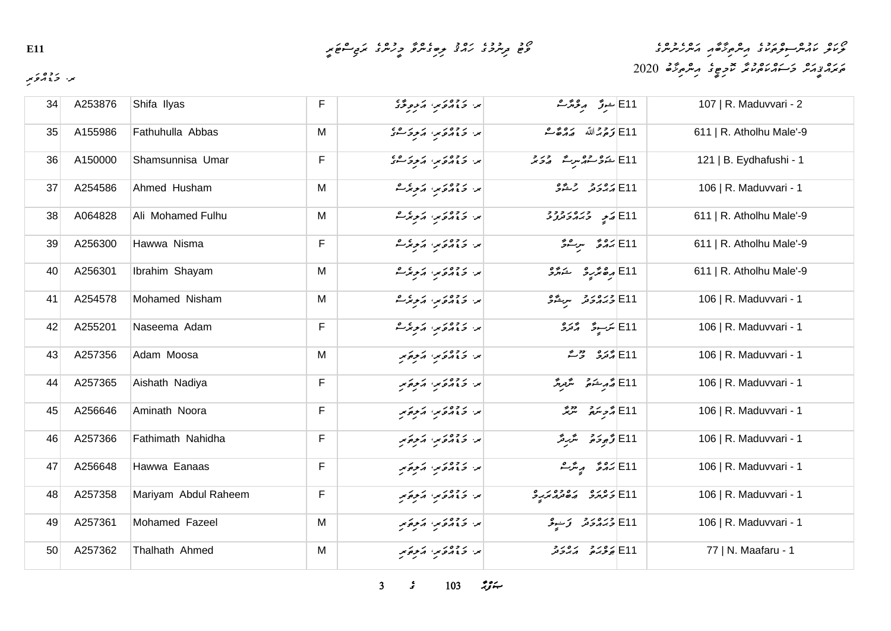ރ. މަޑުއްވަރި

| 34 | A253876 | Shifa Ilyas | F | ރ. މަޑުއްވަރި، އަރިވިލާގެ | ޝިފާ އިލްޔާސް | E11 | 107 \| R. Maduvvari - 2 |
|---|---|---|---|---|---|---|---|
| 35 | A155986 | Fathuhulla Abbas | M | ރ. މަޑުއްވަރި، އަލިމަސްގެ | ފަތުހުﷲ އައްބާސް | E11 | 611 \| R. Atholhu Male'-9 |
| 36 | A150000 | Shamsunnisa Umar | F | ރ. މަޑުއްވަރި، އަލިމަސްގެ | ޝަމްސުންނިސާ އުމަރު | E11 | 121 \| B. Eydhafushi - 1 |
| 37 | A254586 | Ahmed Husham | M | ރ. މަޑުއްވަރި، އަލިރަށް | އަހްމަދު ހުޝާމް | E11 | 106 \| R. Maduvvari - 1 |
| 38 | A064828 | Ali Mohamed Fulhu | M | ރ. މަޑުއްވަރި، އަލިރަށް | އަލި މުހައްމަދުފުޅު | E11 | 611 \| R. Atholhu Male'-9 |
| 39 | A256300 | Hawwa Nisma | F | ރ. މަޑުއްވަރި، އަލިރަށް | ހައްވާ ނިސްމާ | E11 | 611 \| R. Atholhu Male'-9 |
| 40 | A256301 | Ibrahim Shayam | M | ރ. މަޑުއްވަރި، އަލިރަށް | އިބްރާހީމް ޝަޔާމް | E11 | 611 \| R. Atholhu Male'-9 |
| 41 | A254578 | Mohamed Nisham | M | ރ. މަޑުއްވަރި، އަލިރަށް | މުހައްމަދު ނިޝާމް | E11 | 106 \| R. Maduvvari - 1 |
| 42 | A255201 | Naseema Adam | F | ރ. މަޑުއްވަރި، އަލިރަށް | ނަސީމާ އާދަމް | E11 | 106 \| R. Maduvvari - 1 |
| 43 | A257356 | Adam Moosa | M | ރ. މަޑުއްވަރި، އަލިވަރި | އާދަމް މޫސާ | E11 | 106 \| R. Maduvvari - 1 |
| 44 | A257365 | Aishath Nadiya | F | ރ. މަޑުއްވަރި، އަލިވަރި | އާއިޝަތު ނާދިޔާ | E11 | 106 \| R. Maduvvari - 1 |
| 45 | A256646 | Aminath Noora | F | ރ. މަޑުއްވަރި، އަލިވަރި | އާމިނަތު ނޫރާ | E11 | 106 \| R. Maduvvari - 1 |
| 46 | A257366 | Fathimath Nahidha | F | ރ. މަޑުއްވަރި، އަލިވަރި | ފާތިމަތު ނާހިދާ | E11 | 106 \| R. Maduvvari - 1 |
| 47 | A256648 | Hawwa Eanaas | F | ރ. މަޑުއްވަރި، އަލިވަރި | ހައްވާ އީނާސް | E11 | 106 \| R. Maduvvari - 1 |
| 48 | A257358 | Mariyam Abdul Raheem | F | ރ. މަޑުއްވަރި، އަލިވަރި | މަރިޔަމް އަބްދުއްރަހީމް | E11 | 106 \| R. Maduvvari - 1 |
| 49 | A257361 | Mohamed Fazeel | M | ރ. މަޑުއްވަރި، އަލިވަރި | މުހައްމަދު ފަޟީލް | E11 | 106 \| R. Maduvvari - 1 |
| 50 | A257362 | Thalhath Ahmed | M | ރ. މަޑުއްވަރި، އަލިވަރި | ތަލްހަތު އަހްމަދު | E11 | 77 \| N. Maafaru - 1 |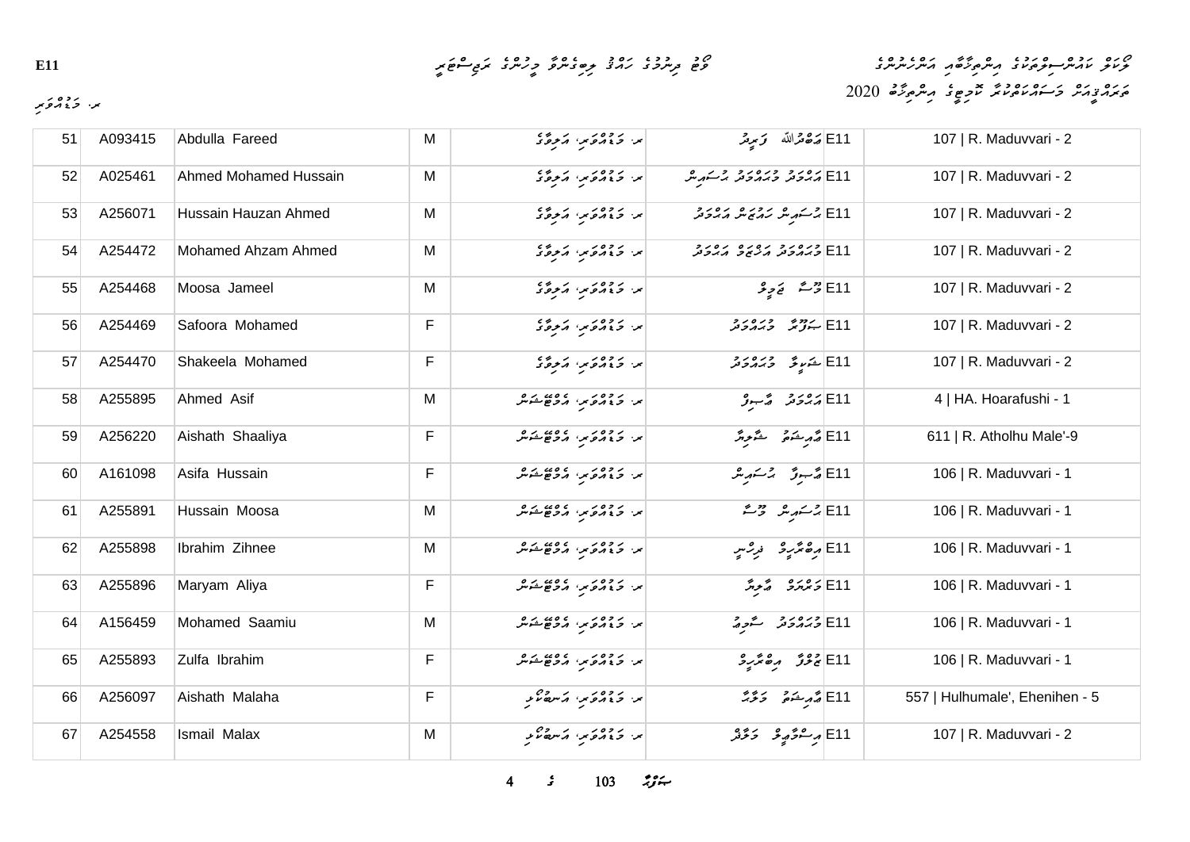| 51 | A093415 | Abdulla Fareed | M | ر. وَوُمْوَبِر، مَرِوِّدَ | E11 مَدْھُمَّرَاللّٰہ وَمِرِمْرَ | 107 \| R. Maduvvari - 2 |
|---|---|---|---|---|---|---|
| 52 | A025461 | Ahmed Mohamed Hussain | M | ر. وَوُمْوَبِر، مَرِوِّدَ | E11 مَرْدَوَمْرَ وَبَرُمْرَوَمْرَ بُرْسَمَرِمْرَ | 107 \| R. Maduvvari - 2 |
| 53 | A256071 | Hussain Hauzan Ahmed | M | ر. وَوُمْوَبِر، مَرِوِّدَ | E11 بُرْسَمَرِمْرَ رَمْدَبِمْرَ مَرْدَوَمْرَ | 107 \| R. Maduvvari - 2 |
| 54 | A254472 | Mohamed Ahzam Ahmed | M | ر. وَوُمْوَبِر، مَرِوِّدَ | E11 وَبَرُمْرَوَمْرَ مَرْدِّعَوْ مَرْدَوَمْرَ | 107 \| R. Maduvvari - 2 |
| 55 | A254468 | Moosa Jameel | M | ر. وَوُمْوَبِر، مَرِوِّدَ | E11 وُسَّہ يَجِوِ | 107 \| R. Maduvvari - 2 |
| 56 | A254469 | Safoora Mohamed | F | ر. وَوُمْوَبِر، مَرِوِّدَ | E11 سَوُرَ وَبَرُمْرَوَمْرَ | 107 \| R. Maduvvari - 2 |
| 57 | A254470 | Shakeela Mohamed | F | ر. وَوُمْوَبِر، مَرِوِّدَ | E11 شَمِرِوً وَبَرُمْرَوَمْرَ | 107 \| R. Maduvvari - 2 |
| 58 | A255895 | Ahmed Asif | M | ر. وَوُمْوَبِر، مَرْوَتَعِشَمَرْ | E11 مَرْدَوَمْرَ مَسِوِ | 4 \| HA. Hoarafushi - 1 |
| 59 | A256220 | Aishath Shaaliya | F | ر. وَوُمْوَبِر، مَرْوَتَعِشَمَرْ | E11 مَہِرِشَمَوْ شَوِمَرْ | 611 \| R. Atholhu Male'-9 |
| 60 | A161098 | Asifa Hussain | F | ر. وَوُمْوَبِر، مَرْوَتَعِشَمَرْ | E11 مَسِوِ بُرْسَمَرِمْرَ | 106 \| R. Maduvvari - 1 |
| 61 | A255891 | Hussain Moosa | M | ر. وَوُمْوَبِر، مَرْوَتَعِشَمَرْ | E11 بُرْسَمَرِمْرَ وُسَّہ | 106 \| R. Maduvvari - 1 |
| 62 | A255898 | Ibrahim Zihnee | M | ر. وَوُمْوَبِر، مَرْوَتَعِشَمَرْ | E11 مِرْھَمَرِوْ فِرْسِرِ | 106 \| R. Maduvvari - 1 |
| 63 | A255896 | Maryam Aliya | F | ر. وَوُمْوَبِر، مَرْوَتَعِشَمَرْ | E11 وَمَرْمَرْوْ مَمِوَ | 106 \| R. Maduvvari - 1 |
| 64 | A156459 | Mohamed Saamiu | M | ر. وَوُمْوَبِر، مَرْوَتَعِشَمَرْ | E11 وَبَرُمْرَوَمْرَ سَّمِرْ | 106 \| R. Maduvvari - 1 |
| 65 | A255893 | Zulfa Ibrahim | F | ر. وَوُمْوَبِر، مَرْوَتَعِشَمَرْ | E11 بْحُوْرُ مِرْھَمَرِوْ | 106 \| R. Maduvvari - 1 |
| 66 | A256097 | Aishath Malaha | F | ر. وَوُمْوَبِر، مَسِرْھِعُو | E11 مَہِرِشَمَوْ وَمَوَرْ | 557 \| Hulhumale', Ehenihen - 5 |
| 67 | A254558 | Ismail Malax | M | ر. وَوُمْوَبِر، مَسِرْھِعُو | E11 مِرْسْمَوِمِوْ وَمَوْمْرَ | 107 \| R. Maduvvari - 2 |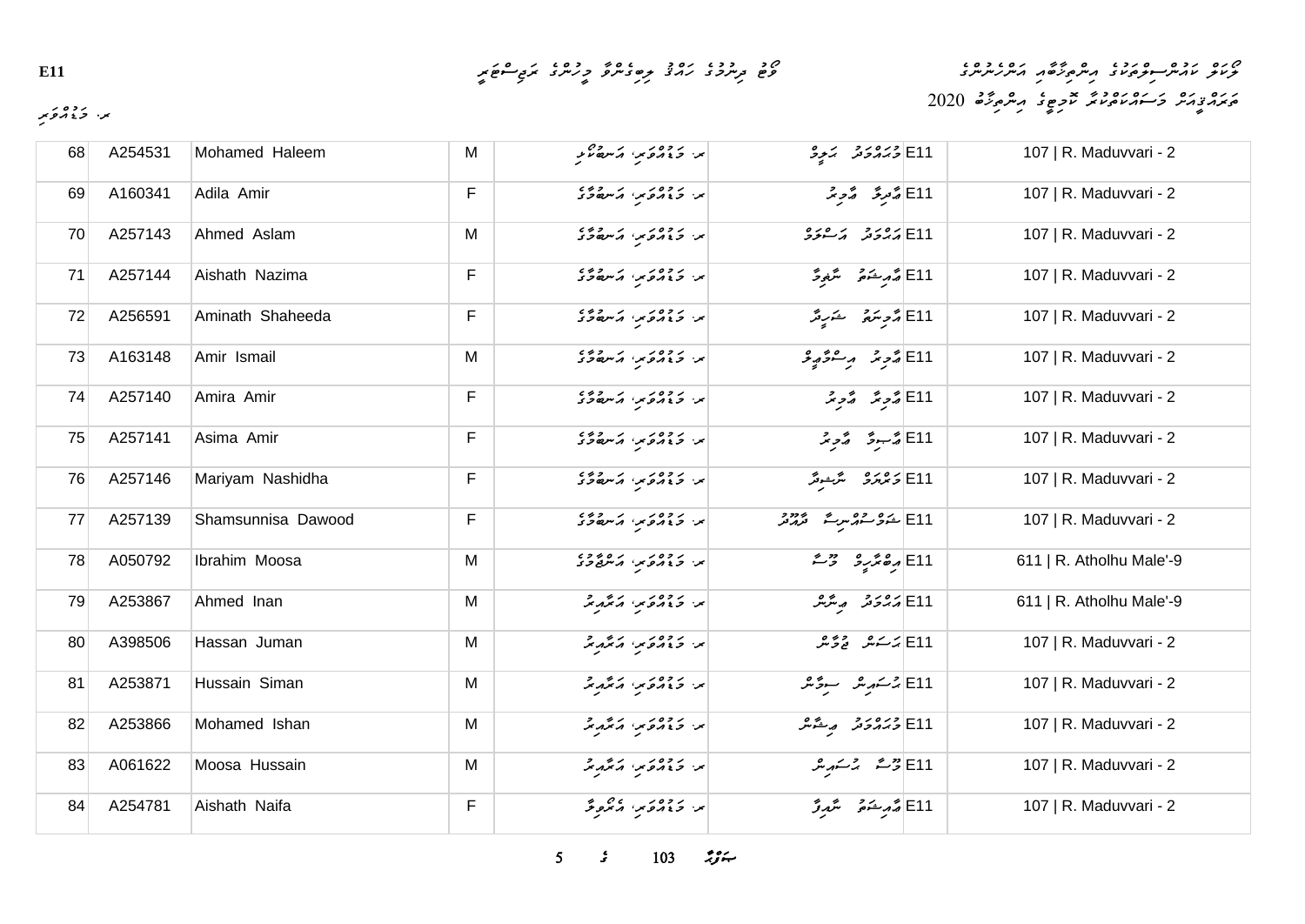| 68 | A254531 | Mohamed Haleem | M | ރ. މަޑުއްވަރި، އަސްބާބުވ | E11 މުހައްމަދު ހަލީމް | 107 \| R. Maduvvari - 2 |
|---|---|---|---|---|---|---|
| 69 | A160341 | Adila Amir | F | ރ. މަޑުއްވަރި، އަސްބާގެ | E11 އާދިލާ އާމިރު | 107 \| R. Maduvvari - 2 |
| 70 | A257143 | Ahmed Aslam | M | ރ. މަޑުއްވަރި، އަސްބާގެ | E11 އަހުމަދު އަސްލަމް | 107 \| R. Maduvvari - 2 |
| 71 | A257144 | Aishath Nazima | F | ރ. މަޑުއްވަރި، އަސްބާގެ | E11 އައިޝަތު ނާޒިމާ | 107 \| R. Maduvvari - 2 |
| 72 | A256591 | Aminath Shaheeda | F | ރ. މަޑުއްވަރި، އަސްބާގެ | E11 އާމިނަތު ޝަހީދާ | 107 \| R. Maduvvari - 2 |
| 73 | A163148 | Amir Ismail | M | ރ. މަޑުއްވަރި، އަސްބާގެ | E11 އާމިރު އިސްމާއީލް | 107 \| R. Maduvvari - 2 |
| 74 | A257140 | Amira Amir | F | ރ. މަޑުއްވަރި، އަސްބާގެ | E11 އާމިރާ އާމިރު | 107 \| R. Maduvvari - 2 |
| 75 | A257141 | Asima Amir | F | ރ. މަޑުއްވަރި، އަސްބާގެ | E11 އާސިމާ އާމިރު | 107 \| R. Maduvvari - 2 |
| 76 | A257146 | Mariyam Nashidha | F | ރ. މަޑުއްވަރި، އަސްބާގެ | E11 މަރިޔަމް ނާޝިދާ | 107 \| R. Maduvvari - 2 |
| 77 | A257139 | Shamsunnisa Dawood | F | ރ. މަޑުއްވަރި، އަސްބާގެ | E11 ޝަމްސުންނިސާ ދާއޫދު | 107 \| R. Maduvvari - 2 |
| 78 | A050792 | Ibrahim Moosa | M | ރ. މަޑުއްވަރި، އަސްދޫގެ | E11 އިބްރާހީމް މޫސާ | 611 \| R. Atholhu Male'-9 |
| 79 | A253867 | Ahmed Inan | M | ރ. މަޑުއްވަރި، އަނާރު | E11 އަހުމަދު އިނާން | 611 \| R. Atholhu Male'-9 |
| 80 | A398506 | Hassan Juman | M | ރ. މަޑުއްވަރި، އަނާރު | E11 ހަސަން ޖުމާން | 107 \| R. Maduvvari - 2 |
| 81 | A253871 | Hussain Siman | M | ރ. މަޑުއްވަރި، އަނާރު | E11 ހުސައިން ސިމާން | 107 \| R. Maduvvari - 2 |
| 82 | A253866 | Mohamed Ishan | M | ރ. މަޑުއްވަރި، އަނާރު | E11 މުހައްމަދު އިޝާން | 107 \| R. Maduvvari - 2 |
| 83 | A061622 | Moosa Hussain | M | ރ. މަޑުއްވަރި، އަނާރު | E11 މޫސާ ހުސައިން | 107 \| R. Maduvvari - 2 |
| 84 | A254781 | Aishath Naifa | F | ރ. މަޑުއްވަރި، އަރުވިލާ | E11 އައިޝަތު ނާއިފާ | 107 \| R. Maduvvari - 2 |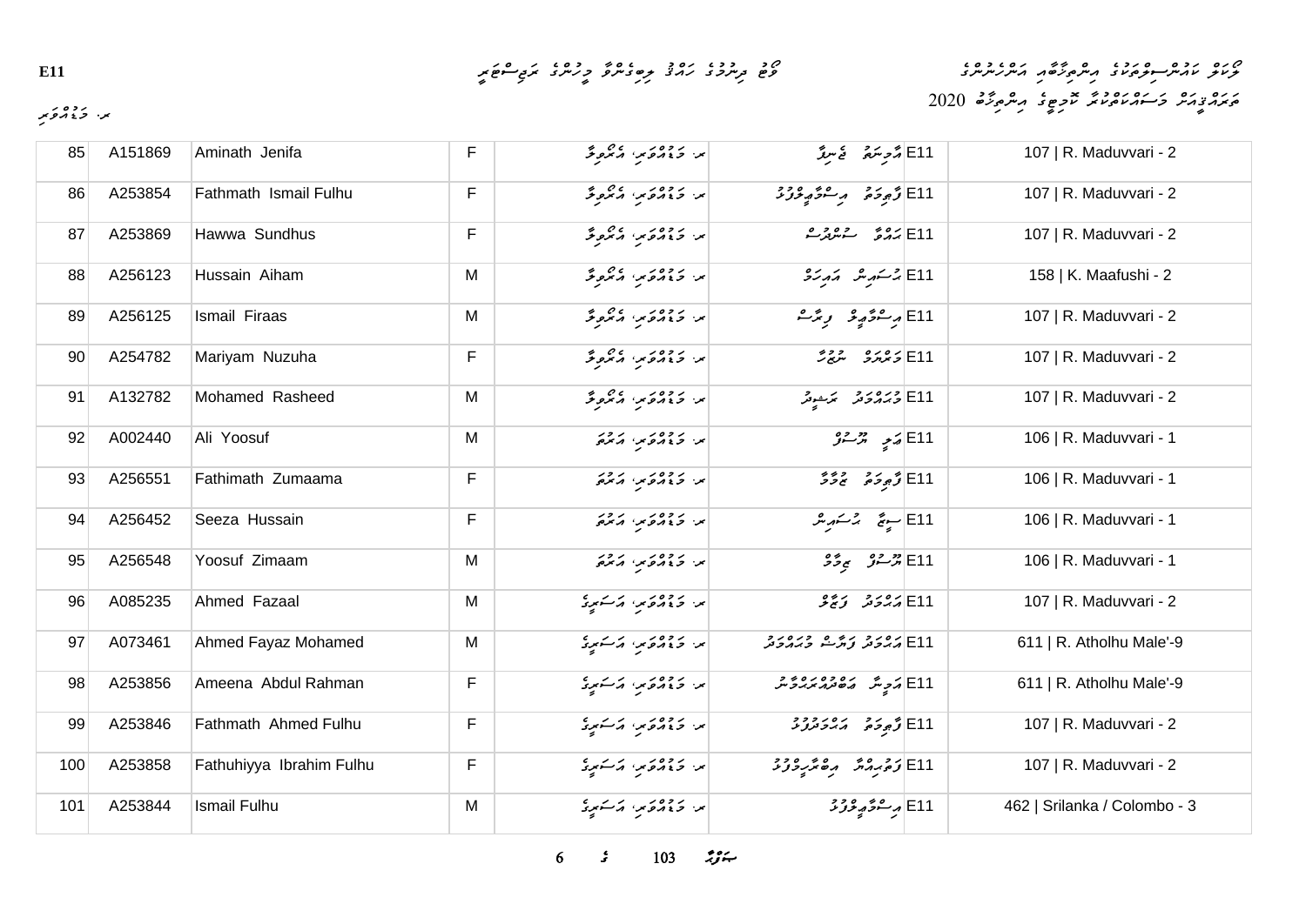| 85 | A151869 | Aminath Jenifa | F | ރ. މަޑުއްވަރި، އަރުވާލާ | E11 އާމިނަތު ޖެނިފާ | 107 \| R. Maduvvari - 2 |
|---|---|---|---|---|---|---|
| 86 | A253854 | Fathmath Ismail Fulhu | F | ރ. މަޑުއްވަރި، އަރުވާލާ | E11 ފާތިމަތު އިސްމާއިލްފުޅު | 107 \| R. Maduvvari - 2 |
| 87 | A253869 | Hawwa Sundhus | F | ރ. މަޑުއްވަރި، އަރުވާލާ | E11 ހައްވާ ސުންދުސް | 107 \| R. Maduvvari - 2 |
| 88 | A256123 | Hussain Aiham | M | ރ. މަޑުއްވަރި، އަރުވާލާ | E11 ހުސައިން އައިހަމް | 158 \| K. Maafushi - 2 |
| 89 | A256125 | Ismail Firaas | M | ރ. މަޑުއްވަރި، އަރުވާލާ | E11 އިސްމާއިލް ފިރާސް | 107 \| R. Maduvvari - 2 |
| 90 | A254782 | Mariyam Nuzuha | F | ރ. މަޑުއްވަރި، އަރުވާލާ | E11 މަރިޔަމް ނުޒުހާ | 107 \| R. Maduvvari - 2 |
| 91 | A132782 | Mohamed Rasheed | M | ރ. މަޑުއްވަރި، އަރުވާލާ | E11 މުހައްމަދު ރަޝީދު | 107 \| R. Maduvvari - 2 |
| 92 | A002440 | Ali Yoosuf | M | ރ. މަޑުއްވަރި، އަރުމާ | E11 އަލި ޔޫސުފް | 106 \| R. Maduvvari - 1 |
| 93 | A256551 | Fathimath Zumaama | F | ރ. މަޑުއްވަރި، އަރުމާ | E11 ފާތިމަތު ޒުމާމާ | 106 \| R. Maduvvari - 1 |
| 94 | A256452 | Seeza Hussain | F | ރ. މަޑުއްވަރި، އަރުމާ | E11 ސީޒާ ހުސައިން | 106 \| R. Maduvvari - 1 |
| 95 | A256548 | Yoosuf Zimaam | M | ރ. މަޑުއްވަރި، އަރުމާ | E11 ޔޫސުފް ޒިމާމް | 106 \| R. Maduvvari - 1 |
| 96 | A085235 | Ahmed Fazaal | M | ރ. މަޑުއްވަރި، އަސަރީގެ | E11 އަހުމަދު ފަޒާލް | 107 \| R. Maduvvari - 2 |
| 97 | A073461 | Ahmed Fayaz Mohamed | M | ރ. މަޑުއްވަރި، އަސަރީގެ | E11 އަހުމަދު ފަޔާޒް މުހައްމަދު | 611 \| R. Atholhu Male'-9 |
| 98 | A253856 | Ameena Abdul Rahman | F | ރ. މަޑުއްވަރި، އަސަރީގެ | E11 އަމީނާ އަބްދުއްރަހްމާން | 611 \| R. Atholhu Male'-9 |
| 99 | A253846 | Fathmath Ahmed Fulhu | F | ރ. މަޑުއްވަރި، އަސަރީގެ | E11 ފާތިމަތު އަހުމަދުފުޅު | 107 \| R. Maduvvari - 2 |
| 100 | A253858 | Fathuhiyya Ibrahim Fulhu | F | ރ. މަޑުއްވަރި، އަސަރީގެ | E11 ފަތުހިއްޔާ އިބްރާހިމްފުޅު | 107 \| R. Maduvvari - 2 |
| 101 | A253844 | Ismail Fulhu | M | ރ. މަޑުއްވަރި، އަސަރީގެ | E11 އިސްމާއިލްފުޅު | 462 \| Srilanka / Colombo - 3 |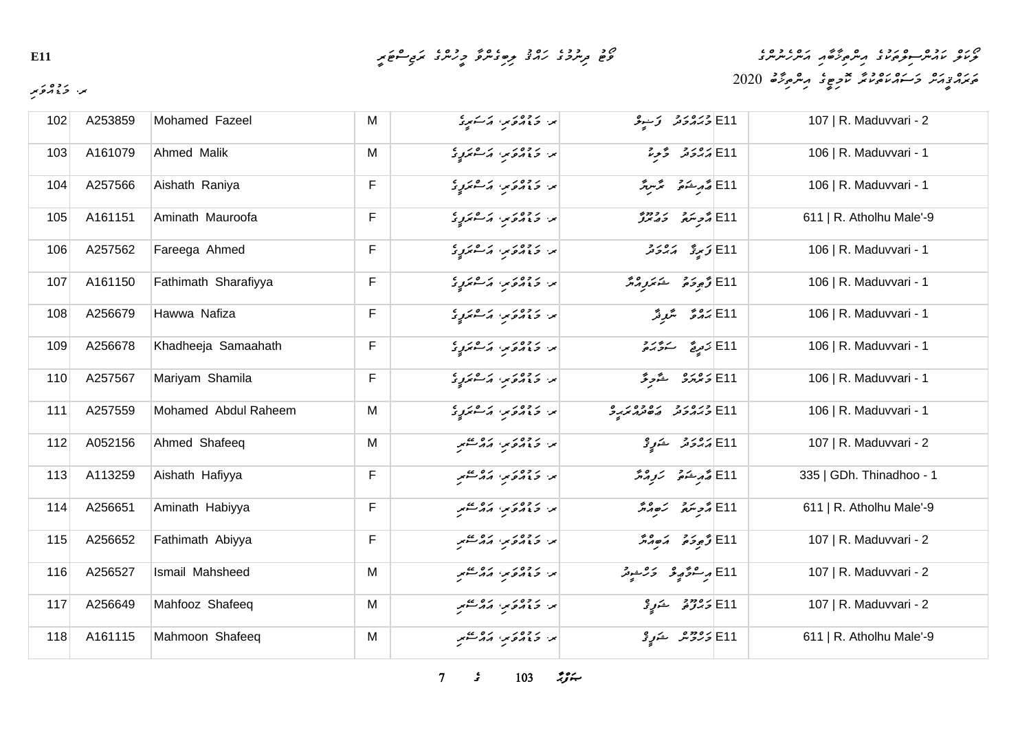| 102 | A253859 | Mohamed Fazeel | M | ރ. މަޑުއްވަރީ، އަސަރީގެ | E11 މުހައްމަދު ފަޒީލު | 107 \| R. Maduvvari - 2 |
|---|---|---|---|---|---|---|
| 103 | A161079 | Ahmed Malik | M | ރ. މަޑުއްވަރީ، އަސްތަރީގެ | E11 އަހްމަދު މާލިކު | 106 \| R. Maduvvari - 1 |
| 104 | A257566 | Aishath Raniya | F | ރ. މަޑުއްވަރީ، އަސްތަރީގެ | E11 އައިށަތު ރާނިޔާ | 106 \| R. Maduvvari - 1 |
| 105 | A161151 | Aminath Mauroofa | F | ރ. މަޑުއްވަރީ، އަސްތަރީގެ | E11 އާމިނަތު މައުރޫފާ | 611 \| R. Atholhu Male'-9 |
| 106 | A257562 | Fareega Ahmed | F | ރ. މަޑުއްވަރީ، އަސްތަރީގެ | E11 ފަރީގާ އަހްމަދު | 106 \| R. Maduvvari - 1 |
| 107 | A161150 | Fathimath Sharafiyya | F | ރ. މަޑުއްވަރީ، އަސްތަރީގެ | E11 ފާތިމަތު ޝަރަފިއްޔާ | 106 \| R. Maduvvari - 1 |
| 108 | A256679 | Hawwa Nafiza | F | ރ. މަޑުއްވަރީ، އަސްތަރީގެ | E11 ހައްވާ ނާފިޒާ | 106 \| R. Maduvvari - 1 |
| 109 | A256678 | Khadheeja Samaahath | F | ރ. މަޑުއްވަރީ، އަސްތަރީގެ | E11 ޚަދީޖާ ސަމާހަތު | 106 \| R. Maduvvari - 1 |
| 110 | A257567 | Mariyam Shamila | F | ރ. މަޑުއްވަރީ، އަސްތަރީގެ | E11 މަރިޔަމް ޝާމިލާ | 106 \| R. Maduvvari - 1 |
| 111 | A257559 | Mohamed Abdul Raheem | M | ރ. މަޑުއްވަރީ، އަސްތަރީގެ | E11 މުހައްމަދު އަބްދުއްރަހީމް | 106 \| R. Maduvvari - 1 |
| 112 | A052156 | Ahmed Shafeeq | M | ރ. މަޑުއްވަރީ، އައުސަރި | E11 އަހްމަދު ޝަފީޤު | 107 \| R. Maduvvari - 2 |
| 113 | A113259 | Aishath Hafiyya | F | ރ. މަޑުއްވަރީ، އައުސަރި | E11 އައިށަތު ހަފިއްޔާ | 335 \| GDh. Thinadhoo - 1 |
| 114 | A256651 | Aminath Habiyya | F | ރ. މަޑުއްވަރީ، އައުސަރި | E11 އާމިނަތު ހަބިއްޔާ | 611 \| R. Atholhu Male'-9 |
| 115 | A256652 | Fathimath Abiyya | F | ރ. މަޑުއްވަރީ، އައުސަރި | E11 ފާތިމަތު އަބިއްޔާ | 107 \| R. Maduvvari - 2 |
| 116 | A256527 | Ismail Mahsheed | M | ރ. މަޑުއްވަރީ، އައުސަރި | E11 އިސްމާއީލް މަހްޝީދު | 107 \| R. Maduvvari - 2 |
| 117 | A256649 | Mahfooz Shafeeq | M | ރ. މަޑުއްވަރީ، އައުސަރި | E11 މަޙްފޫޒު ޝަފީޤު | 107 \| R. Maduvvari - 2 |
| 118 | A161115 | Mahmoon Shafeeq | M | ރ. މަޑުއްވަރީ، އައުސަރި | E11 މަޙްމޫން ޝަފީޤު | 611 \| R. Atholhu Male'-9 |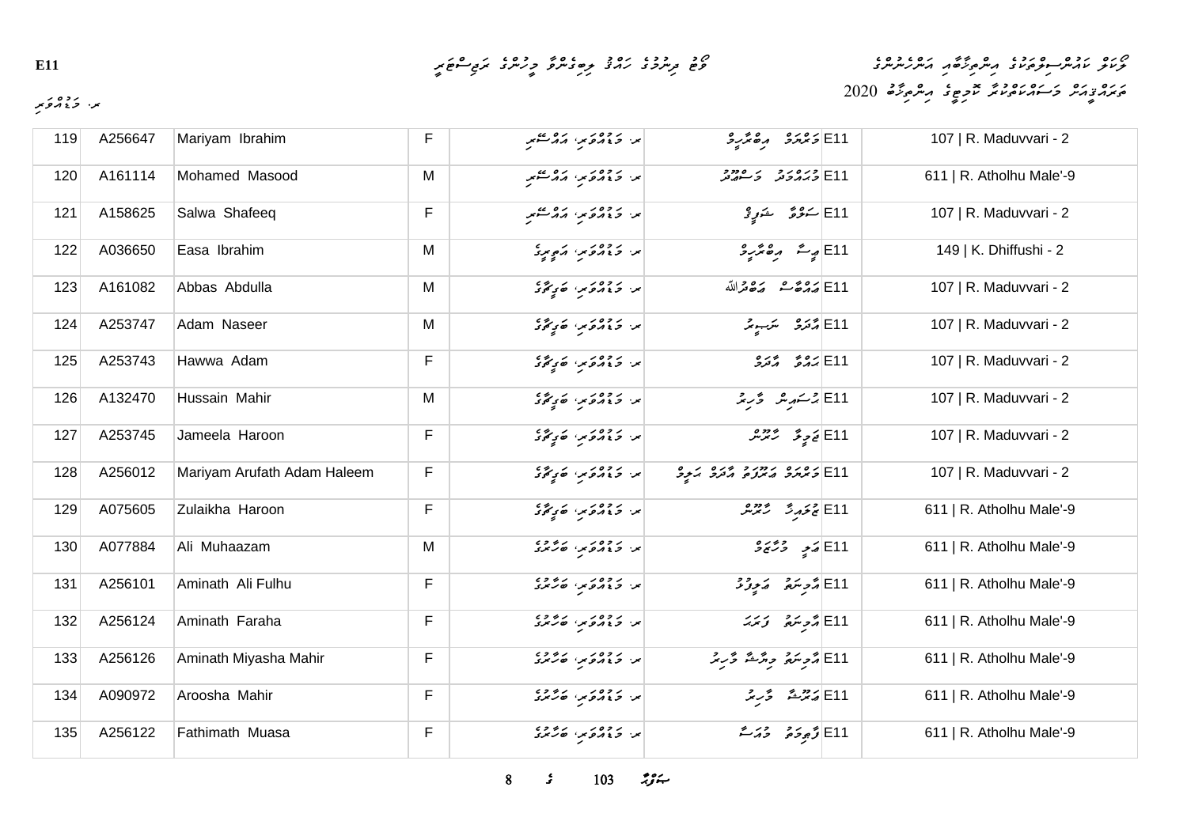| 119 | A256647 | Mariyam Ibrahim | F | ރ. މަޑުއްވަރި، އައްސޭރި | މަރިޔަމް އިބްރާހީމް E11 | 107 \| R. Maduvvari - 2 |
|---|---|---|---|---|---|---|
| 120 | A161114 | Mohamed Masood | M | ރ. މަޑުއްވަރި، އައްސޭރި | މުޙައްމަދު މަސްއޫދު E11 | 611 \| R. Atholhu Male'-9 |
| 121 | A158625 | Salwa Shafeeq | F | ރ. މަޑުއްވަރި، އައްސޭރި | ސަލްވާ ޝަފީޤު E11 | 107 \| R. Maduvvari - 2 |
| 122 | A036650 | Easa Ibrahim | M | ރ. މަޑުއްވަރި، އަލިރީގެ | ޢީސާ އިބްރާހީމް E11 | 149 \| K. Dhiffushi - 2 |
| 123 | A161082 | Abbas Abdulla | M | ރ. މަޑުއްވަރި، ބަލީގާގެ | އައްބާސް އަބްދުﷲ E11 | 107 \| R. Maduvvari - 2 |
| 124 | A253747 | Adam Naseer | M | ރ. މަޑުއްވަރި، ބަލީގާގެ | އާދަމް ނަސީރު E11 | 107 \| R. Maduvvari - 2 |
| 125 | A253743 | Hawwa Adam | F | ރ. މަޑުއްވަރި، ބަލީގާގެ | ހައްވާ އާދަމް E11 | 107 \| R. Maduvvari - 2 |
| 126 | A132470 | Hussain Mahir | M | ރ. މަޑުއްވަރި، ބަލީގާގެ | ހުސައިން މާހިރު E11 | 107 \| R. Maduvvari - 2 |
| 127 | A253745 | Jameela Haroon | F | ރ. މަޑުއްވަރި، ބަލީގާގެ | ޖަމީލާ ހާރޫން E11 | 107 \| R. Maduvvari - 2 |
| 128 | A256012 | Mariyam Arufath Adam Haleem | F | ރ. މަޑުއްވަރި، ބަލީގާގެ | މަރިޔަމް އަރުފަތު އާދަމް ހަލީމް E11 | 107 \| R. Maduvvari - 2 |
| 129 | A075605 | Zulaikha Haroon | F | ރ. މަޑުއްވަރި، ބަލީގާގެ | ޒުލައިޚާ ހާރޫން E11 | 611 \| R. Atholhu Male'-9 |
| 130 | A077884 | Ali Muhaazam | M | ރ. މަޑުއްވަރި، ބަހާރުގެ | އަލި މުހާޒަމް E11 | 611 \| R. Atholhu Male'-9 |
| 131 | A256101 | Aminath Ali Fulhu | F | ރ. މަޑުއްވަރި، ބަހާރުގެ | އާމިނަތު އަލިފުޅު E11 | 611 \| R. Atholhu Male'-9 |
| 132 | A256124 | Aminath Faraha | F | ރ. މަޑުއްވަރި، ބަހާރުގެ | އާމިނަތު ފަރަހަ E11 | 611 \| R. Atholhu Male'-9 |
| 133 | A256126 | Aminath Miyasha Mahir | F | ރ. މަޑުއްވަރި، ބަހާރުގެ | އާމިނަތު މިޔާޝާ މާހިރު E11 | 611 \| R. Atholhu Male'-9 |
| 134 | A090972 | Aroosha Mahir | F | ރ. މަޑުއްވަރި، ބަހާރުގެ | އަރޫޝާ މާހިރު E11 | 611 \| R. Atholhu Male'-9 |
| 135 | A256122 | Fathimath Muasa | F | ރ. މަޑުއްވަރި، ބަހާރުގެ | ފާތިމަތު މުއާސާ E11 | 611 \| R. Atholhu Male'-9 |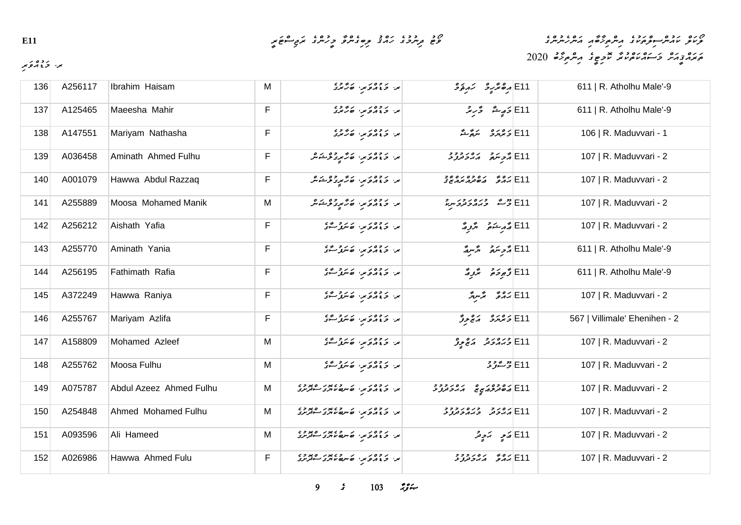| 136 | A256117 | Ibrahim Haisam | M | بر· وَءُ مْرُوَ بر، ڪَ تَرَ برُ | E11 مِرْهُ مُرْبِرْ بَرْمِرْ مَرْ | 611 \| R. Atholhu Male'-9 |
|---|---|---|---|---|---|---|
| 137 | A125465 | Maeesha Mahir | F | بر· وَءُ مْرُوَ بر، ڪَ تَرَ برُ | E11 وَرِيشَ وَرِيرُ | 611 \| R. Atholhu Male'-9 |
| 138 | A147551 | Mariyam Nathasha | F | بر· وَءُ مْرُوَ بر، ڪَ تَرَ برُ | E11 وَ بَرُ بَرْ وَ سَرَ تَرَ شَ | 106 \| R. Maduvvari - 1 |
| 139 | A036458 | Aminath Ahmed Fulhu | F | بر· وَءُ مْرُوَ بر، ڪَ تَرَ برِ وُ شَرَ شَر | E11 مَرْحِ سَرَ وَ مَرْ وَ وَ قُرْ وُ | 107 \| R. Maduvvari - 2 |
| 140 | A001079 | Hawwa Abdul Razzaq | F | بر· وَءُ مْرُوَ بر، ڪَ تَرَ برِ وُ شَرَ شَر | E11 بَرَ وَ مَرَ صَ قُرْ مَرْ بَرَ مَرْ وَ | 107 \| R. Maduvvari - 2 |
| 141 | A255889 | Moosa Mohamed Manik | M | بر· وَءُ مْرُوَ بر، ڪَ تَرَ برِ وُ شَرَ شَر | E11 وَ شَ وَ بَرَ وَ قُرْ وَ سِرُ | 107 \| R. Maduvvari - 2 |
| 142 | A256212 | Aishath Yafia | F | بر· وَءُ مْرُوَ بر، ڪَ سَرَ وُ شَ ی | E11 مَرِ شَرَ مَ مَرَ وِ مَرْ | 107 \| R. Maduvvari - 2 |
| 143 | A255770 | Aminath Yania | F | بر· وَءُ مْرُوَ بر، ڪَ سَرَ وُ شَ ی | E11 مَرْحِ سَرَ مَ مَرْ سِرْ مَرْ | 611 \| R. Atholhu Male'-9 |
| 144 | A256195 | Fathimath Rafia | F | بر· وَءُ مْرُوَ بر، ڪَ سَرَ وُ شَ ی | E11 وَ جِوَ مَ مَرَ وِ مَرْ | 611 \| R. Atholhu Male'-9 |
| 145 | A372249 | Hawwa Raniya | F | بر· وَءُ مْرُوَ بر، ڪَ سَرَ وُ شَ ی | E11 بَرَ وَ مَرَ سِرْ مَرْ | 107 \| R. Maduvvari - 2 |
| 146 | A255767 | Mariyam Azlifa | F | بر· وَءُ مْرُوَ بر، ڪَ سَرَ وُ شَ ی | E11 وَ بَرُ بَرْ وَ مَرَ جِ وِ وَ | 567 \| Villimale' Ehenihen - 2 |
| 147 | A158809 | Mohamed Azleef | M | بر· وَءُ مْرُوَ بر، ڪَ سَرَ وُ شَ ی | E11 وَ بَرَ وَ قُرْ مَرَ جِ وِ وُ | 107 \| R. Maduvvari - 2 |
| 148 | A255762 | Moosa Fulhu | M | بر· وَءُ مْرُوَ بر، ڪَ سَرَ وُ شَ ی | E11 وُ شَ وُ وُ | 107 \| R. Maduvvari - 2 |
| 149 | A075787 | Abdul Azeez Ahmed Fulhu | M | بر· وَءُ مْرُوَ بر، ڪَ سِرِ صَ مَرَ یُ شَ قُرْ بَرَ ی | E11 مَرَ صَ قُرْ وَ مَرَ یِ ج مَرَ وَ قُرْ وُ وُ | 107 \| R. Maduvvari - 2 |
| 150 | A254848 | Ahmed Mohamed Fulhu | M | بر· وَءُ مْرُوَ بر، ڪَ سِرِ صَ مَرَ یُ شَ قُرْ بَرَ ی | E11 مَرَ وَ قُرْ وَ بَرَ وَ قُرْ وُ وُ | 107 \| R. Maduvvari - 2 |
| 151 | A093596 | Ali Hameed | M | بر· وَءُ مْرُوَ بر، ڪَ سِرِ صَ مَرَ یُ شَ قُرْ بَرَ ی | E11 مَرِ بَرَ وِ قُرْ | 107 \| R. Maduvvari - 2 |
| 152 | A026986 | Hawwa Ahmed Fulu | F | بر· وَءُ مْرُوَ بر، ڪَ سِرِ صَ مَرَ یُ شَ قُرْ بَرَ ی | E11 بَرَ وَ مَرَ وَ قُرْ وُ وُ | 107 \| R. Maduvvari - 2 |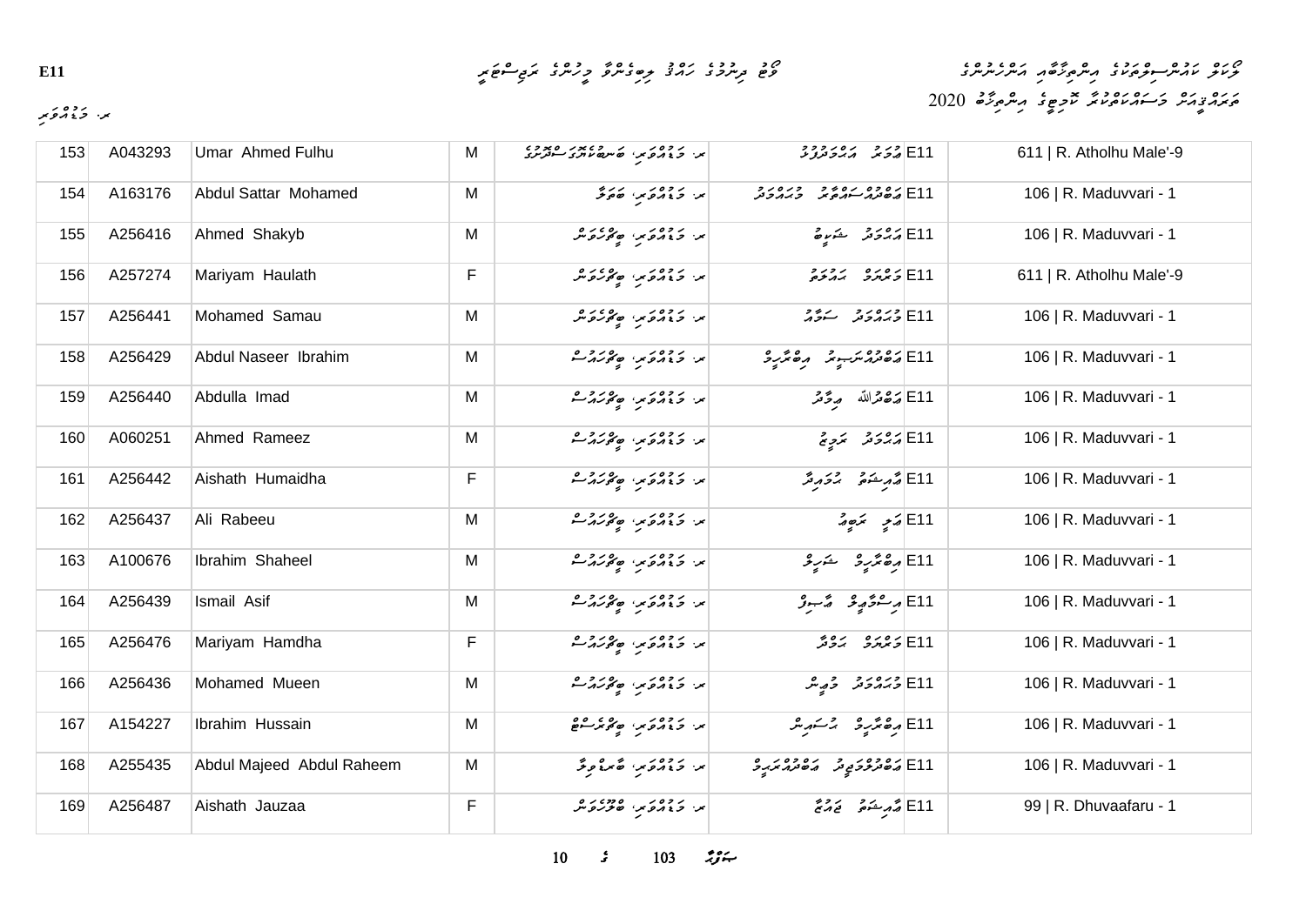| 153 | A043293 | Umar Ahmed Fulhu | M | ރ. މަޑުއްވަރީ، ބަނޑުކަނޑު ސޯސަން | E11 ޢުމަރު އަޙްމަދުފުޅު | 611 \| R. Atholhu Male'-9 |
|---|---|---|---|---|---|---|
| 154 | A163176 | Abdul Sattar Mohamed | M | ރ. މަޑުއްވަރީ، ބަވަރާ | E11 ޢަބްދުއްސައްތާރު މުޙައްމަދު | 106 \| R. Maduvvari - 1 |
| 155 | A256416 | Ahmed Shakyb | M | ރ. މަޑުއްވަރީ، ތިލަކުރުގެ | E11 އަޙްމަދު ޝަކީބު | 106 \| R. Maduvvari - 1 |
| 156 | A257274 | Mariyam Haulath | F | ރ. މަޑުއްވަރީ، ތިލަކުރުގެ | E11 މަރިޔަމް ހައުލަތު | 611 \| R. Atholhu Male'-9 |
| 157 | A256441 | Mohamed Samau | M | ރ. މަޑުއްވަރީ، ތިލަކުރުގެ | E11 މުޙައްމަދު ސަމާއު | 106 \| R. Maduvvari - 1 |
| 158 | A256429 | Abdul Naseer Ibrahim | M | ރ. މަޑުއްވަރީ، ތިލަކުރަށް | E11 އަބްދުލްނަސީރު އިބްރާހީމް | 106 \| R. Maduvvari - 1 |
| 159 | A256440 | Abdulla Imad | M | ރ. މަޑުއްވަރީ، ތިލަކުރަށް | E11 އަބްދުﷲ އިމާދު | 106 \| R. Maduvvari - 1 |
| 160 | A060251 | Ahmed Rameez | M | ރ. މަޑުއްވަރީ، ތިލަކުރަށް | E11 އަޙްމަދު ރަމީޒު | 106 \| R. Maduvvari - 1 |
| 161 | A256442 | Aishath Humaidha | F | ރ. މަޑުއްވަރީ، ތިލަކުރަށް | E11 އާއިޝަތު ހުމައިދާ | 106 \| R. Maduvvari - 1 |
| 162 | A256437 | Ali Rabeeu | M | ރ. މަޑުއްވަރީ، ތިލަކުރަށް | E11 އަލީ ރަބީޢު | 106 \| R. Maduvvari - 1 |
| 163 | A100676 | Ibrahim Shaheel | M | ރ. މަޑުއްވަރީ، ތިލަކުރަށް | E11 އިބްރާހީމް ޝަހީލް | 106 \| R. Maduvvari - 1 |
| 164 | A256439 | Ismail Asif | M | ރ. މަޑުއްވަރީ، ތިލަކުރަށް | E11 އިސްމާޢީލް އާސިފް | 106 \| R. Maduvvari - 1 |
| 165 | A256476 | Mariyam Hamdha | F | ރ. މަޑުއްވަރީ، ތިލަކުރަށް | E11 މަރިޔަމް ހަމްދާ | 106 \| R. Maduvvari - 1 |
| 166 | A256436 | Mohamed Mueen | M | ރ. މަޑުއްވަރީ، ތިލަކުރަށް | E11 މުޙައްމަދު މުޢީން | 106 \| R. Maduvvari - 1 |
| 167 | A154227 | Ibrahim Hussain | M | ރ. މަޑުއްވަރީ، ތިލަކުރަސް | E11 އިބްރާހީމް ޙުސައިން | 106 \| R. Maduvvari - 1 |
| 168 | A255435 | Abdul Majeed Abdul Raheem | M | ރ. މަޑުއްވަރީ، ތާރިފުވިލާ | E11 އަބްދުލްމަޖީދު އަބްދުއްރަޙީމް | 106 \| R. Maduvvari - 1 |
| 169 | A256487 | Aishath Jauzaa | F | ރ. މަޑުއްވަރީ، ބޮޑުގެ | E11 އާއިޝަތު ޖައުޒާ | 99 \| R. Dhuvaafaru - 1 |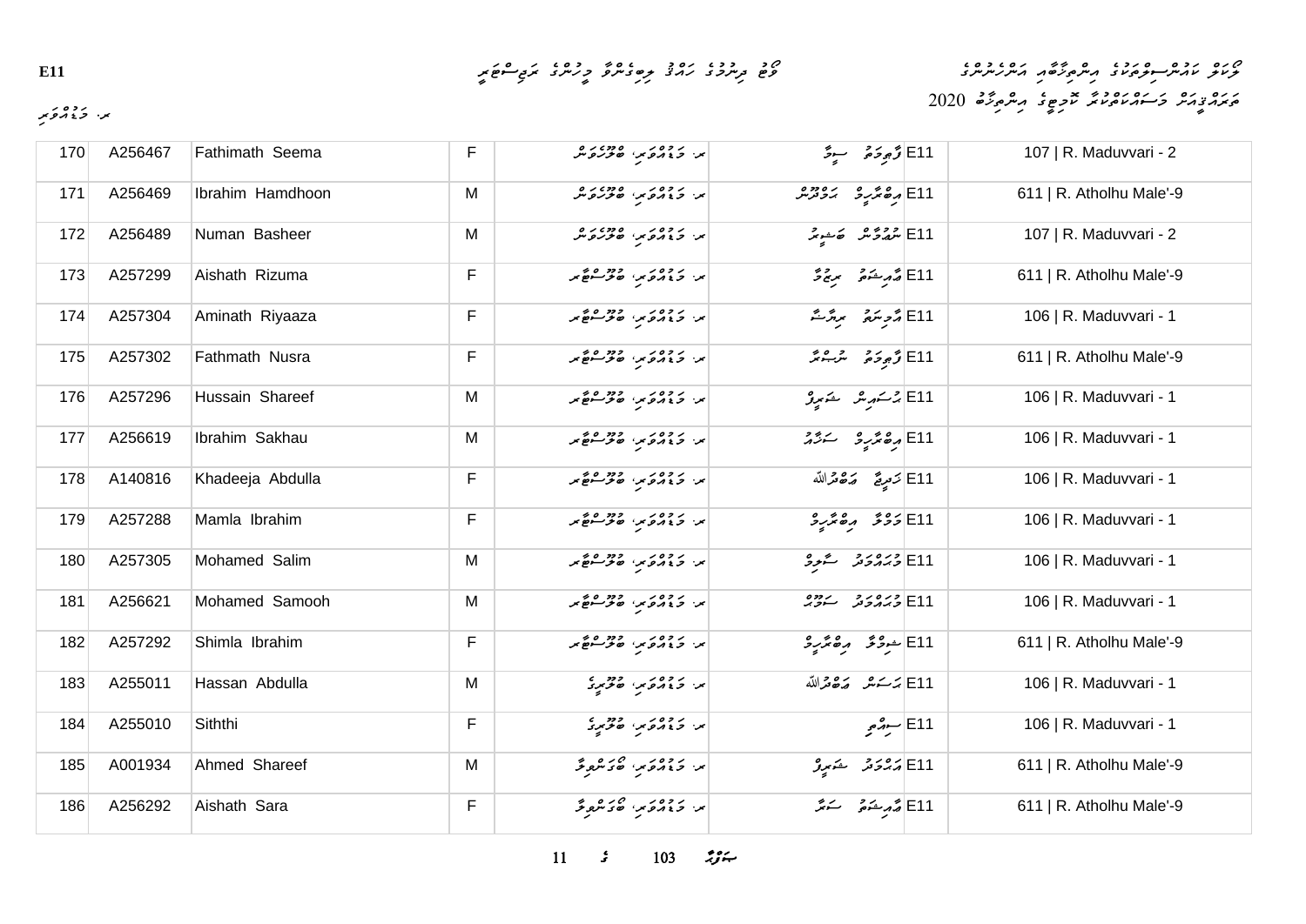| 170 | A256467 | Fathimath Seema | F | ރ. މަޑުއްވަރި، ބޯގަސްވަށް | E11 ފާތިމަތު ސީމާ | 107 \| R. Maduvvari - 2 |
|---|---|---|---|---|---|---|
| 171 | A256469 | Ibrahim Hamdhoon | M | ރ. މަޑުއްވަރި، ބޯގަސްވަށް | E11 އިބްރާހީމް ހަމްދޫން | 611 \| R. Atholhu Male'-9 |
| 172 | A256489 | Numan Basheer | M | ރ. މަޑުއްވަރި، ބޯގަސްވަށް | E11 ނުޢުމާން ބަޝީރު | 107 \| R. Maduvvari - 2 |
| 173 | A257299 | Aishath Rizuma | F | ރ. މަޑުއްވަރި، ބޯސްޓަރ | E11 އާއިޝަތު ރިޒުމާ | 611 \| R. Atholhu Male'-9 |
| 174 | A257304 | Aminath Riyaaza | F | ރ. މަޑުއްވަރި، ބޯސްޓަރ | E11 އާމިނަތު ރިޔާޒާ | 106 \| R. Maduvvari - 1 |
| 175 | A257302 | Fathmath Nusra | F | ރ. މަޑުއްވަރި، ބޯސްޓަރ | E11 ފާތިމަތު ނުސްރާ | 611 \| R. Atholhu Male'-9 |
| 176 | A257296 | Hussain Shareef | M | ރ. މަޑުއްވަރި، ބޯސްޓަރ | E11 ހުސައިން ޝަރީފު | 106 \| R. Maduvvari - 1 |
| 177 | A256619 | Ibrahim Sakhau | M | ރ. މަޑުއްވަރި، ބޯސްޓަރ | E11 އިބްރާހީމް ސަޚާއު | 106 \| R. Maduvvari - 1 |
| 178 | A140816 | Khadeeja Abdulla | F | ރ. މަޑުއްވަރި، ބޯސްޓަރ | E11 ޚަދީޖާ އަބްދުﷲ | 106 \| R. Maduvvari - 1 |
| 179 | A257288 | Mamla Ibrahim | F | ރ. މަޑުއްވަރި، ބޯސްޓަރ | E11 މަމްލާ އިބްރާހީމް | 106 \| R. Maduvvari - 1 |
| 180 | A257305 | Mohamed Salim | M | ރ. މަޑުއްވަރި، ބޯސްޓަރ | E11 މުހައްމަދު ސާލިމް | 106 \| R. Maduvvari - 1 |
| 181 | A256621 | Mohamed Samooh | M | ރ. މަޑުއްވަރި، ބޯސްޓަރ | E11 މުހައްމަދު ސަމޫޙު | 106 \| R. Maduvvari - 1 |
| 182 | A257292 | Shimla Ibrahim | F | ރ. މަޑުއްވަރި، ބޯސްޓަރ | E11 ޝިމްލާ އިބްރާހީމް | 611 \| R. Atholhu Male'-9 |
| 183 | A255011 | Hassan Abdulla | M | ރ. މަޑުއްވަރި، ބޯޅިގެ | E11 ހަސަން އަބްދުﷲ | 106 \| R. Maduvvari - 1 |
| 184 | A255010 | Siththi | F | ރ. މަޑުއްވަރި، ބޯޅިގެ | E11 ސިއްތި | 106 \| R. Maduvvari - 1 |
| 185 | A001934 | Ahmed Shareef | M | ރ. މަޑުއްވަރި، ބޮޑަންގެ | E11 އަހްމަދު ޝަރީފު | 611 \| R. Atholhu Male'-9 |
| 186 | A256292 | Aishath Sara | F | ރ. މަޑުއްވަރި، ބޮޑަންގެ | E11 އާއިޝަތު ސާރާ | 611 \| R. Atholhu Male'-9 |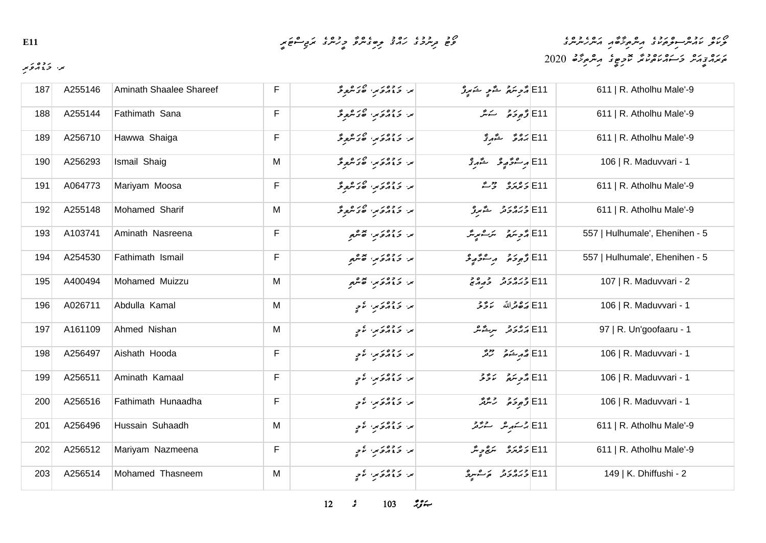ބ. މަޑުއްވަރި

| 187 | A255146 | Aminath Shaalee Shareef | F | ރ. މަޑުއްވަރި، ބޮޑަށްވާގެ | އާމިނަތު ޝާލީ ޝަރީފު E11 | 611 \| R. Atholhu Male'-9 |
|---|---|---|---|---|---|---|
| 188 | A255144 | Fathimath Sana | F | ރ. މަޑުއްވަރި، ބޮޑަށްވާގެ | ފާތިމަތު ސަނާ E11 | 611 \| R. Atholhu Male'-9 |
| 189 | A256710 | Hawwa Shaiga | F | ރ. މަޑުއްވަރި، ބޮޑަށްވާގެ | ހައްވާ ޝާއިގާ E11 | 611 \| R. Atholhu Male'-9 |
| 190 | A256293 | Ismail Shaig | M | ރ. މަޑުއްވަރި، ބޮޑަށްވާގެ | އިސްމާއިލް ޝާއިގު E11 | 106 \| R. Maduvvari - 1 |
| 191 | A064773 | Mariyam Moosa | F | ރ. މަޑުއްވަރި، ބޮޑަށްވާގެ | މަރިޔަމް މޫސާ E11 | 611 \| R. Atholhu Male'-9 |
| 192 | A255148 | Mohamed Sharif | M | ރ. މަޑުއްވަރި، ބޮޑަށްވާގެ | މުހައްމަދު ޝާރިފު E11 | 611 \| R. Atholhu Male'-9 |
| 193 | A103741 | Aminath Nasreena | F | ރ. މަޑުއްވަރި، ބޯޑަރި | އާމިނަތު ނަސްރީނާ E11 | 557 \| Hulhumale', Ehenihen - 5 |
| 194 | A254530 | Fathimath Ismail | F | ރ. މަޑުއްވަރި، ބޯޑަރި | ފާތިމަތު އިސްމާއިލް E11 | 557 \| Hulhumale', Ehenihen - 5 |
| 195 | A400494 | Mohamed Muizzu | M | ރ. މަޑުއްވަރި، ބޯޑަރި | މުހައްމަދު މުއިއްޒު E11 | 107 \| R. Maduvvari - 2 |
| 196 | A026711 | Abdulla Kamal | M | ރ. މަޑުއްވަރި، ކާލި | އަބްދުﷲ ކަމާލު E11 | 106 \| R. Maduvvari - 1 |
| 197 | A161109 | Ahmed Nishan | M | ރ. މަޑުއްވަރި، ކާލި | އަހްމަދު ނިޝާން E11 | 97 \| R. Un'goofaaru - 1 |
| 198 | A256497 | Aishath Hooda | F | ރ. މަޑުއްވަރި، ކާލި | އާއިޝަތު ހޫދާ E11 | 106 \| R. Maduvvari - 1 |
| 199 | A256511 | Aminath Kamaal | F | ރ. މަޑުއްވަރި، ކާލި | އާމިނަތު ކަމާލު E11 | 106 \| R. Maduvvari - 1 |
| 200 | A256516 | Fathimath Hunaadha | F | ރ. މަޑުއްވަރި، ކާލި | ފާތިމަތު ހުނާދާ E11 | 106 \| R. Maduvvari - 1 |
| 201 | A256496 | Hussain Suhaadh | M | ރ. މަޑުއްވަރި، ކާލި | ހުސައިން ސުހާދު E11 | 611 \| R. Atholhu Male'-9 |
| 202 | A256512 | Mariyam Nazmeena | F | ރ. މަޑުއްވަރި، ކާލި | މަރިޔަމް ނަޒްމީނާ E11 | 611 \| R. Atholhu Male'-9 |
| 203 | A256514 | Mohamed Thasneem | M | ރ. މަޑުއްވަރި، ކާލި | މުހައްމަދު ތަސްނީމް E11 | 149 \| K. Dhiffushi - 2 |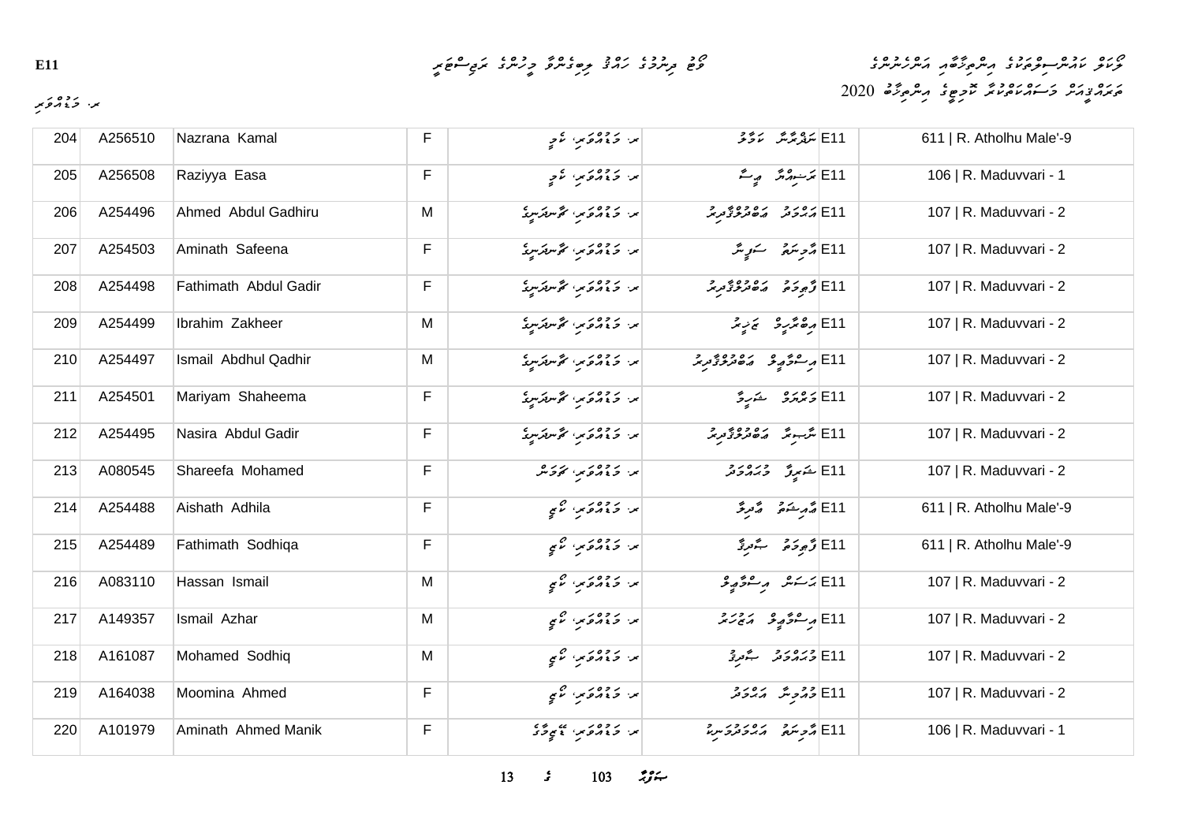| 204 | A256510 | Nazrana Kamal | F | ރ. މަޑުއްވަރި، ކާލި | E11 ނަޒްރާނާ ކަމާލު | 611 \| R. Atholhu Male'-9 |
|---|---|---|---|---|---|---|
| 205 | A256508 | Raziyya Easa | F | ރ. މަޑުއްވަރި، ކާލި | E11 ރަޒިއްޔާ ޢީސާ | 106 \| R. Maduvvari - 1 |
| 206 | A254496 | Ahmed Abdul Gadhiru | M | ރ. މަޑުއްވަރި، ލާނިދަނިގެ | E11 އަޙްމަދު ޢަބްދުލްޤާދިރު | 107 \| R. Maduvvari - 2 |
| 207 | A254503 | Aminath Safeena | F | ރ. މަޑުއްވަރި، ލާނިދަނިގެ | E11 އާމިނަތު ސަފީނާ | 107 \| R. Maduvvari - 2 |
| 208 | A254498 | Fathimath Abdul Gadir | F | ރ. މަޑުއްވަރި، ލާނިދަނިގެ | E11 ފާތިމަތު ޢަބްދުލްޤާދިރު | 107 \| R. Maduvvari - 2 |
| 209 | A254499 | Ibrahim Zakheer | M | ރ. މަޑުއްވަރި، ލާނިދަނިގެ | E11 އިބްރާހީމް ޒަކީރު | 107 \| R. Maduvvari - 2 |
| 210 | A254497 | Ismail Abdhul Qadhir | M | ރ. މަޑުއްވަރި، ލާނިދަނިގެ | E11 އިސްމާޢީލް ޢަބްދުލްޤާދިރު | 107 \| R. Maduvvari - 2 |
| 211 | A254501 | Mariyam Shaheema | F | ރ. މަޑުއްވަރި، ލާނިދަނިގެ | E11 މަރްޔަމް ޝަހީމާ | 107 \| R. Maduvvari - 2 |
| 212 | A254495 | Nasira Abdul Gadir | F | ރ. މަޑުއްވަރި، ލާނިދަނިގެ | E11 ނާޞިރާ ޢަބްދުލްޤާދިރު | 107 \| R. Maduvvari - 2 |
| 213 | A080545 | Shareefa Mohamed | F | ރ. މަޑުއްވަރި، ކޮވަން | E11 ޝަރީފާ މުޙައްމަދު | 107 \| R. Maduvvari - 2 |
| 214 | A254488 | Aishath Adhila | F | ރ. މަޑުއްވަރި، ކޮޅި | E11 އާއިޝަތު އާދިލާ | 611 \| R. Atholhu Male'-9 |
| 215 | A254489 | Fathimath Sodhiqa | F | ރ. މަޑުއްވަރި، ކޮޅި | E11 ފާތިމަތު ސާދިޤާ | 611 \| R. Atholhu Male'-9 |
| 216 | A083110 | Hassan Ismail | M | ރ. މަޑުއްވަރި، ކޮޅި | E11 ހަސަން އިސްމާޢީލް | 107 \| R. Maduvvari - 2 |
| 217 | A149357 | Ismail Azhar | M | ރ. މަޑުއްވަރި، ކޮޅި | E11 އިސްމާޢީލް އަޒްހަރު | 107 \| R. Maduvvari - 2 |
| 218 | A161087 | Mohamed Sodhiq | M | ރ. މަޑުއްވަރި، ކޮޅި | E11 މުޙައްމަދު ސާދިޤު | 107 \| R. Maduvvari - 2 |
| 219 | A164038 | Moomina Ahmed | F | ރ. މަޑުއްވަރި، ކޮޅި | E11 މޫމިނާ އަޙްމަދު | 107 \| R. Maduvvari - 2 |
| 220 | A101979 | Aminath Ahmed Manik | F | ރ. މަޑުއްވަރި، ކޮޅިމާގެ | E11 އާމިނަތު އަޙްމަދުމަނިކު | 106 \| R. Maduvvari - 1 |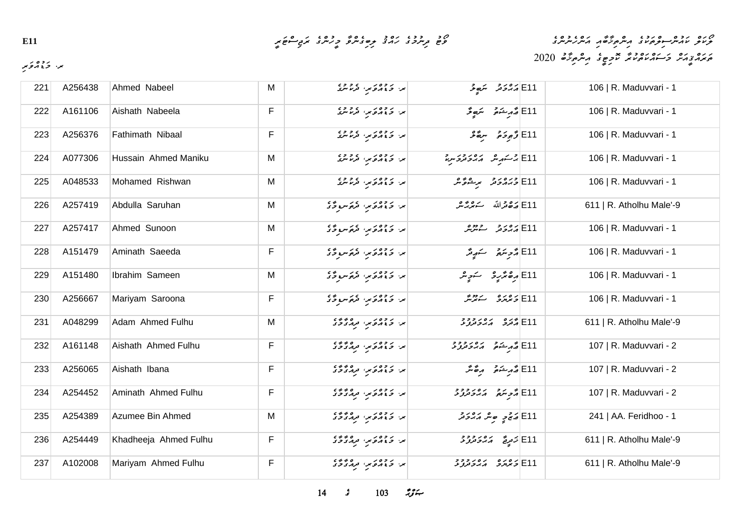| 221 | A256438 | Ahmed Nabeel | M | ރ. މަޑުއްވަރި، ދޮށިނގެ | E11 އަޙްމަދު ނަބީލް | 106 \| R. Maduvvari - 1 |
|---|---|---|---|---|---|---|
| 222 | A161106 | Aishath Nabeela | F | ރ. މަޑުއްވަރި، ދޮށިނގެ | E11 އައިށަތު ނަބީލާ | 106 \| R. Maduvvari - 1 |
| 223 | A256376 | Fathimath Nibaal | F | ރ. މަޑުއްވަރި، ދޮށިނގެ | E11 ފާތިމަތު ނިބާލް | 106 \| R. Maduvvari - 1 |
| 224 | A077306 | Hussain Ahmed Maniku | M | ރ. މަޑުއްވަރި، ދޮށިނގެ | E11 ހުސައިން އަޙްމަދުމަނިކު | 106 \| R. Maduvvari - 1 |
| 225 | A048533 | Mohamed Rishwan | M | ރ. މަޑުއްވަރި، ދޮށިނގެ | E11 މުޙައްމަދު ރިޝްވާން | 106 \| R. Maduvvari - 1 |
| 226 | A257419 | Abdulla Saruhan | M | ރ. މަޑުއްވަރި، ދޮންސިރިމާގެ | E11 އަބްދުﷲ ސަރުހާން | 611 \| R. Atholhu Male'-9 |
| 227 | A257417 | Ahmed Sunoon | M | ރ. މަޑުއްވަރި، ދޮންސިރިމާގެ | E11 އަޙްމަދު ސުނޫން | 106 \| R. Maduvvari - 1 |
| 228 | A151479 | Aminath Saeeda | F | ރ. މަޑުއްވަރި، ދޮންސިރިމާގެ | E11 އާމިނަތު ސައީދާ | 106 \| R. Maduvvari - 1 |
| 229 | A151480 | Ibrahim Sameen | M | ރ. މަޑުއްވަރި، ދޮންސިރިމާގެ | E11 އިބްރާހީމް ސަމީން | 106 \| R. Maduvvari - 1 |
| 230 | A256667 | Mariyam Saroona | F | ރ. މަޑުއްވަރި، ދޮންސިރިމާގެ | E11 މަރިޔަމް ސަރޫނާ | 106 \| R. Maduvvari - 1 |
| 231 | A048299 | Adam Ahmed Fulhu | M | ރ. މަޑުއްވަރި، ދިއްގަމާގެ | E11 އާދަމް އަޙްމަދުފުޅު | 611 \| R. Atholhu Male'-9 |
| 232 | A161148 | Aishath Ahmed Fulhu | F | ރ. މަޑުއްވަރި، ދިއްގަމާގެ | E11 އައިށަތު އަޙްމަދުފުޅު | 107 \| R. Maduvvari - 2 |
| 233 | A256065 | Aishath Ibana | F | ރ. މަޑުއްވަރި، ދިއްގަމާގެ | E11 އައިށަތު އިބާނާ | 107 \| R. Maduvvari - 2 |
| 234 | A254452 | Aminath Ahmed Fulhu | F | ރ. މަޑުއްވަރި، ދިއްގަމާގެ | E11 އާމިނަތު އަޙްމަދުފުޅު | 107 \| R. Maduvvari - 2 |
| 235 | A254389 | Azumee Bin Ahmed | M | ރ. މަޑުއްވަރި، ދިއްގަމާގެ | E11 އަޒުމީ ބިން އަޙްމަދު | 241 \| AA. Feridhoo - 1 |
| 236 | A254449 | Khadheeja Ahmed Fulhu | F | ރ. މަޑުއްވަރި، ދިއްގަމާގެ | E11 ހަދީޖާ އަޙްމަދުފުޅު | 611 \| R. Atholhu Male'-9 |
| 237 | A102008 | Mariyam Ahmed Fulhu | F | ރ. މަޑުއްވަރި، ދިއްގަމާގެ | E11 މަރިޔަމް އަޙްމަދުފުޅު | 611 \| R. Atholhu Male'-9 |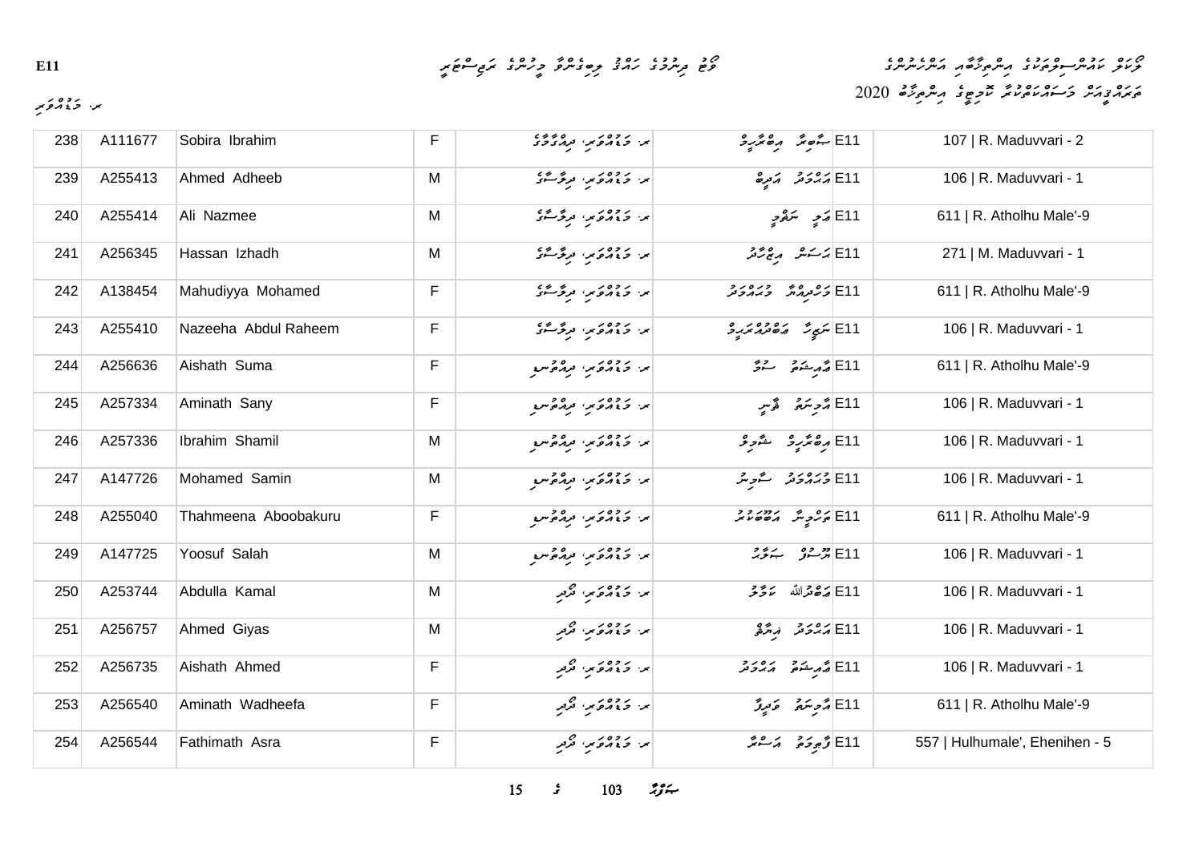ރ. މަޑުއްވަރީ

| 238 | A111677 | Sobira Ibrahim | F | ރ. މަޑުއްވަރީ، ދިއްގެގެ | ސާބިރާ އިބްރާހީމް E11 | 107 \| R. Maduvvari - 2 |
|---|---|---|---|---|---|---|
| 239 | A255413 | Ahmed Adheeb | M | ރ. މަޑުއްވަރީ، ދިލާސާގެ | އަހްމަދު އަދީބު E11 | 106 \| R. Maduvvari - 1 |
| 240 | A255414 | Ali Nazmee | M | ރ. މަޑުއްވަރީ، ދިލާސާގެ | އަލީ ނަޒްމީ E11 | 611 \| R. Atholhu Male'-9 |
| 241 | A256345 | Hassan Izhadh | M | ރ. މަޑުއްވަރީ، ދިލާސާގެ | ހަސަން އިޒްހާދު E11 | 271 \| M. Maduvvari - 1 |
| 242 | A138454 | Mahudiyya Mohamed | F | ރ. މަޑުއްވަރީ، ދިލާސާގެ | މަހުދިއްޔާ މުހައްމަދު E11 | 611 \| R. Atholhu Male'-9 |
| 243 | A255410 | Nazeeha Abdul Raheem | F | ރ. މަޑުއްވަރީ، ދިލާސާގެ | ނަޒީހާ އަބްދުއްރަހީމް E11 | 106 \| R. Maduvvari - 1 |
| 244 | A256636 | Aishath Suma | F | ރ. މަޑުއްވަރީ، ދިއްލަވަން | އާއިޝަތު ސުމާ E11 | 611 \| R. Atholhu Male'-9 |
| 245 | A257334 | Aminath Sany | F | ރ. މަޑުއްވަރީ، ދިއްލަވަން | އާމިނަތު ސާނީ E11 | 106 \| R. Maduvvari - 1 |
| 246 | A257336 | Ibrahim Shamil | M | ރ. މަޑުއްވަރީ، ދިއްލަވަން | އިބްރާހީމް ޝާމިލް E11 | 106 \| R. Maduvvari - 1 |
| 247 | A147726 | Mohamed Samin | M | ރ. މަޑުއްވަރީ، ދިއްލަވަން | މުހައްމަދު ސާމިން E11 | 106 \| R. Maduvvari - 1 |
| 248 | A255040 | Thahmeena Aboobakuru | F | ރ. މަޑުއްވަރީ، ދިއްލަވަން | ތަހްމީނާ އަބޫބަކުރު E11 | 611 \| R. Atholhu Male'-9 |
| 249 | A147725 | Yoosuf Salah | M | ރ. މަޑުއްވަރީ، ދިއްލަވަން | ޔޫސުފް ސަލާހު E11 | 106 \| R. Maduvvari - 1 |
| 250 | A253744 | Abdulla Kamal | M | ރ. މަޑުއްވަރީ، ދޫރީ | އަބްދުﷲ ކަމާލް E11 | 106 \| R. Maduvvari - 1 |
| 251 | A256757 | Ahmed Giyas | M | ރ. މަޑުއްވަރީ، ދޫރީ | އަހްމަދު ގިޔާސް E11 | 106 \| R. Maduvvari - 1 |
| 252 | A256735 | Aishath Ahmed | F | ރ. މަޑުއްވަރީ، ދޫރީ | އާއިޝަތު އަހްމަދު E11 | 106 \| R. Maduvvari - 1 |
| 253 | A256540 | Aminath Wadheefa | F | ރ. މަޑުއްވަރީ، ދޫރީ | އާމިނަތު ވަދީފާ E11 | 611 \| R. Atholhu Male'-9 |
| 254 | A256544 | Fathimath Asra | F | ރ. މަޑުއްވަރީ، ދޫރީ | ފާތިމަތު އަސްރާ E11 | 557 \| Hulhumale', Ehenihen - 5 |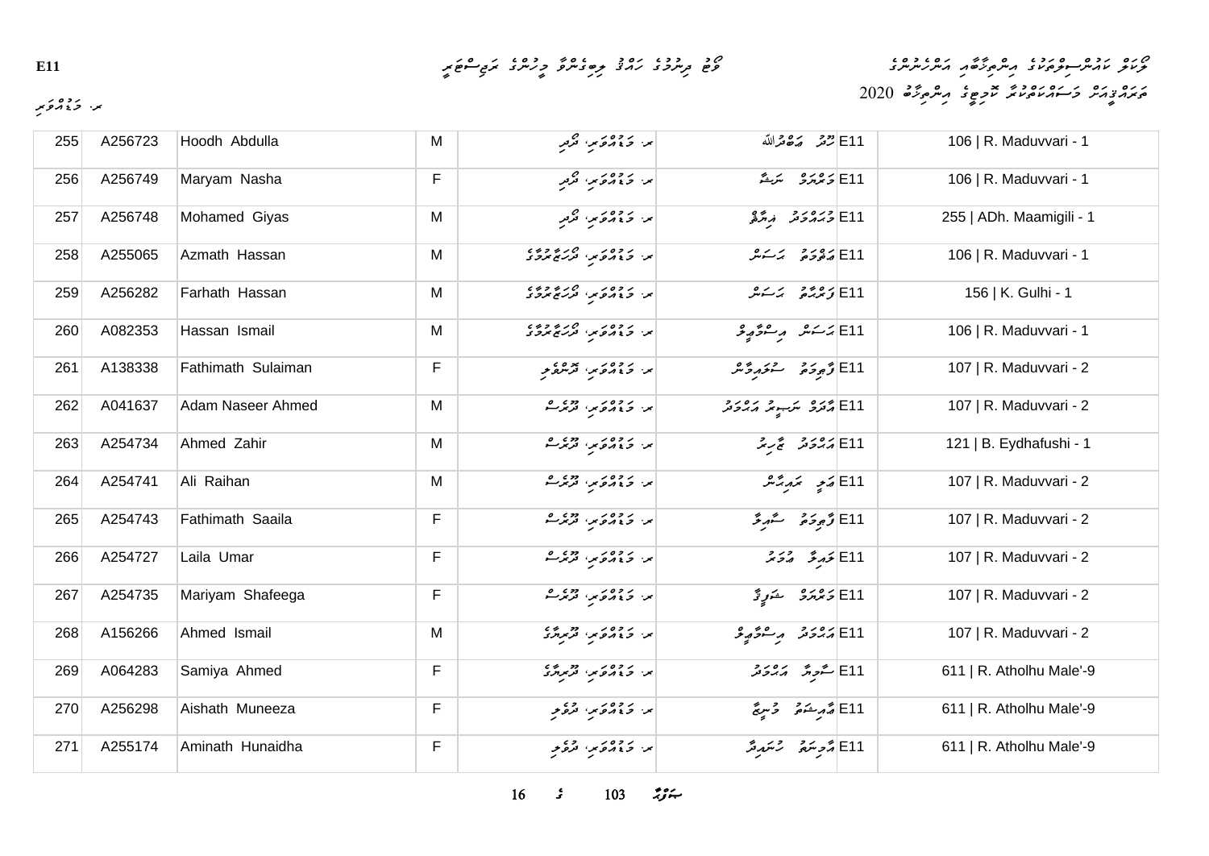| 255 | A256723 | Hoodh Abdulla | M | ރ. މަޑުއްވަރި، ދޮރި | ހޫދު އަބްދުﷲ E11 | 106 \| R. Maduvvari - 1 |
|---|---|---|---|---|---|---|
| 256 | A256749 | Maryam Nasha | F | ރ. މަޑުއްވަރި، ދޮރި | މަރްޔަމް ނަޝާ E11 | 106 \| R. Maduvvari - 1 |
| 257 | A256748 | Mohamed Giyas | M | ރ. މަޑުއްވަރި، ދޮރި | މުޙައްމަދު ގިޔާޡް E11 | 255 \| ADh. Maamigili - 1 |
| 258 | A255065 | Azmath Hassan | M | ރ. މަޑުއްވަރި، ދޮރަނޑުގެ | އަޒްމަތު ހަސަން E11 | 106 \| R. Maduvvari - 1 |
| 259 | A256282 | Farhath Hassan | M | ރ. މަޑުއްވަރި، ދޮރަނޑުގެ | ފަރްހާތު ހަސަން E11 | 156 \| K. Gulhi - 1 |
| 260 | A082353 | Hassan Ismail | M | ރ. މަޑުއްވަރި، ދޮރަނޑުގެ | ހަސަން އިސްމާޢީލް E11 | 106 \| R. Maduvvari - 1 |
| 261 | A138338 | Fathimath Sulaiman | F | ރ. މަޑުއްވަރި، ދޫނިތެރި | ފާތިމަތު ސުލައިމާން E11 | 107 \| R. Maduvvari - 2 |
| 262 | A041637 | Adam Naseer Ahmed | M | ރ. މަޑުއްވަރި، ދޫރެސް | އާދަމް ނަސީރު އަޙްމަދު E11 | 107 \| R. Maduvvari - 2 |
| 263 | A254734 | Ahmed Zahir | M | ރ. މަޑުއްވަރި، ދޫރެސް | އަޙްމަދު ޒާހިރު E11 | 121 \| B. Eydhafushi - 1 |
| 264 | A254741 | Ali Raihan | M | ރ. މަޑުއްވަރި، ދޫރެސް | އަލީ ރައިހާން E11 | 107 \| R. Maduvvari - 2 |
| 265 | A254743 | Fathimath Saaila | F | ރ. މަޑުއްވަރި، ދޫރެސް | ފާތިމަތު ސާއިލާ E11 | 107 \| R. Maduvvari - 2 |
| 266 | A254727 | Laila Umar | F | ރ. މަޑުއްވަރި، ދޫރެސް | ލައިލާ އުމަރު E11 | 107 \| R. Maduvvari - 2 |
| 267 | A254735 | Mariyam Shafeega | F | ރ. މަޑުއްވަރި، ދޫރެސް | މަރިޔަމް ޝަފީގާ E11 | 107 \| R. Maduvvari - 2 |
| 268 | A156266 | Ahmed Ismail | M | ރ. މަޑުއްވަރި، ދޫރިހާގެ | އަޙްމަދު އިސްމާޢީލް E11 | 107 \| R. Maduvvari - 2 |
| 269 | A064283 | Samiya Ahmed | F | ރ. މަޑުއްވަރި، ދޫރިހާގެ | ސާމިޔާ އަޙްމަދު E11 | 611 \| R. Atholhu Male'-9 |
| 270 | A256298 | Aishath Muneeza | F | ރ. މަޑުއްވަރި، ދުވެލި | އާއިޝަތު މުނީޒާ E11 | 611 \| R. Atholhu Male'-9 |
| 271 | A255174 | Aminath Hunaidha | F | ރ. މަޑުއްވަރި، ދުވެލި | އާމިނަތު ހުނައިދާ E11 | 611 \| R. Atholhu Male'-9 |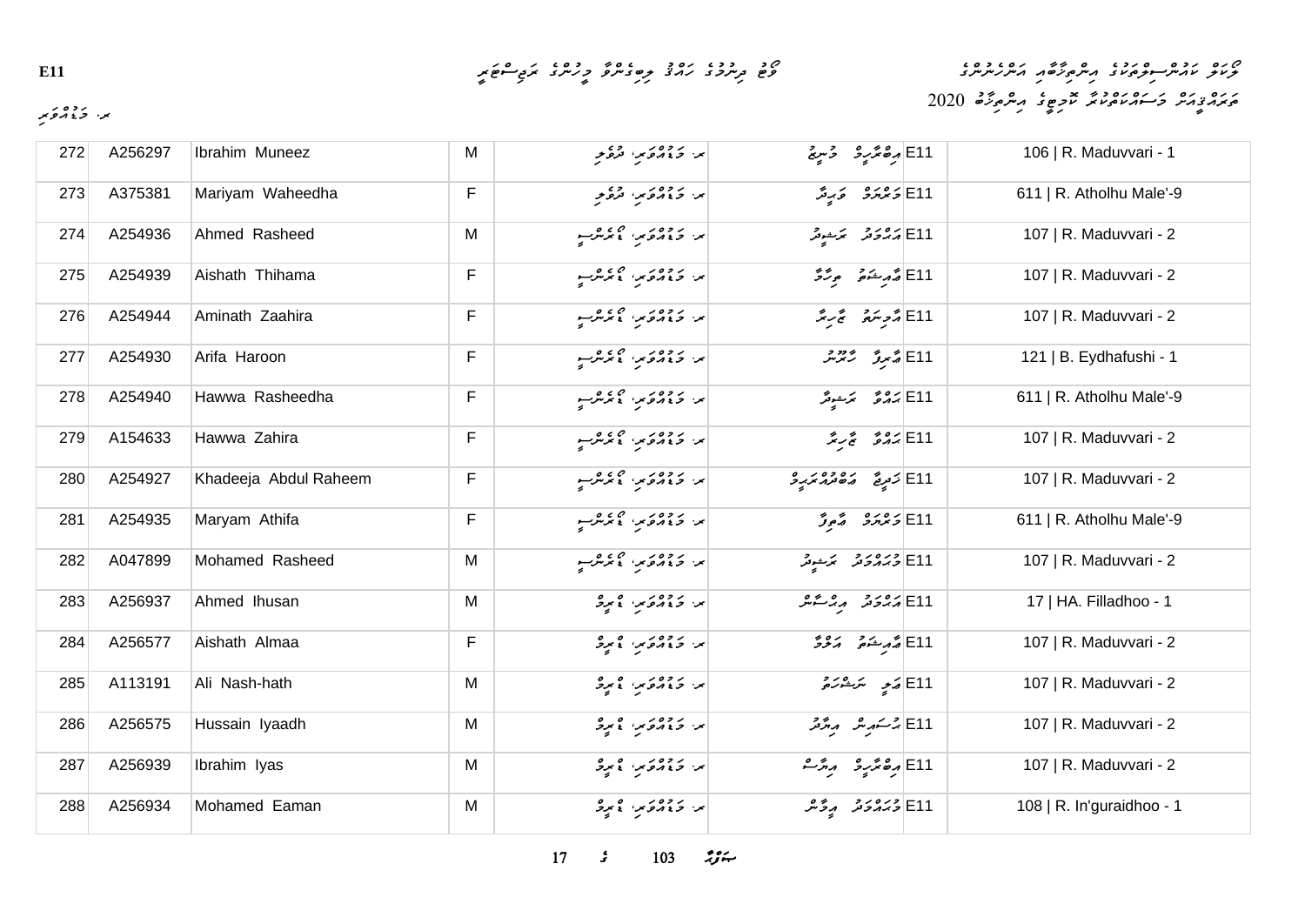ރ. މަޑުއްވަރީ

| 272 | A256297 | Ibrahim Muneez | M | ރ. މަޑުއްވަރީ، ދޫވެލި | E11  އިބްރާހީމް މުނީޒް | 106 \| R. Maduvvari - 1 |
|---|---|---|---|---|---|---|
| 273 | A375381 | Mariyam Waheedha | F | ރ. މަޑުއްވަރީ، ދޫވެލި | E11 މަރިޔަމް ވަހީދާ | 611 \| R. Atholhu Male'-9 |
| 274 | A254936 | Ahmed Rasheed | M | ރ. މަޑުއްވަރީ، ގުލްޝަނާ | E11 އަހުމަދު ރަޝީދު | 107 \| R. Maduvvari - 2 |
| 275 | A254939 | Aishath Thihama | F | ރ. މަޑުއްވަރީ، ގުލްޝަނާ | E11 އާއިޝަތު ތިހާމާ | 107 \| R. Maduvvari - 2 |
| 276 | A254944 | Aminath Zaahira | F | ރ. މަޑުއްވަރީ، ގުލްޝަނާ | E11 އާމިނަތު ޒާހިރާ | 107 \| R. Maduvvari - 2 |
| 277 | A254930 | Arifa Haroon | F | ރ. މަޑުއްވަރީ، ގުލްޝަނާ | E11 އާރިފާ ހާރޫނު | 121 \| B. Eydhafushi - 1 |
| 278 | A254940 | Hawwa Rasheedha | F | ރ. މަޑުއްވަރީ، ގުލްޝަނާ | E11 ހައްވާ ރަޝީދާ | 611 \| R. Atholhu Male'-9 |
| 279 | A154633 | Hawwa Zahira | F | ރ. މަޑުއްވަރީ، ގުލްޝަނާ | E11 ހައްވާ ޒާހިރާ | 107 \| R. Maduvvari - 2 |
| 280 | A254927 | Khadeeja Abdul Raheem | F | ރ. މަޑުއްވަރީ، ގުލްޝަނާ | E11 ޚަދީޖާ އަބްދުއްރަޙީމް | 107 \| R. Maduvvari - 2 |
| 281 | A254935 | Maryam Athifa | F | ރ. މަޑުއްވަރީ، ގުލްޝަނާ | E11 މަރިޔަމް އާތިފާ | 611 \| R. Atholhu Male'-9 |
| 282 | A047899 | Mohamed Rasheed | M | ރ. މަޑުއްވަރީ، ގުލްޝަނާ | E11 މުހައްމަދު ރަޝީދު | 107 \| R. Maduvvari - 2 |
| 283 | A256937 | Ahmed Ihusan | M | ރ. މަޑުއްވަރީ، ގުރީ | E11 އަހުމަދު އިހްސާން | 17 \| HA. Filladhoo - 1 |
| 284 | A256577 | Aishath Almaa | F | ރ. މަޑުއްވަރީ، ގުރީ | E11 އާއިޝަތު އަލްމާ | 107 \| R. Maduvvari - 2 |
| 285 | A113191 | Ali Nash-hath | M | ރ. މަޑުއްވަރީ، ގުރީ | E11 އަލީ ނަޝްހަތު | 107 \| R. Maduvvari - 2 |
| 286 | A256575 | Hussain Iyaadh | M | ރ. މަޑުއްވަރީ، ގުރީ | E11 ހުސައިން އިޔާދު | 107 \| R. Maduvvari - 2 |
| 287 | A256939 | Ibrahim Iyas | M | ރ. މަޑުއްވަރީ، ގުރީ | E11 އިބްރާހީމް އިޔާސް | 107 \| R. Maduvvari - 2 |
| 288 | A256934 | Mohamed Eaman | M | ރ. މަޑުއްވަރީ، ގުރީ | E11 މުހައްމަދު އީމާން | 108 \| R. In'guraidhoo - 1 |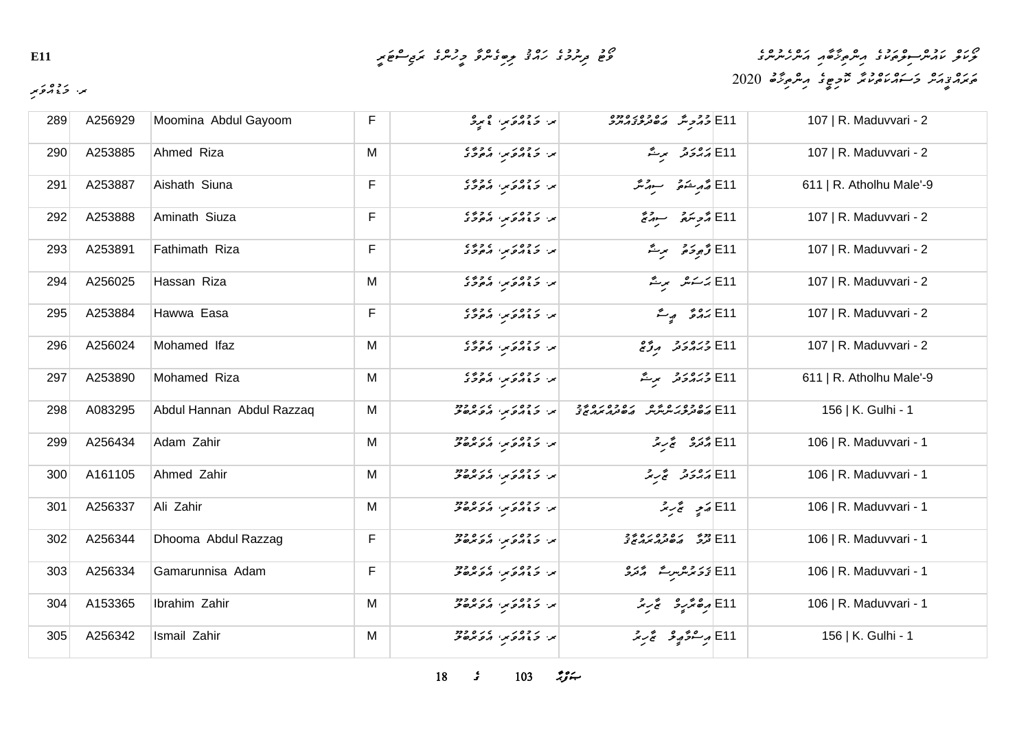| 289 | A256929 | Moomina Abdul Gayoom | F | ރ. މަޑުއްވަރީ، ޑެރިވް | E11 މޫމިނާ ޢަބްދުލްގައްޔޫމް | 107 \| R. Maduvvari - 2 |
|---|---|---|---|---|---|---|
| 290 | A253885 | Ahmed Riza | M | ރ. މަޑުއްވަރީ، އަލިވާގެ | E11 އަހްމަދު ރިޟާ | 107 \| R. Maduvvari - 2 |
| 291 | A253887 | Aishath Siuna | F | ރ. މަޑުއްވަރީ، އަލިވާގެ | E11 އާއިޝަތު ސިއުނާ | 611 \| R. Atholhu Male'-9 |
| 292 | A253888 | Aminath Siuza | F | ރ. މަޑުއްވަރީ، އަލިވާގެ | E11 އާމިނަތު ސިއުޒާ | 107 \| R. Maduvvari - 2 |
| 293 | A253891 | Fathimath Riza | F | ރ. މަޑުއްވަރީ، އަލިވާގެ | E11 ފާތިމަތު ރިޟާ | 107 \| R. Maduvvari - 2 |
| 294 | A256025 | Hassan Riza | M | ރ. މަޑުއްވަރީ، އަލިވާގެ | E11 ހަސަން ރިޟާ | 107 \| R. Maduvvari - 2 |
| 295 | A253884 | Hawwa Easa | F | ރ. މަޑުއްވަރީ، އަލިވާގެ | E11 ހައްވާ އީސާ | 107 \| R. Maduvvari - 2 |
| 296 | A256024 | Mohamed Ifaz | M | ރ. މަޑުއްވަރީ، އަލިވާގެ | E11 މުހައްމަދު އިފާޒު | 107 \| R. Maduvvari - 2 |
| 297 | A253890 | Mohamed Riza | M | ރ. މަޑުއްވަރީ، އަލިވާގެ | E11 މުހައްމަދު ރިޟާ | 611 \| R. Atholhu Male'-9 |
| 298 | A083295 | Abdul Hannan Abdul Razzaq | M | ރ. މަޑުއްވަރީ، އަލަމާގު | E11 ޢަބްދުލްޙައްނާން ޢަބްދުއްރައްޒާޤު | 156 \| K. Gulhi - 1 |
| 299 | A256434 | Adam Zahir | M | ރ. މަޑުއްވަރީ، އަލަމާގު | E11 އާދަމް ޒާހިރު | 106 \| R. Maduvvari - 1 |
| 300 | A161105 | Ahmed Zahir | M | ރ. މަޑުއްވަރީ، އަލަމާގު | E11 އަހްމަދު ޒާހިރު | 106 \| R. Maduvvari - 1 |
| 301 | A256337 | Ali Zahir | M | ރ. މަޑުއްވަރީ، އަލަމާގު | E11 އަލި ޒާހިރު | 106 \| R. Maduvvari - 1 |
| 302 | A256344 | Dhooma Abdul Razzag | F | ރ. މަޑުއްވަރީ، އަލަމާގު | E11 ދޫމާ ޢަބްދުއްރައްޒާގު | 106 \| R. Maduvvari - 1 |
| 303 | A256334 | Gamarunnisa Adam | F | ރ. މަޑުއްވަރީ، އަލަމާގު | E11 ޤަމަރުންނިސާ އާދަމް | 106 \| R. Maduvvari - 1 |
| 304 | A153365 | Ibrahim Zahir | M | ރ. މަޑުއްވަރީ، އަލަމާގު | E11 އިބްރާހީމް ޒާހިރު | 106 \| R. Maduvvari - 1 |
| 305 | A256342 | Ismail Zahir | M | ރ. މަޑުއްވަރީ، އަލަމާގު | E11 އިސްމާޢީލް ޒާހިރު | 156 \| K. Gulhi - 1 |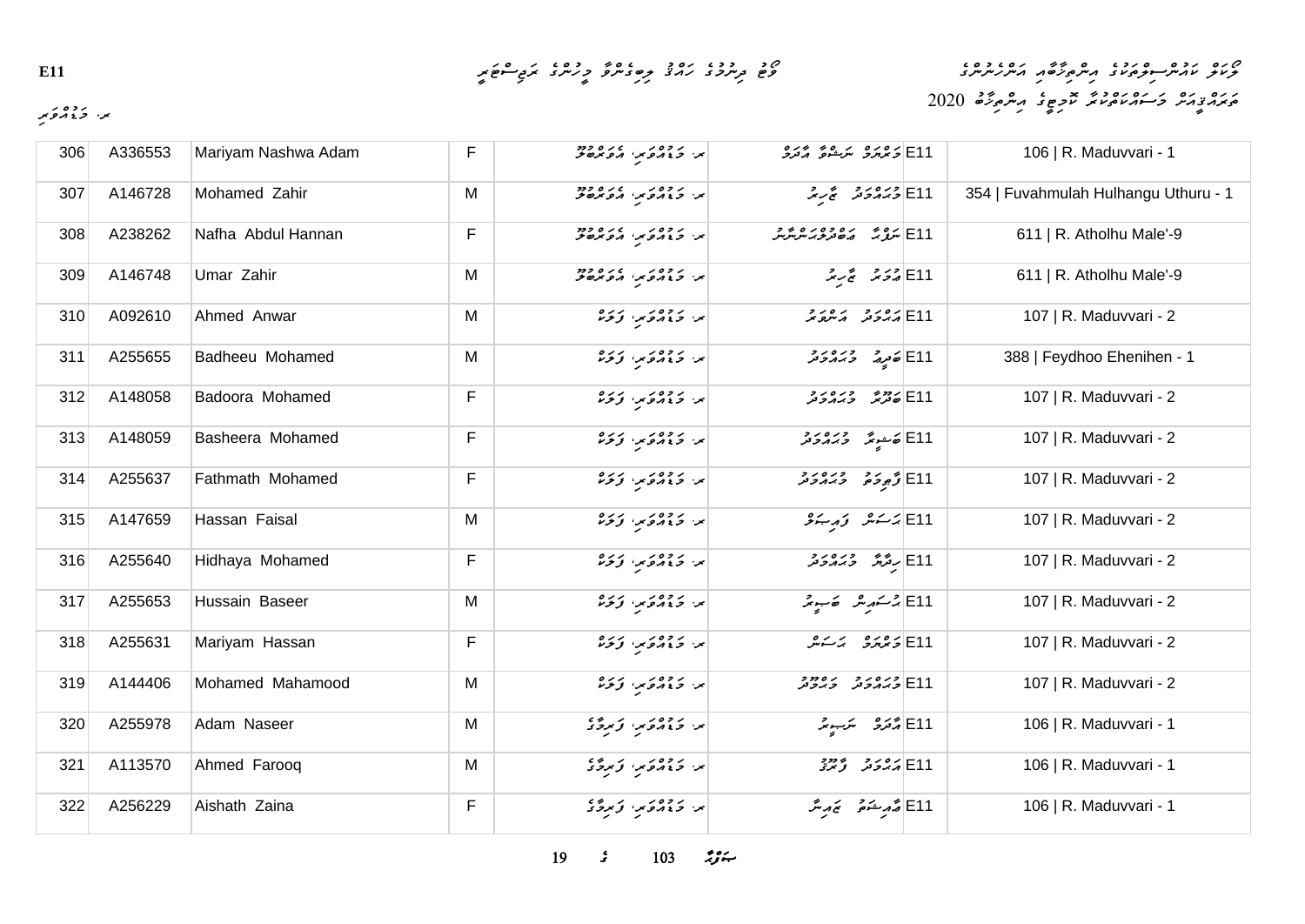| 306 | A336553 | Mariyam Nashwa Adam | F | ރ. މަޑުއްވަރީ، އުވަދިބަގީޗާ | E11 މަރިޔަމް ނަޝްވާ އާދަމް | 106 \| R. Maduvvari - 1 |
|---|---|---|---|---|---|---|
| 307 | A146728 | Mohamed Zahir | M | ރ. މަޑުއްވަރީ، އުވަދިބަގީޗާ | E11 މުހައްމަދު ޒާހިރު | 354 \| Fuvahmulah Hulhangu Uthuru - 1 |
| 308 | A238262 | Nafha Abdul Hannan | F | ރ. މަޑުއްވަރީ، އުވަދިބަގީޗާ | E11 ނަފްހާ އަބްދުލްހަންނާން | 611 \| R. Atholhu Male'-9 |
| 309 | A146748 | Umar Zahir | M | ރ. މަޑުއްވަރީ، އުވަދިބަގީޗާ | E11 އުމަރު ޒާހިރު | 611 \| R. Atholhu Male'-9 |
| 310 | A092610 | Ahmed Anwar | M | ރ. މަޑުއްވަރީ، ފަޔަރު | E11 އަހްމަދު އަންވަރު | 107 \| R. Maduvvari - 2 |
| 311 | A255655 | Badheeu Mohamed | M | ރ. މަޑުއްވަރީ، ފަޔަރު | E11 ބަދީއު މުހައްމަދު | 388 \| Feydhoo Ehenihen - 1 |
| 312 | A148058 | Badoora Mohamed | F | ރ. މަޑުއްވަރީ، ފަޔަރު | E11 ބަދޫރާ މުހައްމަދު | 107 \| R. Maduvvari - 2 |
| 313 | A148059 | Basheera Mohamed | F | ރ. މަޑުއްވަރީ، ފަޔަރު | E11 ބަޝީރާ މުހައްމަދު | 107 \| R. Maduvvari - 2 |
| 314 | A255637 | Fathmath Mohamed | F | ރ. މަޑުއްވަރީ، ފަޔަރު | E11 ފާތިމަތު މުހައްމަދު | 107 \| R. Maduvvari - 2 |
| 315 | A147659 | Hassan Faisal | M | ރ. މަޑުއްވަރީ، ފަޔަރު | E11 ހަސަން ފައިސަލް | 107 \| R. Maduvvari - 2 |
| 316 | A255640 | Hidhaya Mohamed | F | ރ. މަޑުއްވަރީ، ފަޔަރު | E11 ހިދާޔާ މުހައްމަދު | 107 \| R. Maduvvari - 2 |
| 317 | A255653 | Hussain Baseer | M | ރ. މަޑުއްވަރީ، ފަޔަރު | E11 ހުސައިން ބަސީރު | 107 \| R. Maduvvari - 2 |
| 318 | A255631 | Mariyam Hassan | F | ރ. މަޑުއްވަރީ، ފަޔަރު | E11 މަރިޔަމް ހަސަން | 107 \| R. Maduvvari - 2 |
| 319 | A144406 | Mohamed Mahamood | M | ރ. މަޑުއްވަރީ، ފަޔަރު | E11 މުހައްމަދު މަހްމޫދު | 107 \| R. Maduvvari - 2 |
| 320 | A255978 | Adam Naseer | M | ރ. މަޑުއްވަރީ، ފަރިމާގެ | E11 އާދަމް ނަސީރު | 106 \| R. Maduvvari - 1 |
| 321 | A113570 | Ahmed Farooq | M | ރ. މަޑުއްވަރީ، ފަރިމާގެ | E11 އަހްމަދު ފާރޫޤު | 106 \| R. Maduvvari - 1 |
| 322 | A256229 | Aishath Zaina | F | ރ. މަޑުއްވަރީ، ފަރިމާގެ | E11 އާއިޝަތު ޒައިނާ | 106 \| R. Maduvvari - 1 |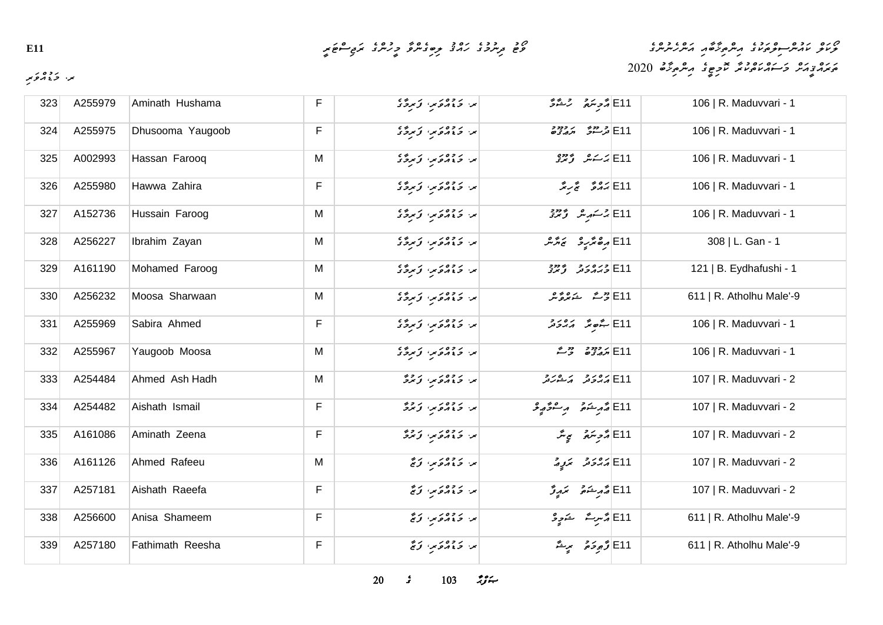| 323 | A255979 | Aminath Hushama | F | ރ. މަޑުއްވަރީ، ފަރިވާގެ | E11 އާމިނަތު ހުޝާމާ | 106 \| R. Maduvvari - 1 |
|---|---|---|---|---|---|---|
| 324 | A255975 | Dhusooma Yaugoob | F | ރ. މަޑުއްވަރީ، ފަރިވާގެ | E11 ދުސޫމާ ޔައުޤޫބު | 106 \| R. Maduvvari - 1 |
| 325 | A002993 | Hassan Farooq | M | ރ. މަޑުއްވަރީ، ފަރިވާގެ | E11 ހަސަން ފާރޫޤު | 106 \| R. Maduvvari - 1 |
| 326 | A255980 | Hawwa Zahira | F | ރ. މަޑުއްވަރީ، ފަރިވާގެ | E11 ހައްވާ ޒާހިރާ | 106 \| R. Maduvvari - 1 |
| 327 | A152736 | Hussain Faroog | M | ރ. މަޑުއްވަރީ، ފަރިވާގެ | E11 ހުސައިން ފާރޫގު | 106 \| R. Maduvvari - 1 |
| 328 | A256227 | Ibrahim Zayan | M | ރ. މަޑުއްވަރީ، ފަރިވާގެ | E11 އިބްރާހީމް ޒަޔާން | 308 \| L. Gan - 1 |
| 329 | A161190 | Mohamed Faroog | M | ރ. މަޑުއްވަރީ، ފަރިވާގެ | E11 މުޙައްމަދު ފާރޫގު | 121 \| B. Eydhafushi - 1 |
| 330 | A256232 | Moosa Sharwaan | M | ރ. މަޑުއްވަރީ، ފަރިވާގެ | E11 މޫސާ ޝަރްވާން | 611 \| R. Atholhu Male'-9 |
| 331 | A255969 | Sabira Ahmed | F | ރ. މަޑުއްވަރީ، ފަރިވާގެ | E11 ސާބިރާ އަޙްމަދު | 106 \| R. Maduvvari - 1 |
| 332 | A255967 | Yaugoob Moosa | M | ރ. މަޑުއްވަރީ، ފަރިވާގެ | E11 ޔައުޤޫބު މޫސާ | 106 \| R. Maduvvari - 1 |
| 333 | A254484 | Ahmed Ash Hadh | M | ރ. މަޑުއްވަރީ، ފަރުމާ | E11 އަޙްމަދު އަޝްހަދު | 107 \| R. Maduvvari - 2 |
| 334 | A254482 | Aishath Ismail | F | ރ. މަޑުއްވަރީ، ފަރުމާ | E11 އާއިޝަތު އިސްމާޢީލު | 107 \| R. Maduvvari - 2 |
| 335 | A161086 | Aminath Zeena | F | ރ. މަޑުއްވަރީ، ފަރުމާ | E11 އާމިނަތު ޒީނާ | 107 \| R. Maduvvari - 2 |
| 336 | A161126 | Ahmed Rafeeu | M | ރ. މަޑުއްވަރީ، ފަޖު | E11 އަޙްމަދު ރަފީޢު | 107 \| R. Maduvvari - 2 |
| 337 | A257181 | Aishath Raeefa | F | ރ. މަޑުއްވަރީ، ފަޖު | E11 އާއިޝަތު ރައީފާ | 107 \| R. Maduvvari - 2 |
| 338 | A256600 | Anisa Shameem | F | ރ. މަޑުއްވަރީ، ފަޖު | E11 އާނިސާ ޝަމީމް | 611 \| R. Atholhu Male'-9 |
| 339 | A257180 | Fathimath Reesha | F | ރ. މަޑުއްވަރީ، ފަޖު | E11 ފާތިމަތު ރީޝާ | 611 \| R. Atholhu Male'-9 |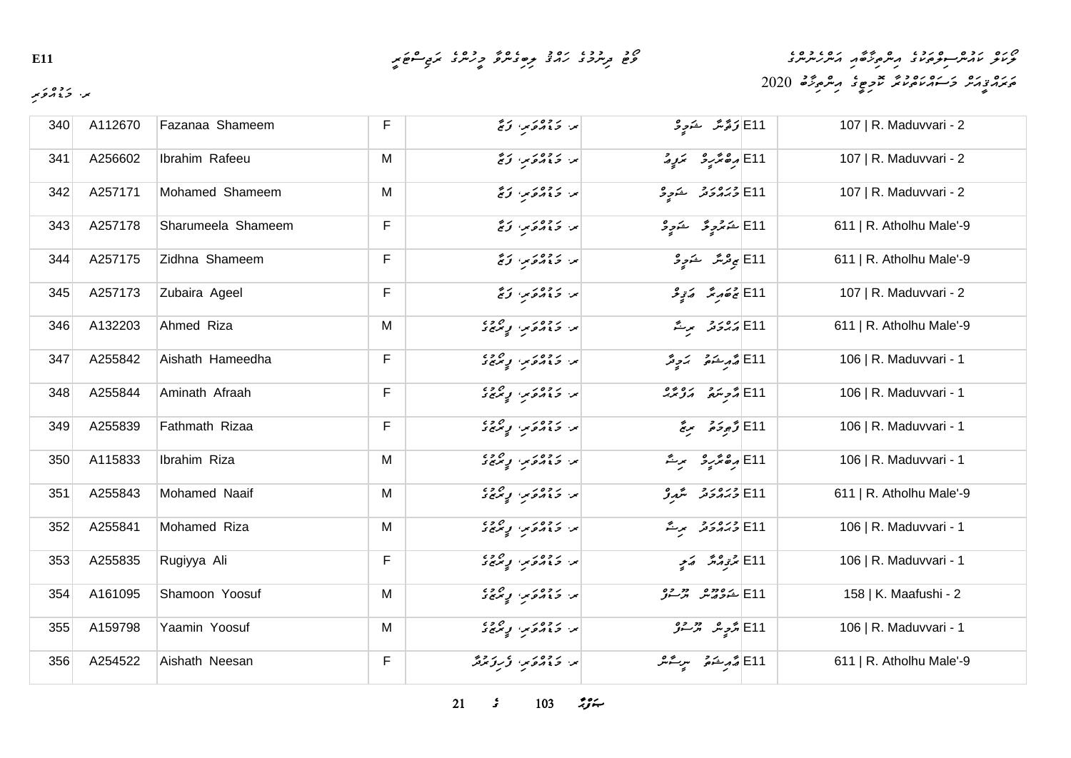ރ. މަޑުއްވަރީ

| 340 | A112670 | Fazanaa Shameem | F | ރ. މަޑުއްވަރީ، ފަޒާ | ފަޒާނާ ޝަމީމް E11 | 107 \| R. Maduvvari - 2 |
|---|---|---|---|---|---|---|
| 341 | A256602 | Ibrahim Rafeeu | M | ރ. މަޑުއްވަރީ، ފަޒާ | އިބްރާހީމް ރަފީއު E11 | 107 \| R. Maduvvari - 2 |
| 342 | A257171 | Mohamed Shameem | M | ރ. މަޑުއްވަރީ، ފަޒާ | މުހައްމަދު ޝަމީމް E11 | 107 \| R. Maduvvari - 2 |
| 343 | A257178 | Sharumeela Shameem | F | ރ. މަޑުއްވަރީ، ފަޒާ | ޝަރުމީލާ ޝަމީމް E11 | 611 \| R. Atholhu Male'-9 |
| 344 | A257175 | Zidhna Shameem | F | ރ. މަޑުއްވަރީ، ފަޒާ | ޒިދްނާ ޝަމީމް E11 | 611 \| R. Atholhu Male'-9 |
| 345 | A257173 | Zubaira Ageel | F | ރ. މަޑުއްވަރީ، ފަޒާ | ޒުބައިރާ އަގީލް E11 | 107 \| R. Maduvvari - 2 |
| 346 | A132203 | Ahmed Riza | M | ރ. މަޑުއްވަރީ، ވިއުޓޫ | އަޙްމަދު ރިޟާ E11 | 611 \| R. Atholhu Male'-9 |
| 347 | A255842 | Aishath Hameedha | F | ރ. މަޑުއްވަރީ، ވިއުޓޫ | އާއިޝަތު ހަމީދާ E11 | 106 \| R. Maduvvari - 1 |
| 348 | A255844 | Aminath Afraah | F | ރ. މަޑުއްވަރީ، ވިއުޓޫ | އާމިނަތު އަފްރާހް E11 | 106 \| R. Maduvvari - 1 |
| 349 | A255839 | Fathmath Rizaa | F | ރ. މަޑުއްވަރީ، ވިއުޓޫ | ފާތިމަތު ރިޟާ E11 | 106 \| R. Maduvvari - 1 |
| 350 | A115833 | Ibrahim Riza | M | ރ. މަޑުއްވަރީ، ވިއުޓޫ | އިބްރާހީމް ރިޟާ E11 | 106 \| R. Maduvvari - 1 |
| 351 | A255843 | Mohamed Naaif | M | ރ. މަޑުއްވަރީ، ވިއުޓޫ | މުހައްމަދު ނާއިފް E11 | 611 \| R. Atholhu Male'-9 |
| 352 | A255841 | Mohamed Riza | M | ރ. މަޑުއްވަރީ، ވިއުޓޫ | މުހައްމަދު ރިޟާ E11 | 106 \| R. Maduvvari - 1 |
| 353 | A255835 | Rugiyya Ali | F | ރ. މަޑުއްވަރީ، ވިއުޓޫ | ރުގިއްޔާ އަލި E11 | 106 \| R. Maduvvari - 1 |
| 354 | A161095 | Shamoon Yoosuf | M | ރ. މަޑުއްވަރީ، ވިއުޓޫ | ޝަމްޢޫން ޔޫސުފް E11 | 158 \| K. Maafushi - 2 |
| 355 | A159798 | Yaamin Yoosuf | M | ރ. މަޑުއްވަރީ، ވިއުޓޫ | ޔާމިން ޔޫސުފް E11 | 106 \| R. Maduvvari - 1 |
| 356 | A254522 | Aishath Neesan | F | ރ. މަޑުއްވަރީ، ފްލަވަރުޑޭ | އާއިޝަތު ނީސާން E11 | 611 \| R. Atholhu Male'-9 |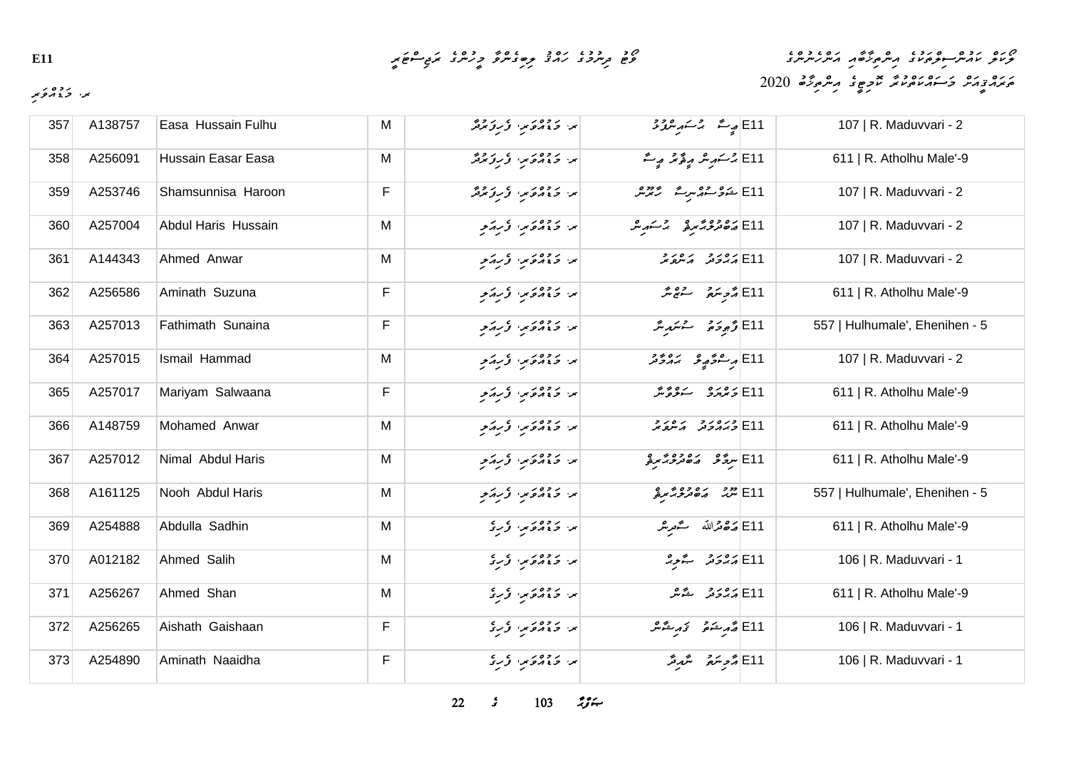بر. وَوْمُوَمِر

| 357 | A138757 | Easa Hussain Fulhu | M | بر. وَوْمُوَمِر، وَرِوَبُرُمُّ | E11 مِرْ بُرْسَهِرْ نْزُوْ | 107 \| R. Maduvvari - 2 |
|---|---|---|---|---|---|---|
| 358 | A256091 | Hussain Easar Easa | M | بر. وَوْمُوَمِر، وَرِوَبُرُمُّ | E11 بُرْسَهِرْ مِرِّبُرْ مِرْ | 611 \| R. Atholhu Male'-9 |
| 359 | A253746 | Shamsunnisa Haroon | F | بر. وَوْمُوَمِر، وَرِوَبُرُمُّ | E11 شَوْسُرْسِرِسُ رُّبُرْسْ | 107 \| R. Maduvvari - 2 |
| 360 | A257004 | Abdul Haris Hussain | M | بر. وَوْمُوَمِر، وَرِمَرِ | E11 مَهْتَرُوْبَرِ بُرْسَهِرْ | 107 \| R. Maduvvari - 2 |
| 361 | A144343 | Ahmed Anwar | M | بر. وَوْمُوَمِر، وَرِمَرِ | E11 مَرْوَتْرْ مَسْرُوَبْرْ | 107 \| R. Maduvvari - 2 |
| 362 | A256586 | Aminath Suzuna | F | بر. وَوْمُوَمِر، وَرِمَرِ | E11 مُّوِسَمْ سُوْسْرُ | 611 \| R. Atholhu Male'-9 |
| 363 | A257013 | Fathimath Sunaina | F | بر. وَوْمُوَمِر، وَرِمَرِ | E11 وَّجِوَمْ سُسَمِرْسْ | 557 \| Hulhumale', Ehenihen - 5 |
| 364 | A257015 | Ismail Hammad | M | بر. وَوْمُوَمِر، وَرِمَرِ | E11 مِرْسُوَّمِوْ بَرْوُتْرْ | 107 \| R. Maduvvari - 2 |
| 365 | A257017 | Mariyam Salwaana | F | بر. وَوْمُوَمِر، وَرِمَرِ | E11 وَبْرِمَرْ سَوْوَّسْ | 611 \| R. Atholhu Male'-9 |
| 366 | A148759 | Mohamed Anwar | M | بر. وَوْمُوَمِر، وَرِمَرِ | E11 وُبَرْوَتْرْ مَسْرُوَبْرْ | 611 \| R. Atholhu Male'-9 |
| 367 | A257012 | Nimal Abdul Haris | M | بر. وَوْمُوَمِر، وَرِمَرِ | E11 سِرِدُّوْ مَهْتَرُوْبَرِ | 611 \| R. Atholhu Male'-9 |
| 368 | A161125 | Nooh Abdul Haris | M | بر. وَوْمُوَمِر، وَرِمَرِ | E11 تْرُرْ مَهْتَرُوْبَرِ | 557 \| Hulhumale', Ehenihen - 5 |
| 369 | A254888 | Abdulla Sadhin | M | بر. وَوْمُوَمِر، وَرِدْ | E11 مَهْتَرْاللّه سُّمَرِسْ | 611 \| R. Atholhu Male'-9 |
| 370 | A012182 | Ahmed Salih | M | بر. وَوْمُوَمِر، وَرِدْ | E11 مَرْوَتْرْ سُّوِرْ | 106 \| R. Maduvvari - 1 |
| 371 | A256267 | Ahmed Shan | M | بر. وَوْمُوَمِر، وَرِدْ | E11 مَرْوَتْرْ شُّسْ | 611 \| R. Atholhu Male'-9 |
| 372 | A256265 | Aishath Gaishaan | F | بر. وَوْمُوَمِر، وَرِدْ | E11 مُّمِرْشَمْ تَمِرْشُّسْ | 106 \| R. Maduvvari - 1 |
| 373 | A254890 | Aminath Naaidha | F | بر. وَوْمُوَمِر، وَرِدْ | E11 مُّوِسَمْ سُّمِرِتُّ | 106 \| R. Maduvvari - 1 |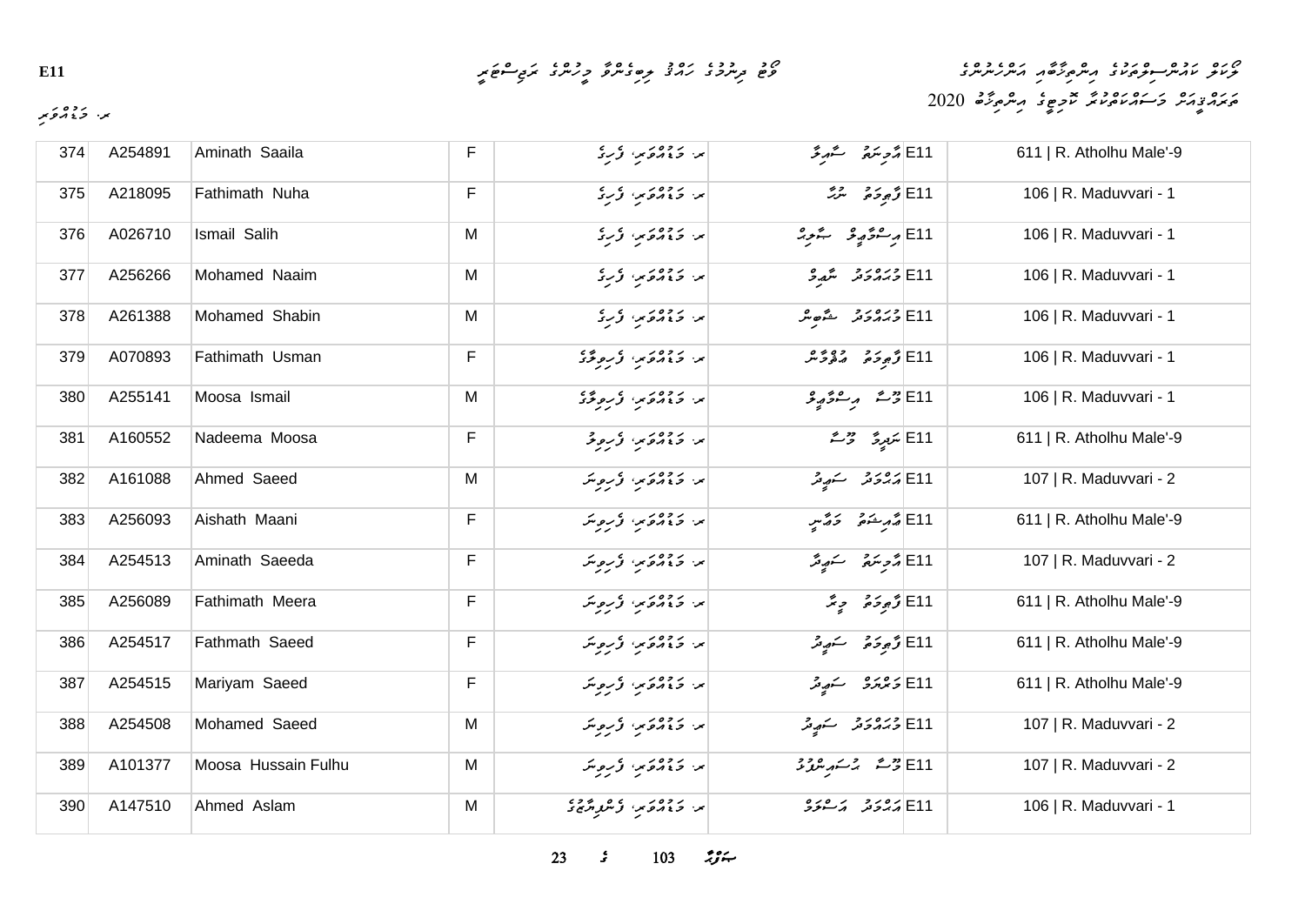| 374 | A254891 | Aminath Saaila | F | ރ. މަޑުއްވަރި، ފުނި | E11 އާމިނަތު ސާއިލާ | 611 \| R. Atholhu Male'-9 |
|---|---|---|---|---|---|---|
| 375 | A218095 | Fathimath Nuha | F | ރ. މަޑުއްވަރި، ފުނި | E11 ފާތިމަތު ނުހާ | 106 \| R. Maduvvari - 1 |
| 376 | A026710 | Ismail Salih | M | ރ. މަޑުއްވަރި، ފުނި | E11 އިސްމާޢީލް ސާލިހް | 106 \| R. Maduvvari - 1 |
| 377 | A256266 | Mohamed Naaim | M | ރ. މަޑުއްވަރި، ފުނި | E11 މުޙައްމަދު ނާއިމް | 106 \| R. Maduvvari - 1 |
| 378 | A261388 | Mohamed Shabin | M | ރ. މަޑުއްވަރި، ފުނި | E11 މުޙައްމަދު ޝާބިން | 106 \| R. Maduvvari - 1 |
| 379 | A070893 | Fathimath Usman | F | ރ. މަޑުއްވަރި، ފުނިވާގެ | E11 ފާތިމަތު އުތުމާން | 106 \| R. Maduvvari - 1 |
| 380 | A255141 | Moosa Ismail | M | ރ. މަޑުއްވަރި، ފުނިވާގެ | E11 މޫސާ އިސްމާޢީލް | 106 \| R. Maduvvari - 1 |
| 381 | A160552 | Nadeema Moosa | F | ރ. މަޑުއްވަރި، ފުނިވާ | E11 ނަދީމާ މޫސާ | 611 \| R. Atholhu Male'-9 |
| 382 | A161088 | Ahmed Saeed | M | ރ. މަޑުއްވަރި، ފުނިވަށް | E11 އަޙްމަދު ސަޢީދު | 107 \| R. Maduvvari - 2 |
| 383 | A256093 | Aishath Maani | F | ރ. މަޑުއްވަރި، ފުނިވަށް | E11 އާއިޝަތު މާނީ | 611 \| R. Atholhu Male'-9 |
| 384 | A254513 | Aminath Saeeda | F | ރ. މަޑުއްވަރި، ފުނިވަށް | E11 އާމިނަތު ސަޢީދާ | 107 \| R. Maduvvari - 2 |
| 385 | A256089 | Fathimath Meera | F | ރ. މަޑުއްވަރި، ފުނިވަށް | E11 ފާތިމަތު މީރާ | 611 \| R. Atholhu Male'-9 |
| 386 | A254517 | Fathmath Saeed | F | ރ. މަޑުއްވަރި، ފުނިވަށް | E11 ފާތިމަތު ސަޢީދު | 611 \| R. Atholhu Male'-9 |
| 387 | A254515 | Mariyam Saeed | F | ރ. މަޑުއްވަރި، ފުނިވަށް | E11 މަރިޔަމް ސަޢީދު | 611 \| R. Atholhu Male'-9 |
| 388 | A254508 | Mohamed Saeed | M | ރ. މަޑުއްވަރި، ފުނިވަށް | E11 މުޙައްމަދު ސަޢީދު | 107 \| R. Maduvvari - 2 |
| 389 | A101377 | Moosa Hussain Fulhu | M | ރ. މަޑުއްވަރި، ފުނިވަށް | E11 މޫސާ ޙުސައިންފުޅު | 107 \| R. Maduvvari - 2 |
| 390 | A147510 | Ahmed Aslam | M | ރ. މަޑުއްވަރި، ފެންފިޔާޒުގެ | E11 އަޙްމަދު އަސްލަމް | 106 \| R. Maduvvari - 1 |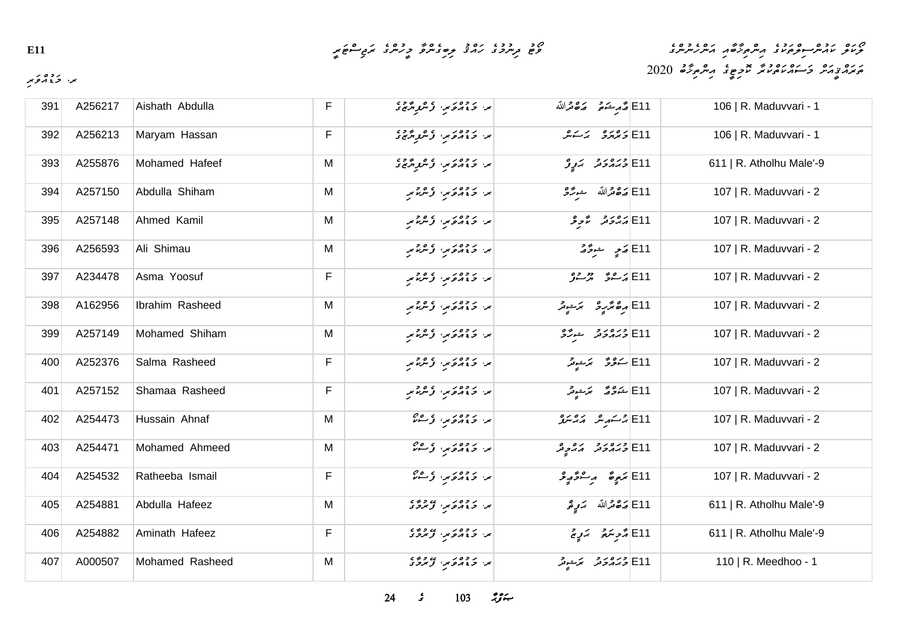| 391 | A256217 | Aishath Abdulla | F | ރ. މަޑުއްވަރި، ފެންވިއުޖާގެ | E11 އާއިޝަތު އަބްދުއްلله | 106 \| R. Maduvvari - 1 |
|---|---|---|---|---|---|---|
| 392 | A256213 | Maryam Hassan | F | ރ. މަޑުއްވަރި، ފެންވިއުޖާގެ | E11 މަރްޔަމް ހަސަން | 106 \| R. Maduvvari - 1 |
| 393 | A255876 | Mohamed Hafeef | M | ރ. މަޑުއްވަރި، ފެންވިއުޖާގެ | E11 މުހައްމަދު ހަފީފް | 611 \| R. Atholhu Male'-9 |
| 394 | A257150 | Abdulla Shiham | M | ރ. މަޑުއްވަރި، ފެންމާރި | E11 އަބްދުﷲ ޝިހާމް | 107 \| R. Maduvvari - 2 |
| 395 | A257148 | Ahmed Kamil | M | ރ. މަޑުއްވަރި، ފެންމާރި | E11 އަޙްމަދު ކާމިލް | 107 \| R. Maduvvari - 2 |
| 396 | A256593 | Ali Shimau | M | ރ. މަޑުއްވަރި، ފެންމާރި | E11 އަލި ޝިމާއު | 107 \| R. Maduvvari - 2 |
| 397 | A234478 | Asma Yoosuf | F | ރ. މަޑުއްވަރި، ފެންމާރި | E11 އަސްމާ ޔޫސުފް | 107 \| R. Maduvvari - 2 |
| 398 | A162956 | Ibrahim Rasheed | M | ރ. މަޑުއްވަރި، ފެންމާރި | E11 އިބްރާހީމް ރަޝީދު | 107 \| R. Maduvvari - 2 |
| 399 | A257149 | Mohamed Shiham | M | ރ. މަޑުއްވަރި، ފެންމާރި | E11 މުހައްމަދު ޝިހާމް | 107 \| R. Maduvvari - 2 |
| 400 | A252376 | Salma Rasheed | F | ރ. މަޑުއްވަރި، ފެންމާރި | E11 ސަލްމާ ރަޝީދު | 107 \| R. Maduvvari - 2 |
| 401 | A257152 | Shamaa Rasheed | F | ރ. މަޑުއްވަރި، ފެންމާރި | E11 ޝަމްއާ ރަޝީދު | 107 \| R. Maduvvari - 2 |
| 402 | A254473 | Hussain Ahnaf | M | ރ. މަޑުއްވަރި، ފެސްޓް | E11 ހުސައިން އަޙްނަފް | 107 \| R. Maduvvari - 2 |
| 403 | A254471 | Mohamed Ahmeed | M | ރ. މަޑުއްވަރި، ފެސްޓް | E11 މުހައްމަދު އަޙްމީދު | 107 \| R. Maduvvari - 2 |
| 404 | A254532 | Ratheeba Ismail | F | ރ. މަޑުއްވަރި، ފެސްޓް | E11 ރަތީބާ އިސްމާއީލް | 107 \| R. Maduvvari - 2 |
| 405 | A254881 | Abdulla Hafeez | M | ރ. މަޑުއްވަރި، ފޮރުމާގެ | E11 އަބްދުﷲ ހަފީޒު | 611 \| R. Atholhu Male'-9 |
| 406 | A254882 | Aminath Hafeez | F | ރ. މަޑުއްވަރި، ފޮރުމާގެ | E11 އާމިނަތު ހަފީޒު | 611 \| R. Atholhu Male'-9 |
| 407 | A000507 | Mohamed Rasheed | M | ރ. މަޑުއްވަރި، ފޮރުމާގެ | E11 މުހައްމަދު ރަޝީދު | 110 \| R. Meedhoo - 1 |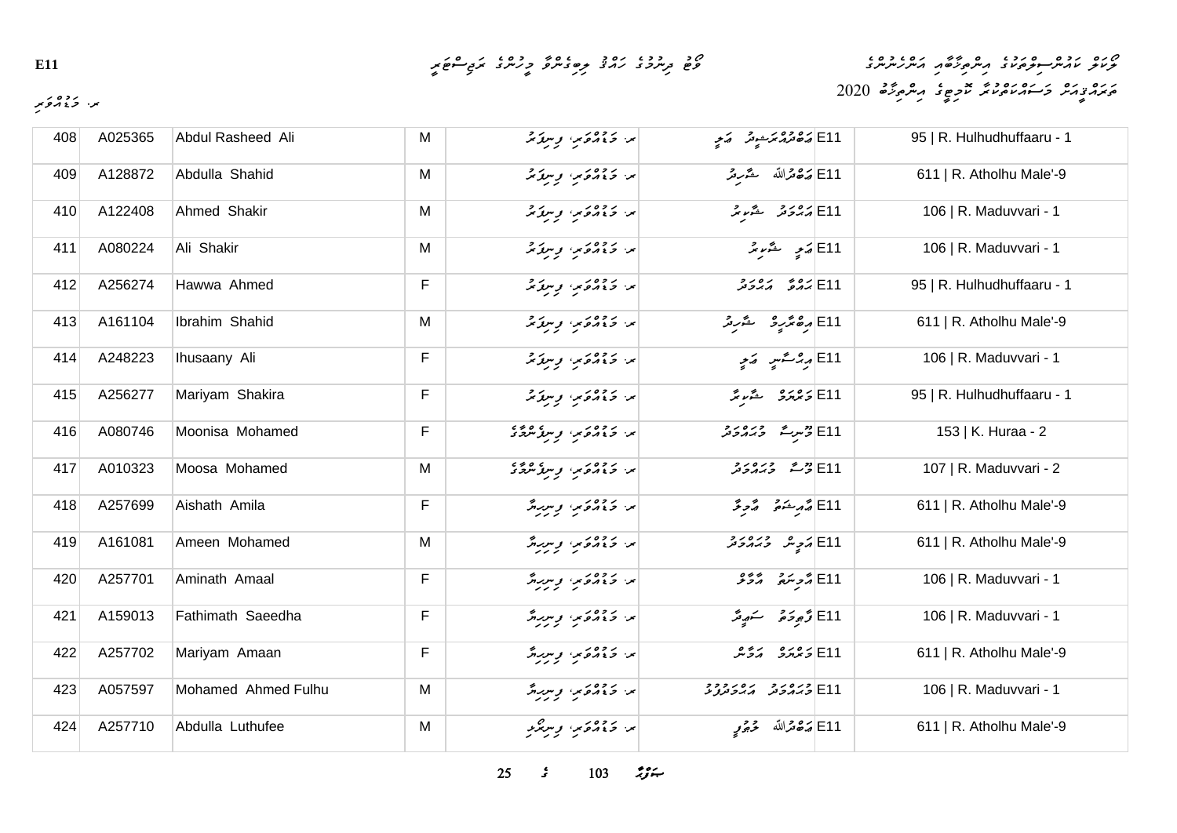| 408 | A025365 | Abdul Rasheed Ali | M | ރ. މަޑުއްވަރީ، ފިނިފެހި | E11 ޢަބްދުއްރަޝީދު ޢަލީ | 95 \| R. Hulhudhuffaaru - 1 |
|---|---|---|---|---|---|---|
| 409 | A128872 | Abdulla Shahid | M | ރ. މަޑުއްވަރީ، ފިނިފެހި | E11 ޢަބްދުﷲ ޝާހިދު | 611 \| R. Atholhu Male'-9 |
| 410 | A122408 | Ahmed Shakir | M | ރ. މަޑުއްވަރީ، ފިނިފެހި | E11 އަހުމަދު ޝާކިރު | 106 \| R. Maduvvari - 1 |
| 411 | A080224 | Ali Shakir | M | ރ. މަޑުއްވަރީ، ފިނިފެހި | E11 ޢަލީ ޝާކިރު | 106 \| R. Maduvvari - 1 |
| 412 | A256274 | Hawwa Ahmed | F | ރ. މަޑުއްވަރީ، ފިނިފެހި | E11 ހައްވާ އަހުމަދު | 95 \| R. Hulhudhuffaaru - 1 |
| 413 | A161104 | Ibrahim Shahid | M | ރ. މަޑުއްވަރީ، ފިނިފެހި | E11 އިބްރާހީމް ޝާހިދު | 611 \| R. Atholhu Male'-9 |
| 414 | A248223 | Ihusaany Ali | F | ރ. މަޑުއްވަރީ، ފިނިފެހި | E11 އިހުސާނީ ޢަލީ | 106 \| R. Maduvvari - 1 |
| 415 | A256277 | Mariyam Shakira | F | ރ. މަޑުއްވަރީ، ފިނިފެހި | E11 މަރިޔަމް ޝާކިރާ | 95 \| R. Hulhudhuffaaru - 1 |
| 416 | A080746 | Moonisa Mohamed | F | ރ. މަޑުއްވަރީ، ފިނިފެހިނިވާ | E11 މޫނިސާ މުހައްމަދު | 153 \| K. Huraa - 2 |
| 417 | A010323 | Moosa Mohamed | M | ރ. މަޑުއްވަރީ، ފިނިފެހިނިވާ | E11 މޫސާ މުހައްމަދު | 107 \| R. Maduvvari - 2 |
| 418 | A257699 | Aishath Amila | F | ރ. މަޑުއްވަރީ، ފިނިހިރާ | E11 އާއިޝަތު އާމިލާ | 611 \| R. Atholhu Male'-9 |
| 419 | A161081 | Ameen Mohamed | M | ރ. މަޑުއްވަރީ، ފިނިހިރާ | E11 އަމީން މުހައްމަދު | 611 \| R. Atholhu Male'-9 |
| 420 | A257701 | Aminath Amaal | F | ރ. މަޑުއްވަރީ، ފިނިހިރާ | E11 އާމިނަތު އަމާލް | 106 \| R. Maduvvari - 1 |
| 421 | A159013 | Fathimath Saeedha | F | ރ. މަޑުއްވަރީ، ފިނިހިރާ | E11 ފާތިމަތު ސަޢީދާ | 106 \| R. Maduvvari - 1 |
| 422 | A257702 | Mariyam Amaan | F | ރ. މަޑުއްވަރީ، ފިނިހިރާ | E11 މަރިޔަމް އަމާން | 611 \| R. Atholhu Male'-9 |
| 423 | A057597 | Mohamed Ahmed Fulhu | M | ރ. މަޑުއްވަރީ، ފިނިހިރާ | E11 މުހައްމަދު އަހުމަދުފުޅު | 106 \| R. Maduvvari - 1 |
| 424 | A257710 | Abdulla Luthufee | M | ރ. މަޑުއްވަރީ، ފިނިޖެހި | E11 ޢަބްދުﷲ ލުތުފީ | 611 \| R. Atholhu Male'-9 |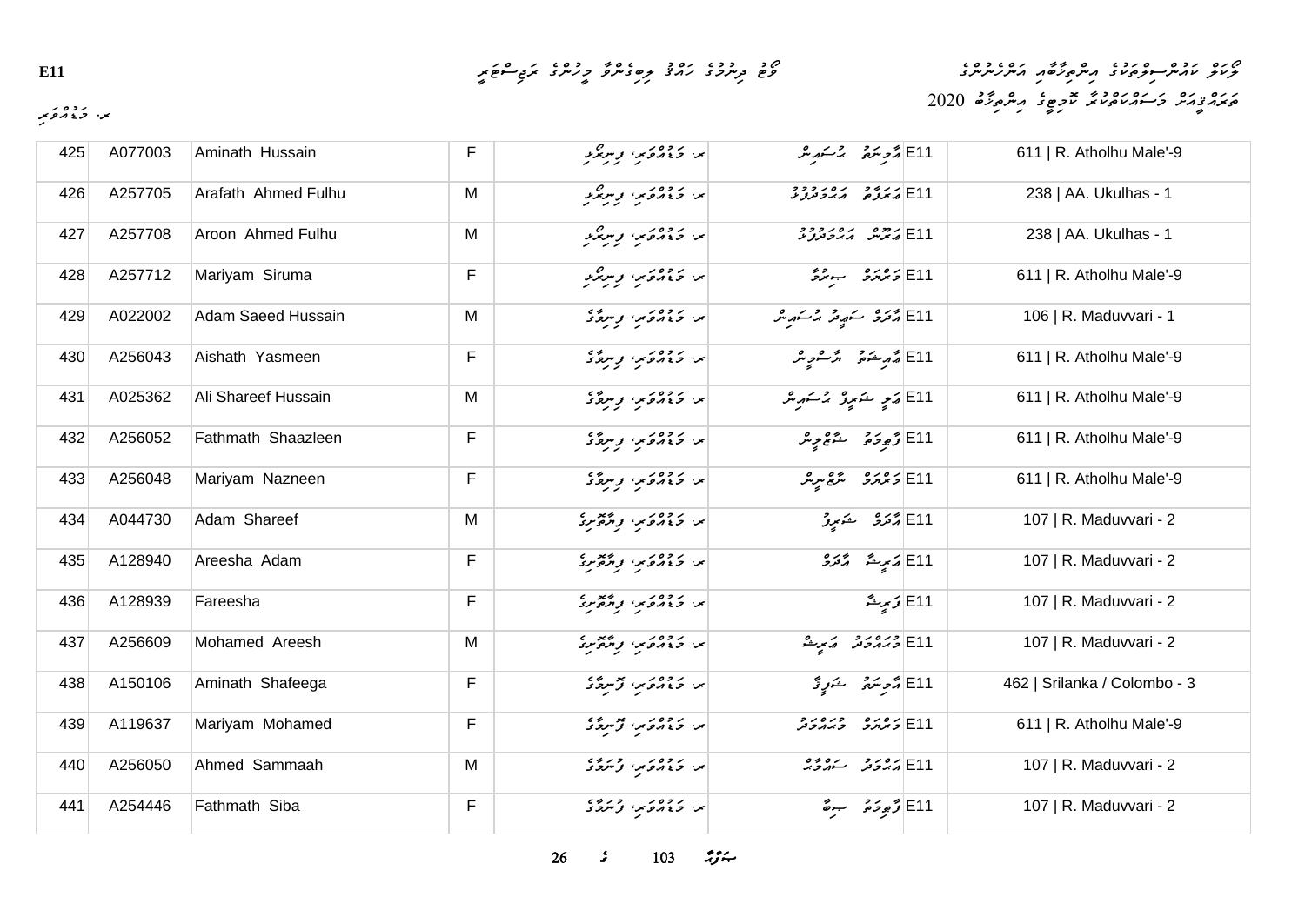| 425 | A077003 | Aminath Hussain | F | ރ. މަޑުއްވަރި، ޥިނަރެސް | E11 އާމިނަތު ހުސައިން | 611 \| R. Atholhu Male'-9 |
|---|---|---|---|---|---|---|
| 426 | A257705 | Arafath Ahmed Fulhu | M | ރ. މަޑުއްވަރި، ޥިނަރެސް | E11 އަރަފާތު އަހުމަދުފުޅު | 238 \| AA. Ukulhas - 1 |
| 427 | A257708 | Aroon Ahmed Fulhu | M | ރ. މަޑުއްވަރި، ޥިނަރެސް | E11 އަރޫން އަހުމަދުފުޅު | 238 \| AA. Ukulhas - 1 |
| 428 | A257712 | Mariyam Siruma | F | ރ. މަޑުއްވަރި، ޥިނަރެސް | E11 މަރިޔަމް ސިރުމާ | 611 \| R. Atholhu Male'-9 |
| 429 | A022002 | Adam Saeed Hussain | M | ރ. މަޑުއްވަރި، ވިނިވާގެ | E11 އާދަމް ސައީދު ހުސައިން | 106 \| R. Maduvvari - 1 |
| 430 | A256043 | Aishath Yasmeen | F | ރ. މަޑުއްވަރި، ވިނިވާގެ | E11 އާއިޝަތު ޔާސްމީން | 611 \| R. Atholhu Male'-9 |
| 431 | A025362 | Ali Shareef Hussain | M | ރ. މަޑުއްވަރި، ވިނިވާގެ | E11 އަލީ ޝަރީފު ހުސައިން | 611 \| R. Atholhu Male'-9 |
| 432 | A256052 | Fathmath Shaazleen | F | ރ. މަޑުއްވަރި، ވިނިވާގެ | E11 ފާތިމަތު ޝާޒްލީން | 611 \| R. Atholhu Male'-9 |
| 433 | A256048 | Mariyam Nazneen | F | ރ. މަޑުއްވަރި، ވިނިވާގެ | E11 މަރިޔަމް ނާޒްނީން | 611 \| R. Atholhu Male'-9 |
| 434 | A044730 | Adam Shareef | M | ރ. މަޑުއްވަރި، ވިއްލާނިގެ | E11 އާދަމް ޝަރީފު | 107 \| R. Maduvvari - 2 |
| 435 | A128940 | Areesha Adam | F | ރ. މަޑުއްވަރި، ވިއްލާނިގެ | E11 އަރީޝާ އާދަމް | 107 \| R. Maduvvari - 2 |
| 436 | A128939 | Fareesha | F | ރ. މަޑުއްވަރި، ވިއްލާނިގެ | E11 ފަރީޝާ | 107 \| R. Maduvvari - 2 |
| 437 | A256609 | Mohamed Areesh | M | ރ. މަޑުއްވަރި، ވިއްލާނިގެ | E11 މުހައްމަދު އަރީޝް | 107 \| R. Maduvvari - 2 |
| 438 | A150106 | Aminath Shafeega | F | ރ. މަޑުއްވަރި، ފޮނިމާގެ | E11 އާމިނަތު ޝަފީޤާ | 462 \| Srilanka / Colombo - 3 |
| 439 | A119637 | Mariyam Mohamed | F | ރ. މަޑުއްވަރި، ފޮނިމާގެ | E11 މަރިޔަމް މުހައްމަދު | 611 \| R. Atholhu Male'-9 |
| 440 | A256050 | Ahmed Sammaah | M | ރ. މަޑުއްވަރި، ފެހިމާގެ | E11 އަހުމަދު ސައްމާހު | 107 \| R. Maduvvari - 2 |
| 441 | A254446 | Fathmath Siba | F | ރ. މަޑުއްވަރި، ފެހިމާގެ | E11 ފާތިމަތު ސިބާ | 107 \| R. Maduvvari - 2 |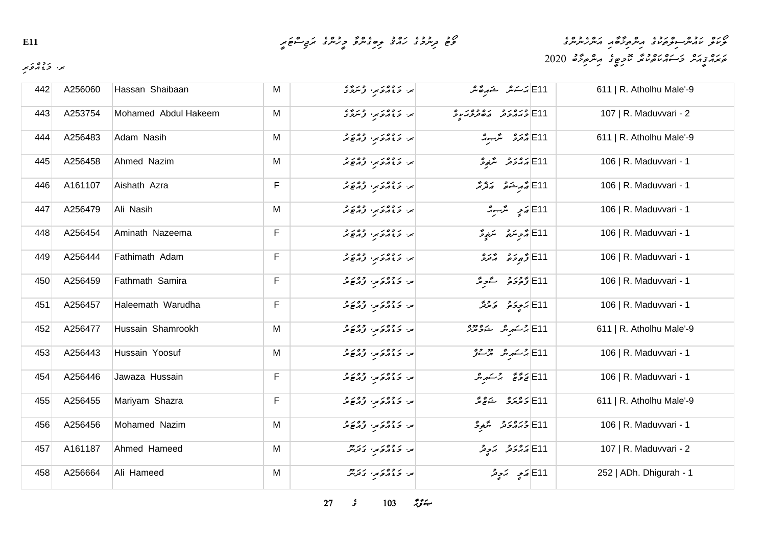| 442 | A256060 | Hassan Shaibaan | M | ރ. މަޑުއްވަރި، ފުނާމާގެ | E11 ޙަސަން ޝައިބާން | 611 \| R. Atholhu Male'-9 |
|---|---|---|---|---|---|---|
| 443 | A253754 | Mohamed Abdul Hakeem | M | ރ. މަޑުއްވަރި، ފުނާމާގެ | E11 މުޙައްމަދު އަބްދުލްޙަކީމް | 107 \| R. Maduvvari - 2 |
| 444 | A256483 | Adam Nasih | M | ރ. މަޑުއްވަރި، ފުއްޓަރު | E11 އާދަމް ނާޞިޙް | 611 \| R. Atholhu Male'-9 |
| 445 | A256458 | Ahmed Nazim | M | ރ. މަޑުއްވަރި، ފުއްޓަރު | E11 އަޙްމަދު ނާޒިމް | 106 \| R. Maduvvari - 1 |
| 446 | A161107 | Aishath Azra | F | ރ. މަޑުއްވަރި، ފުއްޓަރު | E11 އާއިޝަތު އަޒްރާ | 106 \| R. Maduvvari - 1 |
| 447 | A256479 | Ali Nasih | M | ރ. މަޑުއްވަރި، ފުއްޓަރު | E11 އަލި ނާޞިޙް | 106 \| R. Maduvvari - 1 |
| 448 | A256454 | Aminath Nazeema | F | ރ. މަޑުއްވަރި، ފުއްޓަރު | E11 އާމިނަތު ނަޒީމާ | 106 \| R. Maduvvari - 1 |
| 449 | A256444 | Fathimath Adam | F | ރ. މަޑުއްވަރި، ފުއްޓަރު | E11 ފާތިމަތު އާދަމް | 106 \| R. Maduvvari - 1 |
| 450 | A256459 | Fathmath Samira | F | ރ. މަޑުއްވަރި، ފުއްޓަރު | E11 ފާތުމަތު ސަމީރާ | 106 \| R. Maduvvari - 1 |
| 451 | A256457 | Haleemath Warudha | F | ރ. މަޑުއްވަރި، ފުއްޓަރު | E11 ހަލީމަތު ވަރުދާ | 106 \| R. Maduvvari - 1 |
| 452 | A256477 | Hussain Shamrookh | M | ރ. މަޑުއްވަރި، ފުއްޓަރު | E11 ހުސައިން ޝަމްރޫޚް | 611 \| R. Atholhu Male'-9 |
| 453 | A256443 | Hussain Yoosuf | M | ރ. މަޑުއްވަރި، ފުއްޓަރު | E11 ހުސައިން ޔޫސުފް | 106 \| R. Maduvvari - 1 |
| 454 | A256446 | Jawaza Hussain | F | ރ. މަޑުއްވަރި، ފުއްޓަރު | E11 ޖަވާޒާ ހުސައިން | 106 \| R. Maduvvari - 1 |
| 455 | A256455 | Mariyam Shazra | F | ރ. މަޑުއްވަރި، ފުއްޓަރު | E11 މަރިޔަމް ޝަޒްރާ | 611 \| R. Atholhu Male'-9 |
| 456 | A256456 | Mohamed Nazim | M | ރ. މަޑުއްވަރި، ފުއްޓަރު | E11 މުޙައްމަދު ނާޒިމް | 106 \| R. Maduvvari - 1 |
| 457 | A161187 | Ahmed Hameed | M | ރ. މަޑުއްވަރި، ގަނޑުނ | E11 އަޙްމަދު ހަމީދު | 107 \| R. Maduvvari - 2 |
| 458 | A256664 | Ali Hameed | M | ރ. މަޑުއްވަރި، ގަނޑުނ | E11 އަލި ހަމީދު | 252 \| ADh. Dhigurah - 1 |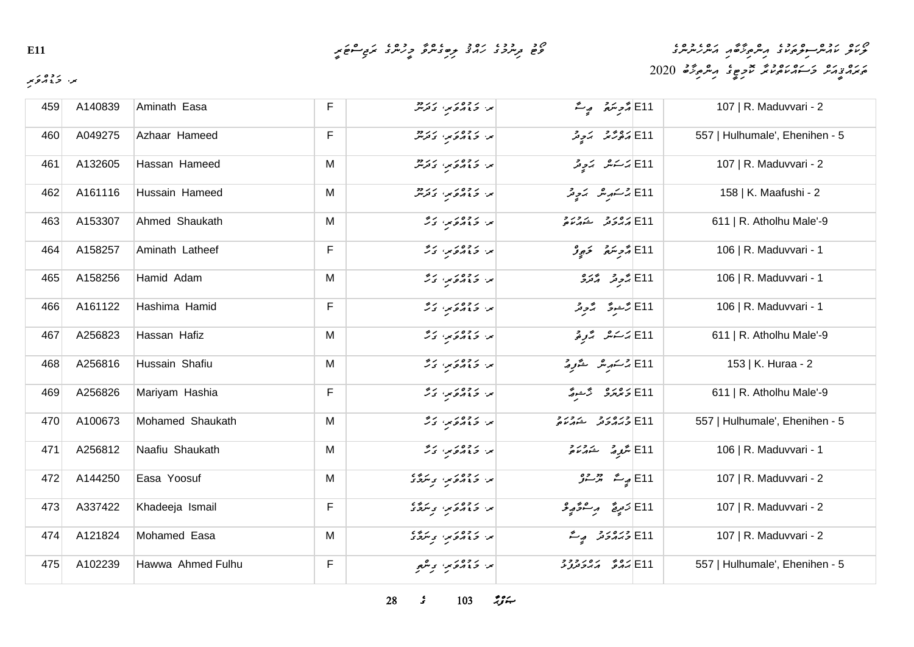| 459 | A140839 | Aminath Easa | F | ރ. މަޑުއްވަރީ، ގަދަރު | E11 އާމިނަތު ޢީސާ | 107 \| R. Maduvvari - 2 |
|---|---|---|---|---|---|---|
| 460 | A049275 | Azhaar Hameed | F | ރ. މަޑުއްވަރީ، ގަދަރު | E11 އަޒްހާރު ހަމީދު | 557 \| Hulhumale', Ehenihen - 5 |
| 461 | A132605 | Hassan Hameed | M | ރ. މަޑުއްވަރީ، ގަދަރު | E11 ހަސަން ހަމީދު | 107 \| R. Maduvvari - 2 |
| 462 | A161116 | Hussain Hameed | M | ރ. މަޑުއްވަރީ، ގަދަރު | E11 ހުސައިން ހަމީދު | 158 \| K. Maafushi - 2 |
| 463 | A153307 | Ahmed Shaukath | M | ރ. މަޑުއްވަރީ، ގަސް | E11 އަހުމަދު ޝައުކަތު | 611 \| R. Atholhu Male'-9 |
| 464 | A158257 | Aminath Latheef | F | ރ. މަޑުއްވަރީ، ގަސް | E11 އާމިނަތު ލަތީފު | 106 \| R. Maduvvari - 1 |
| 465 | A158256 | Hamid Adam | M | ރ. މަޑުއްވަރީ، ގަސް | E11 ހާމިދު އާދަމް | 106 \| R. Maduvvari - 1 |
| 466 | A161122 | Hashima Hamid | F | ރ. މަޑުއްވަރީ، ގަސް | E11 ހާޝިމާ ހާމިދު | 106 \| R. Maduvvari - 1 |
| 467 | A256823 | Hassan Hafiz | M | ރ. މަޑުއްވަރީ، ގަސް | E11 ހަސަން ހާފިޒު | 611 \| R. Atholhu Male'-9 |
| 468 | A256816 | Hussain Shafiu | M | ރ. މަޑުއްވަރީ، ގަސް | E11 ހުސައިން ޝާފިޢު | 153 \| K. Huraa - 2 |
| 469 | A256826 | Mariyam Hashia | F | ރ. މަޑުއްވަރީ، ގަސް | E11 މަރިޔަމް ހާޝިޔާ | 611 \| R. Atholhu Male'-9 |
| 470 | A100673 | Mohamed Shaukath | M | ރ. މަޑުއްވަރީ، ގަސް | E11 މުޙައްމަދު ޝައުކަތު | 557 \| Hulhumale', Ehenihen - 5 |
| 471 | A256812 | Naafiu Shaukath | M | ރ. މަޑުއްވަރީ، ގަސް | E11 ނާފިޢު ޝައުކަތު | 106 \| R. Maduvvari - 1 |
| 472 | A144250 | Easa Yoosuf | M | ރ. މަޑުއްވަރީ، ވިނަރެސް | E11 ޢީސާ ޔޫސުފު | 107 \| R. Maduvvari - 2 |
| 473 | A337422 | Khadeeja Ismail | F | ރ. މަޑުއްވަރީ، ވިނަރެސް | E11 ޚަދީޖާ އިސްމާޢީލު | 107 \| R. Maduvvari - 2 |
| 474 | A121824 | Mohamed Easa | M | ރ. މަޑުއްވަރީ، ވިނަރެސް | E11 މުޙައްމަދު ޢީސާ | 107 \| R. Maduvvari - 2 |
| 475 | A102239 | Hawwa Ahmed Fulhu | F | ރ. މަޑުއްވަރީ، ވިނާ | E11 ހައްވާ އަހުމަދުފުޅު | 557 \| Hulhumale', Ehenihen - 5 |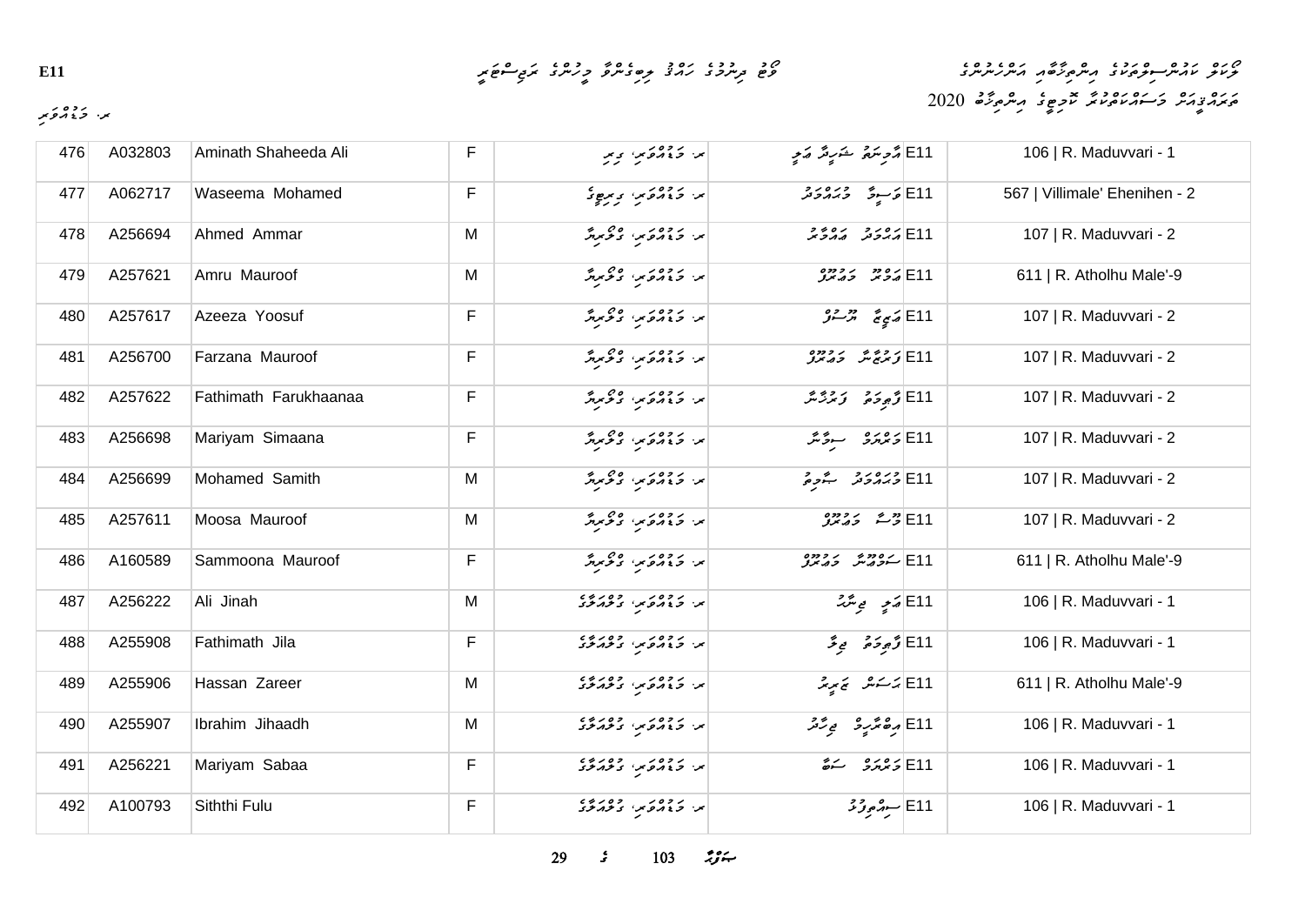| 476 | A032803 | Aminath Shaheeda Ali | F | ރ. މަޑުއްވަރި، ވިރި | E11 އާމިނަތު ޝަހީދާ ޢަލީ | 106 \| R. Maduvvari - 1 |
|---|---|---|---|---|---|---|
| 477 | A062717 | Waseema Mohamed | F | ރ. މަޑުއްވަރި، ވިރިޖީގެ | E11 ވަސީމާ މުޙައްމަދު | 567 \| Villimale' Ehenihen - 2 |
| 478 | A256694 | Ahmed Ammar | M | ރ. މަޑުއްވަރި، ގުލްރީޒް | E11 އަޙްމަދު އައްމާރު | 107 \| R. Maduvvari - 2 |
| 479 | A257621 | Amru Mauroof | M | ރ. މަޑުއްވަރި، ގުލްރީޒް | E11 އަމްރު މައުރޫފް | 611 \| R. Atholhu Male'-9 |
| 480 | A257617 | Azeeza Yoosuf | F | ރ. މަޑުއްވަރި، ގުލްރީޒް | E11 އަޒީޒާ ޔޫސުފް | 107 \| R. Maduvvari - 2 |
| 481 | A256700 | Farzana Mauroof | F | ރ. މަޑުއްވަރި، ގުލްރީޒް | E11 ފަރްޒާނާ މައުރޫފް | 107 \| R. Maduvvari - 2 |
| 482 | A257622 | Fathimath Farukhaanaa | F | ރ. މަޑުއްވަރި، ގުލްރީޒް | E11 ފާތިމަތު ފަރުޚާނާ | 107 \| R. Maduvvari - 2 |
| 483 | A256698 | Mariyam Simaana | F | ރ. މަޑުއްވަރި، ގުލްރީޒް | E11 މަރިޔަމް ސިމާނާ | 107 \| R. Maduvvari - 2 |
| 484 | A256699 | Mohamed Samith | M | ރ. މަޑުއްވަރި، ގުލްރީޒް | E11 މުޙައްމަދު ސާމިތު | 107 \| R. Maduvvari - 2 |
| 485 | A257611 | Moosa Mauroof | M | ރ. މަޑުއްވަރި، ގުލްރީޒް | E11 މޫސާ މައުރޫފް | 107 \| R. Maduvvari - 2 |
| 486 | A160589 | Sammoona Mauroof | F | ރ. މަޑުއްވަރި، ގުލްރީޒް | E11 ސައްމޫނާ މައުރޫފް | 611 \| R. Atholhu Male'-9 |
| 487 | A256222 | Ali Jinah | M | ރ. މަޑުއްވަރި، ގުލްއަބާގެ | E11 ޢަލީ ޖިނާޙް | 106 \| R. Maduvvari - 1 |
| 488 | A255908 | Fathimath Jila | F | ރ. މަޑުއްވަރި، ގުލްއަބާގެ | E11 ފާތިމަތު ޖިލާ | 106 \| R. Maduvvari - 1 |
| 489 | A255906 | Hassan Zareer | M | ރ. މަޑުއްވަރި، ގުލްއަބާގެ | E11 ޙަސަން ޒަރީރު | 611 \| R. Atholhu Male'-9 |
| 490 | A255907 | Ibrahim Jihaadh | M | ރ. މަޑުއްވަރި، ގުލްއަބާގެ | E11 އިބްރާހީމް ޖިހާދު | 106 \| R. Maduvvari - 1 |
| 491 | A256221 | Mariyam Sabaa | F | ރ. މަޑުއްވަރި، ގުލްއަބާގެ | E11 މަރިޔަމް ސަބާ | 106 \| R. Maduvvari - 1 |
| 492 | A100793 | Siththi Fulu | F | ރ. މަޑުއްވަރި، ގުލްއަބާގެ | E11 ސިއްތިފުޅު | 106 \| R. Maduvvari - 1 |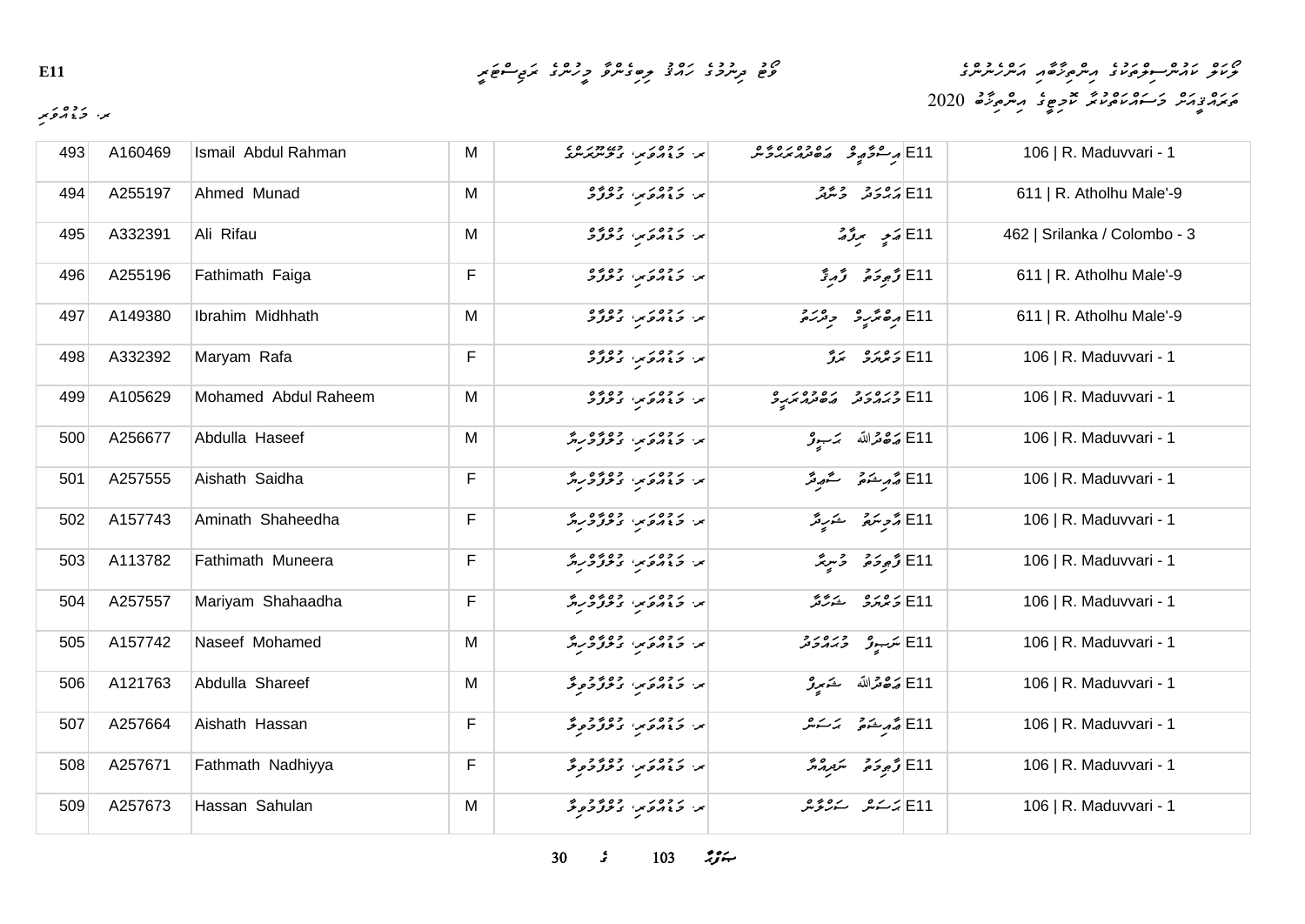| 493 | A160469 | Ismail Abdul Rahman | M | بر. وَۃُمۡوَبَر، وُبۡرِمۡرِمۡرُ | E11 مِرْسْوَّمِيوْ مَەھْمْدَمَرْدَوَّسْ | 106 \| R. Maduvvari - 1 |
|---|---|---|---|---|---|---|
| 494 | A255197 | Ahmed Munad | M | بر. وَۃُمۡوَبَر، وُمُرۡوَ | E11 مَرْدَوَتْرْ وُسَّرْتْرْ | 611 \| R. Atholhu Male'-9 |
| 495 | A332391 | Ali Rifau | M | بر. وَۃُمۡوَبَر، وُمُرۡوَ | E11 مَرِ بِرِوَّمُ | 462 \| Srilanka / Colombo - 3 |
| 496 | A255196 | Fathimath Faiga | F | بر. وَۃُمۡوَبَر، وُمُرۡوَ | E11 وَّجِوَةُ وَّمِرِةَ | 611 \| R. Atholhu Male'-9 |
| 497 | A149380 | Ibrahim Midhhath | M | بر. وَۃُمۡوَبَر، وُمُرۡوَ | E11 مِرْھَمَّرِدْ وِتْرْرَهْ | 611 \| R. Atholhu Male'-9 |
| 498 | A332392 | Maryam Rafa | F | بر. وَۃُمۡوَبَر، وُمُرۡوَ | E11 وَسْمَرْدْ بَرَّ | 106 \| R. Maduvvari - 1 |
| 499 | A105629 | Mohamed Abdul Raheem | M | بر. وَۃُمۡوَبَر، وُمُرۡوَ | E11 وُبَرَمْرَوَتْرْ مَەھْمْدَمَرْدِ | 106 \| R. Maduvvari - 1 |
| 500 | A256677 | Abdulla Haseef | M | بر. وَۃُمۡوَبَر، وُمُرۡوَرِمَرْ | E11 مَەھْتَرْاللّٰه بَرَسِوْ | 106 \| R. Maduvvari - 1 |
| 501 | A257555 | Aishath Saidha | F | بر. وَۃُمۡوَبَر، وُمُرۡوَرِمَرْ | E11 مَّرِشَمَهْ سَمَّمِرَتْرْ | 106 \| R. Maduvvari - 1 |
| 502 | A157743 | Aminath Shaheedha | F | بر. وَۃُمۡوَبَر، وُمُرۡوَرِمَرْ | E11 مَّرِسَمَهْ شَرِرِتْرْ | 106 \| R. Maduvvari - 1 |
| 503 | A113782 | Fathimath Muneera | F | بر. وَۃُمۡوَبَر، وُمُرۡوَرِمَرْ | E11 وَّجِوَةُ وُسِرِبَرْ | 106 \| R. Maduvvari - 1 |
| 504 | A257557 | Mariyam Shahaadha | F | بر. وَۃُمۡوَبَر، وُمُرۡوَرِمَرْ | E11 وَسْمَرْدْ شَرَّتْرْ | 106 \| R. Maduvvari - 1 |
| 505 | A157742 | Naseef Mohamed | M | بر. وَۃُمۡوَبَر، وُمُرۡوَرِمَرْ | E11 سَرَسِوْ وُبَرَمْرَوَتْرْ | 106 \| R. Maduvvari - 1 |
| 506 | A121763 | Abdulla Shareef | M | بر. وَۃُمۡوَبَر، وُمُرۡوَرِوِوَ | E11 مَەھْتَرْاللّٰه شَمَرِوْ | 106 \| R. Maduvvari - 1 |
| 507 | A257664 | Aishath Hassan | F | بر. وَۃُمۡوَبَر، وُمُرۡوَرِوِوَ | E11 مَّرِشَمَهْ بَرَسَسْ | 106 \| R. Maduvvari - 1 |
| 508 | A257671 | Fathmath Nadhiyya | F | بر. وَۃُمۡوَبَر، وُمُرۡوَرِوِوَ | E11 وَّجِوَةُ سَرْمِرْمَرْ | 106 \| R. Maduvvari - 1 |
| 509 | A257673 | Hassan Sahulan | M | بر. وَۃُمۡوَبَر، وُمُرۡوَرِوِوَ | E11 بَرَسَسْ سَرْرُوَّسْ | 106 \| R. Maduvvari - 1 |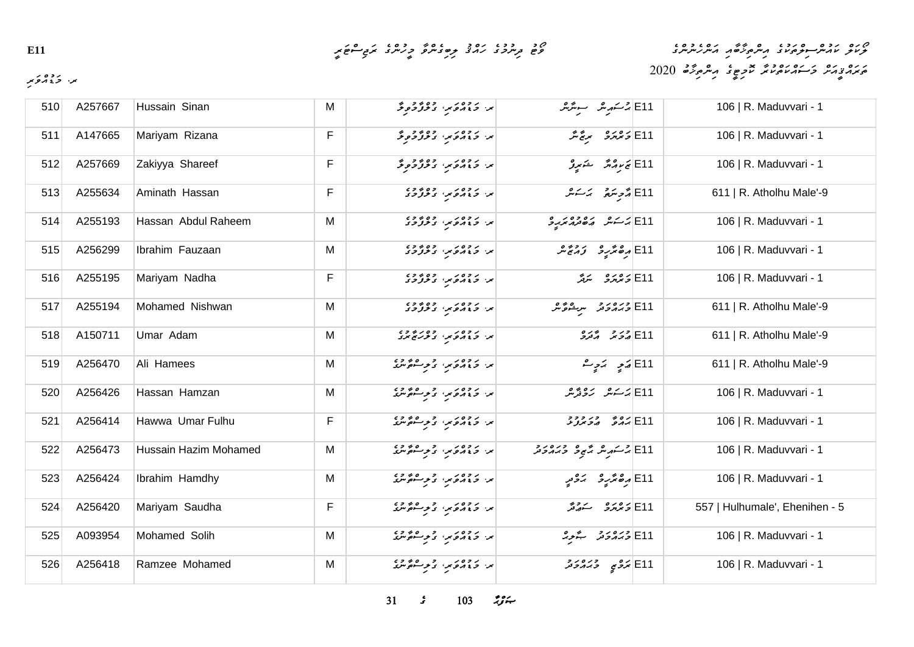| 510 | A257667 | Hussain Sinan | M | ރ. މަޑުއްވަރި، ގުލްފާމުވިލާ | E11 ޙުސައިން ސިނާން | 106 \| R. Maduvvari - 1 |
|---|---|---|---|---|---|---|
| 511 | A147665 | Mariyam Rizana | F | ރ. މަޑުއްވަރި، ގުލްފާމުވިލާ | E11 މަރިޔަމް ރިޒާނާ | 106 \| R. Maduvvari - 1 |
| 512 | A257669 | Zakiyya Shareef | F | ރ. މަޑުއްވަރި، ގުލްފާމުވިލާ | E11 ޒަކިއްޔާ ޝަރީފް | 106 \| R. Maduvvari - 1 |
| 513 | A255634 | Aminath Hassan | F | ރ. މަޑުއްވަރި، ގުލްފާމުގެ | E11 އާމިނަތު ޙަސަން | 611 \| R. Atholhu Male'-9 |
| 514 | A255193 | Hassan Abdul Raheem | M | ރ. މަޑުއްވަރި، ގުލްފާމުގެ | E11 ޙަސަން އަބްދުއްރަޙީމް | 106 \| R. Maduvvari - 1 |
| 515 | A256299 | Ibrahim Fauzaan | M | ރ. މަޑުއްވަރި، ގުލްފާމުގެ | E11 އިބްރާހީމް ފައުޒާން | 106 \| R. Maduvvari - 1 |
| 516 | A255195 | Mariyam Nadha | F | ރ. މަޑުއްވަރި، ގުލްފާމުގެ | E11 މަރިޔަމް ނަދާ | 106 \| R. Maduvvari - 1 |
| 517 | A255194 | Mohamed Nishwan | M | ރ. މަޑުއްވަރި، ގުލްފާމުގެ | E11 މުޙައްމަދު ނިޝްވާން | 611 \| R. Atholhu Male'-9 |
| 518 | A150711 | Umar Adam | M | ރ. މަޑުއްވަރި، ގުލްރަޝްގެ | E11 ޢުމަރު އާދަމް | 611 \| R. Atholhu Male'-9 |
| 519 | A256470 | Ali Hamees | M | ރ. މަޑުއްވަރި، ގުލިސްތާނުގެ | E11 އަލި ހަމީސް | 611 \| R. Atholhu Male'-9 |
| 520 | A256426 | Hassan Hamzan | M | ރ. މަޑުއްވަރި، ގުލިސްތާނުގެ | E11 ޙަސަން ހަމްޒާން | 106 \| R. Maduvvari - 1 |
| 521 | A256414 | Hawwa Umar Fulhu | F | ރ. މަޑުއްވަރި، ގުލިސްތާނުގެ | E11 ހައްވާ އުމަރުފުޅު | 106 \| R. Maduvvari - 1 |
| 522 | A256473 | Hussain Hazim Mohamed | M | ރ. މަޑުއްވަރި، ގުލިސްތާނުގެ | E11 ޙުސައިން ހާޒިމް މުޙައްމަދު | 106 \| R. Maduvvari - 1 |
| 523 | A256424 | Ibrahim Hamdhy | M | ރ. މަޑުއްވަރި، ގުލިސްތާނުގެ | E11 އިބްރާހީމް ހަމްދީ | 106 \| R. Maduvvari - 1 |
| 524 | A256420 | Mariyam Saudha | F | ރ. މަޑުއްވަރި، ގުލިސްތާނުގެ | E11 މަރިޔަމް ސައުދާ | 557 \| Hulhumale', Ehenihen - 5 |
| 525 | A093954 | Mohamed Solih | M | ރ. މަޑުއްވަރި، ގުލިސްތާނުގެ | E11 މުޙައްމަދު ޞާލިޙް | 106 \| R. Maduvvari - 1 |
| 526 | A256418 | Ramzee Mohamed | M | ރ. މަޑުއްވަރި، ގުލިސްތާނުގެ | E11 ރަމްޒީ މުޙައްމަދު | 106 \| R. Maduvvari - 1 |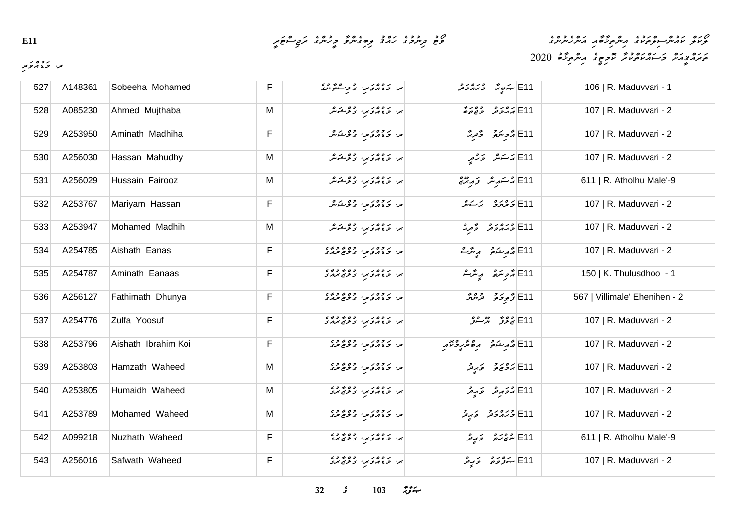| 527 | A148361 | Sobeeha Mohamed | F | ރ. މަޑުއްވަރި، މާލިސްތާނުގެ | ސަބީޙާ މުޙައްމަދު E11 | 106 \| R. Maduvvari - 1 |
|---|---|---|---|---|---|---|
| 528 | A085230 | Ahmed Mujthaba | M | ރ. މަޑުއްވަރި، މޫންލައިޓް | އަޙްމަދު މުޖުތަބާ E11 | 107 \| R. Maduvvari - 2 |
| 529 | A253950 | Aminath Madhiha | F | ރ. މަޑުއްވަރި، މޫންލައިޓް | އާމިނަތު މާދިޙާ E11 | 107 \| R. Maduvvari - 2 |
| 530 | A256030 | Hassan Mahudhy | M | ރ. މަޑުއްވަރި، މޫންލައިޓް | ހަސަން މަހުދީ E11 | 107 \| R. Maduvvari - 2 |
| 531 | A256029 | Hussain Fairooz | M | ރ. މަޑުއްވަރި، މޫންލައިޓް | ހުސައިން ފައިރޫޒު E11 | 611 \| R. Atholhu Male'-9 |
| 532 | A253767 | Mariyam Hassan | F | ރ. މަޑުއްވަރި، މޫންލައިޓް | މަރިޔަމް ހަސަން E11 | 107 \| R. Maduvvari - 2 |
| 533 | A253947 | Mohamed Madhih | M | ރ. މަޑުއްވަރި، މޫންލައިޓް | މުޙައްމަދު މާދިޙް E11 | 107 \| R. Maduvvari - 2 |
| 534 | A254785 | Aishath Eanas | F | ރ. މަޑުއްވަރި، މޫނިމާގެ | އާއިޝަތު އީނާސް E11 | 107 \| R. Maduvvari - 2 |
| 535 | A254787 | Aminath Eanaas | F | ރ. މަޑުއްވަރި، މޫނިމާގެ | އާމިނަތު އީނާސް E11 | 150 \| K. Thulusdhoo - 1 |
| 536 | A256127 | Fathimath Dhunya | F | ރ. މަޑުއްވަރި، މޫނިމާގެ | ފާތިމަތު ދުންޔާ E11 | 567 \| Villimale' Ehenihen - 2 |
| 537 | A254776 | Zulfa Yoosuf | F | ރ. މަޑުއްވަރި، މޫނިމާގެ | ޒުލްފާ ޔޫސުފް E11 | 107 \| R. Maduvvari - 2 |
| 538 | A253796 | Aishath Ibrahim Koi | F | ރ. މަޑުއްވަރި، މޫނިމާގެ | އާއިޝަތު އިބްރާހީމްކޮއި E11 | 107 \| R. Maduvvari - 2 |
| 539 | A253803 | Hamzath Waheed | M | ރ. މަޑުއްވަރި، މޫނިމާގެ | ހަމްޒަތު ވަހީދު E11 | 107 \| R. Maduvvari - 2 |
| 540 | A253805 | Humaidh Waheed | M | ރ. މަޑުއްވަރި، މޫނިމާގެ | ހުމައިދު ވަހީދު E11 | 107 \| R. Maduvvari - 2 |
| 541 | A253789 | Mohamed Waheed | M | ރ. މަޑުއްވަރި، މޫނިމާގެ | މުޙައްމަދު ވަހީދު E11 | 107 \| R. Maduvvari - 2 |
| 542 | A099218 | Nuzhath Waheed | F | ރ. މަޑުއްވަރި، މޫނިމާގެ | ނުزހަތު ވަހީދު E11 | 611 \| R. Atholhu Male'-9 |
| 543 | A256016 | Safwath Waheed | F | ރ. މަޑުއްވަރި، މޫނިމާގެ | ސަފްވަތު ވަހީދު E11 | 107 \| R. Maduvvari - 2 |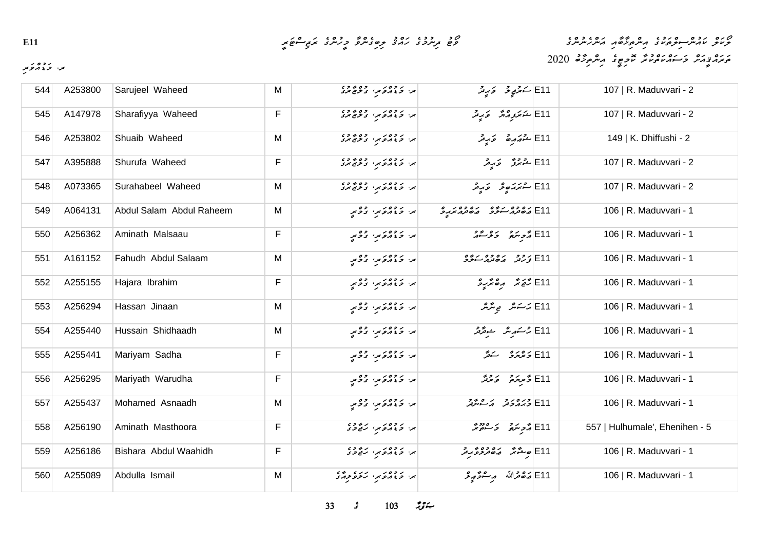| 544 | A253800 | Sarujeel Waheed | M | بر. وَدُهُوَبر، وُدُوَّبرُ | سَرُجِيل وَحِيد | E11 | 107 \| R. Maduvvari - 2 |
|---|---|---|---|---|---|---|---|
| 545 | A147978 | Sharafiyya Waheed | F | بر. وَدُهُوَبر، وُدُوَّبرُ | شَرَفِيَّا وَحِيد | E11 | 107 \| R. Maduvvari - 2 |
| 546 | A253802 | Shuaib Waheed | M | بر. وَدُهُوَبر، وُدُوَّبرُ | شُعَيب وَحِيد | E11 | 149 \| K. Dhiffushi - 2 |
| 547 | A395888 | Shurufa Waheed | F | بر. وَدُهُوَبر، وُدُوَّبرُ | شُرُفا وَحِيد | E11 | 107 \| R. Maduvvari - 2 |
| 548 | A073365 | Surahabeel Waheed | M | بر. وَدُهُوَبر، وُدُوَّبرُ | سُرَحَبِيل وَحِيد | E11 | 107 \| R. Maduvvari - 2 |
| 549 | A064131 | Abdul Salam Abdul Raheem | M | بر. وَدُهُوَبر، وُدُوِ | عَبْدُالسَّلام عَبْدُالرَّحِيم | E11 | 106 \| R. Maduvvari - 1 |
| 550 | A256362 | Aminath Malsaau | F | بر. وَدُهُوَبر، وُدُوِ | آمِنَة مَلْسَاعُ | E11 | 106 \| R. Maduvvari - 1 |
| 551 | A161152 | Fahudh Abdul Salaam | M | بر. وَدُهُوَبر، وُدُوِ | فَهُد عَبْدُالسَّلام | E11 | 106 \| R. Maduvvari - 1 |
| 552 | A255155 | Hajara Ibrahim | F | بر. وَدُهُوَبر، وُدُوِ | هَاجَرَ إِبْرَاهِيم | E11 | 106 \| R. Maduvvari - 1 |
| 553 | A256294 | Hassan Jinaan | M | بر. وَدُهُوَبر، وُدُوِ | حَسَن جِنَان | E11 | 106 \| R. Maduvvari - 1 |
| 554 | A255440 | Hussain Shidhaadh | M | بر. وَدُهُوَبر، وُدُوِ | حُسَيْن شِدَاد | E11 | 106 \| R. Maduvvari - 1 |
| 555 | A255441 | Mariyam Sadha | F | بر. وَدُهُوَبر، وُدُوِ | مَرْيَم سَدَا | E11 | 106 \| R. Maduvvari - 1 |
| 556 | A256295 | Mariyath Warudha | F | بر. وَدُهُوَبر، وُدُوِ | مَارِيَة وَرُدَا | E11 | 106 \| R. Maduvvari - 1 |
| 557 | A255437 | Mohamed Asnaadh | M | بر. وَدُهُوَبر، وُدُوِ | مُحَمَّد أَسْنَاد | E11 | 106 \| R. Maduvvari - 1 |
| 558 | A256190 | Aminath Masthoora | F | بر. وَدُهُوَبر، رَنُوُدُ | آمِنَة مَسْتُورَا | E11 | 557 \| Hulhumale', Ehenihen - 5 |
| 559 | A256186 | Bishara Abdul Waahidh | F | بر. وَدُهُوَبر، رَنُوُدُ | بِشَارَا عَبْدُالوَاحِد | E11 | 106 \| R. Maduvvari - 1 |
| 560 | A255089 | Abdulla Ismail | M | بر. وَدُهُوَبر، رَنَوْعُرُدُ | عَبْدُاللَّه إِسْمَاعِيل | E11 | 106 \| R. Maduvvari - 1 |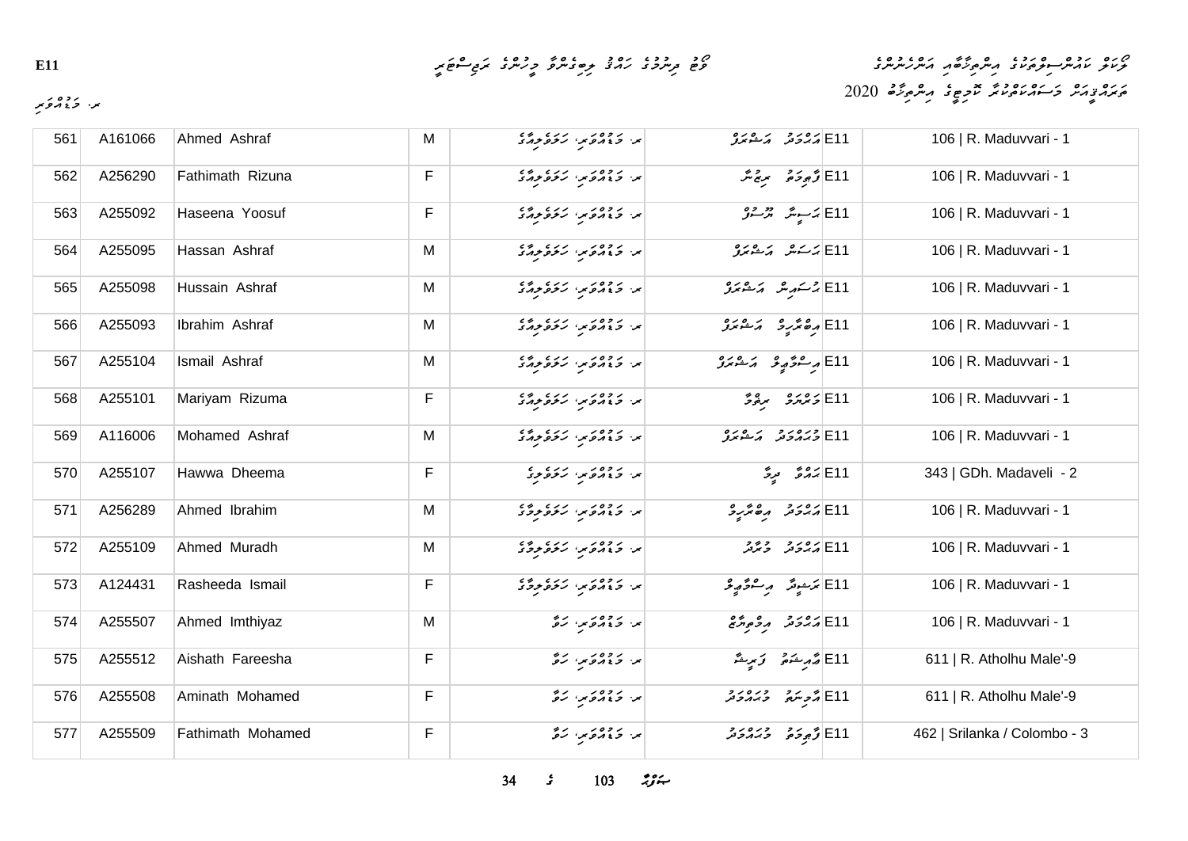| 561 | A161066 | Ahmed Ashraf | M | ރ. މަޑުއްވަރީ، ހަވަދުވިލާގެ | E11 އަޙްމަދު އަޝްރަފް | 106 \| R. Maduvvari - 1 |
|---|---|---|---|---|---|---|
| 562 | A256290 | Fathimath Rizuna | F | ރ. މަޑުއްވަރީ، ހަވަދުވިލާގެ | E11 ފާތިމަތު ރިޒުނާ | 106 \| R. Maduvvari - 1 |
| 563 | A255092 | Haseena Yoosuf | F | ރ. މަޑުއްވަރީ، ހަވަދުވިލާގެ | E11 ހަސީނާ ޔޫސުފް | 106 \| R. Maduvvari - 1 |
| 564 | A255095 | Hassan Ashraf | M | ރ. މަޑުއްވަރީ، ހަވަދުވިލާގެ | E11 ހަސަން އަޝްރަފް | 106 \| R. Maduvvari - 1 |
| 565 | A255098 | Hussain Ashraf | M | ރ. މަޑުއްވަރީ، ހަވަދުވިލާގެ | E11 ހުސައިން އަޝްރަފް | 106 \| R. Maduvvari - 1 |
| 566 | A255093 | Ibrahim Ashraf | M | ރ. މަޑުއްވަރީ، ހަވަދުވިލާގެ | E11 އިބްރާހީމް އަޝްރަފް | 106 \| R. Maduvvari - 1 |
| 567 | A255104 | Ismail Ashraf | M | ރ. މަޑުއްވަރީ، ހަވަދުވިލާގެ | E11 އިސްމާއީލް އަޝްރަފް | 106 \| R. Maduvvari - 1 |
| 568 | A255101 | Mariyam Rizuma | F | ރ. މަޑުއްވަރީ، ހަވަދުވިލާގެ | E11 މަރިޔަމް ރިޒުމާ | 106 \| R. Maduvvari - 1 |
| 569 | A116006 | Mohamed Ashraf | M | ރ. މަޑުއްވަރީ، ހަވަދުވިލާގެ | E11 މުޙައްމަދު އަޝްރަފް | 106 \| R. Maduvvari - 1 |
| 570 | A255107 | Hawwa Dheema | F | ރ. މަޑުއްވަރީ، ހަވަދުވިގެ | E11 ހައްވާ ދީމާ | 343 \| GDh. Madaveli - 2 |
| 571 | A256289 | Ahmed Ibrahim | M | ރ. މަޑުއްވަރީ، ހަވަދުވިމާގެ | E11 އަޙްމަދު އިބްރާހީމް | 106 \| R. Maduvvari - 1 |
| 572 | A255109 | Ahmed Muradh | M | ރ. މަޑުއްވަރީ، ހަވަދުވިމާގެ | E11 އަޙްމަދު މުރާދު | 106 \| R. Maduvvari - 1 |
| 573 | A124431 | Rasheeda Ismail | F | ރ. މަޑުއްވަރީ، ހަވަދުވިމާގެ | E11 ރަޝީދާ އިސްމާއީލް | 106 \| R. Maduvvari - 1 |
| 574 | A255507 | Ahmed Imthiyaz | M | ރ. މަޑުއްވަރީ، ހަވާ | E11 އަޙްމަދު އިމްތިޔާޒް | 106 \| R. Maduvvari - 1 |
| 575 | A255512 | Aishath Fareesha | F | ރ. މަޑުއްވަރީ، ހަވާ | E11 އާއިޝަތު ފަރީޝާ | 611 \| R. Atholhu Male'-9 |
| 576 | A255508 | Aminath Mohamed | F | ރ. މަޑުއްވަރީ، ހަވާ | E11 އާމިނަތު މުޙައްމަދު | 611 \| R. Atholhu Male'-9 |
| 577 | A255509 | Fathimath Mohamed | F | ރ. މަޑުއްވަރީ، ހަވާ | E11 ފާތިމަތު މުޙައްމަދު | 462 \| Srilanka / Colombo - 3 |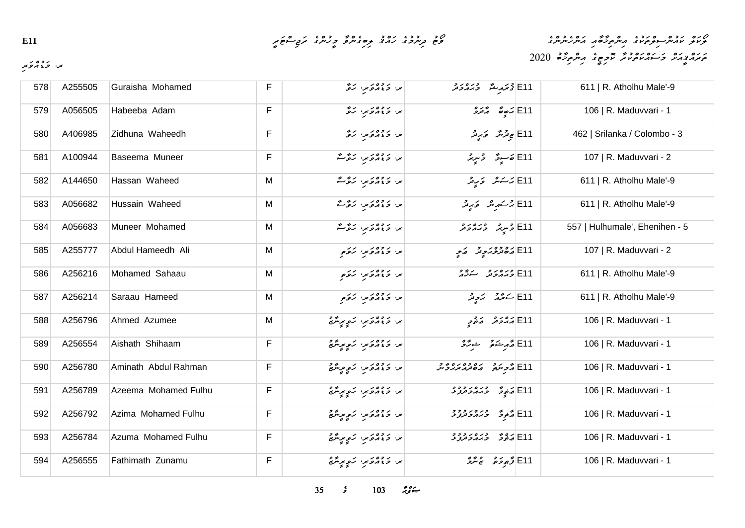| 578 | A255505 | Guraisha Mohamed | F | ރ. މަޑުއްވަރި، ހަވާ | ގުރައިޝާ މުހައްމަދު E11 | 611 \| R. Atholhu Male'-9 |
|---|---|---|---|---|---|---|
| 579 | A056505 | Habeeba Adam | F | ރ. މަޑުއްވަރި، ހަވާ | ހަބީބާ އާދަމް E11 | 106 \| R. Maduvvari - 1 |
| 580 | A406985 | Zidhuna Waheedh | F | ރ. މަޑުއްވަރި، ހަވާ | ޒިދުނާ ވަހީދު E11 | 462 \| Srilanka / Colombo - 3 |
| 581 | A100944 | Baseema Muneer | F | ރ. މަޑުއްވަރި، ހަވާސާ | ބަސީމާ މުނީރު E11 | 107 \| R. Maduvvari - 2 |
| 582 | A144650 | Hassan Waheed | M | ރ. މަޑުއްވަރި، ހަވާސާ | ހަސަން ވަހީދު E11 | 611 \| R. Atholhu Male'-9 |
| 583 | A056682 | Hussain Waheed | M | ރ. މަޑުއްވަރި، ހަވާސާ | ހުސައިން ވަހީދު E11 | 611 \| R. Atholhu Male'-9 |
| 584 | A056683 | Muneer Mohamed | M | ރ. މަޑުއްވަރި، ހަވާސާ | މުނީރު މުހައްމަދު E11 | 557 \| Hulhumale', Ehenihen - 5 |
| 585 | A255777 | Abdul Hameedh Ali | M | ރ. މަޑުއްވަރި، ހަވަމް | އަބްދުލްހަމީދު ޢަލީ E11 | 107 \| R. Maduvvari - 2 |
| 586 | A256216 | Mohamed Sahaau | M | ރ. މަޑުއްވަރި، ހަވަމް | މުހައްމަދު ސަހާއު E11 | 611 \| R. Atholhu Male'-9 |
| 587 | A256214 | Saraau Hameed | M | ރ. މަޑުއްވަރި، ހަވަމް | ސަރާއު ހަމީދު E11 | 611 \| R. Atholhu Male'-9 |
| 588 | A256796 | Ahmed Azumee | M | ރ. މަޑުއްވަރި، ހަވިރިނާޒް | އަޙްމަދު އަޒުމީ E11 | 106 \| R. Maduvvari - 1 |
| 589 | A256554 | Aishath Shihaam | F | ރ. މަޑުއްވަރި، ހަވިރިނާޒް | އައިޝަތު ޝިހާމް E11 | 106 \| R. Maduvvari - 1 |
| 590 | A256780 | Aminath Abdul Rahman | F | ރ. މަޑުއްވަރި، ހަވިރިނާޒް | އާމިނަތު އަބްދުއްރަޙްމާން E11 | 106 \| R. Maduvvari - 1 |
| 591 | A256789 | Azeema Mohamed Fulhu | F | ރ. މަޑުއްވަރި، ހަވިރިނާޒް | އަޒީމާ މުހައްމަދުފުޅު E11 | 106 \| R. Maduvvari - 1 |
| 592 | A256792 | Azima Mohamed Fulhu | F | ރ. މަޑުއްވަރި، ހަވިރިނާޒް | އާޒިމާ މުހައްމަދުފުޅު E11 | 106 \| R. Maduvvari - 1 |
| 593 | A256784 | Azuma Mohamed Fulhu | F | ރ. މަޑުއްވަރި، ހަވިރިނާޒް | އަޒުމާ މުހައްމަދުފުޅު E11 | 106 \| R. Maduvvari - 1 |
| 594 | A256555 | Fathimath Zunamu | F | ރ. މަޑުއްވަރި، ހަވިރިނާޒް | ފާތިމަތު ޒުނާމު E11 | 106 \| R. Maduvvari - 1 |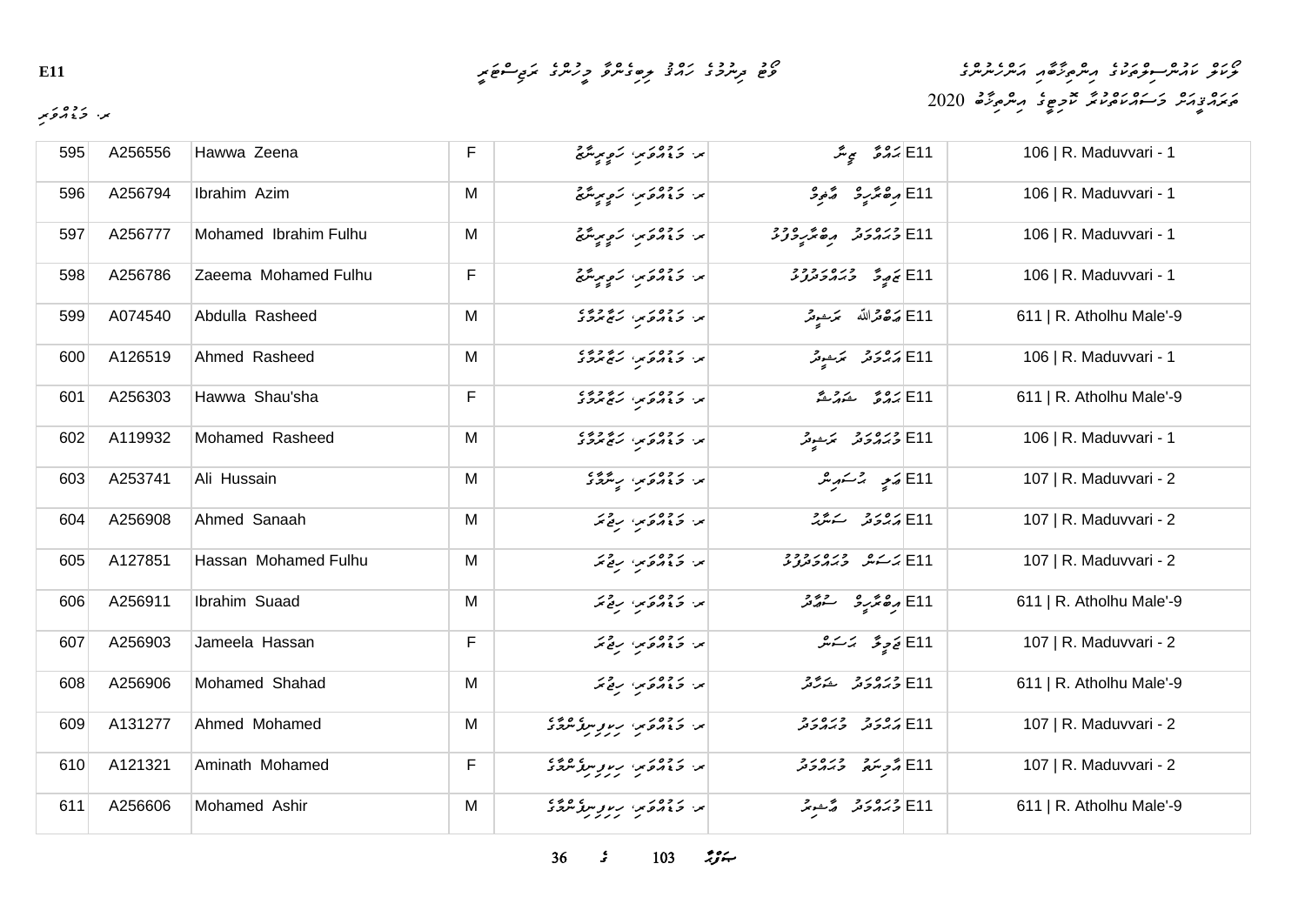| | | | | | | |
|---|---|---|---|---|---|---|
| 595 | A256556 | Hawwa Zeena | F | ރ. މަޑުއްވަރީ، ހަވީރީނާޒް | E11 ހައްވާ ޒީނާ | 106 \| R. Maduvvari - 1 |
| 596 | A256794 | Ibrahim Azim | M | ރ. މަޑުއްވަރީ، ހަވީރީނާޒް | E11 އިބްރާހީމް އާޒިމް | 106 \| R. Maduvvari - 1 |
| 597 | A256777 | Mohamed Ibrahim Fulhu | M | ރ. މަޑުއްވަރީ، ހަވީރީނާޒް | E11 މުހައްމަދު އިބްރާހީމްފުޅު | 106 \| R. Maduvvari - 1 |
| 598 | A256786 | Zaeema Mohamed Fulhu | F | ރ. މަޑުއްވަރީ، ހަވީރީނާޒް | E11 ޒައީމާ މުހައްމަދުފުޅު | 106 \| R. Maduvvari - 1 |
| 599 | A074540 | Abdulla Rasheed | M | ރ. މަޑުއްވަރީ، ހަޖަރުގޭ | E11 އަބްދުﷲ ރަޝީދު | 611 \| R. Atholhu Male'-9 |
| 600 | A126519 | Ahmed Rasheed | M | ރ. މަޑުއްވަރީ، ހަޖަރުގޭ | E11 އަހްމަދު ރަޝީދު | 106 \| R. Maduvvari - 1 |
| 601 | A256303 | Hawwa Shau'sha | F | ރ. މަޑުއްވަރީ، ހަޖަރުގޭ | E11 ހައްވާ ޝައުޝާ | 611 \| R. Atholhu Male'-9 |
| 602 | A119932 | Mohamed Rasheed | M | ރ. މަޑުއްވަރީ، ހަޖަރުގޭ | E11 މުހައްމަދު ރަޝީދު | 106 \| R. Maduvvari - 1 |
| 603 | A253741 | Ali Hussain | M | ރ. މަޑުއްވަރީ، ހިރާގޭ | E11 އަލީ ހުސައިން | 107 \| R. Maduvvari - 2 |
| 604 | A256908 | Ahmed Sanaah | M | ރ. މަޑުއްވަރީ، ހިޔަރ | E11 އަހްމަދު ސަނާހު | 107 \| R. Maduvvari - 2 |
| 605 | A127851 | Hassan Mohamed Fulhu | M | ރ. މަޑުއްވަރީ، ހިޔަރ | E11 ހަސަން މުހައްމަދުފުޅު | 107 \| R. Maduvvari - 2 |
| 606 | A256911 | Ibrahim Suaad | M | ރ. މަޑުއްވަރީ، ހިޔަރ | E11 އިބްރާހީމް ސުޢާދު | 611 \| R. Atholhu Male'-9 |
| 607 | A256903 | Jameela Hassan | F | ރ. މަޑުއްވަރީ، ހިޔަރ | E11 ޖަމީލާ ހަސަން | 107 \| R. Maduvvari - 2 |
| 608 | A256906 | Mohamed Shahad | M | ރ. މަޑުއްވަރީ، ހިޔަރ | E11 މުހައްމަދު ޝަހާދު | 611 \| R. Atholhu Male'-9 |
| 609 | A131277 | Ahmed Mohamed | M | ރ. މަޑުއްވަރީ، ހިރިހިލިހަނދުގޭ | E11 އަހްމަދު މުހައްމަދު | 107 \| R. Maduvvari - 2 |
| 610 | A121321 | Aminath Mohamed | F | ރ. މަޑުއްވަރީ، ހިރިހިލިހަނދުގޭ | E11 އާމިނަތު މުހައްމަދު | 107 \| R. Maduvvari - 2 |
| 611 | A256606 | Mohamed Ashir | M | ރ. މަޑުއްވަރީ، ހިރިހިލިހަނދުގޭ | E11 މުހައްމަދު އާޝިރު | 611 \| R. Atholhu Male'-9 |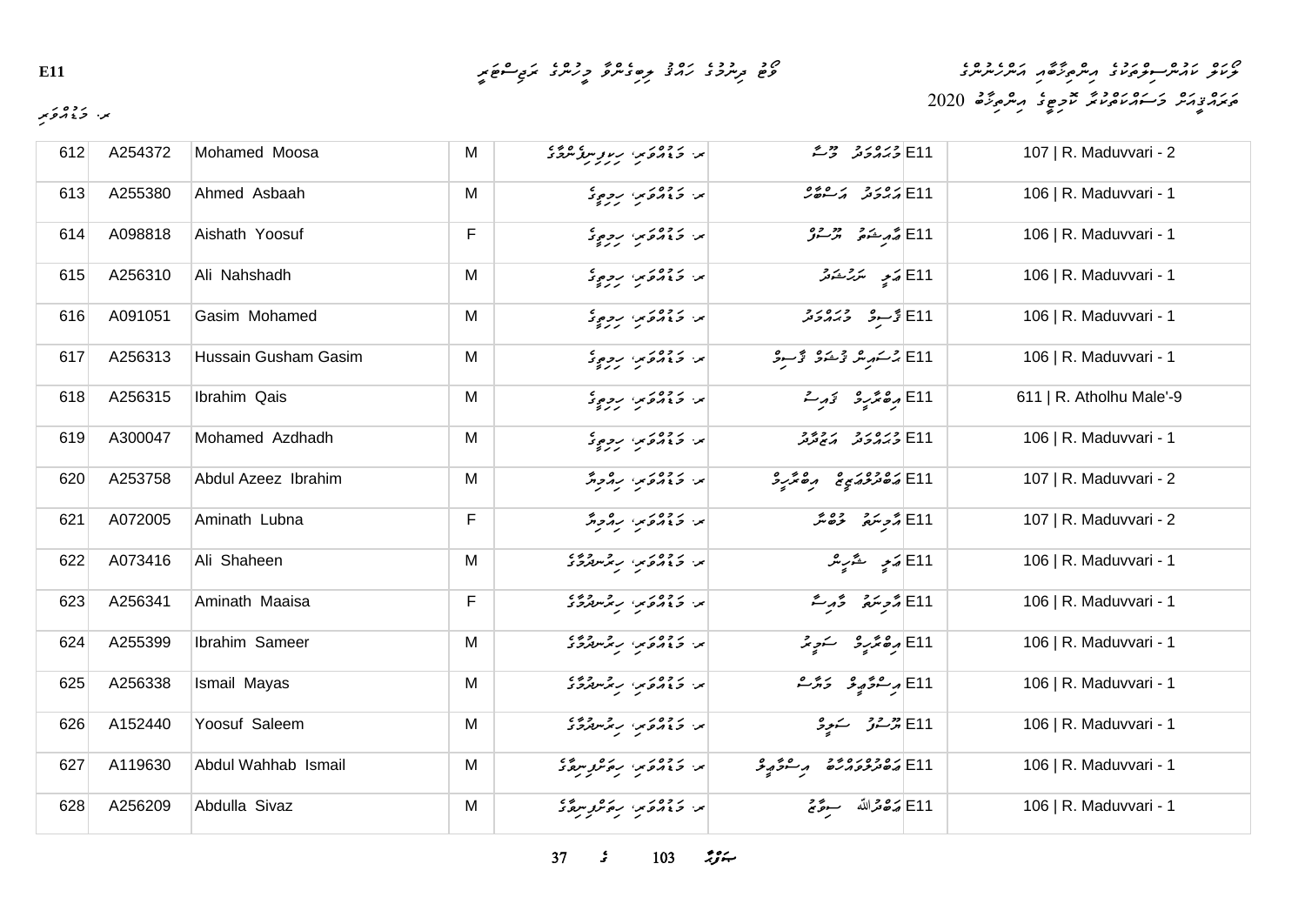| 612 | A254372 | Mohamed Moosa | M | ރ. މަޑުއްވަރީ، ހިޔާވާހިނާގެ | E11 މުހައްމަދު މޫސާ | 107 \| R. Maduvvari - 2 |
|---|---|---|---|---|---|---|
| 613 | A255380 | Ahmed Asbaah | M | ރ. މަޑުއްވަރީ، ހިލޭގެ | E11 އަހުމަދު އަސްބާހު | 106 \| R. Maduvvari - 1 |
| 614 | A098818 | Aishath Yoosuf | F | ރ. މަޑުއްވަރީ، ހިލޭގެ | E11 އާއިޝަތު ޔޫސުފު | 106 \| R. Maduvvari - 1 |
| 615 | A256310 | Ali Nahshadh | M | ރ. މަޑުއްވަރީ، ހިލޭގެ | E11 އަލި ނަހްޝަދު | 106 \| R. Maduvvari - 1 |
| 616 | A091051 | Gasim Mohamed | M | ރ. މަޑުއްވަރީ، ހިލޭގެ | E11 ޤާސިމް މުހައްމަދު | 106 \| R. Maduvvari - 1 |
| 617 | A256313 | Hussain Gusham Gasim | M | ރ. މަޑުއްވަރީ، ހިލޭގެ | E11 ޙުސައިން ގުޝަމް ޤާސިމް | 106 \| R. Maduvvari - 1 |
| 618 | A256315 | Ibrahim Qais | M | ރ. މަޑުއްވަރީ، ހިލޭގެ | E11 އިބްރާހީމް ޤައިސް | 611 \| R. Atholhu Male'-9 |
| 619 | A300047 | Mohamed Azdhadh | M | ރ. މަޑުއްވަރީ، ހިލޭގެ | E11 މުހައްމަދު އަޒްދަދު | 106 \| R. Maduvvari - 1 |
| 620 | A253758 | Abdul Azeez Ibrahim | M | ރ. މަޑުއްވަރީ، ހިއްލިޔާ | E11 އަބްދުލްއަޒީޒް އިބްރާހީމް | 107 \| R. Maduvvari - 2 |
| 621 | A072005 | Aminath Lubna | F | ރ. މަޑުއްވަރީ، ހިއްލިޔާ | E11 އާމިނަތު ލުބުނާ | 107 \| R. Maduvvari - 2 |
| 622 | A073416 | Ali Shaheen | M | ރ. މަޑުއްވަރީ، ހިރުނދުވާގެ | E11 އަލި ޝާހީން | 106 \| R. Maduvvari - 1 |
| 623 | A256341 | Aminath Maaisa | F | ރ. މަޑުއްވަރީ، ހިރުނދުވާގެ | E11 އާމިނަތު މާއިސާ | 106 \| R. Maduvvari - 1 |
| 624 | A255399 | Ibrahim Sameer | M | ރ. މަޑުއްވަރީ، ހިރުނދުވާގެ | E11 އިބްރާހީމް ސަމީރު | 106 \| R. Maduvvari - 1 |
| 625 | A256338 | Ismail Mayas | M | ރ. މަޑުއްވަރީ، ހިރުނދުވާގެ | E11 އިސްމާއީލް މަޔާސް | 106 \| R. Maduvvari - 1 |
| 626 | A152440 | Yoosuf Saleem | M | ރ. މަޑުއްވަރީ، ހިރުނދުވާގެ | E11 ޔޫސުފު ސަލީމް | 106 \| R. Maduvvari - 1 |
| 627 | A119630 | Abdul Wahhab Ismail | M | ރ. މަޑުއްވަރީ، ހިތަފުށިވިލާގެ | E11 އަބްދުލްވައްހާބު އިސްމާއީލް | 106 \| R. Maduvvari - 1 |
| 628 | A256209 | Abdulla Sivaz | M | ރ. މަޑުއްވަރީ، ހިތަފުށިވިލާގެ | E11 އަބްދުﷲ ސިވާޒު | 106 \| R. Maduvvari - 1 |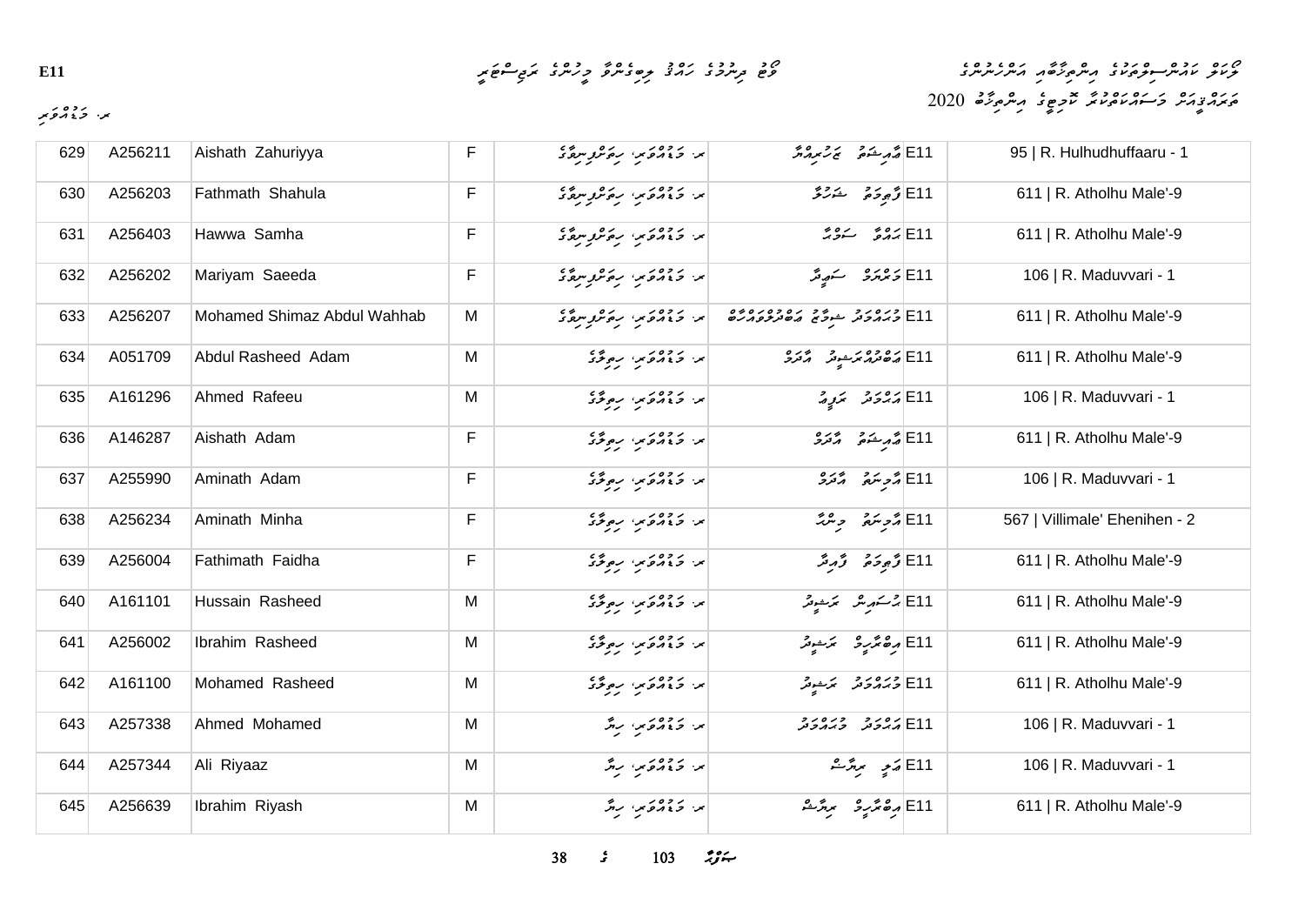| 629 | A256211 | Aishath Zahuriyya | F | ރ. މަޑުއްވަރީ، ހިޔާރޮވިއްލާގެ | E11 އާއިޝަތު ޒަހުރިއްޔާ | 95 \| R. Hulhudhuffaaru - 1 |
|---|---|---|---|---|---|---|
| 630 | A256203 | Fathmath Shahula | F | ރ. މަޑުއްވަރީ، ހިޔާރޮވިއްލާގެ | E11 ފާތިމަތު ޝަހުލާ | 611 \| R. Atholhu Male'-9 |
| 631 | A256403 | Hawwa Samha | F | ރ. މަޑުއްވަރީ، ހިޔާރޮވިއްލާގެ | E11 ހައްވާ ސަމްހާ | 611 \| R. Atholhu Male'-9 |
| 632 | A256202 | Mariyam Saeeda | F | ރ. މަޑުއްވަރީ، ހިޔާރޮވިއްލާގެ | E11 މަރިޔަމް ސަޢީދާ | 106 \| R. Maduvvari - 1 |
| 633 | A256207 | Mohamed Shimaz Abdul Wahhab | M | ރ. މަޑުއްވަރީ، ހިޔާރޮވިއްލާގެ | E11 މުހައްމަދު ޝިމާޒު އަބްދުލްވައްހާބު | 611 \| R. Atholhu Male'-9 |
| 634 | A051709 | Abdul Rasheed Adam | M | ރ. މަޑުއްވަރީ، ހިތަފާގެ | E11 އަބްދުއްރަޝީދު އާދަމް | 611 \| R. Atholhu Male'-9 |
| 635 | A161296 | Ahmed Rafeeu | M | ރ. މަޑުއްވަރީ، ހިތަފާގެ | E11 އަޙްމަދު ރަފީޢު | 106 \| R. Maduvvari - 1 |
| 636 | A146287 | Aishath Adam | F | ރ. މަޑުއްވަރީ، ހިތަފާގެ | E11 އާއިޝަތު އާދަމް | 611 \| R. Atholhu Male'-9 |
| 637 | A255990 | Aminath Adam | F | ރ. މަޑުއްވަރީ، ހިތަފާގެ | E11 އާމިނަތު އާދަމް | 106 \| R. Maduvvari - 1 |
| 638 | A256234 | Aminath Minha | F | ރ. މަޑުއްވަރީ، ހިތަފާގެ | E11 އާމިނަތު މިންހާ | 567 \| Villimale' Ehenihen - 2 |
| 639 | A256004 | Fathimath Faidha | F | ރ. މަޑުއްވަރީ، ހިތަފާގެ | E11 ފާތިމަތު ފާއިދާ | 611 \| R. Atholhu Male'-9 |
| 640 | A161101 | Hussain Rasheed | M | ރ. މަޑުއްވަރީ، ހިތަފާގެ | E11 ހުސައިން ރަޝީދު | 611 \| R. Atholhu Male'-9 |
| 641 | A256002 | Ibrahim Rasheed | M | ރ. މަޑުއްވަރީ، ހިތަފާގެ | E11 އިބްރާހީމް ރަޝީދު | 611 \| R. Atholhu Male'-9 |
| 642 | A161100 | Mohamed Rasheed | M | ރ. މަޑުއްވަރީ، ހިތަފާގެ | E11 މުހައްމަދު ރަޝީދު | 611 \| R. Atholhu Male'-9 |
| 643 | A257338 | Ahmed Mohamed | M | ރ. މަޑުއްވަރީ، ހިޔާ | E11 އަޙްމަދު މުހައްމަދު | 106 \| R. Maduvvari - 1 |
| 644 | A257344 | Ali Riyaaz | M | ރ. މަޑުއްވަރީ، ހިޔާ | E11 އަލީ ރިޔާޒް | 106 \| R. Maduvvari - 1 |
| 645 | A256639 | Ibrahim Riyash | M | ރ. މަޑުއްވަރީ، ހިޔާ | E11 އިބްރާހީމް ރިޔާޝް | 611 \| R. Atholhu Male'-9 |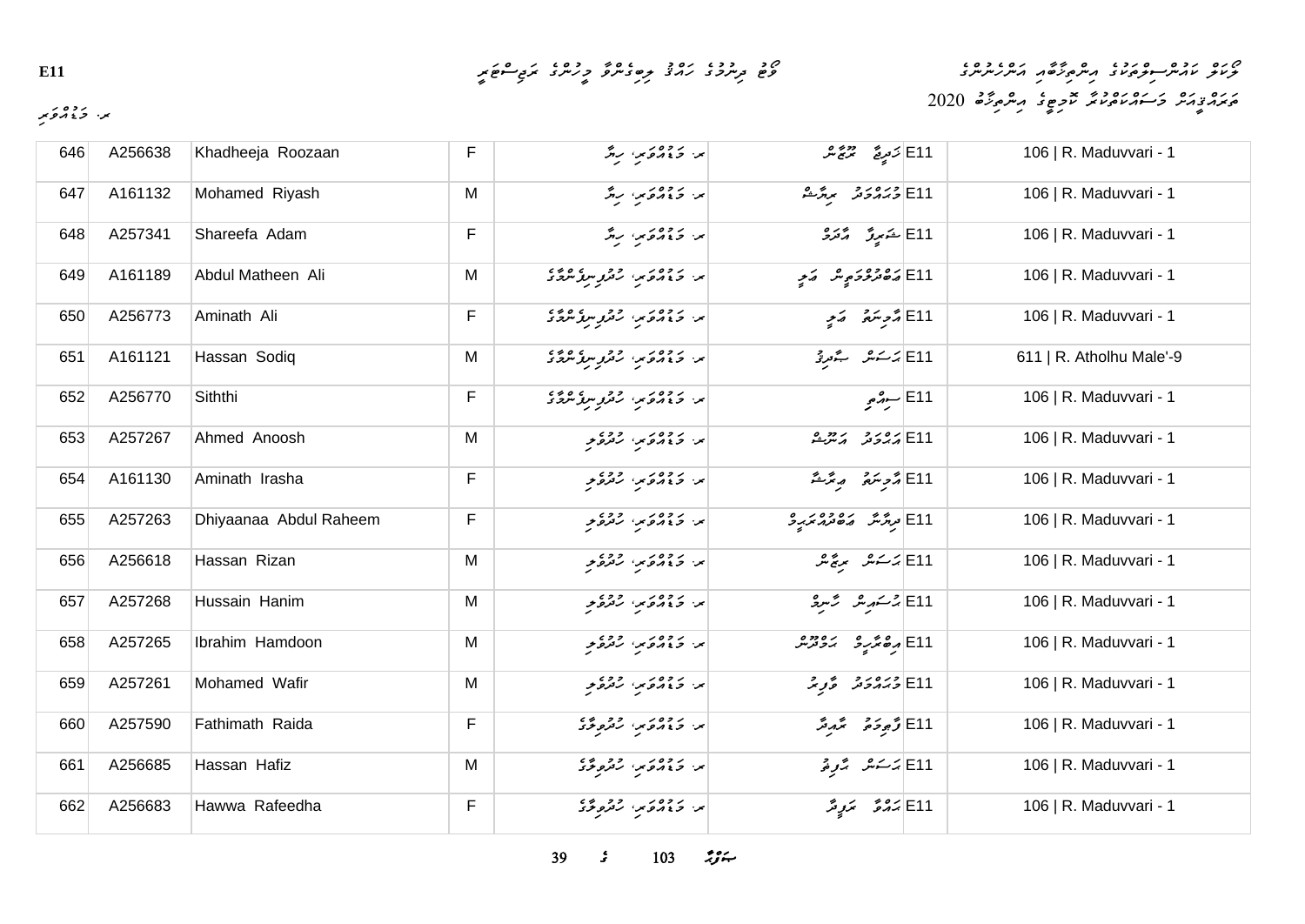| 646 | A256638 | Khadheeja Roozaan | F | ރ. މަޑުއްވަރީ، ރިޔާ | ޚަދީޖާ ރޫޒާން | E11 | 106 \| R. Maduvvari - 1 |
|---|---|---|---|---|---|---|---|
| 647 | A161132 | Mohamed Riyash | M | ރ. މަޑުއްވަރީ، ރިޔާ | މުހައްމަދު ރިޔާޝް | E11 | 106 \| R. Maduvvari - 1 |
| 648 | A257341 | Shareefa Adam | F | ރ. މަޑުއްވަރީ، ރިޔާ | ޝަރީފާ އާދަމް | E11 | 106 \| R. Maduvvari - 1 |
| 649 | A161189 | Abdul Matheen Ali | M | ރ. މަޑުއްވަރީ، ހުދުވިނުފުށިގެ | އަބްދުލްމަތީން އަލި | E11 | 106 \| R. Maduvvari - 1 |
| 650 | A256773 | Aminath Ali | F | ރ. މަޑުއްވަރީ، ހުދުވިނުފުށިގެ | އާމިނަތު އަލި | E11 | 106 \| R. Maduvvari - 1 |
| 651 | A161121 | Hassan Sodiq | M | ރ. މަޑުއްވަރީ، ހުދުވިނުފުށިގެ | ހަސަން ޞާދިޤު | E11 | 611 \| R. Atholhu Male'-9 |
| 652 | A256770 | Siththi | F | ރ. މަޑުއްވަރީ، ހުދުވިނުފުށިގެ | ސިއްތި | E11 | 106 \| R. Maduvvari - 1 |
| 653 | A257267 | Ahmed Anoosh | M | ރ. މަޑުއްވަރީ، ހުދުވެލި | އަހްމަދު އަނޫޝް | E11 | 106 \| R. Maduvvari - 1 |
| 654 | A161130 | Aminath Irasha | F | ރ. މަޑުއްވަރީ، ހުދުވެލި | އާމިނަތު އިރާޝާ | E11 | 106 \| R. Maduvvari - 1 |
| 655 | A257263 | Dhiyaanaa Abdul Raheem | F | ރ. މަޑުއްވަރީ، ހުދުވެލި | ދިޔާނާ އަބްދުއްރަޙީމް | E11 | 106 \| R. Maduvvari - 1 |
| 656 | A256618 | Hassan Rizan | M | ރ. މަޑުއްވަރީ، ހުދުވެލި | ހަސަން ރިޒާން | E11 | 106 \| R. Maduvvari - 1 |
| 657 | A257268 | Hussain Hanim | M | ރ. މަޑުއްވަރީ، ހުދުވެލި | ހުސައިން ހާނިމް | E11 | 106 \| R. Maduvvari - 1 |
| 658 | A257265 | Ibrahim Hamdoon | M | ރ. މަޑުއްވަރީ، ހުދުވެލި | އިބްރާހީމް ހަމްދޫން | E11 | 106 \| R. Maduvvari - 1 |
| 659 | A257261 | Mohamed Wafir | M | ރ. މަޑުއްވަރީ، ހުދުވެލި | މުހައްމަދު ވާފިރު | E11 | 106 \| R. Maduvvari - 1 |
| 660 | A257590 | Fathimath Raida | F | ރ. މަޑުއްވަރީ، ހުދުވިލާގެ | ފާތިމަތު ރާއިދާ | E11 | 106 \| R. Maduvvari - 1 |
| 661 | A256685 | Hassan Hafiz | M | ރ. މަޑުއްވަރީ، ހުދުވިލާގެ | ހަސަން ހާފިޒު | E11 | 106 \| R. Maduvvari - 1 |
| 662 | A256683 | Hawwa Rafeedha | F | ރ. މަޑުއްވަރީ، ހުދުވިލާގެ | ހައްވާ ރަފީދާ | E11 | 106 \| R. Maduvvari - 1 |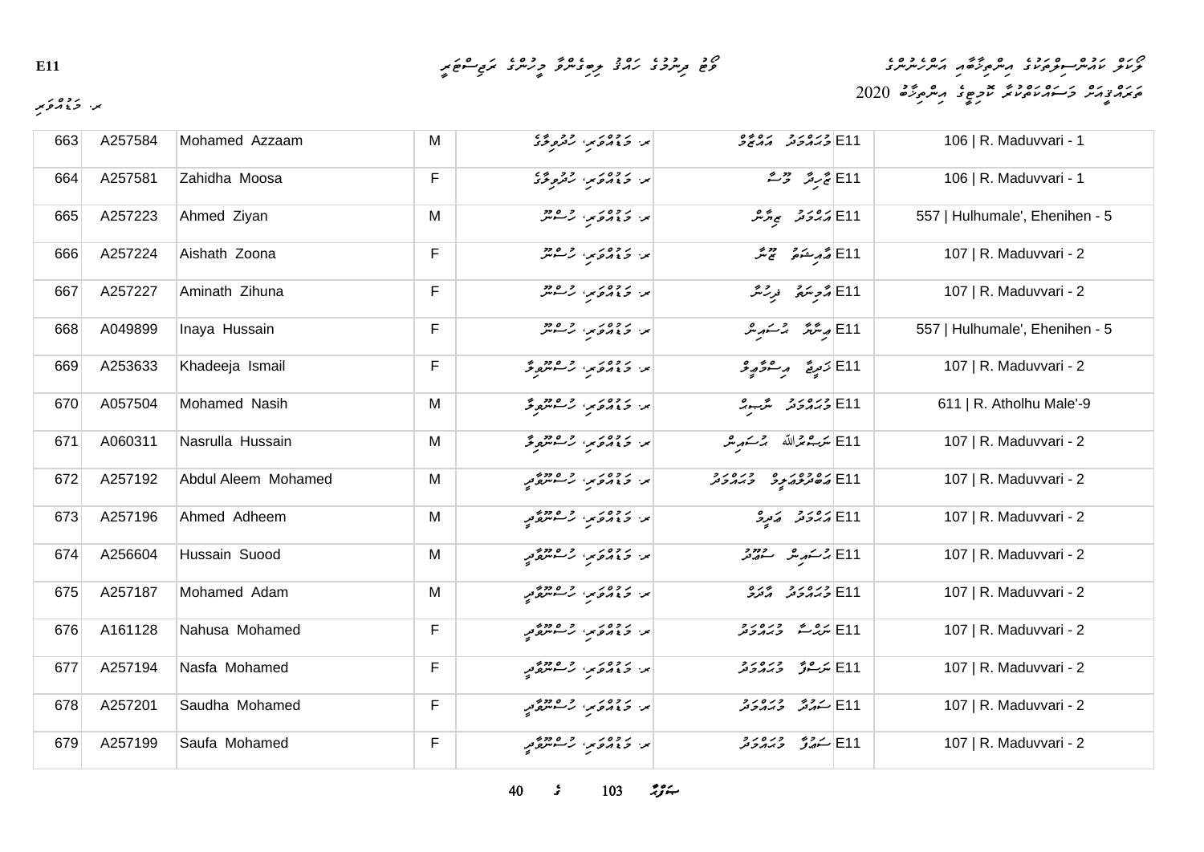ރ. މަޑުއްވަރި

| 663 | A257584 | Mohamed Azzaam | M | ރ. މަޑުއްވަރި، ހުދުވިލާގެ | E11 މުހައްމަދު އައްޒާމް | 106 \| R. Maduvvari - 1 |
|---|---|---|---|---|---|---|
| 664 | A257581 | Zahidha Moosa | F | ރ. މަޑުއްވަރި، ހުދުވިލާގެ | E11 ޒާހިދާ މޫސާ | 106 \| R. Maduvvari - 1 |
| 665 | A257223 | Ahmed Ziyan | M | ރ. މަޑުއްވަރި، ހުސްނޫ | E11 އަހުމަދު ޒިޔާން | 557 \| Hulhumale', Ehenihen - 5 |
| 666 | A257224 | Aishath Zoona | F | ރ. މަޑުއްވަރި، ހުސްނޫ | E11 އާއިޝަތު ޒޫނާ | 107 \| R. Maduvvari - 2 |
| 667 | A257227 | Aminath Zihuna | F | ރ. މަޑުއްވަރި، ހުސްނޫ | E11 އާމިނަތު ޒިހުނާ | 107 \| R. Maduvvari - 2 |
| 668 | A049899 | Inaya Hussain | F | ރ. މަޑުއްވަރި، ހުސްނޫ | E11 އިނާޔާ ހުސައިން | 557 \| Hulhumale', Ehenihen - 5 |
| 669 | A253633 | Khadeeja Ismail | F | ރ. މަޑުއްވަރި، ހުސްނުވިލާ | E11 ޚަދީޖާ އިސްމާޢީލް | 107 \| R. Maduvvari - 2 |
| 670 | A057504 | Mohamed Nasih | M | ރ. މަޑުއްވަރި، ހުސްނުވިލާ | E11 މުހައްމަދު ނާސިހް | 611 \| R. Atholhu Male'-9 |
| 671 | A060311 | Nasrulla Hussain | M | ރ. މަޑުއްވަރި، ހުސްނުވިލާ | E11 ނަސްރުﷲ ހުސައިން | 107 \| R. Maduvvari - 2 |
| 672 | A257192 | Abdul Aleem Mohamed | M | ރ. މަޑުއްވަރި، ހުސްނޫވާދީ | E11 އަބްދުލްޢަލީމް މުހައްމަދު | 107 \| R. Maduvvari - 2 |
| 673 | A257196 | Ahmed Adheem | M | ރ. މަޑުއްވަރި، ހުސްނޫވާދީ | E11 އަހުމަދު އަދީމް | 107 \| R. Maduvvari - 2 |
| 674 | A256604 | Hussain Suood | M | ރ. މަޑުއްވަރި، ހުސްނޫވާދީ | E11 ހުސައިން ސުޢޫދު | 107 \| R. Maduvvari - 2 |
| 675 | A257187 | Mohamed Adam | M | ރ. މަޑުއްވަރި، ހުސްނޫވާދީ | E11 މުހައްމަދު އާދަމް | 107 \| R. Maduvvari - 2 |
| 676 | A161128 | Nahusa Mohamed | F | ރ. މަޑުއްވަރި، ހުސްނޫވާދީ | E11 ނަހުސާ މުހައްމަދު | 107 \| R. Maduvvari - 2 |
| 677 | A257194 | Nasfa Mohamed | F | ރ. މަޑުއްވަރި، ހުސްނޫވާދީ | E11 ނަސްފާ މުހައްމަދު | 107 \| R. Maduvvari - 2 |
| 678 | A257201 | Saudha Mohamed | F | ރ. މަޑުއްވަރި، ހުސްނޫވާދީ | E11 ސައުދާ މުހައްމަދު | 107 \| R. Maduvvari - 2 |
| 679 | A257199 | Saufa Mohamed | F | ރ. މަޑުއްވަރި، ހުސްނޫވާދީ | E11 ސައުފާ މުހައްމަދު | 107 \| R. Maduvvari - 2 |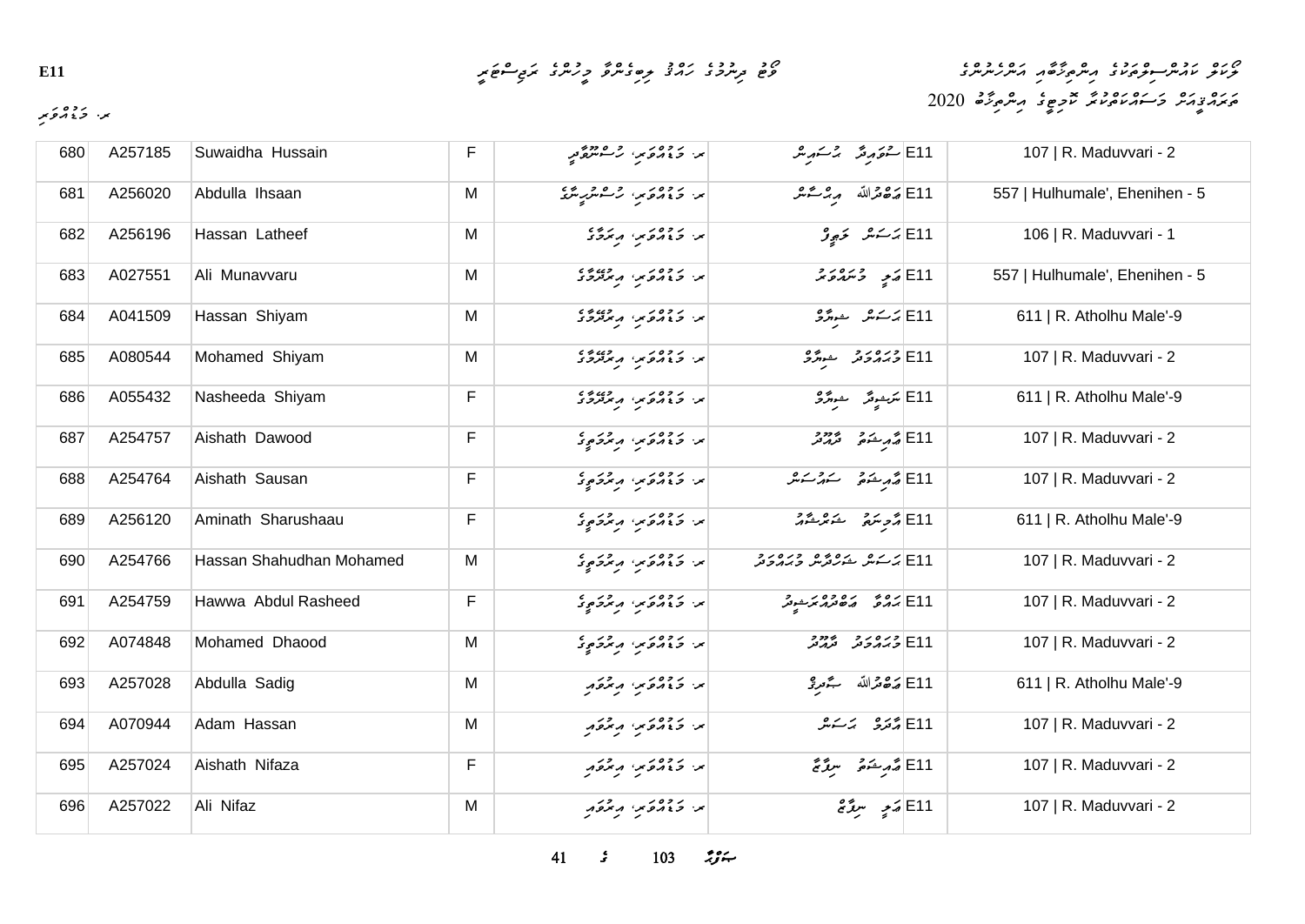| 680 | A257185 | Suwaidha Hussain | F | ރ. މަޑުއްވަރީ، ހުސްނުވާރީ | ސުވައިދާ ހުސައިން E11 | 107 \| R. Maduvvari - 2 |
|---|---|---|---|---|---|---|
| 681 | A256020 | Abdulla Ihsaan | M | ރ. މަޑުއްވަރީ، ހުސްނުހިޔާ | އަބްދުﷲ އިހްސާން E11 | 557 \| Hulhumale', Ehenihen - 5 |
| 682 | A256196 | Hassan Latheef | M | ރ. މަޑުއްވަރީ، އިރަމާ | ހަސަން ލަތީފް E11 | 106 \| R. Maduvvari - 1 |
| 683 | A027551 | Ali Munavvaru | M | ރ. މަޑުއްވަރީ، އިރުދުވާ | އަލީ މުނައްވަރު E11 | 557 \| Hulhumale', Ehenihen - 5 |
| 684 | A041509 | Hassan Shiyam | M | ރ. މަޑުއްވަރީ، އިރުދުވާ | ހަސަން ޝިޔާމް E11 | 611 \| R. Atholhu Male'-9 |
| 685 | A080544 | Mohamed Shiyam | M | ރ. މަޑުއްވަރީ، އިރުދުވާ | މުހައްމަދު ޝިޔާމް E11 | 107 \| R. Maduvvari - 2 |
| 686 | A055432 | Nasheeda Shiyam | F | ރ. މަޑުއްވަރީ، އިރުދުވާ | ނަޝީދާ ޝިޔާމް E11 | 611 \| R. Atholhu Male'-9 |
| 687 | A254757 | Aishath Dawood | F | ރ. މަޑުއްވަރީ، އިރުމަތީ | އާއިޝަތު ދާއޫދު E11 | 107 \| R. Maduvvari - 2 |
| 688 | A254764 | Aishath Sausan | F | ރ. މަޑުއްވަރީ، އިރުމަތީ | އާއިޝަތު ސައުސަން E11 | 107 \| R. Maduvvari - 2 |
| 689 | A256120 | Aminath Sharushaau | F | ރ. މަޑުއްވަރީ، އިރުމަތީ | އާމިނަތު ޝަރުޝާއު E11 | 611 \| R. Atholhu Male'-9 |
| 690 | A254766 | Hassan Shahudhan Mohamed | M | ރ. މަޑުއްވަރީ، އިރުމަތީ | ހަސަން ޝަހުދާން މުހައްމަދު E11 | 107 \| R. Maduvvari - 2 |
| 691 | A254759 | Hawwa Abdul Rasheed | F | ރ. މަޑުއްވަރީ، އިރުމަތީ | ހައްވާ އަބްދުއްރަޝީދު E11 | 107 \| R. Maduvvari - 2 |
| 692 | A074848 | Mohamed Dhaood | M | ރ. މަޑުއްވަރީ، އިރުމަތީ | މުހައްމަދު ދާއޫދު E11 | 107 \| R. Maduvvari - 2 |
| 693 | A257028 | Abdulla Sadig | M | ރ. މަޑުއްވަރީ، އިރުވައި | އަބްދުﷲ ސާދިގު E11 | 611 \| R. Atholhu Male'-9 |
| 694 | A070944 | Adam Hassan | M | ރ. މަޑުއްވަރީ، އިރުވައި | އާދަމް ހަސަން E11 | 107 \| R. Maduvvari - 2 |
| 695 | A257024 | Aishath Nifaza | F | ރ. މަޑުއްވަރީ، އިރުވައި | އާއިޝަތު ނިފާޒާ E11 | 107 \| R. Maduvvari - 2 |
| 696 | A257022 | Ali Nifaz | M | ރ. މަޑުއްވަރީ، އިރުވައި | އަލީ ނިފާޒް E11 | 107 \| R. Maduvvari - 2 |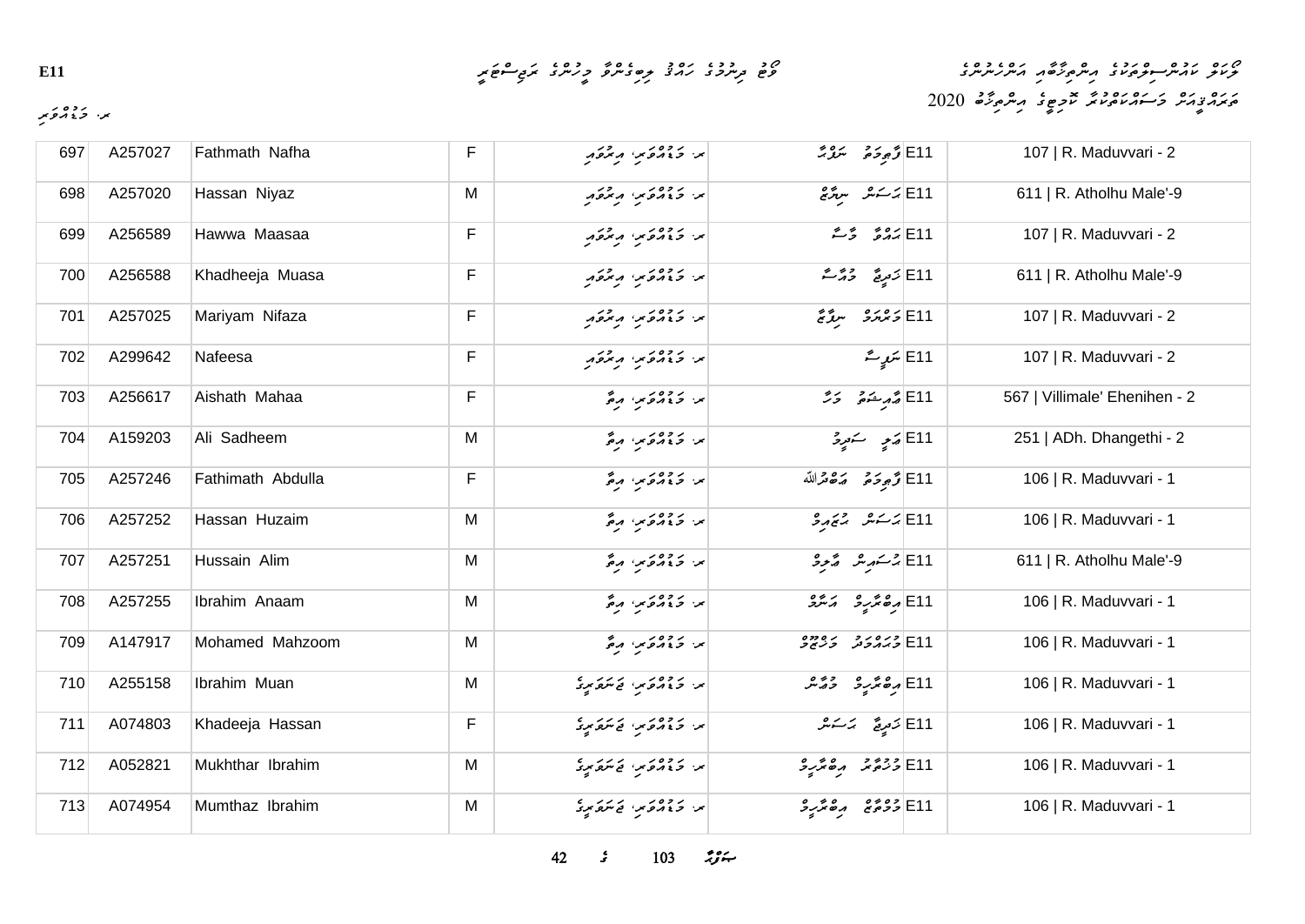| 697 | A257027 | Fathmath Nafha | F | ރ. މަޑުއްވަރި، އިރުވައި | E11 ފާތިމަތު ނަފްހާ | 107 \| R. Maduvvari - 2 |
|---|---|---|---|---|---|---|
| 698 | A257020 | Hassan Niyaz | M | ރ. މަޑުއްވަރި، އިރުވައި | E11 ހަސަން ނިޔާޒު | 611 \| R. Atholhu Male'-9 |
| 699 | A256589 | Hawwa Maasaa | F | ރ. މަޑުއްވަރި، އިރުވައި | E11 ހައްވާ މާސާ | 107 \| R. Maduvvari - 2 |
| 700 | A256588 | Khadheeja Muasa | F | ރ. މަޑުއްވަރި، އިރުވައި | E11 ޚަދީޖާ މުއާސާ | 611 \| R. Atholhu Male'-9 |
| 701 | A257025 | Mariyam Nifaza | F | ރ. މަޑުއްވަރި، އިރުވައި | E11 މަރިޔަމް ނިފާޒާ | 107 \| R. Maduvvari - 2 |
| 702 | A299642 | Nafeesa | F | ރ. މަޑުއްވަރި، އިރުވައި | E11 ނަފީސާ | 107 \| R. Maduvvari - 2 |
| 703 | A256617 | Aishath Mahaa | F | ރ. މަޑުއްވަރި، އިތާ | E11 އާއިޝަތު މަހާ | 567 \| Villimale' Ehenihen - 2 |
| 704 | A159203 | Ali Sadheem | M | ރ. މަޑުއްވަރި، އިތާ | E11 އަލި ސަދީމު | 251 \| ADh. Dhangethi - 2 |
| 705 | A257246 | Fathimath Abdulla | F | ރ. މަޑުއްވަރި، އިތާ | E11 ފާތިމަތު އަބްދުﷲ | 106 \| R. Maduvvari - 1 |
| 706 | A257252 | Hassan Huzaim | M | ރ. މަޑުއްވަރި، އިތާ | E11 ހަސަން ހުޒައިމު | 106 \| R. Maduvvari - 1 |
| 707 | A257251 | Hussain Alim | M | ރ. މަޑުއްވަރި، އިތާ | E11 ހުސައިން އާލިމު | 611 \| R. Atholhu Male'-9 |
| 708 | A257255 | Ibrahim Anaam | M | ރ. މަޑުއްވަރި، އިތާ | E11 އިބްރާހީމް އަނާމް | 106 \| R. Maduvvari - 1 |
| 709 | A147917 | Mohamed Mahzoom | M | ރ. މަޑުއްވަރި، އިތާ | E11 މުހައްމަދު މަޙްޒޫމް | 106 \| R. Maduvvari - 1 |
| 710 | A255158 | Ibrahim Muan | M | ރ. މަޑުއްވަރި، ޖަނަވަރީގެ | E11 އިބްރާހީމް މުއާން | 106 \| R. Maduvvari - 1 |
| 711 | A074803 | Khadeeja Hassan | F | ރ. މަޑުއްވަރި، ޖަނަވަރީގެ | E11 ޚަދީޖާ ހަސަން | 106 \| R. Maduvvari - 1 |
| 712 | A052821 | Mukhthar Ibrahim | M | ރ. މަޑުއްވަރި، ޖަނަވަރީގެ | E11 މުޚުތާރު އިބްރާހީމް | 106 \| R. Maduvvari - 1 |
| 713 | A074954 | Mumthaz Ibrahim | M | ރ. މަޑުއްވަރި، ޖަނަވަރީގެ | E11 މުމްތާޒު އިބްރާހީމް | 106 \| R. Maduvvari - 1 |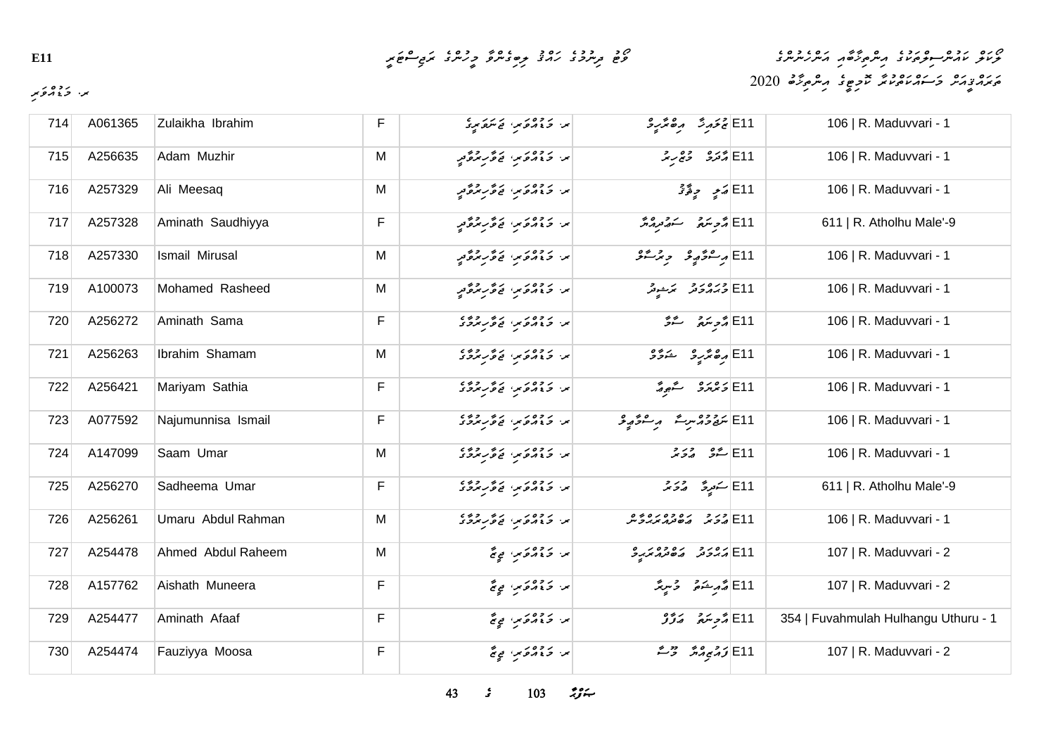| 714 | A061365 | Zulaikha Ibrahim | F | ރ. މަޑުއްވަރީ، ޒަނަވަރީގެ | ޒުލައިހާ އިބްރާހީމް E11 | 106 \| R. Maduvvari - 1 |
|---|---|---|---|---|---|---|
| 715 | A256635 | Adam Muzhir | M | ރ. މަޑުއްވަރީ، ޒަވާހިރުވާދީ | އާދަމް މުޒްހިރު E11 | 106 \| R. Maduvvari - 1 |
| 716 | A257329 | Ali Meesaq | M | ރ. މަޑުއްވަރީ، ޒަވާހިރުވާދީ | އަލި މީސާގު E11 | 106 \| R. Maduvvari - 1 |
| 717 | A257328 | Aminath Saudhiyya | F | ރ. މަޑުއްވަރީ، ޒަވާހިރުވާދީ | އާމިނަތު ސައުދިއްޔާ E11 | 611 \| R. Atholhu Male'-9 |
| 718 | A257330 | Ismail Mirusal | M | ރ. މަޑުއްވަރީ، ޒަވާހިރުވާދީ | އިސްމާއީލް މިރުސަލް E11 | 106 \| R. Maduvvari - 1 |
| 719 | A100073 | Mohamed Rasheed | M | ރ. މަޑުއްވަރީ، ޒަވާހިރުވާދީ | މުހައްމަދު ރަޝީދު E11 | 106 \| R. Maduvvari - 1 |
| 720 | A256272 | Aminath Sama | F | ރ. މަޑުއްވަރީ، ޒަވާހިރުމާގެ | އާމިނަތު ސަމާ E11 | 106 \| R. Maduvvari - 1 |
| 721 | A256263 | Ibrahim Shamam | M | ރ. މަޑުއްވަރީ، ޒަވާހިރުމާގެ | އިބްރާހީމް ޝަމާމް E11 | 106 \| R. Maduvvari - 1 |
| 722 | A256421 | Mariyam Sathia | F | ރ. މަޑުއްވަރީ، ޒަވާހިރުމާގެ | މަރިޔަމް ސާތިޢާ E11 | 106 \| R. Maduvvari - 1 |
| 723 | A077592 | Najumunnisa Ismail | F | ރ. މަޑުއްވަރީ، ޒަވާހިރުމާގެ | ނަޖުމުންނިސާ އިސްމާއީލް E11 | 106 \| R. Maduvvari - 1 |
| 724 | A147099 | Saam Umar | M | ރ. މަޑުއްވަރީ، ޒަވާހިރުމާގެ | ސާމް އުމަރު E11 | 106 \| R. Maduvvari - 1 |
| 725 | A256270 | Sadheema Umar | F | ރ. މަޑުއްވަރީ، ޒަވާހިރުމާގެ | ސަދީމާ އުމަރު E11 | 611 \| R. Atholhu Male'-9 |
| 726 | A256261 | Umaru Abdul Rahman | M | ރ. މަޑުއްވަރީ، ޒަވާހިރުމާގެ | އުމަރު އަބްދުއްރަޙްމާން E11 | 106 \| R. Maduvvari - 1 |
| 727 | A254478 | Ahmed Abdul Raheem | M | ރ. މަޑުއްވަރީ، ޒީޒީ | އަހުމަދު އަބްދުއްރަޙީމް E11 | 107 \| R. Maduvvari - 2 |
| 728 | A157762 | Aishath Muneera | F | ރ. މަޑުއްވަރީ، ޒީޒީ | އާއިޝަތު މުނީރާ E11 | 107 \| R. Maduvvari - 2 |
| 729 | A254477 | Aminath Afaaf | F | ރ. މަޑުއްވަރީ، ޒީޒީ | އާމިނަތު އަފާފް E11 | 354 \| Fuvahmulah Hulhangu Uthuru - 1 |
| 730 | A254474 | Fauziyya Moosa | F | ރ. މަޑުއްވަރީ، ޒީޒީ | ފައުޒިއްޔާ މޫސާ E11 | 107 \| R. Maduvvari - 2 |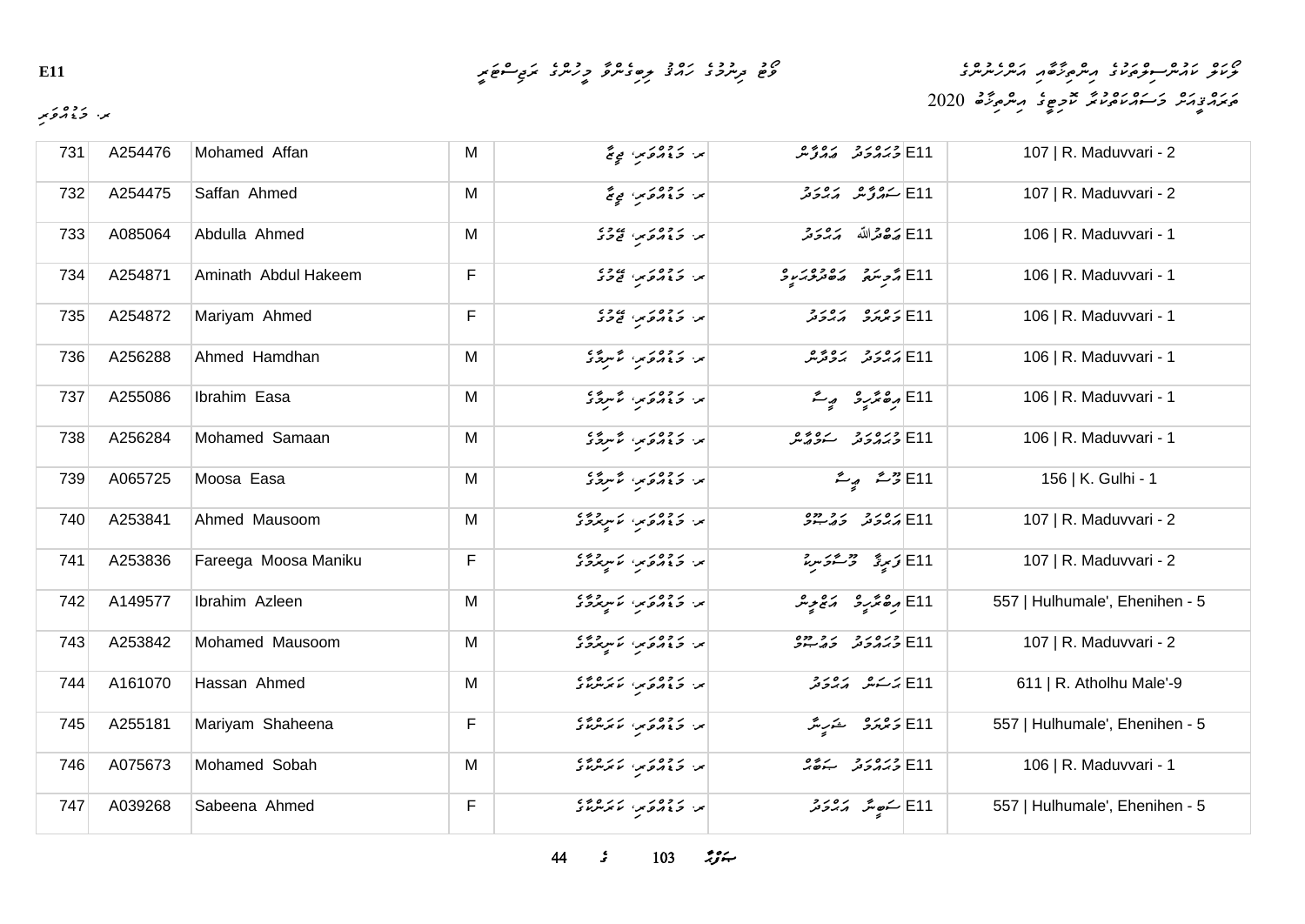ރ. މަޑުއްވަރީ

| 731 | A254476 | Mohamed Affan | M | ރ. މަޑުއްވަރީ، ޓިލީ | E11 މުހައްމަދު އައްފާން | 107 \| R. Maduvvari - 2 |
|---|---|---|---|---|---|---|
| 732 | A254475 | Saffan Ahmed | M | ރ. މަޑުއްވަރީ، ޓިލީ | E11 ސައްފާން އަހުމަދު | 107 \| R. Maduvvari - 2 |
| 733 | A085064 | Abdulla Ahmed | M | ރ. މަޑުއްވަރީ، ޗާމްޕް | E11 އަބްދުﷲ އަހުމަދު | 106 \| R. Maduvvari - 1 |
| 734 | A254871 | Aminath Abdul Hakeem | F | ރ. މަޑުއްވަރީ، ޗާމްޕް | E11 އާމިނަތު އަބްދުލްހަކީމް | 106 \| R. Maduvvari - 1 |
| 735 | A254872 | Mariyam Ahmed | F | ރ. މަޑުއްވަރީ، ޗާމްޕް | E11 މަރިޔަމް އަހުމަދު | 106 \| R. Maduvvari - 1 |
| 736 | A256288 | Ahmed Hamdhan | M | ރ. މަޑުއްވަރީ، ގާނިވާގެ | E11 އަހުމަދު ހަމްދާން | 106 \| R. Maduvvari - 1 |
| 737 | A255086 | Ibrahim Easa | M | ރ. މަޑުއްވަރީ، ގާނިވާގެ | E11 އިބްރާހީމް ޢީސާ | 106 \| R. Maduvvari - 1 |
| 738 | A256284 | Mohamed Samaan | M | ރ. މަޑުއްވަރީ، ގާނިވާގެ | E11 މުހައްމަދު ސަމްޢާން | 106 \| R. Maduvvari - 1 |
| 739 | A065725 | Moosa Easa | M | ރ. މަޑުއްވަރީ، ގާނިވާގެ | E11 މޫސާ ޢީސާ | 156 \| K. Gulhi - 1 |
| 740 | A253841 | Ahmed Mausoom | M | ރ. މަޑުއްވަރީ، ކަނިފުރުގެ | E11 އަހުމަދު މައުޞޫމް | 107 \| R. Maduvvari - 2 |
| 741 | A253836 | Fareega Moosa Maniku | F | ރ. މަޑުއްވަރީ، ކަނިފުރުގެ | E11 ފަރީގާ މޫސާމަނިކު | 107 \| R. Maduvvari - 2 |
| 742 | A149577 | Ibrahim Azleen | M | ރ. މަޑުއްވަރީ، ކަނިފުރުގެ | E11 އިބްރާހީމް އަޒްލީން | 557 \| Hulhumale', Ehenihen - 5 |
| 743 | A253842 | Mohamed Mausoom | M | ރ. މަޑުއްވަރީ، ކަނިފުރުގެ | E11 މުހައްމަދު މައުޞޫމް | 107 \| R. Maduvvari - 2 |
| 744 | A161070 | Hassan Ahmed | M | ރ. މަޑުއްވަރީ، ކަރަންކާގެ | E11 ހަސަން އަހުމަދު | 611 \| R. Atholhu Male'-9 |
| 745 | A255181 | Mariyam Shaheena | F | ރ. މަޑުއްވަރީ، ކަރަންކާގެ | E11 މަރިޔަމް ޝަހީނާ | 557 \| Hulhumale', Ehenihen - 5 |
| 746 | A075673 | Mohamed Sobah | M | ރ. މަޑުއްވަރީ، ކަރަންކާގެ | E11 މުހައްމަދު ޞަބާހް | 106 \| R. Maduvvari - 1 |
| 747 | A039268 | Sabeena Ahmed | F | ރ. މަޑުއްވަރީ، ކަރަންކާގެ | E11 ސަބީނާ އަހުމަދު | 557 \| Hulhumale', Ehenihen - 5 |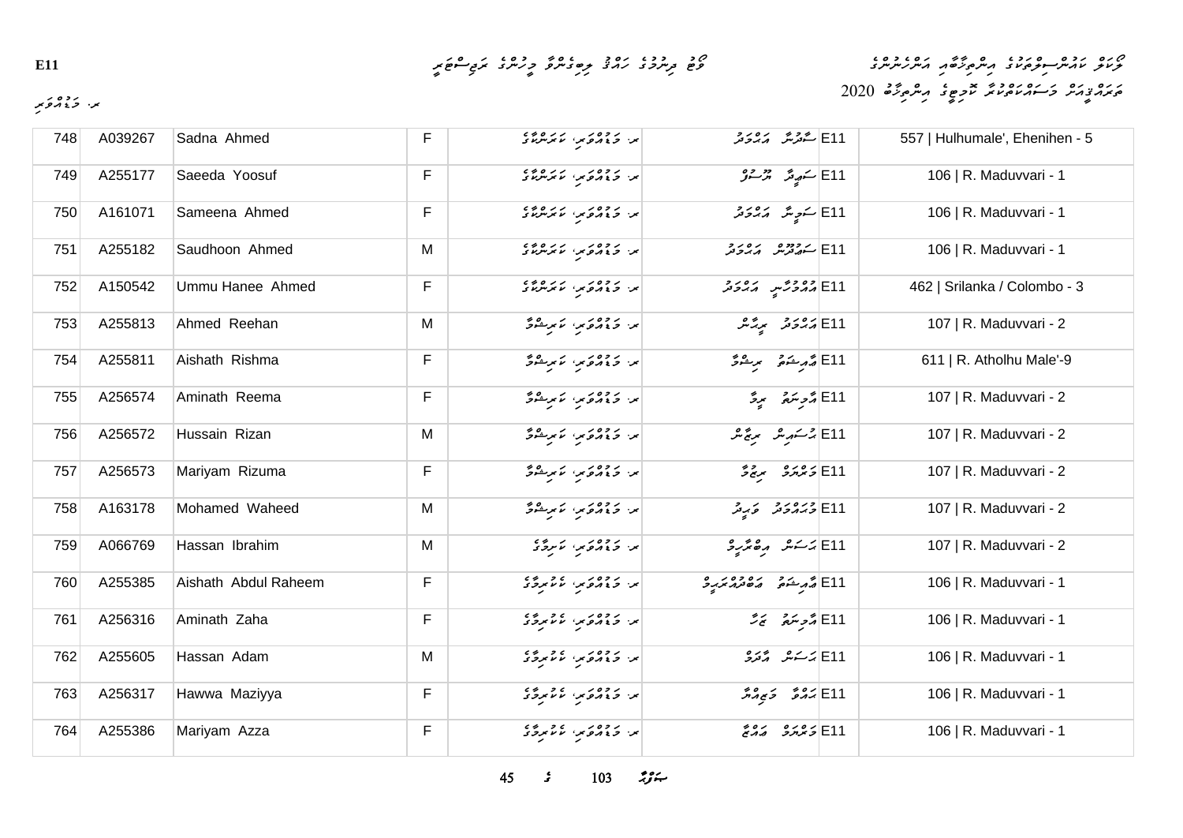| 748 | A039267 | Sadna Ahmed | F | ރ. މަޑުއްވަރި، ކަރަންކާގެ | ސަދްނާ އަހްމަދު E11 | 557 \| Hulhumale', Ehenihen - 5 |
|---|---|---|---|---|---|---|
| 749 | A255177 | Saeeda Yoosuf | F | ރ. މަޑުއްވަރި، ކަރަންކާގެ | ސަޢީދާ ޔޫސުފް E11 | 106 \| R. Maduvvari - 1 |
| 750 | A161071 | Sameena Ahmed | F | ރ. މަޑުއްވަރި، ކަރަންކާގެ | ސަމީނާ އަހްމަދު E11 | 106 \| R. Maduvvari - 1 |
| 751 | A255182 | Saudhoon Ahmed | M | ރ. މަޑުއްވަރި، ކަރަންކާގެ | ސަޢުދޫން އަހްމަދު E11 | 106 \| R. Maduvvari - 1 |
| 752 | A150542 | Ummu Hanee Ahmed | F | ރ. މަޑުއްވަރި، ކަރަންކާގެ | އުއްމުހާނީ އަހްމަދު E11 | 462 \| Srilanka / Colombo - 3 |
| 753 | A255813 | Ahmed Reehan | M | ރ. މަޑުއްވަރި، ކަރިޝްމާ | އަހްމަދު ރީހާން E11 | 107 \| R. Maduvvari - 2 |
| 754 | A255811 | Aishath Rishma | F | ރ. މަޑުއްވަރި، ކަރިޝްމާ | އައިޝަތު ރިޝްމާ E11 | 611 \| R. Atholhu Male'-9 |
| 755 | A256574 | Aminath Reema | F | ރ. މަޑުއްވަރި، ކަރިޝްމާ | އާމިނަތު ރީމާ E11 | 107 \| R. Maduvvari - 2 |
| 756 | A256572 | Hussain Rizan | M | ރ. މަޑުއްވަރި، ކަރިޝްމާ | ހުސައިން ރިޒާން E11 | 107 \| R. Maduvvari - 2 |
| 757 | A256573 | Mariyam Rizuma | F | ރ. މަޑުއްވަރި، ކަރިޝްމާ | މަރިޔަމް ރިޒުމާ E11 | 107 \| R. Maduvvari - 2 |
| 758 | A163178 | Mohamed Waheed | M | ރ. މަޑުއްވަރި، ކަރިޝްމާ | މުހައްމަދު ވަހީދު E11 | 107 \| R. Maduvvari - 2 |
| 759 | A066769 | Hassan Ibrahim | M | ރ. މަޑުއްވަރި، ކަރިމާގެ | ހަސަން އިބްރާހީމް E11 | 107 \| R. Maduvvari - 2 |
| 760 | A255385 | Aishath Abdul Raheem | F | ރ. މަޑުއްވަރި، ކާށިދޫގެ | އައިޝަތު އަބްދުއްރަހީމް E11 | 106 \| R. Maduvvari - 1 |
| 761 | A256316 | Aminath Zaha | F | ރ. މަޑުއްވަރި، ކާށިދޫގެ | އާމިނަތު ޒަހާ E11 | 106 \| R. Maduvvari - 1 |
| 762 | A255605 | Hassan Adam | M | ރ. މަޑުއްވަރި، ކާށިދޫގެ | ހަސަން އާދަމް E11 | 106 \| R. Maduvvari - 1 |
| 763 | A256317 | Hawwa Maziyya | F | ރ. މަޑުއްވަރި، ކާށިދޫގެ | ހައްވާ މަޒިއްޔާ E11 | 106 \| R. Maduvvari - 1 |
| 764 | A255386 | Mariyam Azza | F | ރ. މަޑުއްވަރި، ކާށިދޫގެ | މަރިޔަމް އައްޒާ E11 | 106 \| R. Maduvvari - 1 |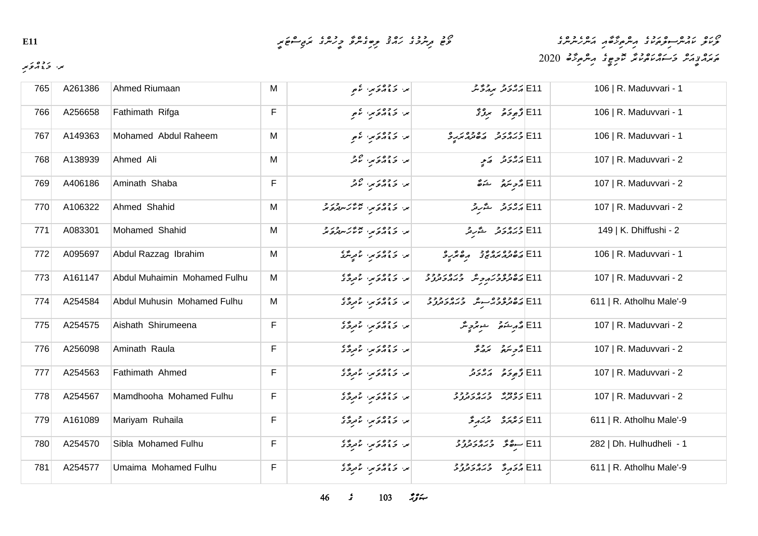ބ. މަޑުއްވަރި

| 765 | A261386 | Ahmed Riumaan | M | ރ. މަޑުއްވަރި، ޓާވީ | E11 އަޙްމަދު ރިޢުމާން | 106 \| R. Maduvvari - 1 |
|---|---|---|---|---|---|---|
| 766 | A256658 | Fathimath Rifga | F | ރ. މަޑުއްވަރި، ޓާވީ | E11 ފާތިމަތު ރިފްގާ | 106 \| R. Maduvvari - 1 |
| 767 | A149363 | Mohamed Abdul Raheem | M | ރ. މަޑުއްވަރި، ޓާވީ | E11 މުޙައްމަދު ޢަބްދުއްރަޙީމް | 106 \| R. Maduvvari - 1 |
| 768 | A138939 | Ahmed Ali | M | ރ. މަޑުއްވަރި، ޓޮޕް | E11 އަޙްމަދު ޢަލީ | 107 \| R. Maduvvari - 2 |
| 769 | A406186 | Aminath Shaba | F | ރ. މަޑުއްވަރި، ޓޮޕް | E11 އާމިނަތު ޝަބާ | 107 \| R. Maduvvari - 2 |
| 770 | A106322 | Ahmed Shahid | M | ރ. މަޑުއްވަރި، ޓޫރޯސްރޯޑުވަރ | E11 އަޙްމަދު ޝާހިދު | 107 \| R. Maduvvari - 2 |
| 771 | A083301 | Mohamed Shahid | M | ރ. މަޑުއްވަރި، ޓޫރޯސްރޯޑުވަރ | E11 މުޙައްމަދު ޝާހިދު | 149 \| K. Dhiffushi - 2 |
| 772 | A095697 | Abdul Razzag Ibrahim | M | ރ. މަޑުއްވަރި، ޓުލިޕްގެ | E11 ޢަބްދުއްރައްޒާގު އިބްރާހީމް | 106 \| R. Maduvvari - 1 |
| 773 | A161147 | Abdul Muhaimin Mohamed Fulhu | M | ރ. މަޑުއްވަރި، ޓުލިފާގެ | E11 ޢަބްދުލްމުހައިމިން މުޙައްމަދުފުޅު | 107 \| R. Maduvvari - 2 |
| 774 | A254584 | Abdul Muhusin Mohamed Fulhu | M | ރ. މަޑުއްވަރި، ޓުލިފާގެ | E11 ޢަބްދުލްމުޙުސިން މުޙައްމަދުފުޅު | 611 \| R. Atholhu Male'-9 |
| 775 | A254575 | Aishath Shirumeena | F | ރ. މަޑުއްވަރި، ޓުލިފާގެ | E11 އާއިޝަތު ޝިރުމީނާ | 107 \| R. Maduvvari - 2 |
| 776 | A256098 | Aminath Raula | F | ރ. މަޑުއްވަރި، ޓުލިފާގެ | E11 އާމިނަތު ރައުލާ | 107 \| R. Maduvvari - 2 |
| 777 | A254563 | Fathimath Ahmed | F | ރ. މަޑުއްވަރި، ޓުލިފާގެ | E11 ފާތިމަތު އަޙްމަދު | 107 \| R. Maduvvari - 2 |
| 778 | A254567 | Mamdhooha Mohamed Fulhu | F | ރ. މަޑުއްވަރި، ޓުލިފާގެ | E11 މަމްދޫޙާ މުޙައްމަދުފުޅު | 107 \| R. Maduvvari - 2 |
| 779 | A161089 | Mariyam Ruhaila | F | ރ. މަޑުއްވަރި، ޓުލިފާގެ | E11 މަރިޔަމް ރުހައިލާ | 611 \| R. Atholhu Male'-9 |
| 780 | A254570 | Sibla Mohamed Fulhu | F | ރ. މަޑުއްވަރި، ޓުލިފާގެ | E11 ސިބްލާ މުޙައްމަދުފުޅު | 282 \| Dh. Hulhudheli - 1 |
| 781 | A254577 | Umaima Mohamed Fulhu | F | ރ. މަޑުއްވަރި، ޓުލިފާގެ | E11 އުމައިމާ މުޙައްމަދުފުޅު | 611 \| R. Atholhu Male'-9 |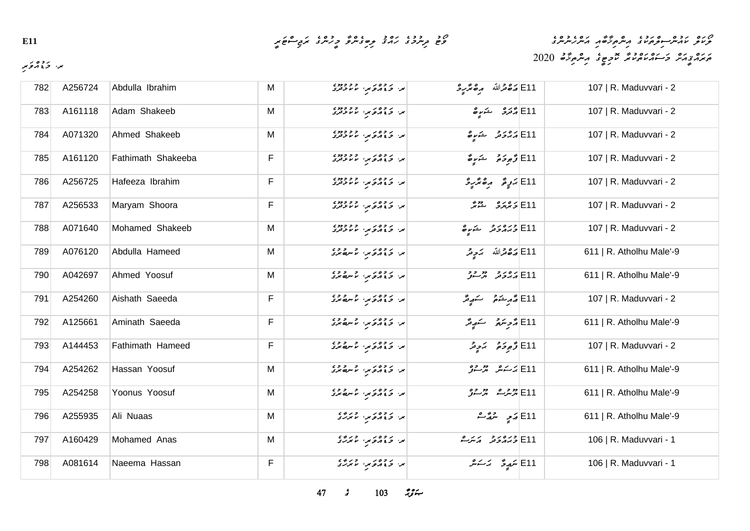| 782 | A256724 | Abdulla Ibrahim | M | ރ. މަޑުއްވަރި، ކުކުމުދާރު | ޢަބްދުﷲ ޢިބްރާހީމް E11 | 107 \| R. Maduvvari - 2 |
|---|---|---|---|---|---|---|
| 783 | A161118 | Adam Shakeeb | M | ރ. މަޑުއްވަރި، ކުކުމުދާރު | އާދަމް ޝަކީބް E11 | 107 \| R. Maduvvari - 2 |
| 784 | A071320 | Ahmed Shakeeb | M | ރ. މަޑުއްވަރި، ކުކުމުދާރު | އަޙްމަދު ޝަކީބް E11 | 107 \| R. Maduvvari - 2 |
| 785 | A161120 | Fathimath Shakeeba | F | ރ. މަޑުއްވަރި، ކުކުމުދާރު | ފާތިމަތު ޝަކީބާ E11 | 107 \| R. Maduvvari - 2 |
| 786 | A256725 | Hafeeza Ibrahim | F | ރ. މަޑުއްވަރި، ކުކުމުދާރު | ހަފީޒާ ޢިބްރާހީމް E11 | 107 \| R. Maduvvari - 2 |
| 787 | A256533 | Maryam Shoora | F | ރ. މަޑުއްވަރި، ކުކުމުދާރު | މަރްޔަމް ޝޫރާ E11 | 107 \| R. Maduvvari - 2 |
| 788 | A071640 | Mohamed Shakeeb | M | ރ. މަޑުއްވަރި، ކުކުމުދާރު | މުޙައްމަދު ޝަކީބް E11 | 107 \| R. Maduvvari - 2 |
| 789 | A076120 | Abdulla Hameed | M | ރ. މަޑުއްވަރި، ކުނިބުރީ | ޢަބްދުﷲ ހަމީދު E11 | 611 \| R. Atholhu Male'-9 |
| 790 | A042697 | Ahmed Yoosuf | M | ރ. މަޑުއްވަރި، ކުނިބުރީ | އަޙްމަދު ޔޫސުފް E11 | 611 \| R. Atholhu Male'-9 |
| 791 | A254260 | Aishath Saeeda | F | ރ. މަޑުއްވަރި، ކުނިބުރީ | ޢާއިޝަތު ސަޢީދާ E11 | 107 \| R. Maduvvari - 2 |
| 792 | A125661 | Aminath Saeeda | F | ރ. މަޑުއްވަރި، ކުނިބުރީ | އާމިނަތު ސަޢީދާ E11 | 611 \| R. Atholhu Male'-9 |
| 793 | A144453 | Fathimath Hameed | F | ރ. މަޑުއްވަރި، ކުނިބުރީ | ފާތިމަތު ހަމީދު E11 | 107 \| R. Maduvvari - 2 |
| 794 | A254262 | Hassan Yoosuf | M | ރ. މަޑުއްވަރި، ކުނިބުރީ | ހަސަން ޔޫސުފް E11 | 611 \| R. Atholhu Male'-9 |
| 795 | A254258 | Yoonus Yoosuf | M | ރ. މަޑުއްވަރި، ކުނިބުރީ | ޔޫނުސް ޔޫސުފް E11 | 611 \| R. Atholhu Male'-9 |
| 796 | A255935 | Ali Nuaas | M | ރ. މަޑުއްވަރި، ކުރަނގީ | ޢަލީ ނުޢާސް E11 | 611 \| R. Atholhu Male'-9 |
| 797 | A160429 | Mohamed Anas | M | ރ. މަޑުއްވަރި، ކުރަނގީ | މުޙައްމަދު އަނަސް E11 | 106 \| R. Maduvvari - 1 |
| 798 | A081614 | Naeema Hassan | F | ރ. މަޑުއްވަރި، ކުރަނގީ | ނަޢީމާ ހަސަން E11 | 106 \| R. Maduvvari - 1 |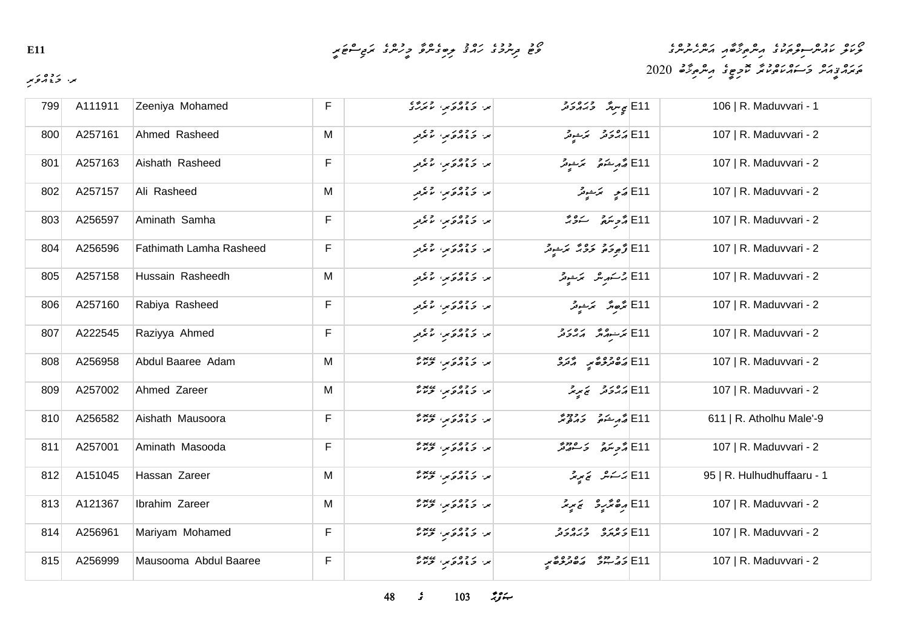| 799 | A111911 | Zeeniya Mohamed | F | ރ. މަޑުއްވަރި، ކެރަފާ | E11 ޒީނިޔާ މުޙައްމަދު | 106 \| R. Maduvvari - 1 |
|---|---|---|---|---|---|---|
| 800 | A257161 | Ahmed Rasheed | M | ރ. މަޑުއްވަރި، ކޮރަލި | E11 އަޙްމަދު ރަޝީދު | 107 \| R. Maduvvari - 2 |
| 801 | A257163 | Aishath Rasheed | F | ރ. މަޑުއްވަރި، ކޮރަލި | E11 އައިޝަތު ރަޝީދު | 107 \| R. Maduvvari - 2 |
| 802 | A257157 | Ali Rasheed | M | ރ. މަޑުއްވަރި، ކޮރަލި | E11 އަލި ރަޝީދު | 107 \| R. Maduvvari - 2 |
| 803 | A256597 | Aminath Samha | F | ރ. މަޑުއްވަރި، ކޮރަލި | E11 އާމިނަތު ސަމްހާ | 107 \| R. Maduvvari - 2 |
| 804 | A256596 | Fathimath Lamha Rasheed | F | ރ. މަޑުއްވަރި، ކޮރަލި | E11 ފާތިމަތު ލަމްހާ ރަޝީދު | 107 \| R. Maduvvari - 2 |
| 805 | A257158 | Hussain Rasheedh | M | ރ. މަޑުއްވަރި، ކޮރަލި | E11 ހުސައިން ރަޝީދު | 107 \| R. Maduvvari - 2 |
| 806 | A257160 | Rabiya Rasheed | F | ރ. މަޑުއްވަރި، ކޮރަލި | E11 ރާބިޔާ ރަޝީދު | 107 \| R. Maduvvari - 2 |
| 807 | A222545 | Raziyya Ahmed | F | ރ. މަޑުއްވަރި، ކޮރަލި | E11 ރަޟިއްޔާ އަޙްމަދު | 107 \| R. Maduvvari - 2 |
| 808 | A256958 | Abdul Baaree Adam | M | ރ. މަޑުއްވަރި، ވާރޭ | E11 އަބްދުލްބާރީ އާދަމް | 107 \| R. Maduvvari - 2 |
| 809 | A257002 | Ahmed Zareer | M | ރ. މަޑުއްވަރި، ވާރޭ | E11 އަޙްމަދު ޒަރީރު | 107 \| R. Maduvvari - 2 |
| 810 | A256582 | Aishath Mausoora | F | ރ. މަޑުއްވަރި، ވާރޭ | E11 އައިޝަތު މައުސޫރާ | 611 \| R. Atholhu Male'-9 |
| 811 | A257001 | Aminath Masooda | F | ރ. މަޑުއްވަރި، ވާރޭ | E11 އާމިނަތު މަސްޢޫދާ | 107 \| R. Maduvvari - 2 |
| 812 | A151045 | Hassan Zareer | M | ރ. މަޑުއްވަރި، ވާރޭ | E11 ހަސަން ޒަރީރު | 95 \| R. Hulhudhuffaaru - 1 |
| 813 | A121367 | Ibrahim Zareer | M | ރ. މަޑުއްވަރި، ވާރޭ | E11 އިބްރާހީމް ޒަރީރު | 107 \| R. Maduvvari - 2 |
| 814 | A256961 | Mariyam Mohamed | F | ރ. މަޑުއްވަރި، ވާރޭ | E11 މަރިޔަމް މުޙައްމަދު | 107 \| R. Maduvvari - 2 |
| 815 | A256999 | Mausooma Abdul Baaree | F | ރ. މަޑުއްވަރި، ވާރޭ | E11 މައުޞޫމާ އަބްދުލްބާރީ | 107 \| R. Maduvvari - 2 |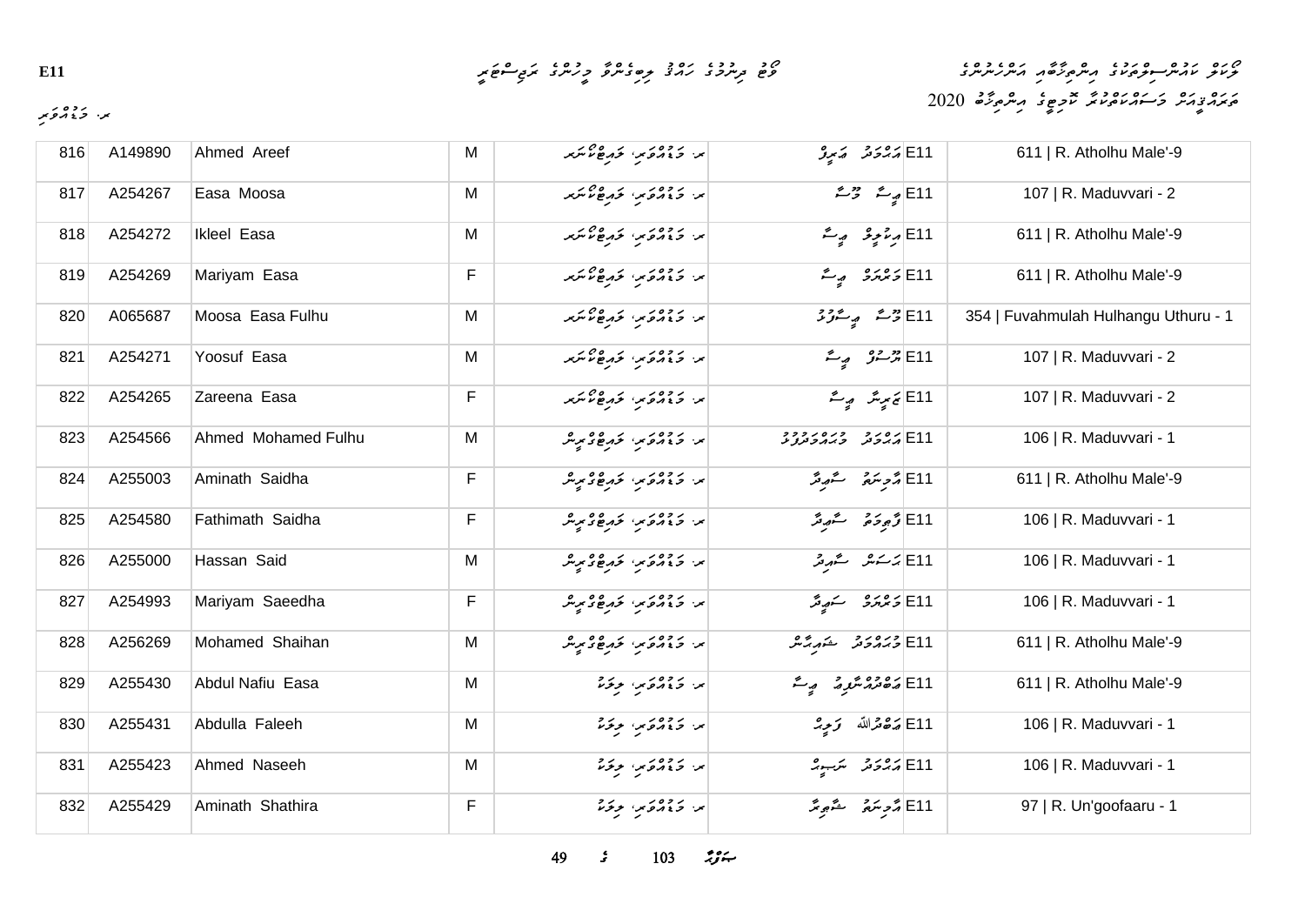ރ. މަޑުއްވަރީ

| 816 | A149890 | Ahmed Areef | M | ރ. މަޑުއްވަރި، ވައިޓްކޯނަރ | އަޙްމަދު އަރީފް | E11 | 611 \| R. Atholhu Male'-9 |
|---|---|---|---|---|---|---|---|
| 817 | A254267 | Easa Moosa | M | ރ. މަޑުއްވަރި، ވައިޓްކޯނަރ | ޢީސާ މޫސާ | E11 | 107 \| R. Maduvvari - 2 |
| 818 | A254272 | Ikleel Easa | M | ރ. މަޑުއްވަރި، ވައިޓްކޯނަރ | އިކްލީލް ޢީސާ | E11 | 611 \| R. Atholhu Male'-9 |
| 819 | A254269 | Mariyam Easa | F | ރ. މަޑުއްވަރި، ވައިޓްކޯނަރ | މަރިޔަމް ޢީސާ | E11 | 611 \| R. Atholhu Male'-9 |
| 820 | A065687 | Moosa Easa Fulhu | M | ރ. މަޑުއްވަރި، ވައިޓްކޯނަރ | މޫސާ ޢީސާފުޅު | E11 | 354 \| Fuvahmulah Hulhangu Uthuru - 1 |
| 821 | A254271 | Yoosuf Easa | M | ރ. މަޑުއްވަރި، ވައިޓްކޯނަރ | ޔޫސުފް ޢީސާ | E11 | 107 \| R. Maduvvari - 2 |
| 822 | A254265 | Zareena Easa | F | ރ. މަޑުއްވަރި، ވައިޓްކޯނަރ | ޒަރީނާ ޢީސާ | E11 | 107 \| R. Maduvvari - 2 |
| 823 | A254566 | Ahmed Mohamed Fulhu | M | ރ. މަޑުއްވަރި، ވައިޓްގާޑްން | އަޙްމަދު މުޙައްމަދުފުޅު | E11 | 106 \| R. Maduvvari - 1 |
| 824 | A255003 | Aminath Saidha | F | ރ. މަޑުއްވަރި، ވައިޓްގާޑްން | އާމިނަތު ސާއިދާ | E11 | 611 \| R. Atholhu Male'-9 |
| 825 | A254580 | Fathimath Saidha | F | ރ. މަޑުއްވަރި، ވައިޓްގާޑްން | ފާތިމަތު ސާއިދާ | E11 | 106 \| R. Maduvvari - 1 |
| 826 | A255000 | Hassan Said | M | ރ. މަޑުއްވަރި، ވައިޓްގާޑްން | ޙަސަން ސާއިދު | E11 | 106 \| R. Maduvvari - 1 |
| 827 | A254993 | Mariyam Saeedha | F | ރ. މަޑުއްވަރި، ވައިޓްގާޑްން | މަރިޔަމް ސަޢީދާ | E11 | 106 \| R. Maduvvari - 1 |
| 828 | A256269 | Mohamed Shaihan | M | ރ. މަޑުއްވަރި، ވައިޓްގާޑްން | މުޙައްމަދު ޝައިހާން | E11 | 611 \| R. Atholhu Male'-9 |
| 829 | A255430 | Abdul Nafiu Easa | M | ރ. މަޑުއްވަރި، ވިވަގް | އަބްދުއްނާފިޢު ޢީސާ | E11 | 611 \| R. Atholhu Male'-9 |
| 830 | A255431 | Abdulla Faleeh | M | ރ. މަޑުއްވަރި، ވިވަގް | އަބްދުﷲ ފަލީޙް | E11 | 106 \| R. Maduvvari - 1 |
| 831 | A255423 | Ahmed Naseeh | M | ރ. މަޑުއްވަރި، ވިވަގް | އަޙްމަދު ނަސީޙް | E11 | 106 \| R. Maduvvari - 1 |
| 832 | A255429 | Aminath Shathira | F | ރ. މަޑުއްވަރި، ވިވަގް | އާމިނަތު ޝާތިރާ | E11 | 97 \| R. Un'goofaaru - 1 |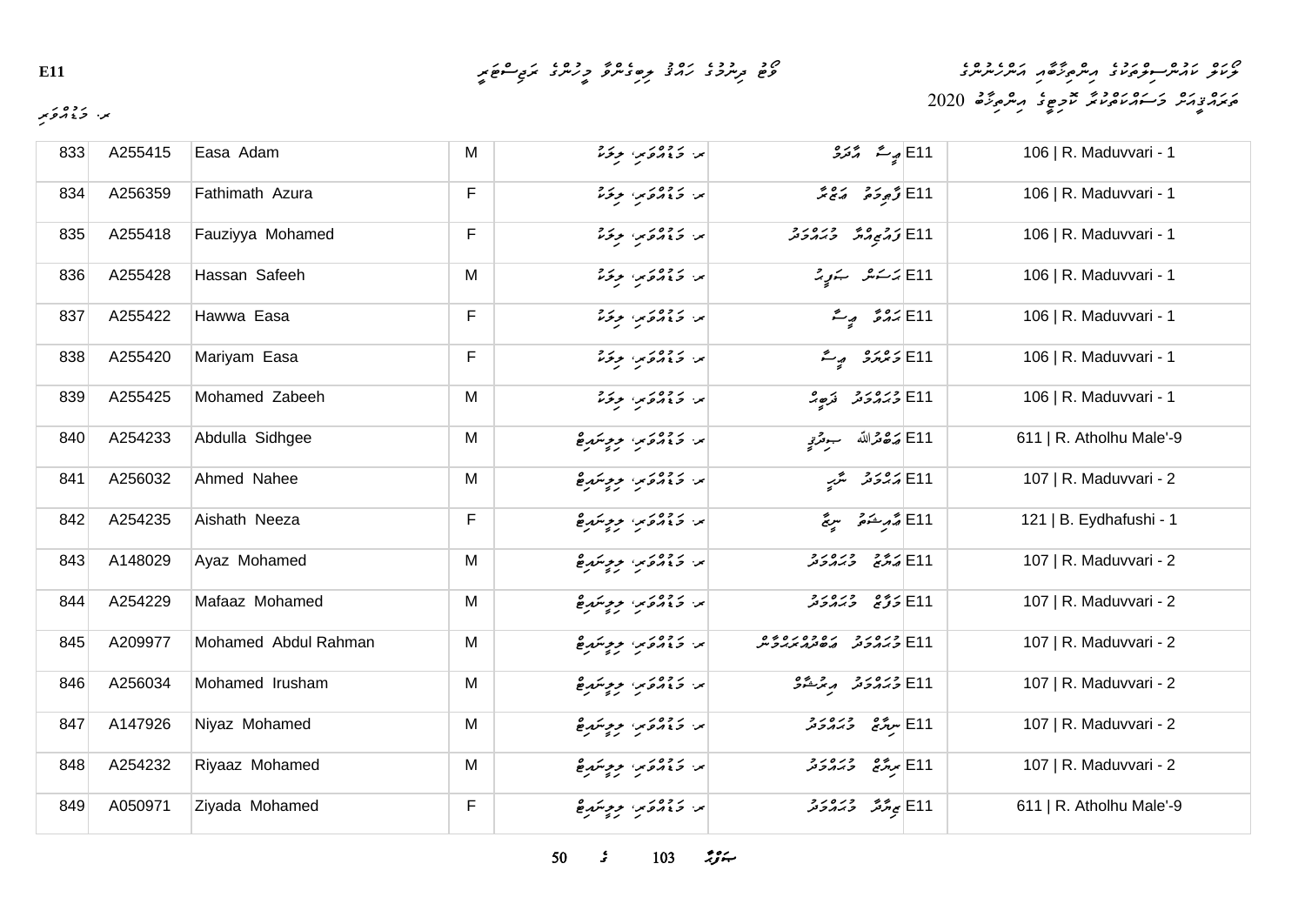| 833 | A255415 | Easa Adam | M | ރ. މަޑުއްވަރި، ވިވަރެ | E11 ޢީސާ އާދަމް | 106 \| R. Maduvvari - 1 |
|---|---|---|---|---|---|---|
| 834 | A256359 | Fathimath Azura | F | ރ. މަޑުއްވަރި، ވިވަރެ | E11 ފާތިމަތު އަޒުރާ | 106 \| R. Maduvvari - 1 |
| 835 | A255418 | Fauziyya Mohamed | F | ރ. މަޑުއްވަރި، ވިވަރެ | E11 ފައުޒިއްޔާ މުހައްމަދު | 106 \| R. Maduvvari - 1 |
| 836 | A255428 | Hassan Safeeh | M | ރ. މަޑުއްވަރި، ވިވަރެ | E11 ހަސަން ސަފީހު | 106 \| R. Maduvvari - 1 |
| 837 | A255422 | Hawwa Easa | F | ރ. މަޑުއްވަރި، ވިވަރެ | E11 ހައްވާ ޢީސާ | 106 \| R. Maduvvari - 1 |
| 838 | A255420 | Mariyam Easa | F | ރ. މަޑުއްވަރި، ވިވަރެ | E11 މަރިޔަމް ޢީސާ | 106 \| R. Maduvvari - 1 |
| 839 | A255425 | Mohamed Zabeeh | M | ރ. މަޑުއްވަރި، ވިވަރެ | E11 މުހައްމަދު ޒަބީހު | 106 \| R. Maduvvari - 1 |
| 840 | A254233 | Abdulla Sidhgee | M | ރ. މަޑުއްވަރި، ވިލިނަރުޖު | E11 އަބްދުﷲ ސިދްގީ | 611 \| R. Atholhu Male'-9 |
| 841 | A256032 | Ahmed Nahee | M | ރ. މަޑުއްވަރި، ވިލިނަރުޖު | E11 އަހްމަދު ނާހީ | 107 \| R. Maduvvari - 2 |
| 842 | A254235 | Aishath Neeza | F | ރ. މަޑުއްވަރި، ވިލިނަރުޖު | E11 އާއިޝަތު ނީޒާ | 121 \| B. Eydhafushi - 1 |
| 843 | A148029 | Ayaz Mohamed | M | ރ. މަޑުއްވަރި، ވިލިނަރުޖު | E11 އަޔާޒް މުހައްމަދު | 107 \| R. Maduvvari - 2 |
| 844 | A254229 | Mafaaz Mohamed | M | ރ. މަޑުއްވަރި، ވިލިނަރުޖު | E11 މަފާޒު މުހައްމަދު | 107 \| R. Maduvvari - 2 |
| 845 | A209977 | Mohamed Abdul Rahman | M | ރ. މަޑުއްވަރި، ވިލިނަރުޖު | E11 މުހައްމަދު އަބްދުއްރަޙްމާން | 107 \| R. Maduvvari - 2 |
| 846 | A256034 | Mohamed Irusham | M | ރ. މަޑުއްވަރި، ވިލިނަރުޖު | E11 މުހައްމަދު އިރުޝާމް | 107 \| R. Maduvvari - 2 |
| 847 | A147926 | Niyaz Mohamed | M | ރ. މަޑުއްވަރި، ވިލިނަރުޖު | E11 ނިޔާޒް މުހައްމަދު | 107 \| R. Maduvvari - 2 |
| 848 | A254232 | Riyaaz Mohamed | M | ރ. މަޑުއްވަރި، ވިލިނަރުޖު | E11 ރިޔާޒް މުހައްމަދު | 107 \| R. Maduvvari - 2 |
| 849 | A050971 | Ziyada Mohamed | F | ރ. މަޑުއްވަރި، ވިލިނަރުޖު | E11 ޒިޔާދާ މުހައްމަދު | 611 \| R. Atholhu Male'-9 |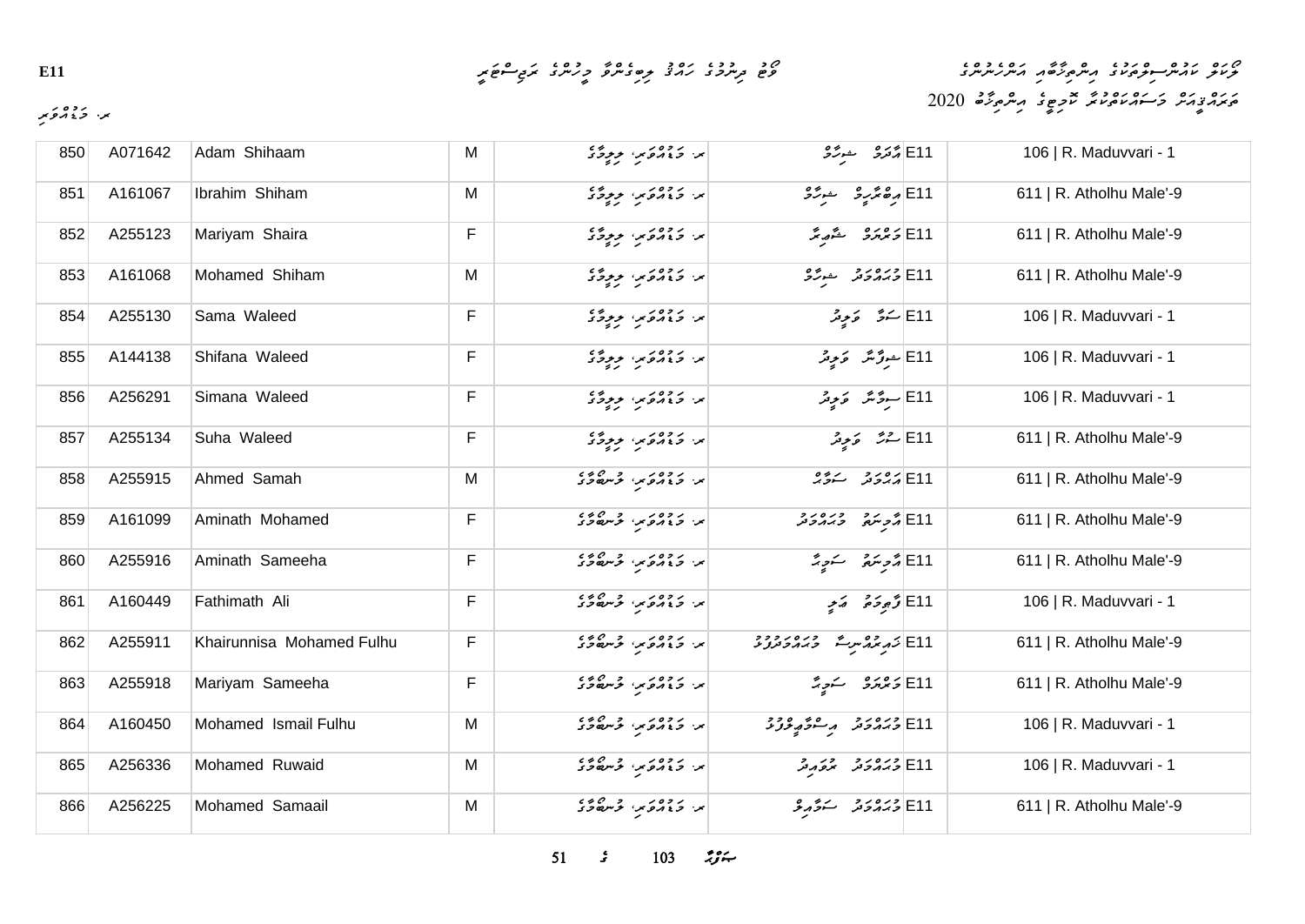| 850 | A071642 | Adam Shihaam | M | ރ. މަޑުއްވަރި، ވިލިމާގެ | E11 އާދަމް ޝިހާމް | 106 \| R. Maduvvari - 1 |
|---|---|---|---|---|---|---|
| 851 | A161067 | Ibrahim Shiham | M | ރ. މަޑުއްވަރި، ވިލިމާގެ | E11 އިބްރާހީމް ޝިހާމް | 611 \| R. Atholhu Male'-9 |
| 852 | A255123 | Mariyam Shaira | F | ރ. މަޑުއްވަރި، ވިލިމާގެ | E11 މަރިޔަމް ޝާއިރާ | 611 \| R. Atholhu Male'-9 |
| 853 | A161068 | Mohamed Shiham | M | ރ. މަޑުއްވަރި، ވިލިމާގެ | E11 މުހައްމަދު ޝިހާމް | 611 \| R. Atholhu Male'-9 |
| 854 | A255130 | Sama Waleed | F | ރ. މަޑުއްވަރި، ވިލިމާގެ | E11 ސަމާ ވަލީދު | 106 \| R. Maduvvari - 1 |
| 855 | A144138 | Shifana Waleed | F | ރ. މަޑުއްވަރި، ވިލިމާގެ | E11 ޝިފާނާ ވަލީދު | 106 \| R. Maduvvari - 1 |
| 856 | A256291 | Simana Waleed | F | ރ. މަޑުއްވަރި، ވިލިމާގެ | E11 ސިމާނާ ވަލީދު | 106 \| R. Maduvvari - 1 |
| 857 | A255134 | Suha Waleed | F | ރ. މަޑުއްވަރި، ވިލިމާގެ | E11 ސުހާ ވަލީދު | 611 \| R. Atholhu Male'-9 |
| 858 | A255915 | Ahmed Samah | M | ރ. މަޑުއްވަރި، ވާރޭބޯގެ | E11 އަހްމަދު ސަމާހް | 611 \| R. Atholhu Male'-9 |
| 859 | A161099 | Aminath Mohamed | F | ރ. މަޑުއްވަރި، ވާރޭބޯގެ | E11 އާމިނަތު މުހައްމަދު | 611 \| R. Atholhu Male'-9 |
| 860 | A255916 | Aminath Sameeha | F | ރ. މަޑުއްވަރި، ވާރޭބޯގެ | E11 އާމިނަތު ސަމީހާ | 611 \| R. Atholhu Male'-9 |
| 861 | A160449 | Fathimath Ali | F | ރ. މަޑުއްވަރި، ވާރޭބޯގެ | E11 ފާތިމަތު އަލީ | 106 \| R. Maduvvari - 1 |
| 862 | A255911 | Khairunnisa Mohamed Fulhu | F | ރ. މަޑުއްވަރި، ވާރޭބޯގެ | E11 ޚައިރުއްނިސާ މުހައްމަދުފުޅު | 611 \| R. Atholhu Male'-9 |
| 863 | A255918 | Mariyam Sameeha | F | ރ. މަޑުއްވަރި، ވާރޭބޯގެ | E11 މަރިޔަމް ސަމީހާ | 611 \| R. Atholhu Male'-9 |
| 864 | A160450 | Mohamed Ismail Fulhu | M | ރ. މަޑުއްވަރި، ވާރޭބޯގެ | E11 މުހައްމަދު އިސްމާއީލުފުޅު | 106 \| R. Maduvvari - 1 |
| 865 | A256336 | Mohamed Ruwaid | M | ރ. މަޑުއްވަރި، ވާރޭބޯގެ | E11 މުހައްމަދު ރުވައިދު | 106 \| R. Maduvvari - 1 |
| 866 | A256225 | Mohamed Samaail | M | ރ. މަޑުއްވަރި، ވާރޭބޯގެ | E11 މުހައްމަދު ސަމާއިލް | 611 \| R. Atholhu Male'-9 |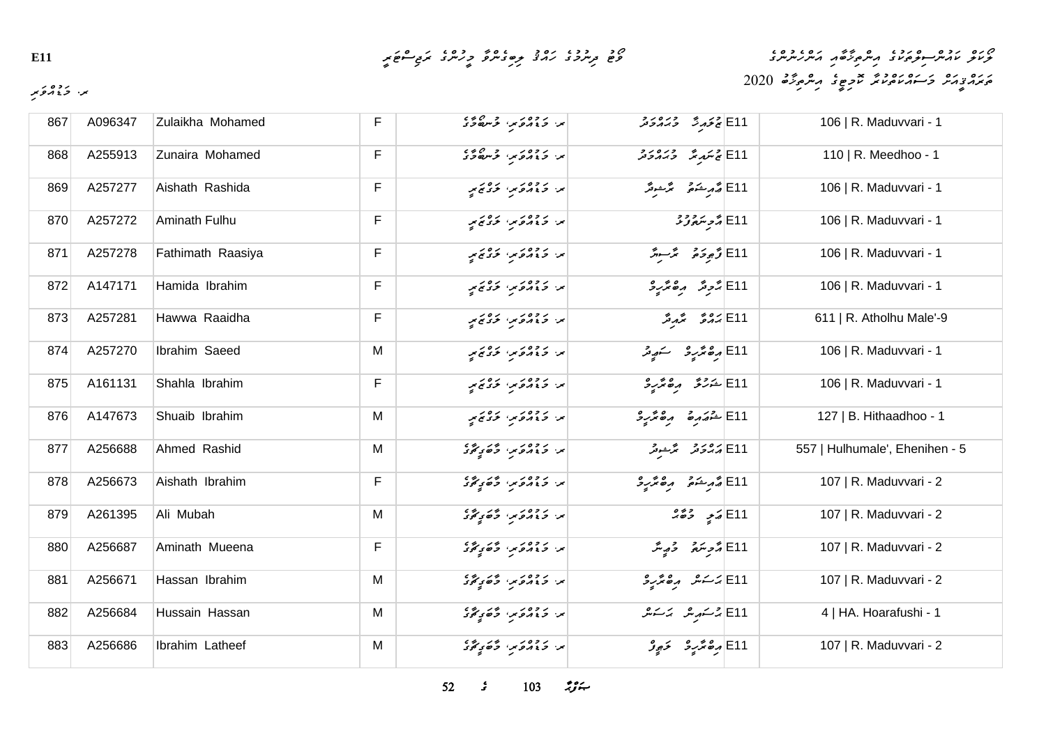| 867 | A096347 | Zulaikha Mohamed | F | ރ. މަޑުއްވަރީ، މާސްބަގީޗާ | ޒުލައިޚާ މުޙައްމަދު E11 | 106 \| R. Maduvvari - 1 |
|---|---|---|---|---|---|---|
| 868 | A255913 | Zunaira Mohamed | F | ރ. މަޑުއްވަރީ، މާސްބަގީޗާ | ޒުނައިރާ މުޙައްމަދު E11 | 110 \| R. Meedhoo - 1 |
| 869 | A257277 | Aishath Rashida | F | ރ. މަޑުއްވަރީ، ދަމްޖަރީ | އައިށަތު ރާޝިދާ E11 | 106 \| R. Maduvvari - 1 |
| 870 | A257272 | Aminath Fulhu | F | ރ. މަޑުއްވަރީ، ދަމްޖަރީ | އާމިނަތުފުޅު E11 | 106 \| R. Maduvvari - 1 |
| 871 | A257278 | Fathimath Raasiya | F | ރ. މަޑުއްވަރީ، ދަމްޖަރީ | ފާތިމަތު ރާސިޔާ E11 | 106 \| R. Maduvvari - 1 |
| 872 | A147171 | Hamida Ibrahim | F | ރ. މަޑުއްވަރީ، ދަމްޖަރީ | ހާމިދާ އިބްރާހީމް E11 | 106 \| R. Maduvvari - 1 |
| 873 | A257281 | Hawwa Raaidha | F | ރ. މަޑުއްވަރީ، ދަމްޖަރީ | ހައްވާ ރާއިދާ E11 | 611 \| R. Atholhu Male'-9 |
| 874 | A257270 | Ibrahim Saeed | M | ރ. މަޑުއްވަރީ، ދަމްޖަރީ | އިބްރާހީމް ސައީދު E11 | 106 \| R. Maduvvari - 1 |
| 875 | A161131 | Shahla Ibrahim | F | ރ. މަޑުއްވަރީ، ދަމްޖަރީ | ޝަހްލާ އިބްރާހީމް E11 | 106 \| R. Maduvvari - 1 |
| 876 | A147673 | Shuaib Ibrahim | M | ރ. މަޑުއްވަރީ، ދަމްޖަރީ | ޝުޢައިބު އިބްރާހީމް E11 | 127 \| B. Hithaadhoo - 1 |
| 877 | A256688 | Ahmed Rashid | M | ރ. މަޑުއްވަރީ، މާބަގީޗާގެ | އަޙްމަދު ރާޝިދު E11 | 557 \| Hulhumale', Ehenihen - 5 |
| 878 | A256673 | Aishath Ibrahim | F | ރ. މަޑުއްވަރީ، މާބަގީޗާގެ | އައިށަތު އިބްރާހީމް E11 | 107 \| R. Maduvvari - 2 |
| 879 | A261395 | Ali Mubah | M | ރ. މަޑުއްވަރީ، މާބަގީޗާގެ | އަލި މުބާޙް E11 | 107 \| R. Maduvvari - 2 |
| 880 | A256687 | Aminath Mueena | F | ރ. މަޑުއްވަރީ، މާބަގީޗާގެ | އާމިނަތު މުއީނާ E11 | 107 \| R. Maduvvari - 2 |
| 881 | A256671 | Hassan Ibrahim | M | ރ. މަޑުއްވަރީ، މާބަގީޗާގެ | ހަސަން އިބްރާހީމް E11 | 107 \| R. Maduvvari - 2 |
| 882 | A256684 | Hussain Hassan | M | ރ. މަޑުއްވަރީ، މާބަގީޗާގެ | ހުސައިން ހަސަން E11 | 4 \| HA. Hoarafushi - 1 |
| 883 | A256686 | Ibrahim Latheef | M | ރ. މަޑުއްވަރީ، މާބަގީޗާގެ | އިބްރާހީމް ލަޠީފް E11 | 107 \| R. Maduvvari - 2 |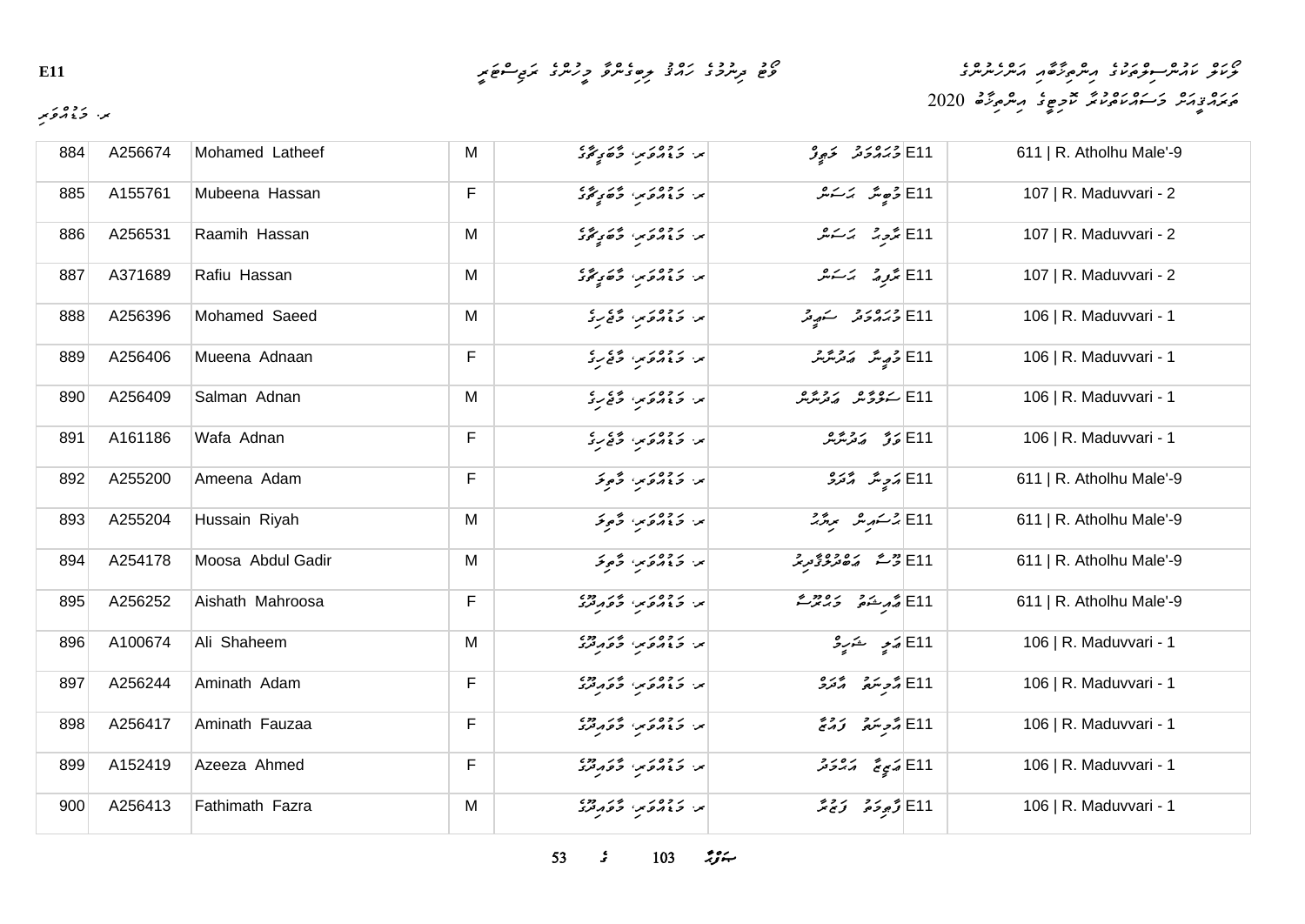ރ. މަޑުއްވަރީ

| 884 | A256674 | Mohamed Latheef | M | ރ. މަޑުއްވަރީ، މާބަގީޗާގެ | E11 މުހައްމަދު ލަތީފު | 611 \| R. Atholhu Male'-9 |
|---|---|---|---|---|---|---|
| 885 | A155761 | Mubeena Hassan | F | ރ. މަޑުއްވަރީ، މާބަގީޗާގެ | E11 މުބީނާ ހަސަން | 107 \| R. Maduvvari - 2 |
| 886 | A256531 | Raamih Hassan | M | ރ. މަޑުއްވަރީ، މާބަގީޗާގެ | E11 ރާމިހް ހަސަން | 107 \| R. Maduvvari - 2 |
| 887 | A371689 | Rafiu Hassan | M | ރ. މަޑުއްވަރީ، މާބަގީޗާގެ | E11 ރާފިއު ހަސަން | 107 \| R. Maduvvari - 2 |
| 888 | A256396 | Mohamed Saeed | M | ރ. މަޑުއްވަރީ، މާޖަރީގެ | E11 މުހައްމަދު ސައީދު | 106 \| R. Maduvvari - 1 |
| 889 | A256406 | Mueena Adnaan | F | ރ. މަޑުއްވަރީ، މާޖަރީގެ | E11 މުޢީނާ އަދުނާން | 106 \| R. Maduvvari - 1 |
| 890 | A256409 | Salman Adnan | M | ރ. މަޑުއްވަރީ، މާޖަރީގެ | E11 ސަލްމާން އަދުނާން | 106 \| R. Maduvvari - 1 |
| 891 | A161186 | Wafa Adnan | F | ރ. މަޑުއްވަރީ، މާޖަރީގެ | E11 ވަފާ އަދުނާން | 106 \| R. Maduvvari - 1 |
| 892 | A255200 | Ameena Adam | F | ރ. މަޑުއްވަރީ، މާލިވަ | E11 އަމީނާ އާދަމް | 611 \| R. Atholhu Male'-9 |
| 893 | A255204 | Hussain Riyah | M | ރ. މަޑުއްވަރީ، މާލިވަ | E11 ހުސައިން ރިޔާޙް | 611 \| R. Atholhu Male'-9 |
| 894 | A254178 | Moosa Abdul Gadir | M | ރ. މަޑުއްވަރީ، މާލިވަ | E11 މޫސާ އަބްދުލްޤާދިރު | 611 \| R. Atholhu Male'-9 |
| 895 | A256252 | Aishath Mahroosa | F | ރ. މަޑުއްވަރީ، މާވައިދޫގެ | E11 އާއިޝަތު މަޙްރޫސާ | 611 \| R. Atholhu Male'-9 |
| 896 | A100674 | Ali Shaheem | M | ރ. މަޑުއްވަރީ، މާވައިދޫގެ | E11 އަލީ ޝަހީމް | 106 \| R. Maduvvari - 1 |
| 897 | A256244 | Aminath Adam | F | ރ. މަޑުއްވަރީ، މާވައިދޫގެ | E11 އާމިނަތު އާދަމް | 106 \| R. Maduvvari - 1 |
| 898 | A256417 | Aminath Fauzaa | F | ރ. މަޑުއްވަރީ، މާވައިދޫގެ | E11 އާމިނަތު ފައުޒާ | 106 \| R. Maduvvari - 1 |
| 899 | A152419 | Azeeza Ahmed | F | ރ. މަޑުއްވަރީ، މާވައިދޫގެ | E11 އަޒީޒާ އަޙްމަދު | 106 \| R. Maduvvari - 1 |
| 900 | A256413 | Fathimath Fazra | M | ރ. މަޑުއްވަރީ، މާވައިދޫގެ | E11 ފާތިމަތު ފަޒްރާ | 106 \| R. Maduvvari - 1 |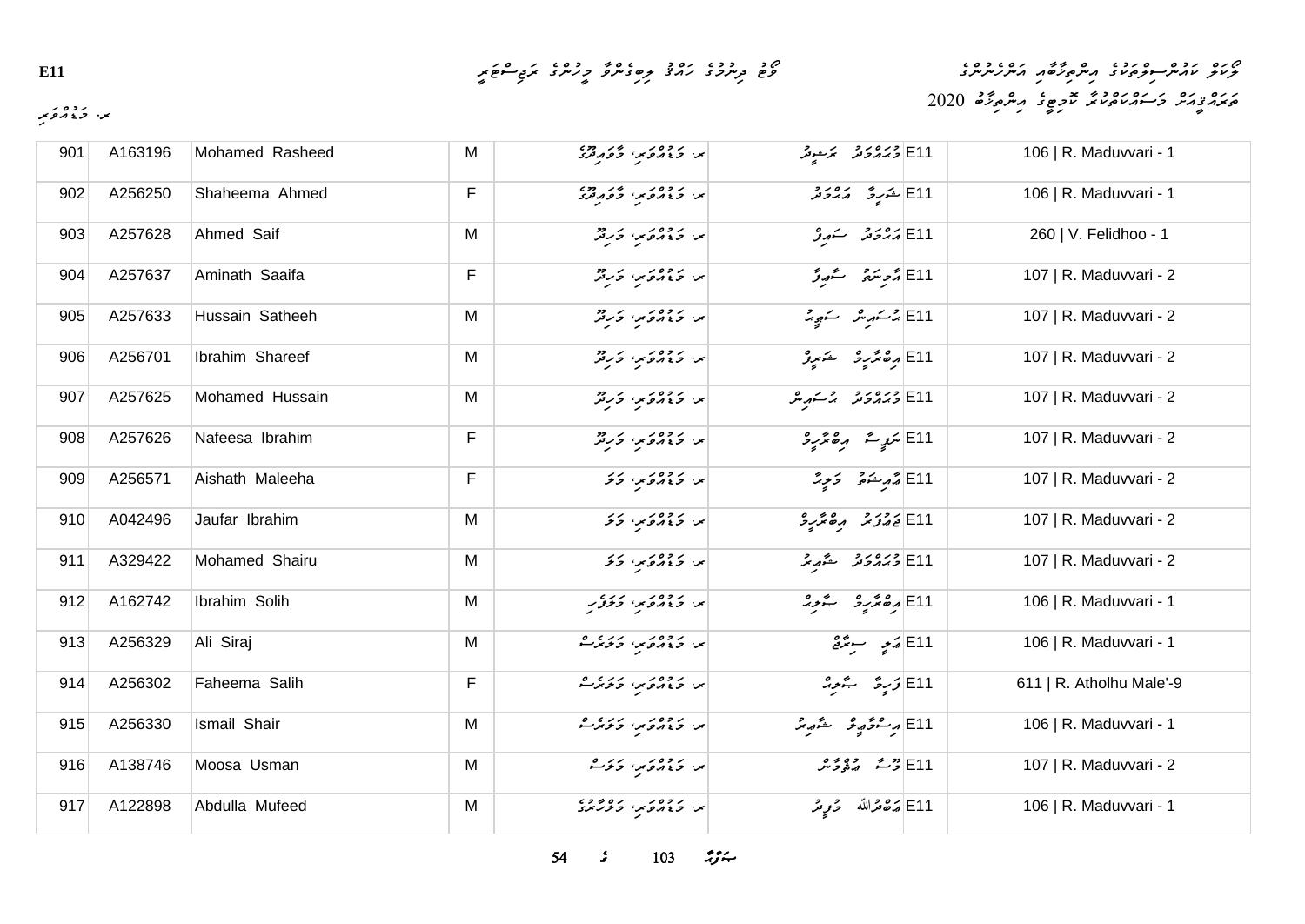| 901 | A163196 | Mohamed Rasheed | M | ރ. މަޑުއްވަރީ، މާވައިދޫ | މުހައްމަދު ރަޝީދު E11 | 106 \| R. Maduvvari - 1 |
|---|---|---|---|---|---|---|
| 902 | A256250 | Shaheema Ahmed | F | ރ. މަޑުއްވަރީ، މާވައިދޫ | ޝަހީމާ އަޙްމަދު E11 | 106 \| R. Maduvvari - 1 |
| 903 | A257628 | Ahmed Saif | M | ރ. މަޑުއްވަރީ، މަހިރު | އަޙްމަދު ސައިފު E11 | 260 \| V. Felidhoo - 1 |
| 904 | A257637 | Aminath Saaifa | F | ރ. މަޑުއްވަރީ، މަހިރު | އާމިނަތު ސާއިފާ E11 | 107 \| R. Maduvvari - 2 |
| 905 | A257633 | Hussain Satheeh | M | ރ. މަޑުއްވަރީ، މަހިރު | ހުސައިން ސަތީހު E11 | 107 \| R. Maduvvari - 2 |
| 906 | A256701 | Ibrahim Shareef | M | ރ. މަޑުއްވަރީ، މަހިރު | އިބްރާހީމް ޝަރީފު E11 | 107 \| R. Maduvvari - 2 |
| 907 | A257625 | Mohamed Hussain | M | ރ. މަޑުއްވަރީ، މަހިރު | މުހައްމަދު ހުސައިން E11 | 107 \| R. Maduvvari - 2 |
| 908 | A257626 | Nafeesa Ibrahim | F | ރ. މަޑުއްވަރީ، މަހިރު | ނަފީސާ އިބްރާހީމް E11 | 107 \| R. Maduvvari - 2 |
| 909 | A256571 | Aishath Maleeha | F | ރ. މަޑުއްވަރީ، މަލަ | އާއިޝަތު މަލީހާ E11 | 107 \| R. Maduvvari - 2 |
| 910 | A042496 | Jaufar Ibrahim | M | ރ. މަޑުއްވަރީ، މަލަ | ޖައުފަރު އިބްރާހީމް E11 | 107 \| R. Maduvvari - 2 |
| 911 | A329422 | Mohamed Shairu | M | ރ. މަޑުއްވަރީ، މަލަ | މުހައްމަދު ޝާއިރު E11 | 107 \| R. Maduvvari - 2 |
| 912 | A162742 | Ibrahim Solih | M | ރ. މަޑުއްވަރީ، މަލަފި | އިބްރާހީމް ސާލިހު E11 | 106 \| R. Maduvvari - 1 |
| 913 | A256329 | Ali Siraj | M | ރ. މަޑުއްވަރީ، މަލަރެސް | އަލި ސިރާޖު E11 | 106 \| R. Maduvvari - 1 |
| 914 | A256302 | Faheema Salih | F | ރ. މަޑުއްވަރީ، މަލަރެސް | ފަހީމާ ސާލިހު E11 | 611 \| R. Atholhu Male'-9 |
| 915 | A256330 | Ismail Shair | M | ރ. މަޑުއްވަރީ، މަލަރެސް | އިސްމާއީލް ޝާއިރު E11 | 106 \| R. Maduvvari - 1 |
| 916 | A138746 | Moosa Usman | M | ރ. މަޑުއްވަރީ، މަލަސް | މޫސާ އުސްމާން E11 | 107 \| R. Maduvvari - 2 |
| 917 | A122898 | Abdulla Mufeed | M | ރ. މަޑުއްވަރީ، މަލްހަރުގެ | އަބްދުﷲ މުފީދު E11 | 106 \| R. Maduvvari - 1 |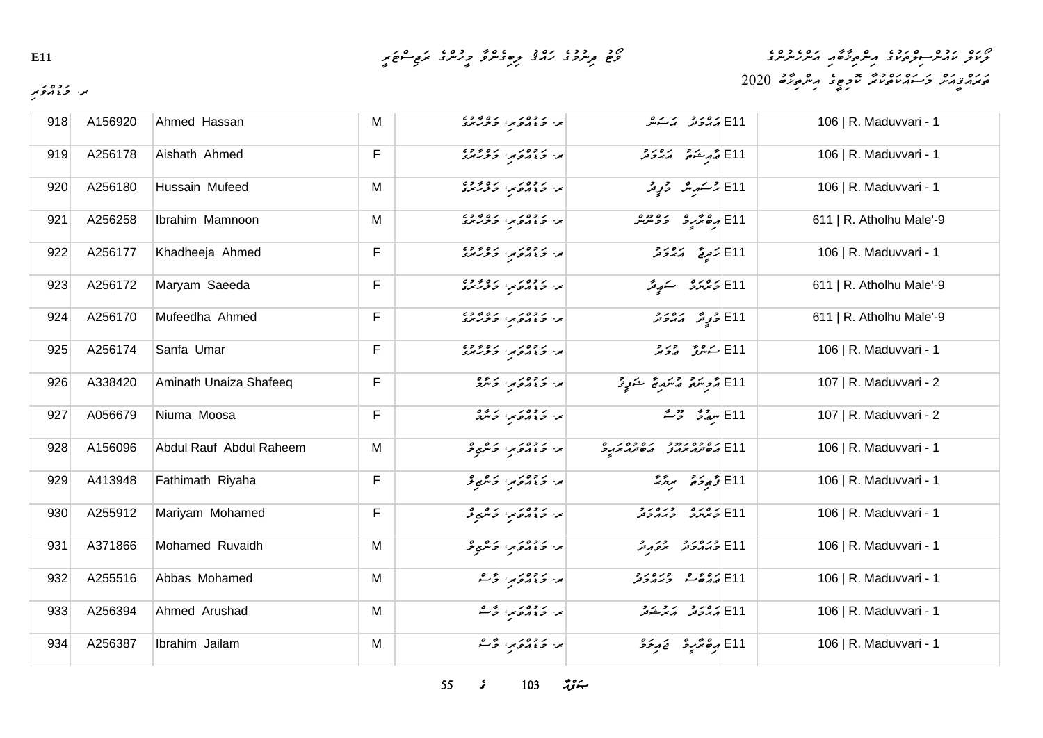ރ. މަޑުއްވަރި

| 918 | A156920 | Ahmed Hassan | M | ރ. މަޑުއްވަރި، މަލްހަރުގެ | އަޙްމަދު ހަސަން E11 | 106 \| R. Maduvvari - 1 |
|---|---|---|---|---|---|---|
| 919 | A256178 | Aishath Ahmed | F | ރ. މަޑުއްވަރި، މަލްހަރުގެ | އާއިޝަތު އަޙްމަދު E11 | 106 \| R. Maduvvari - 1 |
| 920 | A256180 | Hussain Mufeed | M | ރ. މަޑުއްވަރި، މަލްހަރުގެ | ހުސައިން މުފީދު E11 | 106 \| R. Maduvvari - 1 |
| 921 | A256258 | Ibrahim Mamnoon | M | ރ. މަޑުއްވަރި، މަލްހަރުގެ | އިބްރާހީމް މަމްނޫން E11 | 611 \| R. Atholhu Male'-9 |
| 922 | A256177 | Khadheeja Ahmed | F | ރ. މަޑުއްވަރި، މަލްހަރުގެ | ޚަދީޖާ އަޙްމަދު E11 | 106 \| R. Maduvvari - 1 |
| 923 | A256172 | Maryam Saeeda | F | ރ. މަޑުއްވަރި، މަލްހަރުގެ | މަރްޔަމް ސައީދާ E11 | 611 \| R. Atholhu Male'-9 |
| 924 | A256170 | Mufeedha Ahmed | F | ރ. މަޑުއްވަރި، މަލްހަރުގެ | މުފީދާ އަޙްމަދު E11 | 611 \| R. Atholhu Male'-9 |
| 925 | A256174 | Sanfa Umar | F | ރ. މަޑުއްވަރި، މަލްހަރުގެ | ސަންފާ އުމަރު E11 | 106 \| R. Maduvvari - 1 |
| 926 | A338420 | Aminath Unaiza Shafeeq | F | ރ. މަޑުއްވަރި، މަނާ | އާމިނަތު އުނައިޒާ ޝަފީޤު E11 | 107 \| R. Maduvvari - 2 |
| 927 | A056679 | Niuma Moosa | F | ރ. މަޑުއްވަރި، މަނާ | ނިޢުމާ މޫސާ E11 | 107 \| R. Maduvvari - 2 |
| 928 | A156096 | Abdul Rauf Abdul Raheem | M | ރ. މަޑުއްވަރި، މަނިކުގެ | އަބްދުއްރަޢޫފް އަބްދުއްރަޙީމް E11 | 106 \| R. Maduvvari - 1 |
| 929 | A413948 | Fathimath Riyaha | F | ރ. މަޑުއްވަރި، މަނިކުގެ | ފާތިމަތު ރިޔާހާ E11 | 106 \| R. Maduvvari - 1 |
| 930 | A255912 | Mariyam Mohamed | F | ރ. މަޑުއްވަރި، މަނިކުގެ | މަރިޔަމް މުޙައްމަދު E11 | 106 \| R. Maduvvari - 1 |
| 931 | A371866 | Mohamed Ruvaidh | M | ރ. މަޑުއްވަރި، މަނިކުގެ | މުޙައްމަދު ރުވައިދު E11 | 106 \| R. Maduvvari - 1 |
| 932 | A255516 | Abbas Mohamed | M | ރ. މަޑުއްވަރި، މާސް | އައްބާސް މުޙައްމަދު E11 | 106 \| R. Maduvvari - 1 |
| 933 | A256394 | Ahmed Arushad | M | ރ. މަޑުއްވަރި، މާސް | އަޙްމަދު އަރުޝަދު E11 | 106 \| R. Maduvvari - 1 |
| 934 | A256387 | Ibrahim Jailam | M | ރ. މަޑުއްވަރި، މާސް | އިބްރާހީމް ޖައިލަމް E11 | 106 \| R. Maduvvari - 1 |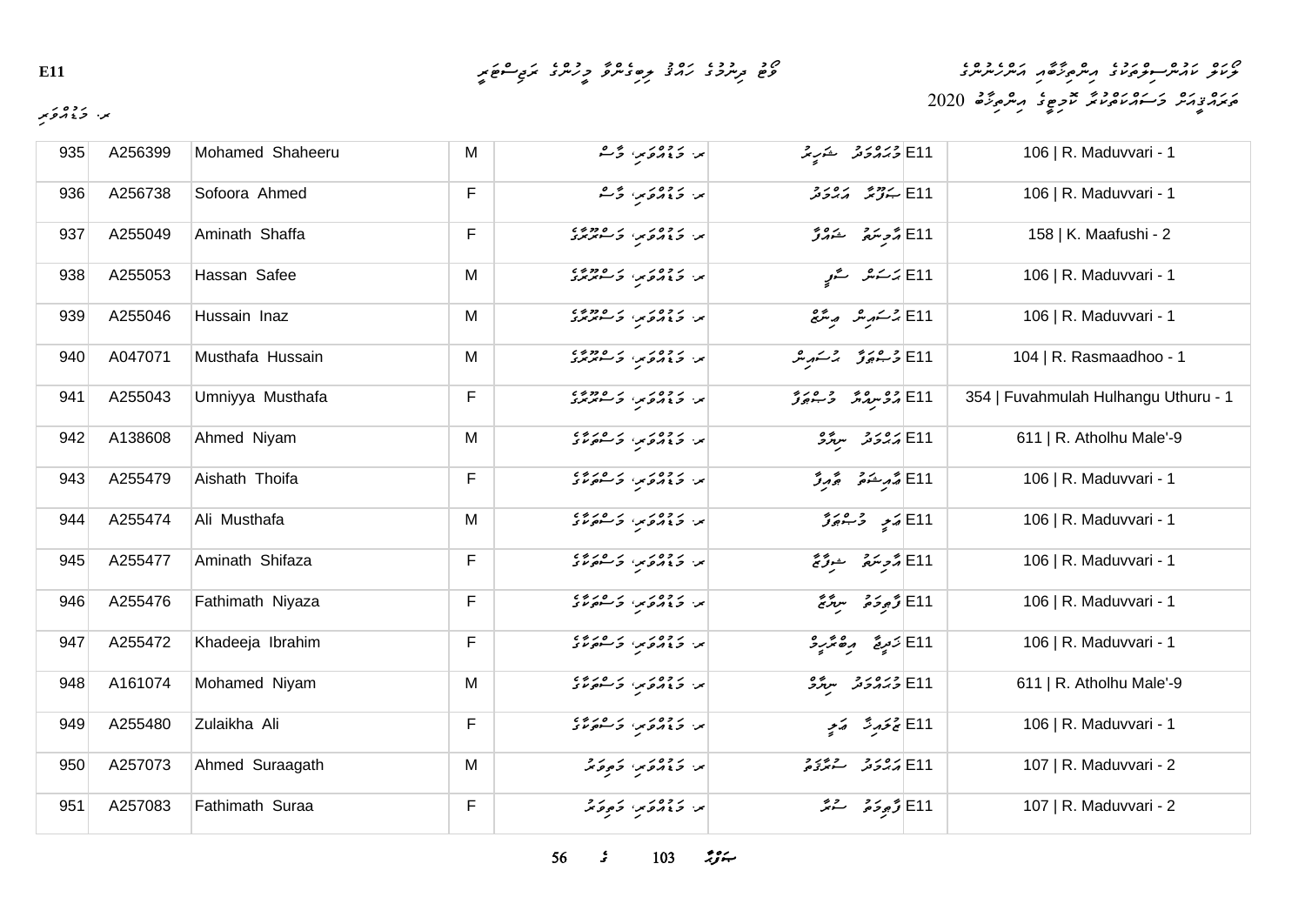| 935 | A256399 | Mohamed Shaheeru | M | ރ. މަޑުއްވަރި، ވާސް | E11 މުހައްމަދު ޝަހީރު | 106 \| R. Maduvvari - 1 |
|---|---|---|---|---|---|---|
| 936 | A256738 | Sofoora Ahmed | F | ރ. މަޑުއްވަރި، ވާސް | E11 ސަފޫރާ އަހުމަދު | 106 \| R. Maduvvari - 1 |
| 937 | A255049 | Aminath Shaffa | F | ރ. މަޑުއްވަރި، ވަސްމީރުގެ | E11 އާމިނަތު ޝައްފާ | 158 \| K. Maafushi - 2 |
| 938 | A255053 | Hassan Safee | M | ރ. މަޑުއްވަރި، ވަސްމީރުގެ | E11 ހަސަން ސާފީ | 106 \| R. Maduvvari - 1 |
| 939 | A255046 | Hussain Inaz | M | ރ. މަޑުއްވަރި، ވަސްމީރުގެ | E11 ހުސައިން އިނާޒް | 106 \| R. Maduvvari - 1 |
| 940 | A047071 | Musthafa Hussain | M | ރ. މަޑުއްވަރި، ވަސްމީރުގެ | E11 މުސްތަފާ ހުސައިން | 104 \| R. Rasmaadhoo - 1 |
| 941 | A255043 | Umniyya Musthafa | F | ރ. މަޑުއްވަރި، ވަސްމީރުގެ | E11 އުމްނިއްޔާ މުސްތަފާ | 354 \| Fuvahmulah Hulhangu Uthuru - 1 |
| 942 | A138608 | Ahmed Niyam | M | ރ. މަޑުއްވަރި، ވަސްތޫރާގެ | E11 އަހުމަދު ނިޔާމް | 611 \| R. Atholhu Male'-9 |
| 943 | A255479 | Aishath Thoifa | F | ރ. މަޑުއްވަރި، ވަސްތޫރާގެ | E11 އާއިޝަތު ޠޯއިފާ | 106 \| R. Maduvvari - 1 |
| 944 | A255474 | Ali Musthafa | M | ރ. މަޑުއްވަރި، ވަސްތޫރާގެ | E11 އަލި މުސްތަފާ | 106 \| R. Maduvvari - 1 |
| 945 | A255477 | Aminath Shifaza | F | ރ. މަޑުއްވަރި، ވަސްތޫރާގެ | E11 އާމިނަތު ޝިފާޒާ | 106 \| R. Maduvvari - 1 |
| 946 | A255476 | Fathimath Niyaza | F | ރ. މަޑުއްވަރި، ވަސްތޫރާގެ | E11 ފާތިމަތު ނިޔާޒާ | 106 \| R. Maduvvari - 1 |
| 947 | A255472 | Khadeeja Ibrahim | F | ރ. މަޑުއްވަރި، ވަސްތޫރާގެ | E11 ޚަދީޖާ އިބްރާހީމް | 106 \| R. Maduvvari - 1 |
| 948 | A161074 | Mohamed Niyam | M | ރ. މަޑުއްވަރި، ވަސްތޫރާގެ | E11 މުހައްމަދު ނިޔާމް | 611 \| R. Atholhu Male'-9 |
| 949 | A255480 | Zulaikha Ali | F | ރ. މަޑުއްވަރި، ވަސްތޫރާގެ | E11 ޒުލައިޚާ އަލި | 106 \| R. Maduvvari - 1 |
| 950 | A257073 | Ahmed Suraagath | M | ރ. މަޑުއްވަރި، ވެލިވަރު | E11 އަހުމަދު ސުރާގަތު | 107 \| R. Maduvvari - 2 |
| 951 | A257083 | Fathimath Suraa | F | ރ. މަޑުއްވަރި، ވެލިވަރު | E11 ފާތިމަތު ސުރާ | 107 \| R. Maduvvari - 2 |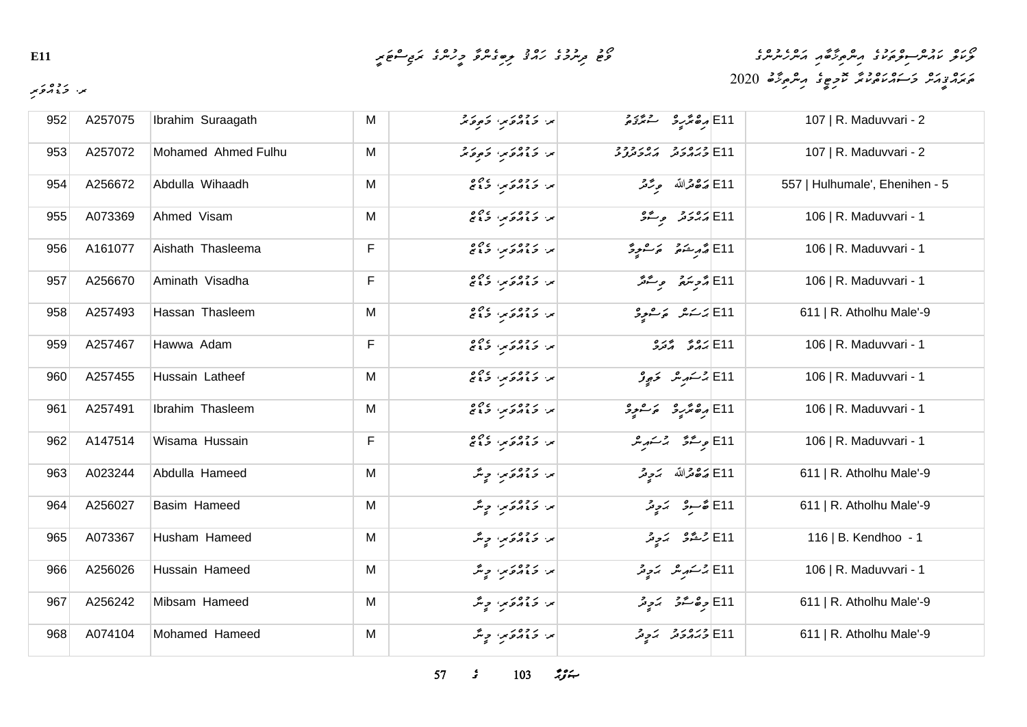| 952 | A257075 | Ibrahim Suraagath | M | ރ. މަޑުއްވަރި، މަލިގަދު | E11  އިބްރާހީމް ސުރާގަތު | 107 \| R. Maduvvari - 2 |
|---|---|---|---|---|---|---|
| 953 | A257072 | Mohamed Ahmed Fulhu | M | ރ. މަޑުއްވަރި، މަލިގަދު | E11 މުހައްމަދު އަހްމަދުފުޅު | 107 \| R. Maduvvari - 2 |
| 954 | A256672 | Abdulla Wihaadh | M | ރ. މަޑުއްވަރި، މޫނިމާ | E11 އަބްދުﷲ ވިހާދު | 557 \| Hulhumale', Ehenihen - 5 |
| 955 | A073369 | Ahmed Visam | M | ރ. މަޑުއްވަރި، މޫނިމާ | E11 އަހްމަދު ވިސާމް | 106 \| R. Maduvvari - 1 |
| 956 | A161077 | Aishath Thasleema | F | ރ. މަޑުއްވަރި، މޫނިމާ | E11 އާއިޝަތު ތަސްލީމާ | 106 \| R. Maduvvari - 1 |
| 957 | A256670 | Aminath Visadha | F | ރ. މަޑުއްވަރި، މޫނިމާ | E11 އާމިނަތު ވިސާދާ | 106 \| R. Maduvvari - 1 |
| 958 | A257493 | Hassan Thasleem | M | ރ. މަޑުއްވަރި، މޫނިމާ | E11 ހަސަން ތަސްލީމް | 611 \| R. Atholhu Male'-9 |
| 959 | A257467 | Hawwa Adam | F | ރ. މަޑުއްވަރި، މޫނިމާ | E11 ހައްވާ އާދަމް | 106 \| R. Maduvvari - 1 |
| 960 | A257455 | Hussain Latheef | M | ރ. މަޑުއްވަރި، މޫނިމާ | E11 ހުސައިން ލަތީފު | 106 \| R. Maduvvari - 1 |
| 961 | A257491 | Ibrahim Thasleem | M | ރ. މަޑުއްވަރި، މޫނިމާ | E11 އިބްރާހީމް ތަސްލީމް | 106 \| R. Maduvvari - 1 |
| 962 | A147514 | Wisama Hussain | F | ރ. މަޑުއްވަރި، މޫނިމާ | E11 ވިސާމާ ހުސައިން | 106 \| R. Maduvvari - 1 |
| 963 | A023244 | Abdulla Hameed | M | ރ. މަޑުއްވަރި، ޖީނާ | E11 އަބްދުﷲ ހަމީދު | 611 \| R. Atholhu Male'-9 |
| 964 | A256027 | Basim Hameed | M | ރ. މަޑުއްވަރި، ޖީނާ | E11 ބާސިމް ހަމީދު | 611 \| R. Atholhu Male'-9 |
| 965 | A073367 | Husham Hameed | M | ރ. މަޑުއްވަރި، ޖީނާ | E11 ހުޝާމް ހަމީދު | 116 \| B. Kendhoo - 1 |
| 966 | A256026 | Hussain Hameed | M | ރ. މަޑުއްވަރި، ޖީނާ | E11 ހުސައިން ހަމީދު | 106 \| R. Maduvvari - 1 |
| 967 | A256242 | Mibsam Hameed | M | ރ. މަޑުއްވަރި، ޖީނާ | E11 މިބްސާމް ހަމީދު | 611 \| R. Atholhu Male'-9 |
| 968 | A074104 | Mohamed Hameed | M | ރ. މަޑުއްވަރި، ޖީނާ | E11 މުހައްމަދު ހަމީދު | 611 \| R. Atholhu Male'-9 |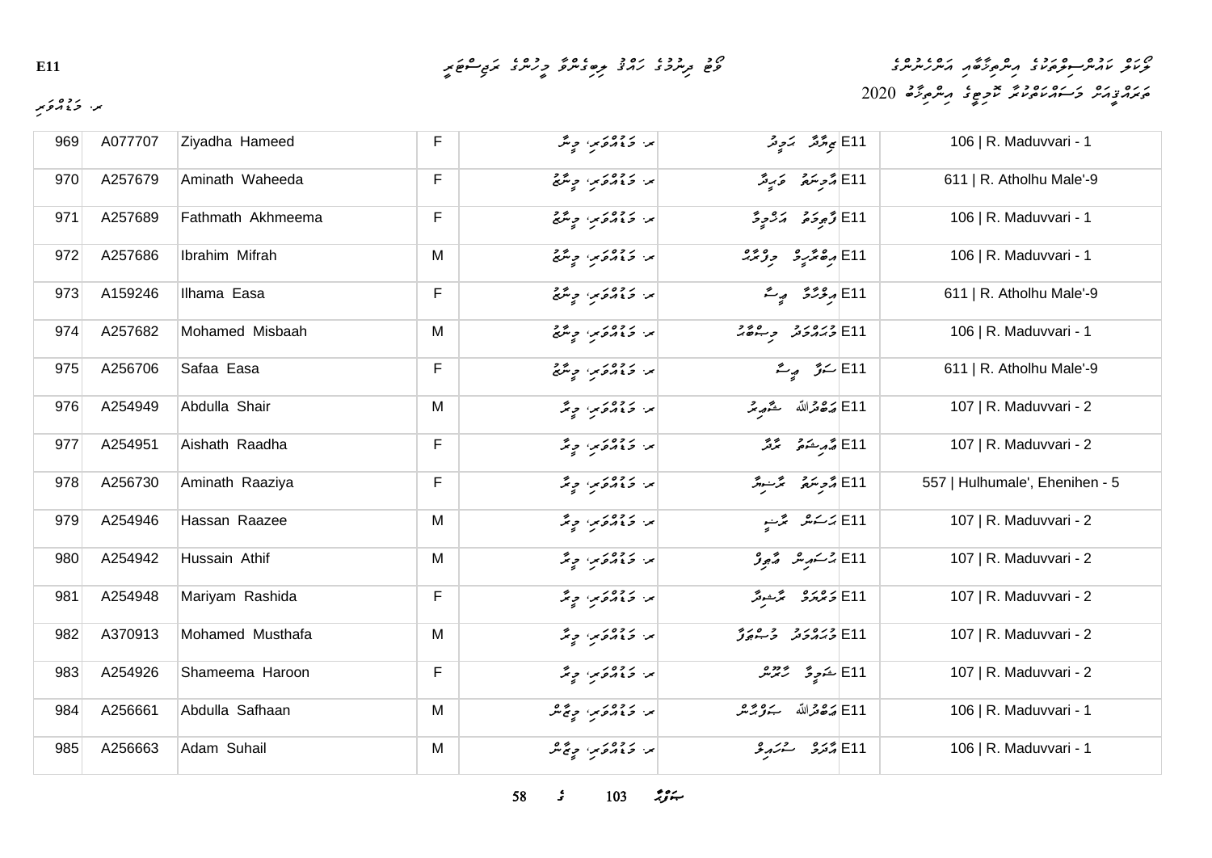| 969 | A077707 | Ziyadha Hameed | F | ރ. މަޑުއްވަރީ، ވިނާ | E11 ޒިޔާދާ ހަމީދު | 106 \| R. Maduvvari - 1 |
|---|---|---|---|---|---|---|
| 970 | A257679 | Aminath Waheeda | F | ރ. މަޑުއްވަރީ، ވިނަޖު | E11 އާމިނަތު ވަހީދާ | 611 \| R. Atholhu Male'-9 |
| 971 | A257689 | Fathmath Akhmeema | F | ރ. މަޑުއްވަރީ، ވިނަޖު | E11 ފާތިމަތު އަޚްމީމާ | 106 \| R. Maduvvari - 1 |
| 972 | A257686 | Ibrahim Mifrah | M | ރ. މަޑުއްވަރީ، ވިނަޖު | E11 އިބްރާހީމް މިފްރާހް | 106 \| R. Maduvvari - 1 |
| 973 | A159246 | Ilhama Easa | F | ރ. މަޑުއްވަރީ، ވިނަޖު | E11 އިލްހާމާ ޢީސާ | 611 \| R. Atholhu Male'-9 |
| 974 | A257682 | Mohamed Misbaah | M | ރ. މަޑުއްވަރީ، ވިނަޖު | E11 މުހައްމަދު މިސްބާހު | 106 \| R. Maduvvari - 1 |
| 975 | A256706 | Safaa Easa | F | ރ. މަޑުއްވަރީ، ވިނަޖު | E11 ސަފާ ޢީސާ | 611 \| R. Atholhu Male'-9 |
| 976 | A254949 | Abdulla Shair | M | ރ. މަޑުއްވަރީ، ވިލާ | E11 އަބްދުﷲ ޝާއިރު | 107 \| R. Maduvvari - 2 |
| 977 | A254951 | Aishath Raadha | F | ރ. މަޑުއްވަރީ، ވިލާ | E11 އާއިޝަތު ރާދާ | 107 \| R. Maduvvari - 2 |
| 978 | A256730 | Aminath Raaziya | F | ރ. މަޑުއްވަރީ، ވިލާ | E11 އާމިނަތު ރާޒިޔާ | 557 \| Hulhumale', Ehenihen - 5 |
| 979 | A254946 | Hassan Raazee | M | ރ. މަޑުއްވަރީ، ވިލާ | E11 ހަސަން ރާޒީ | 107 \| R. Maduvvari - 2 |
| 980 | A254942 | Hussain Athif | M | ރ. މަޑުއްވަރީ، ވިލާ | E11 ހުސައިން އާތިފު | 107 \| R. Maduvvari - 2 |
| 981 | A254948 | Mariyam Rashida | F | ރ. މަޑުއްވަރީ، ވިލާ | E11 މަރިޔަމް ރާޝިދާ | 107 \| R. Maduvvari - 2 |
| 982 | A370913 | Mohamed Musthafa | M | ރ. މަޑުއްވަރީ، ވިލާ | E11 މުހައްމަދު މުސްތަފާ | 107 \| R. Maduvvari - 2 |
| 983 | A254926 | Shameema Haroon | F | ރ. މަޑުއްވަރީ، ވިލާ | E11 ޝަމީމާ ހާރޫން | 107 \| R. Maduvvari - 2 |
| 984 | A256661 | Abdulla Safhaan | M | ރ. މަޑުއްވަރީ، ވިޔަން | E11 އަބްދުﷲ ސަފްހާން | 106 \| R. Maduvvari - 1 |
| 985 | A256663 | Adam Suhail | M | ރ. މަޑުއްވަރީ، ވިޔަން | E11 އާދަމް ސުހައިލު | 106 \| R. Maduvvari - 1 |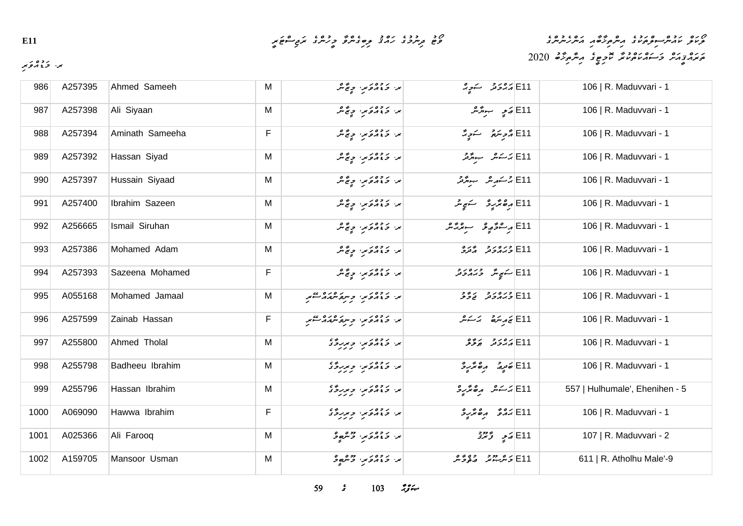ރ. މަޑުއްވަރީ

| 986 | A257395 | Ahmed Sameeh | M | ރ. މަޑުއްވަރީ، މީޓާން | އަހްމަދު ސަމީޙް E11 | 106 \| R. Maduvvari - 1 |
|---|---|---|---|---|---|---|
| 987 | A257398 | Ali Siyaan | M | ރ. މަޑުއްވަރީ، މީޓާން | އަލި ސިޔާން E11 | 106 \| R. Maduvvari - 1 |
| 988 | A257394 | Aminath Sameeha | F | ރ. މަޑުއްވަރީ، މީޓާން | އާމިނަތު ސަމީހާ E11 | 106 \| R. Maduvvari - 1 |
| 989 | A257392 | Hassan Siyad | M | ރ. މަޑުއްވަރީ، މީޓާން | ހަސަން ސިޔާދު E11 | 106 \| R. Maduvvari - 1 |
| 990 | A257397 | Hussain Siyaad | M | ރ. މަޑުއްވަރީ، މީޓާން | ހުސައިން ސިޔާދު E11 | 106 \| R. Maduvvari - 1 |
| 991 | A257400 | Ibrahim Sazeen | M | ރ. މަޑުއްވަރީ، މީޓާން | އިބްރާހީމް ސަޒީން E11 | 106 \| R. Maduvvari - 1 |
| 992 | A256665 | Ismail Siruhan | M | ރ. މަޑުއްވަރީ، މީޓާން | އިސްމާޢީލް ސިރުހާން E11 | 106 \| R. Maduvvari - 1 |
| 993 | A257386 | Mohamed Adam | M | ރ. މަޑުއްވަރީ، މީޓާން | މުހައްމަދު އާދަމް E11 | 106 \| R. Maduvvari - 1 |
| 994 | A257393 | Sazeena Mohamed | F | ރ. މަޑުއްވަރީ، މީޓާން | ސަޒީނާ މުހައްމަދު E11 | 106 \| R. Maduvvari - 1 |
| 995 | A055168 | Mohamed Jamaal | M | ރ. މަޑުއްވަރީ، މިނިވަންއުއްމީދު ސްޓޯރ | މުހައްމަދު ޖަމާލް E11 | 106 \| R. Maduvvari - 1 |
| 996 | A257599 | Zainab Hassan | F | ރ. މަޑުއްވަރީ، މިނިވަންއުއްމީދު ސްޓޯރ | ޒައިނަބު ހަސަން E11 | 106 \| R. Maduvvari - 1 |
| 997 | A255800 | Ahmed Tholal | M | ރ. މަޑުއްވަރީ، މިރިހިމާގެ | އަހްމަދު ޠޯލާލް E11 | 106 \| R. Maduvvari - 1 |
| 998 | A255798 | Badheeu Ibrahim | M | ރ. މަޑުއްވަރީ، މިރިހިމާގެ | ބަދީޢު އިބްރާހީމް E11 | 106 \| R. Maduvvari - 1 |
| 999 | A255796 | Hassan Ibrahim | M | ރ. މަޑުއްވަރީ، މިރިހިމާގެ | ހަސަން އިބްރާހީމް E11 | 557 \| Hulhumale', Ehenihen - 5 |
| 1000 | A069090 | Hawwa Ibrahim | F | ރ. މަޑުއްވަރީ، މިރިހިމާގެ | ހައްވާ އިބްރާހީމް E11 | 106 \| R. Maduvvari - 1 |
| 1001 | A025366 | Ali Farooq | M | ރ. މަޑުއްވަރީ، މޫންލައިޓް | އަލި ފާރޫޤު E11 | 107 \| R. Maduvvari - 2 |
| 1002 | A159705 | Mansoor Usman | M | ރ. މަޑުއްވަރީ، މޫންލައިޓް | މަންސޫރު ޢުثްމާން E11 | 611 \| R. Atholhu Male'-9 |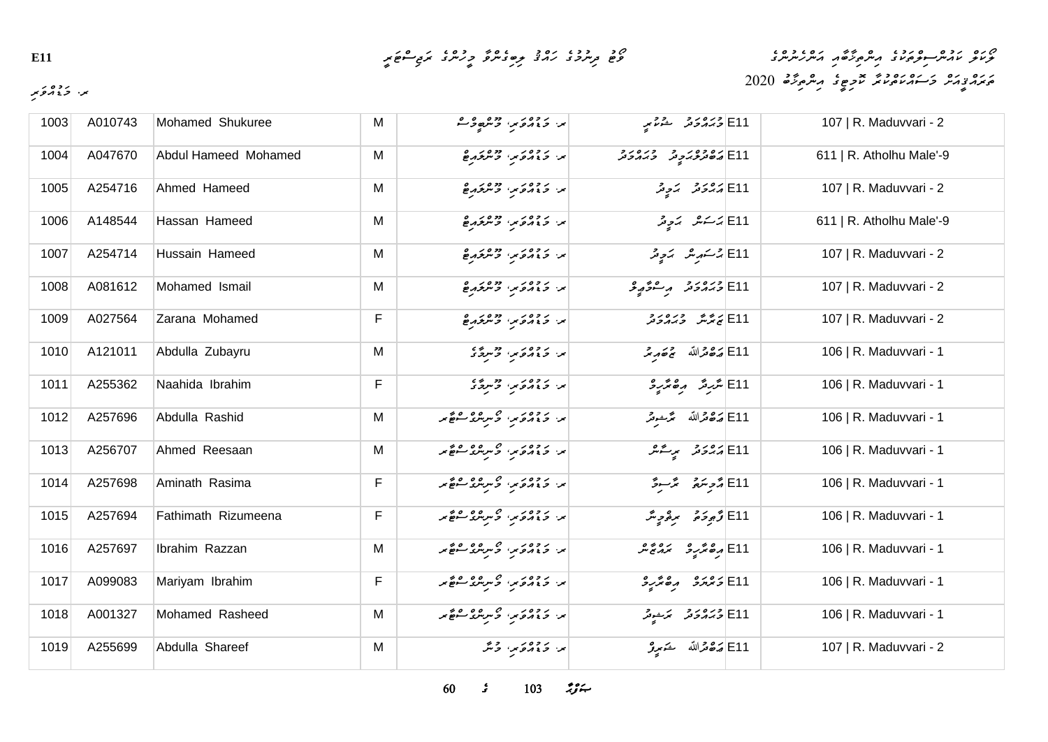ރ. މަޑުއްވަރި

| 1003 | A010743 | Mohamed Shukuree | M | ރ. މަޑުއްވަރި، މޫނިމާވިލާ | މުހައްމަދު ޝުކޫރީ E11 | 107 \| R. Maduvvari - 2 |
|---|---|---|---|---|---|---|
| 1004 | A047670 | Abdul Hameed Mohamed | M | ރ. މަޑުއްވަރި، މޫނުގަހިޖ | އަބްދުލްހަމީދު މުހައްމަދު E11 | 611 \| R. Atholhu Male'-9 |
| 1005 | A254716 | Ahmed Hameed | M | ރ. މަޑުއްވަރި، މޫނުގަހިޖ | އަހްމަދު ހަމީދު E11 | 107 \| R. Maduvvari - 2 |
| 1006 | A148544 | Hassan Hameed | M | ރ. މަޑުއްވަރި، މޫނުގަހިޖ | ހަސަން ހަމީދު E11 | 611 \| R. Atholhu Male'-9 |
| 1007 | A254714 | Hussain Hameed | M | ރ. މަޑުއްވަރި، މޫނުގަހިޖ | ހުސައިން ހަމީދު E11 | 107 \| R. Maduvvari - 2 |
| 1008 | A081612 | Mohamed Ismail | M | ރ. މަޑުއްވަރި، މޫނުގަހިޖ | މުހައްމަދު އިސްމާއީލް E11 | 107 \| R. Maduvvari - 2 |
| 1009 | A027564 | Zarana Mohamed | F | ރ. މަޑުއްވަރި، މޫނުގަހިޖ | ޒަރާނާ މުހައްމަދު E11 | 107 \| R. Maduvvari - 2 |
| 1010 | A121011 | Abdulla Zubayru | M | ރ. މަޑުއްވަރި، މޫނިމާގެ | އަބްދުﷲ ޒުބައިރު E11 | 106 \| R. Maduvvari - 1 |
| 1011 | A255362 | Naahida Ibrahim | F | ރ. މަޑުއްވަރި، މޫނިމާގެ | ނާހިދާ އިބްރާހީމް E11 | 106 \| R. Maduvvari - 1 |
| 1012 | A257696 | Abdulla Rashid | M | ރ. މަޑުއްވަރި، މޯނިންގްސްޓާރ | އަބްދުﷲ ރާޝިދު E11 | 106 \| R. Maduvvari - 1 |
| 1013 | A256707 | Ahmed Reesaan | M | ރ. މަޑުއްވަރި، މޯނިންގްސްޓާރ | އަހްމަދު ރީސާން E11 | 106 \| R. Maduvvari - 1 |
| 1014 | A257698 | Aminath Rasima | F | ރ. މަޑުއްވަރި، މޯނިންގްސްޓާރ | އާމިނަތު ރާސިމާ E11 | 106 \| R. Maduvvari - 1 |
| 1015 | A257694 | Fathimath Rizumeena | F | ރ. މަޑުއްވަރި، މޯނިންގްސްޓާރ | ފާތިމަތު ރިޒުމީނާ E11 | 106 \| R. Maduvvari - 1 |
| 1016 | A257697 | Ibrahim Razzan | M | ރ. މަޑުއްވަރި، މޯނިންގްސްޓާރ | އިބްރާހީމް ރައްޒާން E11 | 106 \| R. Maduvvari - 1 |
| 1017 | A099083 | Mariyam Ibrahim | F | ރ. މަޑުއްވަރި، މޯނިންގްސްޓާރ | މަރިޔަމް އިބްރާހީމް E11 | 106 \| R. Maduvvari - 1 |
| 1018 | A001327 | Mohamed Rasheed | M | ރ. މަޑުއްވަރި، މޯނިންގްސްޓާރ | މުހައްމަދު ރަޝީދު E11 | 106 \| R. Maduvvari - 1 |
| 1019 | A255699 | Abdulla Shareef | M | ރ. މަޑުއްވަރި، މޫނާ | އަބްދުﷲ ޝަރީފު E11 | 107 \| R. Maduvvari - 2 |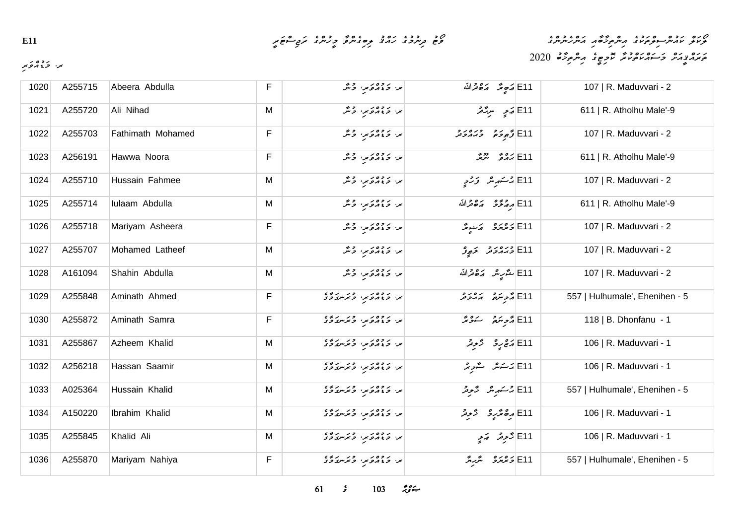| 1020 | A255715 | Abeera Abdulla | F | ރ. މަޑުއްވަރީ، މާނާ | E11 އަބީރާ އަބްދުﷲ | 107 \| R. Maduvvari - 2 |
|---|---|---|---|---|---|---|
| 1021 | A255720 | Ali Nihad | M | ރ. މަޑުއްވަރީ، މާނާ | E11 އަލީ ނިހާދު | 611 \| R. Atholhu Male'-9 |
| 1022 | A255703 | Fathimath Mohamed | F | ރ. މަޑުއްވަރީ، މާނާ | E11 ފާތިމަތު މުހައްމަދު | 107 \| R. Maduvvari - 2 |
| 1023 | A256191 | Hawwa Noora | F | ރ. މަޑުއްވަރީ، މާނާ | E11 ހައްވާ ނޫރާ | 611 \| R. Atholhu Male'-9 |
| 1024 | A255710 | Hussain Fahmee | M | ރ. މަޑުއްވަރީ، މާނާ | E11 ހުސައިން ފަހުމީ | 107 \| R. Maduvvari - 2 |
| 1025 | A255714 | Iulaam Abdulla | M | ރ. މަޑުއްވަރީ، މާނާ | E11 އިއުލާމް އަބްދުﷲ | 611 \| R. Atholhu Male'-9 |
| 1026 | A255718 | Mariyam Asheera | F | ރ. މަޑުއްވަރީ، މާނާ | E11 މަރިޔަމް އަޝީރާ | 107 \| R. Maduvvari - 2 |
| 1027 | A255707 | Mohamed Latheef | M | ރ. މަޑުއްވަރީ، މާނާ | E11 މުހައްމަދު ލަތީފު | 107 \| R. Maduvvari - 2 |
| 1028 | A161094 | Shahin Abdulla | M | ރ. މަޑުއްވަރީ، މާނާ | E11 ޝާހިން އަބްދުﷲ | 107 \| R. Maduvvari - 2 |
| 1029 | A255848 | Aminath Ahmed | F | ރ. މަޑުއްވަރީ، މެރަނަވާގެ | E11 އާމިނަތު އަހުމަދު | 557 \| Hulhumale', Ehenihen - 5 |
| 1030 | A255872 | Aminath Samra | F | ރ. މަޑުއްވަރީ، މެރަނަވާގެ | E11 އާމިނަތު ސަމްރާ | 118 \| B. Dhonfanu - 1 |
| 1031 | A255867 | Azheem Khalid | M | ރ. މަޑުއްވަރީ، މެރަނަވާގެ | E11 އަޒީމް ޚާލިދު | 106 \| R. Maduvvari - 1 |
| 1032 | A256218 | Hassan Saamir | M | ރ. މަޑުއްވަރީ، މެރަނަވާގެ | E11 ހަސަން ސާމިރު | 106 \| R. Maduvvari - 1 |
| 1033 | A025364 | Hussain Khalid | M | ރ. މަޑުއްވަރީ، މެރަނަވާގެ | E11 ހުސައިން ޚާލިދު | 557 \| Hulhumale', Ehenihen - 5 |
| 1034 | A150220 | Ibrahim Khalid | M | ރ. މަޑުއްވަރީ، މެރަނަވާގެ | E11 އިބްރާހީމް ޚާލިދު | 106 \| R. Maduvvari - 1 |
| 1035 | A255845 | Khalid Ali | M | ރ. މަޑުއްވަރީ، މެރަނަވާގެ | E11 ޚާލިދު އަލީ | 106 \| R. Maduvvari - 1 |
| 1036 | A255870 | Mariyam Nahiya | F | ރ. މަޑުއްވަރީ، މެރަނަވާގެ | E11 މަރިޔަމް ނާހިޔާ | 557 \| Hulhumale', Ehenihen - 5 |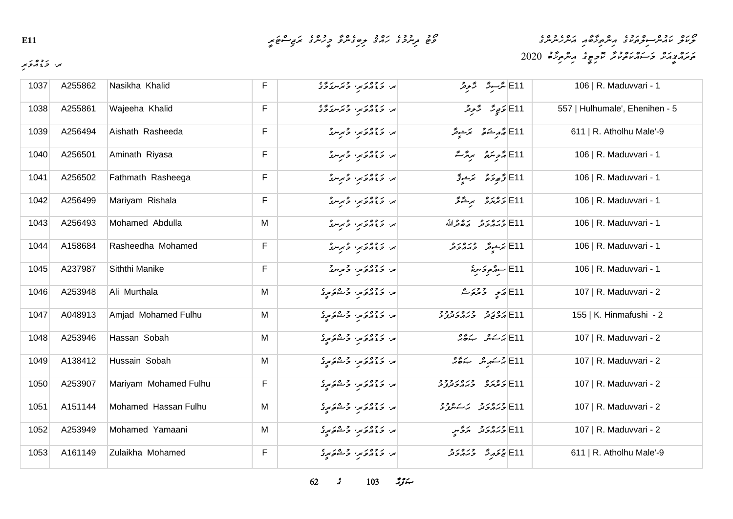| 1037 | A255862 | Nasikha Khalid | F | ރ. މަޑުއްވަރީ، މުރަނގަމާގެ | ނާސިޚާ ޚާލިދު | E11 | 106 \| R. Maduvvari - 1 |
|---|---|---|---|---|---|---|---|
| 1038 | A255861 | Wajeeha Khalid | F | ރ. މަޑުއްވަރީ، މުރަނގަމާގެ | ވަޖީހާ ޚާލިދު | E11 | 557 \| Hulhumale', Ehenihen - 5 |
| 1039 | A256494 | Aishath Rasheeda | F | ރ. މަޑުއްވަރީ، މުރިނގު | އައިށަތު ރަޝީދާ | E11 | 611 \| R. Atholhu Male'-9 |
| 1040 | A256501 | Aminath Riyasa | F | ރ. މަޑުއްވަރީ، މުރިނގު | އާމިނަތު ރިޔާސާ | E11 | 106 \| R. Maduvvari - 1 |
| 1041 | A256502 | Fathmath Rasheega | F | ރ. މަޑުއްވަރީ، މުރިނގު | ފާތިމަތު ރަޝީގާ | E11 | 106 \| R. Maduvvari - 1 |
| 1042 | A256499 | Mariyam Rishala | F | ރ. މަޑުއްވަރީ، މުރިނގު | މަރިޔަމް ރިޝާލާ | E11 | 106 \| R. Maduvvari - 1 |
| 1043 | A256493 | Mohamed Abdulla | M | ރ. މަޑުއްވަރީ، މުރިނގު | މުހައްމަދު އަބްދުﷲ | E11 | 106 \| R. Maduvvari - 1 |
| 1044 | A158684 | Rasheedha Mohamed | F | ރ. މަޑުއްވަރީ، މުރިނގު | ރަޝީދާ މުހައްމަދު | E11 | 106 \| R. Maduvvari - 1 |
| 1045 | A237987 | Siththi Manike | F | ރ. މަޑުއްވަރީ، މުރިނގު | ސިއްތިމަނިކެ | E11 | 106 \| R. Maduvvari - 1 |
| 1046 | A253948 | Ali Murthala | M | ރ. މަޑުއްވަރީ، މުސްތަފާގެ | އަލި މުރްތަލާ | E11 | 107 \| R. Maduvvari - 2 |
| 1047 | A048913 | Amjad Mohamed Fulhu | M | ރ. މަޑުއްވަރީ، މުސްތަފާގެ | އަމްޖަދު މުހައްމަދުފުޅު | E11 | 155 \| K. Hinmafushi - 2 |
| 1048 | A253946 | Hassan Sobah | M | ރ. މަޑުއްވަރީ، މުސްތަފާގެ | ހަސަން ސަބާހް | E11 | 107 \| R. Maduvvari - 2 |
| 1049 | A138412 | Hussain Sobah | M | ރ. މަޑުއްވަރީ، މުސްތަފާގެ | ހުސައިން ސަބާހް | E11 | 107 \| R. Maduvvari - 2 |
| 1050 | A253907 | Mariyam Mohamed Fulhu | F | ރ. މަޑުއްވަރީ، މުސްތަފާގެ | މަރިޔަމް މުހައްމަދުފުޅު | E11 | 107 \| R. Maduvvari - 2 |
| 1051 | A151144 | Mohamed Hassan Fulhu | M | ރ. މަޑުއްވަރީ، މުސްތަފާގެ | މުހައްމަދު ހަސަންފުޅު | E11 | 107 \| R. Maduvvari - 2 |
| 1052 | A253949 | Mohamed Yamaani | M | ރ. މަޑުއްވަރީ، މުސްތަފާގެ | މުހައްމަދު ޔަމާނީ | E11 | 107 \| R. Maduvvari - 2 |
| 1053 | A161149 | Zulaikha Mohamed | F | ރ. މަޑުއްވަރީ، މުސްތަފާގެ | ޒުލައިޚާ މުހައްމަދު | E11 | 611 \| R. Atholhu Male'-9 |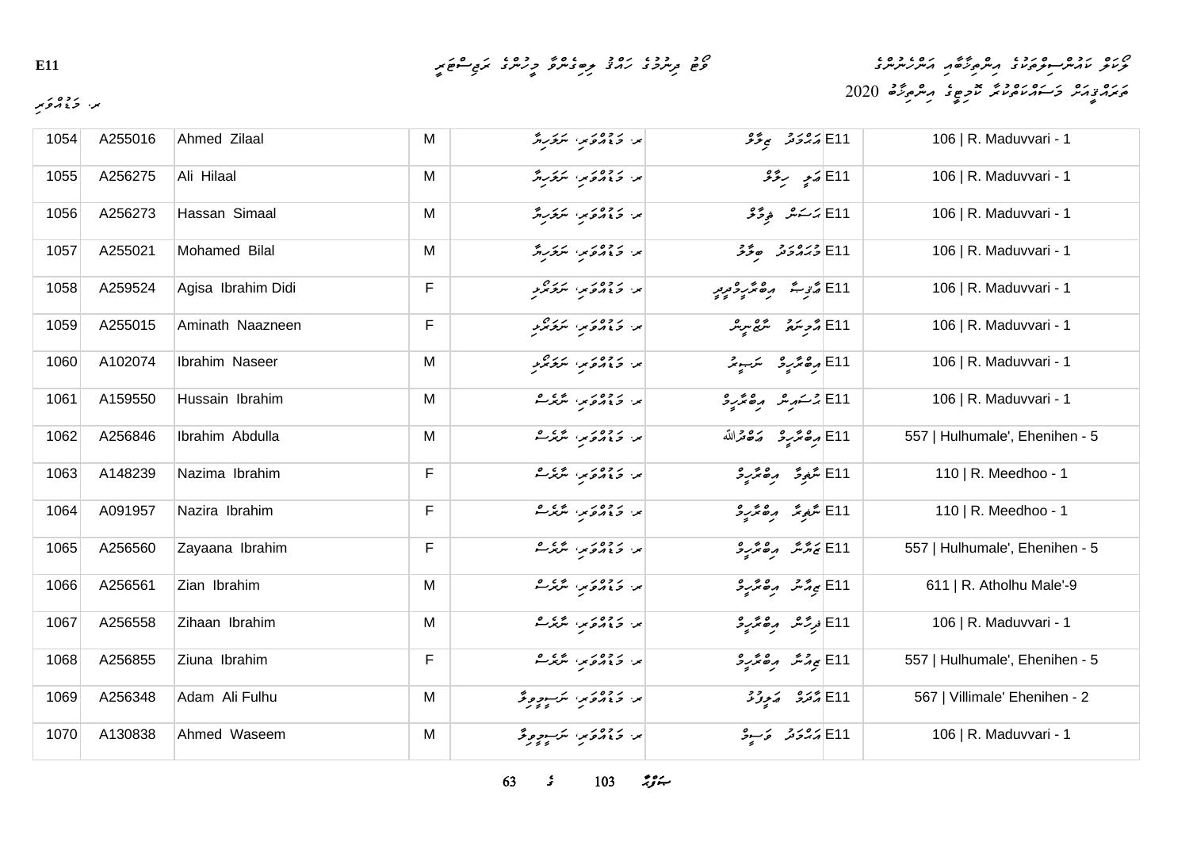| 1054 | A255016 | Ahmed Zilaal | M | ރ. މަޑުއްވަރި، ނަރަނިއާ | އަހުމަދު ޒިލާލް E11 | 106 \| R. Maduvvari - 1 |
|---|---|---|---|---|---|---|
| 1055 | A256275 | Ali Hilaal | M | ރ. މަޑުއްވަރި، ނަރަނިއާ | އަލި ހިލާލް E11 | 106 \| R. Maduvvari - 1 |
| 1056 | A256273 | Hassan Simaal | M | ރ. މަޑުއްވަރި، ނަރަނިއާ | ހަސަން ސިމާލް E11 | 106 \| R. Maduvvari - 1 |
| 1057 | A255021 | Mohamed Bilal | M | ރ. މަޑުއްވަރި، ނަރަނިއާ | މުހައްމަދު ބިލާލް E11 | 106 \| R. Maduvvari - 1 |
| 1058 | A259524 | Agisa Ibrahim Didi | F | ރ. މަޑުއްވަރި، ނަރަގިސް | އާގިސާ އިބްރާހިމްދީދީ E11 | 106 \| R. Maduvvari - 1 |
| 1059 | A255015 | Aminath Naazneen | F | ރ. މަޑުއްވަރި، ނަރަގިސް | އާމިނަތު ނާޒްނީން E11 | 106 \| R. Maduvvari - 1 |
| 1060 | A102074 | Ibrahim Naseer | M | ރ. މަޑުއްވަރި، ނަރަގިސް | އިބްރާހިމް ނަސީރު E11 | 106 \| R. Maduvvari - 1 |
| 1061 | A159550 | Hussain Ibrahim | M | ރ. މަޑުއްވަރި، ނާރެސް | ހުސައިން އިބްރާހިމް E11 | 106 \| R. Maduvvari - 1 |
| 1062 | A256846 | Ibrahim Abdulla | M | ރ. މަޑުއްވަރި، ނާރެސް | އިބްރާހިމް އަބްދުالله E11 | 557 \| Hulhumale', Ehenihen - 5 |
| 1063 | A148239 | Nazima Ibrahim | F | ރ. މަޑުއްވަރި، ނާރެސް | ނާޒިމާ އިބްރާހިމް E11 | 110 \| R. Meedhoo - 1 |
| 1064 | A091957 | Nazira Ibrahim | F | ރ. މަޑުއްވަރި، ނާރެސް | ނާޒިރާ އިބްރާހިމް E11 | 110 \| R. Meedhoo - 1 |
| 1065 | A256560 | Zayaana Ibrahim | F | ރ. މަޑުއްވަރި، ނާރެސް | ޒަޔާނާ އިބްރާހިމް E11 | 557 \| Hulhumale', Ehenihen - 5 |
| 1066 | A256561 | Zian Ibrahim | M | ރ. މަޑުއްވަރި، ނާރެސް | ޒިއާން އިބްރާހިމް E11 | 611 \| R. Atholhu Male'-9 |
| 1067 | A256558 | Zihaan Ibrahim | M | ރ. މަޑުއްވަރި، ނާރެސް | ޒިހާން އިބްރާހިމް E11 | 106 \| R. Maduvvari - 1 |
| 1068 | A256855 | Ziuna Ibrahim | F | ރ. މަޑުއްވަރި، ނާރެސް | ޒިއުނާ އިބްރާހިމް E11 | 557 \| Hulhumale', Ehenihen - 5 |
| 1069 | A256348 | Adam Ali Fulhu | M | ރ. މަޑުއްވަރި، ނަސީމީވިލާ | އާދަމް އަލިފުޅު E11 | 567 \| Villimale' Ehenihen - 2 |
| 1070 | A130838 | Ahmed Waseem | M | ރ. މަޑުއްވަރި، ނަސީމީވިލާ | އަހުމަދު ވަސީމް E11 | 106 \| R. Maduvvari - 1 |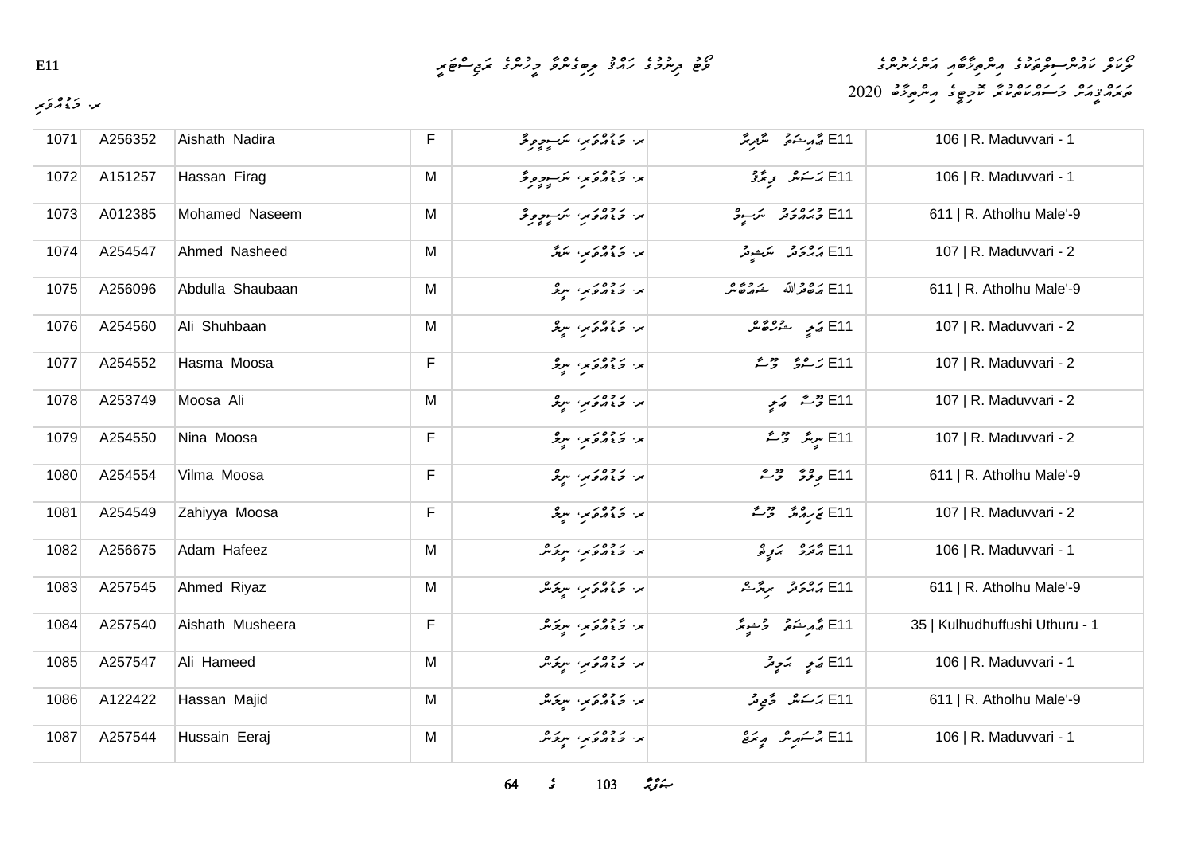ބ. މަޑުއްވަރީ

| 1071 | A256352 | Aishath Nadira | F | ރ. މަޑުއްވަރީ، ނަސީމީވިލާ | އާއިޝަތު ނާދިރާ | E11 | 106 \| R. Maduvvari - 1 |
|---|---|---|---|---|---|---|---|
| 1072 | A151257 | Hassan Firag | M | ރ. މަޑުއްވަރީ، ނަސީމީވިލާ | ހަސަން ފިރާގު | E11 | 106 \| R. Maduvvari - 1 |
| 1073 | A012385 | Mohamed Naseem | M | ރ. މަޑުއްވަރީ، ނަސީމީވިލާ | މުހައްމަދު ނަސީމް | E11 | 611 \| R. Atholhu Male'-9 |
| 1074 | A254547 | Ahmed Nasheed | M | ރ. މަޑުއްވަރީ، ނަޒާ | އަހުމަދު ނަޝީދު | E11 | 107 \| R. Maduvvari - 2 |
| 1075 | A256096 | Abdulla Shaubaan | M | ރ. މަޑުއްވަރީ، ނިލާ | އަބްދުﷲ ޝައުބާން | E11 | 611 \| R. Atholhu Male'-9 |
| 1076 | A254560 | Ali Shuhbaan | M | ރ. މަޑުއްވަރީ، ނިލާ | އަލި ޝުހުބާން | E11 | 107 \| R. Maduvvari - 2 |
| 1077 | A254552 | Hasma Moosa | F | ރ. މަޑުއްވަރީ، ނިލާ | ހަސްމާ މޫސާ | E11 | 107 \| R. Maduvvari - 2 |
| 1078 | A253749 | Moosa Ali | M | ރ. މަޑުއްވަރީ، ނިލާ | މޫސާ އަލި | E11 | 107 \| R. Maduvvari - 2 |
| 1079 | A254550 | Nina Moosa | F | ރ. މަޑުއްވަރީ، ނިލާ | ނިނާ މޫސާ | E11 | 107 \| R. Maduvvari - 2 |
| 1080 | A254554 | Vilma Moosa | F | ރ. މަޑުއްވަރީ، ނިލާ | ވިލްމާ މޫސާ | E11 | 611 \| R. Atholhu Male'-9 |
| 1081 | A254549 | Zahiyya Moosa | F | ރ. މަޑުއްވަރީ، ނިލާ | ޒާހިއްޔާ މޫސާ | E11 | 107 \| R. Maduvvari - 2 |
| 1082 | A256675 | Adam Hafeez | M | ރ. މަޑުއްވަރީ، ނިލަން | އާދަމް ހަފީޒު | E11 | 106 \| R. Maduvvari - 1 |
| 1083 | A257545 | Ahmed Riyaz | M | ރ. މަޑުއްވަރީ، ނިލަން | އަހުމަދު ރިޔާޒު | E11 | 611 \| R. Atholhu Male'-9 |
| 1084 | A257540 | Aishath Musheera | F | ރ. މަޑުއްވަރީ، ނިލަން | އާއިޝަތު މުޝީރާ | E11 | 35 \| Kulhudhuffushi Uthuru - 1 |
| 1085 | A257547 | Ali Hameed | M | ރ. މަޑުއްވަރީ، ނިލަން | އަލި ހަމީދު | E11 | 106 \| R. Maduvvari - 1 |
| 1086 | A122422 | Hassan Majid | M | ރ. މަޑުއްވަރީ، ނިލަން | ހަސަން މާޖިދު | E11 | 611 \| R. Atholhu Male'-9 |
| 1087 | A257544 | Hussain Eeraj | M | ރ. މަޑުއްވަރީ، ނިލަން | ހުސައިން އީރާޖު | E11 | 106 \| R. Maduvvari - 1 |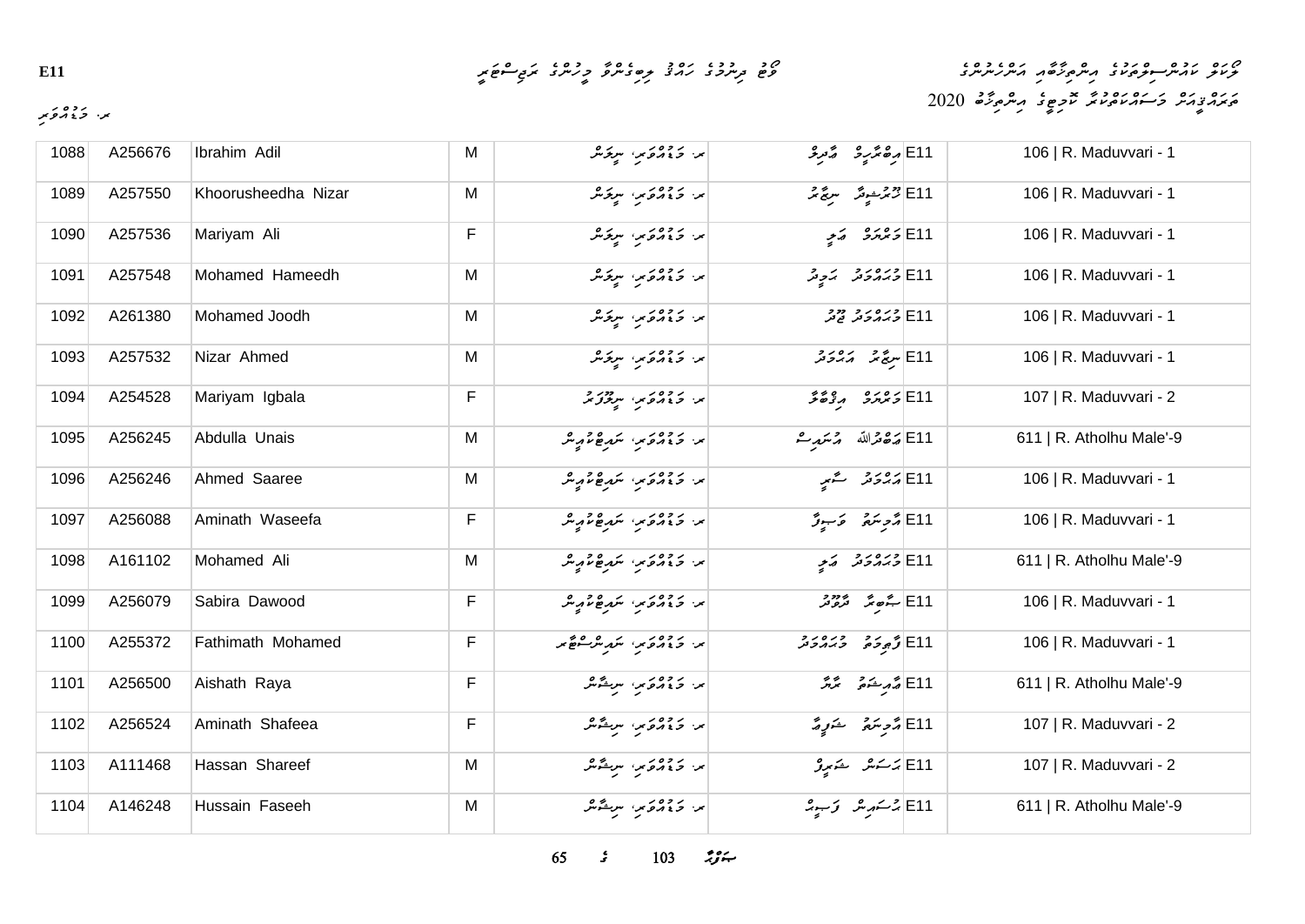| 1088 | A256676 | Ibrahim Adil | M | ىر. ۈ.ۇ.ۋ.ۈىرى سِرِكَرْشَرْ | E11 ﻣﯧﮬﯩﺮﯨﻢ ﺍﯦﺪﯨﻞ | 106 \| R. Maduvvari - 1 |
|---|---|---|---|---|---|---|
| 1089 | A257550 | Khoorusheedha Nizar | M | ىر. ۈ.ۇ.ۋ.ۈىرى سِرِكَرْشَرْ | E11 ژىرشوتر سرچ تر | 106 \| R. Maduvvari - 1 |
| 1090 | A257536 | Mariyam Ali | F | ىر. ۈ.ۇ.ۋ.ۈىرى سِرِكَرْشَرْ | E11 ۈىرىرۋ ەكىر | 106 \| R. Maduvvari - 1 |
| 1091 | A257548 | Mohamed Hameedh | M | ىر. ۈ.ۇ.ۋ.ۈىرى سِرِكَرْشَرْ | E11 ۋىرەۋىر بەكرىر | 106 \| R. Maduvvari - 1 |
| 1092 | A261380 | Mohamed Joodh | M | ىر. ۈ.ۇ.ۋ.ۈىرى سِرِكَرْشَرْ | E11 ۋىرەۋىر ۋە | 106 \| R. Maduvvari - 1 |
| 1093 | A257532 | Nizar Ahmed | M | ىر. ۈ.ۇ.ۋ.ۈىرى سِرِكَرْشَرْ | E11 سرچ تر ەبرۋىر | 106 \| R. Maduvvari - 1 |
| 1094 | A254528 | Mariyam Igbala | F | ىر. ۈ.ۇ.ۋ.ۈىرى سِرِۋرِىر | E11 ۈىرىرۋ ەۋەگ | 107 \| R. Maduvvari - 2 |
| 1095 | A256245 | Abdulla Unais | M | ىر. ۈ.ۇ.ۋ.ۈىرى سَرِۋەرِسْ | E11 ەھۋراللە ەسرِسْ | 611 \| R. Atholhu Male'-9 |
| 1096 | A256246 | Ahmed Saaree | M | ىر. ۈ.ۇ.ۋ.ۈىرى سَرِۋەرِسْ | E11 ەبرۋىر سگىر | 106 \| R. Maduvvari - 1 |
| 1097 | A256088 | Aminath Waseefa | F | ىر. ۈ.ۇ.ۋ.ۈىرى سَرِۋەرِسْ | E11 ەگىرسرە ۋسىرۋ | 106 \| R. Maduvvari - 1 |
| 1098 | A161102 | Mohamed Ali | M | ىر. ۈ.ۇ.ۋ.ۈىرى سَرِۋەرِسْ | E11 ۋىرەۋىر ەكىر | 611 \| R. Atholhu Male'-9 |
| 1099 | A256079 | Sabira Dawood | F | ىر. ۈ.ۇ.ۋ.ۈىرى سَرِۋەرِسْ | E11 سگەتر ترۋتر | 106 \| R. Maduvvari - 1 |
| 1100 | A255372 | Fathimath Mohamed | F | ىر. ۈ.ۇ.ۋ.ۈىرى سَرِسْرْسْۋَىر | E11 ۋەۋەۋ ۋىرەۋىر | 106 \| R. Maduvvari - 1 |
| 1101 | A256500 | Aishath Raya | F | ىر. ۈ.ۇ.ۋ.ۈىرى سِرِشَرْ | E11 ەگرشوە ىرگ | 611 \| R. Atholhu Male'-9 |
| 1102 | A256524 | Aminath Shafeea | F | ىر. ۈ.ۇ.ۋ.ۈىرى سِرِشَرْ | E11 ەگىرسرە شكوپە | 107 \| R. Maduvvari - 2 |
| 1103 | A111468 | Hassan Shareef | M | ىر. ۈ.ۇ.ۋ.ۈىرى سِرِشَرْ | E11 بركسر شكىرۋ | 107 \| R. Maduvvari - 2 |
| 1104 | A146248 | Hussain Faseeh | M | ىر. ۈ.ۇ.ۋ.ۈىرى سِرِشَرْ | E11 برسكرسر ۋسىرە | 611 \| R. Atholhu Male'-9 |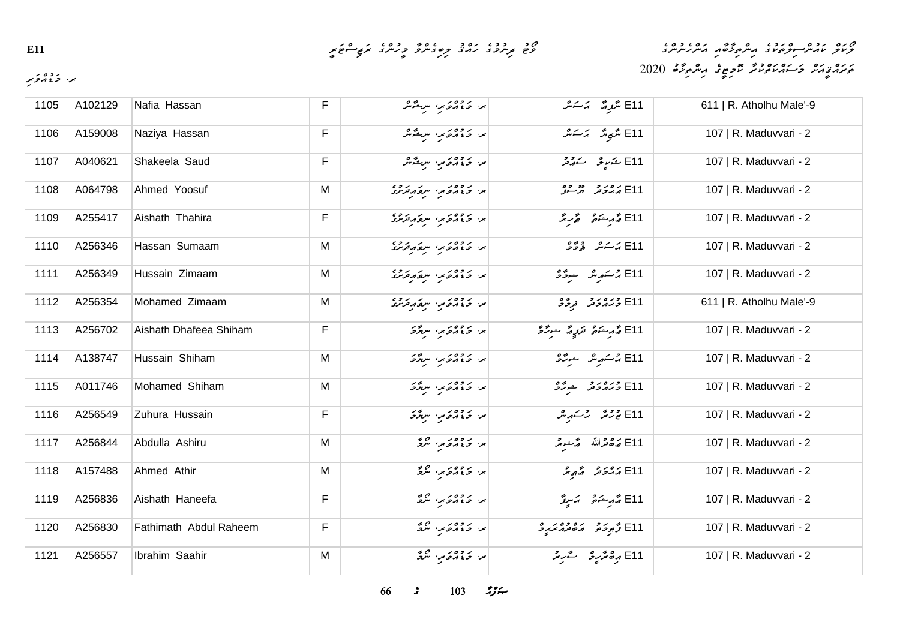| 1105 | A102129 | Nafia Hassan | F | ރ. މަޑުއްވަރި، ނިރުބާނާ | E11 ނާފިޢާ ޙަސަން | 611 \| R. Atholhu Male'-9 |
|---|---|---|---|---|---|---|
| 1106 | A159008 | Naziya Hassan | F | ރ. މަޑުއްވަރި، ނިރުބާނާ | E11 ނާޒިޔާ ޙަސަން | 107 \| R. Maduvvari - 2 |
| 1107 | A040621 | Shakeela Saud | F | ރ. މަޑުއްވަރި، ނިރުބާނާ | E11 ޝަކީލާ ސަޢޫދު | 107 \| R. Maduvvari - 2 |
| 1108 | A064798 | Ahmed Yoosuf | M | ރ. މަޑުއްވަރި، ނިޔަމިދަރުގެ | E11 އަޙްމަދު ޔޫސުފް | 107 \| R. Maduvvari - 2 |
| 1109 | A255417 | Aishath Thahira | F | ރ. މަޑުއްވަރި، ނިޔަމިދަރުގެ | E11 އާއިޝަތު ތާހިރާ | 107 \| R. Maduvvari - 2 |
| 1110 | A256346 | Hassan Sumaam | M | ރ. މަޑުއްވަރި، ނިޔަމިދަރުގެ | E11 ޙަސަން ސުމާމް | 107 \| R. Maduvvari - 2 |
| 1111 | A256349 | Hussain Zimaam | M | ރ. މަޑުއްވަރި، ނިޔަމިދަރުގެ | E11 ޙުސައިން ޒިމާމް | 107 \| R. Maduvvari - 2 |
| 1112 | A256354 | Mohamed Zimaam | M | ރ. މަޑުއްވަރި، ނިޔަމިދަރުގެ | E11 މުޙައްމަދު ޒިމާމް | 611 \| R. Atholhu Male'-9 |
| 1113 | A256702 | Aishath Dhafeea Shiham | F | ރ. މަޑުއްވަރި، ނިޔާމާ | E11 އާއިޝަތު ދަފީޢާ ޝިހާމް | 107 \| R. Maduvvari - 2 |
| 1114 | A138747 | Hussain Shiham | M | ރ. މަޑުއްވަރި، ނިޔާމާ | E11 ޙުސައިން ޝިހާމް | 107 \| R. Maduvvari - 2 |
| 1115 | A011746 | Mohamed Shiham | M | ރ. މަޑުއްވަރި، ނިޔާމާ | E11 މުޙައްމަދު ޝިހާމް | 107 \| R. Maduvvari - 2 |
| 1116 | A256549 | Zuhura Hussain | F | ރ. މަޑުއްވަރި، ނިޔާމާ | E11 ޒުހުރާ ޙުސައިން | 107 \| R. Maduvvari - 2 |
| 1117 | A256844 | Abdulla Ashiru | M | ރ. މަޑުއްވަރި، ނޫރާ | E11 އަބްދުﷲ އާޝިރު | 107 \| R. Maduvvari - 2 |
| 1118 | A157488 | Ahmed Athir | M | ރ. މަޑުއްވަރި، ނޫރާ | E11 އަޙްމަދު އާތިރު | 107 \| R. Maduvvari - 2 |
| 1119 | A256836 | Aishath Haneefa | F | ރ. މަޑުއްވަރި، ނޫރާ | E11 އާއިޝަތު ޙަނީފާ | 107 \| R. Maduvvari - 2 |
| 1120 | A256830 | Fathimath Abdul Raheem | F | ރ. މަޑުއްވަރި، ނޫރާ | E11 ފާތިމަތު ޢަބްދުއްރަޙީމް | 107 \| R. Maduvvari - 2 |
| 1121 | A256557 | Ibrahim Saahir | M | ރ. މަޑުއްވަރި، ނޫރާ | E11 އިބްރާހީމް ސާހިރު | 107 \| R. Maduvvari - 2 |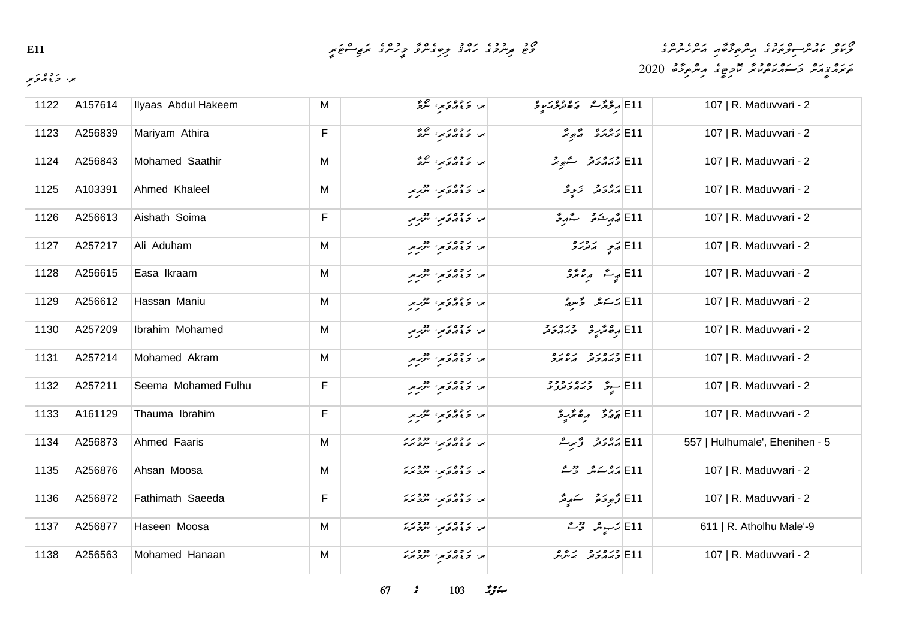| 1122 | A157614 | Ilyaas Abdul Hakeem | M | بر· وَوْمُوَمِرِ، سُرَّ | E11 مِعْرَمْتُ مَەمْرْرْبَرِيدْ | 107 \| R. Maduvvari - 2 |
|---|---|---|---|---|---|---|
| 1123 | A256839 | Mariyam Athira | F | بر· وَوْمُوَمِرِ، سُرَّ | E11 وَمْرْمَرْدْ مَّوْمِرَّ | 107 \| R. Maduvvari - 2 |
| 1124 | A256843 | Mohamed Saathir | M | بر· وَوْمُوَمِرِ، سُرَّ | E11 وَيْرَمْرَوَدْ سَّمُوِيْ | 107 \| R. Maduvvari - 2 |
| 1125 | A103391 | Ahmed Khaleel | M | بر· وَوْمُوَمِرِ، مْرْمِرِ | E11 مَرْدَوَدْ زَمِوْ | 107 \| R. Maduvvari - 2 |
| 1126 | A256613 | Aishath Soima | F | بر· وَوْمُوَمِرِ، مْرْمِرِ | E11 مَّرِشَمْ سِمْرِدً | 107 \| R. Maduvvari - 2 |
| 1127 | A257217 | Ali Aduham | M | بر· وَوْمُوَمِرِ، مْرْمِرِ | E11 مَرِ مَقْرَرْدْ | 107 \| R. Maduvvari - 2 |
| 1128 | A256615 | Easa Ikraam | M | بر· وَوْمُوَمِرِ، مْرْمِرِ | E11 مِرِسَّ مِرْمُتْرُدْ | 107 \| R. Maduvvari - 2 |
| 1129 | A256612 | Hassan Maniu | M | بر· وَوْمُوَمِرِ، مْرْمِرِ | E11 بَرَسَسْ وَسِرْ | 107 \| R. Maduvvari - 2 |
| 1130 | A257209 | Ibrahim Mohamed | M | بر· وَوْمُوَمِرِ، مْرْمِرِ | E11 مِەمَّرِدْ وَيَرْمَوَدْ | 107 \| R. Maduvvari - 2 |
| 1131 | A257214 | Mohamed Akram | M | بر· وَوْمُوَمِرِ، مْرْمِرِ | E11 وَيَرْمَوَدْ مَرْمَرَدْ | 107 \| R. Maduvvari - 2 |
| 1132 | A257211 | Seema Mohamed Fulhu | F | بر· وَوْمُوَمِرِ، مْرْمِرِ | E11 سِوَّ وَيَرْمَوَدْوْدْ | 107 \| R. Maduvvari - 2 |
| 1133 | A161129 | Thauma Ibrahim | F | بر· وَوْمُوَمِرِ، مْرْمِرِ | E11 ءُمْرَدْ مِەمَّرِدْ | 107 \| R. Maduvvari - 2 |
| 1134 | A256873 | Ahmed Faaris | M | بر· وَوْمُوَمِرِ، مْرْدْمَرَ | E11 مَرْدَوَدْ وَّمِرِسْ | 557 \| Hulhumale', Ehenihen - 5 |
| 1135 | A256876 | Ahsan Moosa | M | بر· وَوْمُوَمِرِ، مْرْدْمَرَ | E11 مَرْسَسْ دْسَّ | 107 \| R. Maduvvari - 2 |
| 1136 | A256872 | Fathimath Saeeda | F | بر· وَوْمُوَمِرِ، مْرْدْمَرَ | E11 وَّجِوَمْ سَهِيقَّ | 107 \| R. Maduvvari - 2 |
| 1137 | A256877 | Haseen Moosa | M | بر· وَوْمُوَمِرِ، مْرْدْمَرَ | E11 بَسِيسْ دْسَّ | 611 \| R. Atholhu Male'-9 |
| 1138 | A256563 | Mohamed Hanaan | M | بر· وَوْمُوَمِرِ، مْرْدْمَرَ | E11 وَيَرْمَوَدْ بَسَّرْ | 107 \| R. Maduvvari - 2 |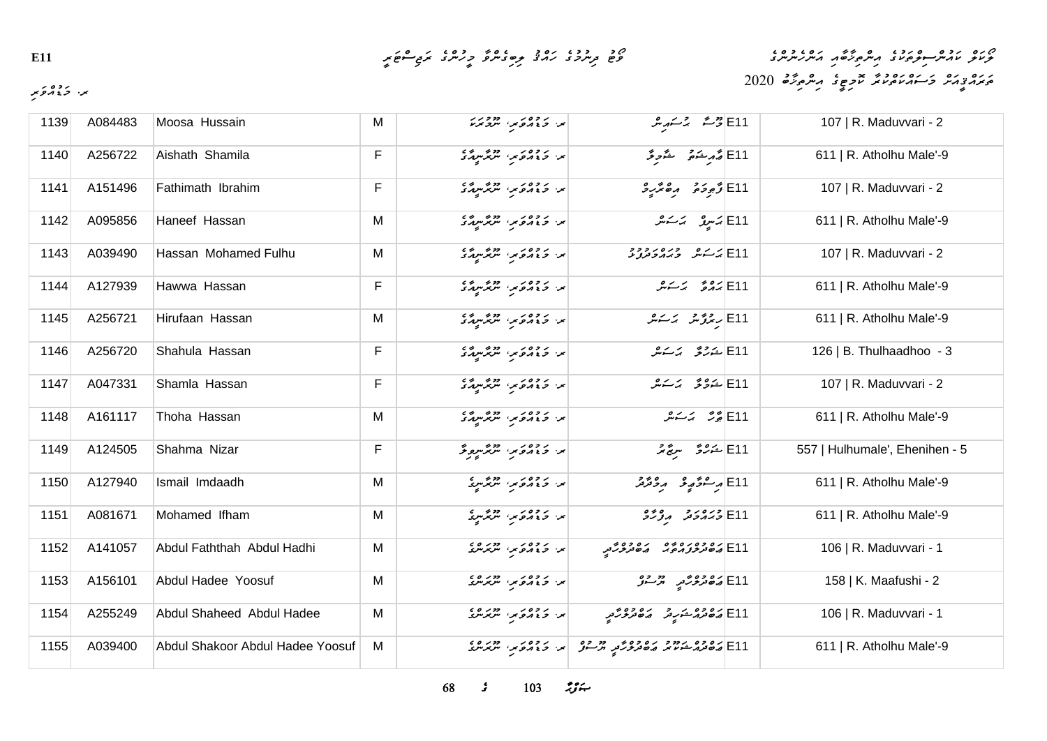| 1139 | A084483 | Moosa Hussain | M | ރ. މަޑުއްވަރި، ނޫރާނީ | E11 މޫސާ ހުސައިން | 107 \| R. Maduvvari - 2 |
|---|---|---|---|---|---|---|
| 1140 | A256722 | Aishath Shamila | F | ރ. މަޑުއްވަރި، ނޫރާނީމާގެ | E11 އާއިޝަތު ޝާމިލާ | 611 \| R. Atholhu Male'-9 |
| 1141 | A151496 | Fathimath Ibrahim | F | ރ. މަޑުއްވަރި، ނޫރާނީމާގެ | E11 ފާތިމަތު އިބްރާހީމް | 107 \| R. Maduvvari - 2 |
| 1142 | A095856 | Haneef Hassan | M | ރ. މަޑުއްވަރި، ނޫރާނީމާގެ | E11 ހަނީފް ހަސަން | 611 \| R. Atholhu Male'-9 |
| 1143 | A039490 | Hassan Mohamed Fulhu | M | ރ. މަޑުއްވަރި، ނޫރާނީމާގެ | E11 ހަސަން މުހައްމަދުފުޅު | 107 \| R. Maduvvari - 2 |
| 1144 | A127939 | Hawwa Hassan | F | ރ. މަޑުއްވަރި، ނޫރާނީމާގެ | E11 ހައްވާ ހަސަން | 611 \| R. Atholhu Male'-9 |
| 1145 | A256721 | Hirufaan Hassan | M | ރ. މަޑުއްވަރި، ނޫރާނީމާގެ | E11 ހިރުފާން ހަސަން | 611 \| R. Atholhu Male'-9 |
| 1146 | A256720 | Shahula Hassan | F | ރ. މަޑުއްވަރި، ނޫރާނީމާގެ | E11 ޝަހުލާ ހަސަން | 126 \| B. Thulhaadhoo - 3 |
| 1147 | A047331 | Shamla Hassan | F | ރ. މަޑުއްވަރި، ނޫރާނީމާގެ | E11 ޝަމްލާ ހަސަން | 107 \| R. Maduvvari - 2 |
| 1148 | A161117 | Thoha Hassan | M | ރ. މަޑުއްވަރި، ނޫރާނީމާގެ | E11 ތޯހާ ހަސަން | 611 \| R. Atholhu Male'-9 |
| 1149 | A124505 | Shahma Nizar | F | ރ. މަޑުއްވަރި، ނޫރާނީވިލާ | E11 ޝަހްމާ ނިޒާރު | 557 \| Hulhumale', Ehenihen - 5 |
| 1150 | A127940 | Ismail Imdaadh | M | ރ. މަޑުއްވަރި، ނޫރާނީގެ | E11 އިސްމާއީލް އިމްދާދު | 611 \| R. Atholhu Male'-9 |
| 1151 | A081671 | Mohamed Ifham | M | ރ. މަޑުއްވަރި، ނޫރާނީގެ | E11 މުހައްމަދު އިފްހާމް | 611 \| R. Atholhu Male'-9 |
| 1152 | A141057 | Abdul Faththah Abdul Hadhi | M | ރ. މަޑުއްވަރި، ނޫރަންގެ | E11 އަބްދުލްފައްތާހް އަބްދުލްހާދީ | 106 \| R. Maduvvari - 1 |
| 1153 | A156101 | Abdul Hadee Yoosuf | M | ރ. މަޑުއްވަރި، ނޫރަންގެ | E11 އަބްދުލްހާދީ ޔޫސުފް | 158 \| K. Maafushi - 2 |
| 1154 | A255249 | Abdul Shaheed Abdul Hadee | M | ރ. މަޑުއްވަރި، ނޫރަންގެ | E11 އަބްދުލްޝަހީދު އަބްދުލްހާދީ | 106 \| R. Maduvvari - 1 |
| 1155 | A039400 | Abdul Shakoor Abdul Hadee Yoosuf | M | ރ. މަޑުއްވަރި، ނޫރަންގެ | E11 އަބްދުލްޝަކޫރު އަބްދުލްހާދީ ޔޫސުފް | 611 \| R. Atholhu Male'-9 |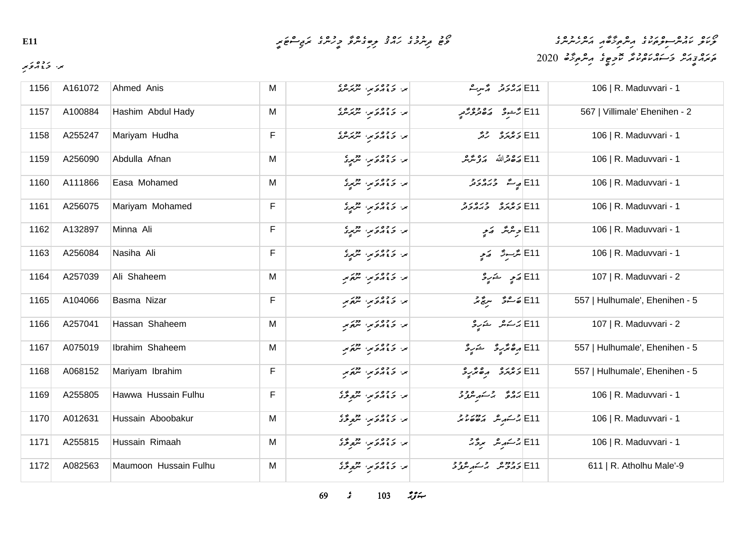| 1156 | A161072 | Ahmed Anis | M | ىر. ىزىۋەكىر، شرىترىسى | E11 مەيرى ئەرەب | 106 \| R. Maduvvari - 1 |
|---|---|---|---|---|---|---|
| 1157 | A100884 | Hashim Abdul Hady | M | ىر. ىزىۋەكىر، شرىترىسى | E11 ئىشود مەھىرىرىگىر | 567 \| Villimale' Ehenihen - 2 |
| 1158 | A255247 | Mariyam Hudha | F | ىر. ىزىۋەكىر، شرىترىسى | E11 ئەبىر ئەرى | 106 \| R. Maduvvari - 1 |
| 1159 | A256090 | Abdulla Afnan | M | ىر. ىزىۋەكىر، شرىرى | E11 مەھىرالله مەۋىگىر | 106 \| R. Maduvvari - 1 |
| 1160 | A111866 | Easa Mohamed | M | ىر. ىزىۋەكىر، شرىرى | E11 مەيىگە دىرەدىر | 106 \| R. Maduvvari - 1 |
| 1161 | A256075 | Mariyam Mohamed | F | ىر. ىزىۋەكىر، شرىرى | E11 ئەبىرە دىرەدىر | 106 \| R. Maduvvari - 1 |
| 1162 | A132897 | Minna Ali | F | ىر. ىزىۋەكىر، شرىرى | E11 ۋىشىگر مەي | 106 \| R. Maduvvari - 1 |
| 1163 | A256084 | Nasiha Ali | F | ىر. ىزىۋەكىر، شرىرى | E11 شربىرگە مەي | 106 \| R. Maduvvari - 1 |
| 1164 | A257039 | Ali Shaheem | M | ىر. ىزىۋەكىر، شرىقىر | E11 مەي شەرى | 107 \| R. Maduvvari - 2 |
| 1165 | A104066 | Basma Nizar | F | ىر. ىزىۋەكىر، شرىقىر | E11 ھەسىۋ سرىيەتر | 557 \| Hulhumale', Ehenihen - 5 |
| 1166 | A257041 | Hassan Shaheem | M | ىر. ىزىۋەكىر، شرىقىر | E11 ئەسىر شەرى | 107 \| R. Maduvvari - 2 |
| 1167 | A075019 | Ibrahim Shaheem | M | ىر. ىزىۋەكىر، شرىقىر | E11 مەھترىرى شەرى | 557 \| Hulhumale', Ehenihen - 5 |
| 1168 | A068152 | Mariyam Ibrahim | F | ىر. ىزىۋەكىر، شرىقىر | E11 ئەبىرە مەھترىرى | 557 \| Hulhumale', Ehenihen - 5 |
| 1169 | A255805 | Hawwa Hussain Fulhu | F | ىر. ىزىۋەكىر، شرىرى | E11 ئەرى ئەسەرشرىر | 106 \| R. Maduvvari - 1 |
| 1170 | A012631 | Hussain Aboobakur | M | ىر. ىزىۋەكىر، شرىرى | E11 ئەسەرش مەھەتر | 106 \| R. Maduvvari - 1 |
| 1171 | A255815 | Hussain Rimaah | M | ىر. ىزىۋەكىر، شرىرى | E11 ئەسەرش بىرگە | 106 \| R. Maduvvari - 1 |
| 1172 | A082563 | Maumoon Hussain Fulhu | M | ىر. ىزىۋەكىر، شرىرى | E11 دەدىرىر ئەسەرشرىر | 611 \| R. Atholhu Male'-9 |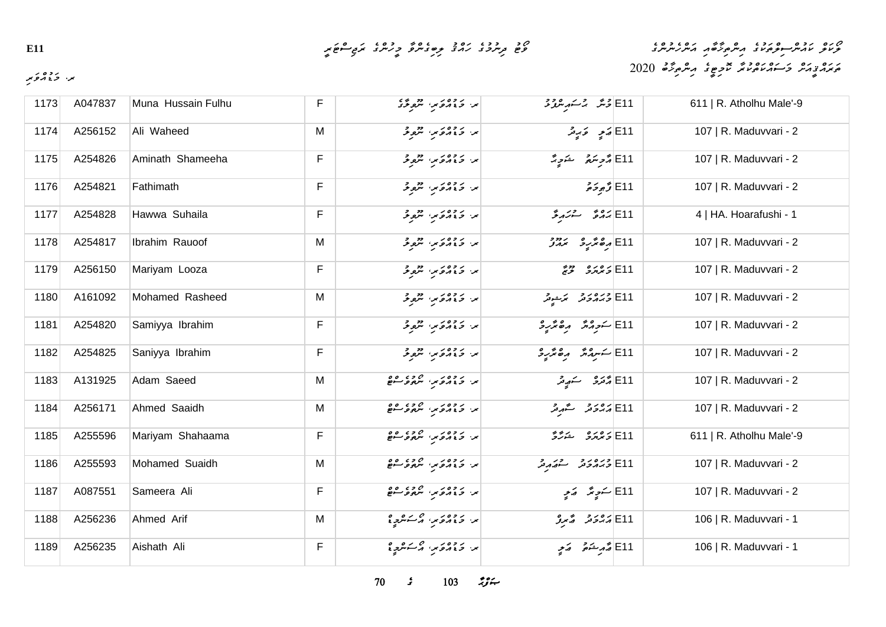| 1173 | A047837 | Muna Hussain Fulhu | F | ىر، ك ﺋ ﻩ ﻭﻛﻳﺮ، ﺷﺮﻭﯕﻰ | E11 ﻭُﻧَﺎ ﺣُﺴَﻴْﻦْﻓُﻠُﻮ | 611 \| R. Atholhu Male'-9 |
|---|---|---|---|---|---|---|
| 1174 | A256152 | Ali Waheed | M | ﺑﺮ، ﻛ ﺋ ﻩ ﻭﻛﻳﺮ، ﺷﺮﻭﮔ | E11 ﺃَﻋِﻠِﻲ ﻭَﺣِﻴْﺪ | 107 \| R. Maduvvari - 2 |
| 1175 | A254826 | Aminath Shameeha | F | ﺑﺮ، ﻛ ﺋ ﻩ ﻭﻛﻳﺮ، ﺷﺮﻭﮔ | E11 ﺃَﻣِﻴﻨَﺔ ﺷَﻤِﻴْﺤَﺎ | 107 \| R. Maduvvari - 2 |
| 1176 | A254821 | Fathimath | F | ﺑﺮ، ﻛ ﺋ ﻩ ﻭﻛﻳﺮ، ﺷﺮﻭﮔ | E11 ﻓَﺎﻃِﻤَﺔ | 107 \| R. Maduvvari - 2 |
| 1177 | A254828 | Hawwa Suhaila | F | ﺑﺮ، ﻛ ﺋ ﻩ ﻭﻛﻳﺮ، ﺷﺮﻭﮔ | E11 ﺣَﻮَّﺍ ﺳُﻬَﻴْﻠَﺎ | 4 \| HA. Hoarafushi - 1 |
| 1178 | A254817 | Ibrahim Rauoof | M | ﺑﺮ، ﻛ ﺋ ﻩ ﻭﻛﻳﺮ، ﺷﺮﻭﮔ | E11 ﺇِﺑْﺮَﺍﻫِﻴﻢ ﺭَﺀُﻭﻑ | 107 \| R. Maduvvari - 2 |
| 1179 | A256150 | Mariyam Looza | F | ﺑﺮ، ﻛ ﺋ ﻩ ﻭﻛﻳﺮ، ﺷﺮﻭﮔ | E11 ﻣَﺮْﻳَﻢ ﻟُﻮﺯَﺍ | 107 \| R. Maduvvari - 2 |
| 1180 | A161092 | Mohamed Rasheed | M | ﺑﺮ، ﻛ ﺋ ﻩ ﻭﻛﻳﺮ، ﺷﺮﻭﮔ | E11 ﻣُﺤَﻤَّﺪ ﺭَﺷِﻴْﺪ | 107 \| R. Maduvvari - 2 |
| 1181 | A254820 | Samiyya Ibrahim | F | ﺑﺮ، ﻛ ﺋ ﻩ ﻭﻛﻳﺮ، ﺷﺮﻭﮔ | E11 ﺳَﺎﻣِﻴَّﺔ ﺇِﺑْﺮَﺍﻫِﻴﻢ | 107 \| R. Maduvvari - 2 |
| 1182 | A254825 | Saniyya Ibrahim | F | ﺑﺮ، ﻛ ﺋ ﻩ ﻭﻛﻳﺮ، ﺷﺮﻭﮔ | E11 ﺳَﺎﻧِﻴَّﺔ ﺇِﺑْﺮَﺍﻫِﻴﻢ | 107 \| R. Maduvvari - 2 |
| 1183 | A131925 | Adam Saeed | M | ﺑﺮ، ﻛ ﺋ ﻩ ﻭﻛﻳﺮ، ﺷﺮﻭﮔﺴﻊ | E11 ﺁﺩَﻡ ﺳَﻌِﻴْﺪ | 107 \| R. Maduvvari - 2 |
| 1184 | A256171 | Ahmed Saaidh | M | ﺑﺮ، ﻛ ﺋ ﻩ ﻭﻛﻳﺮ، ﺷﺮﻭﮔﺴﻊ | E11 ﺃَﺣْﻤَﺪ ﺳَﺎﻋِﺪ | 107 \| R. Maduvvari - 2 |
| 1185 | A255596 | Mariyam Shahaama | F | ﺑﺮ، ﻛ ﺋ ﻩ ﻭﻛﻳﺮ، ﺷﺮﻭﮔﺴﻊ | E11 ﻣَﺮْﻳَﻢ ﺷَﻬَﺎﻣَﺎ | 611 \| R. Atholhu Male'-9 |
| 1186 | A255593 | Mohamed Suaidh | M | ﺑﺮ، ﻛ ﺋ ﻩ ﻭﻛﻳﺮ، ﺷﺮﻭﮔﺴﻊ | E11 ﻣُﺤَﻤَّﺪ ﺳُﻌَﺎﺋِﺪ | 107 \| R. Maduvvari - 2 |
| 1187 | A087551 | Sameera Ali | F | ﺑﺮ، ﻛ ﺋ ﻩ ﻭﻛﻳﺮ، ﺷﺮﻭﮔﺴﻊ | E11 ﺳَﻤِﻴْﺮَﺍ ﺃَﻋِﻠِﻲ | 107 \| R. Maduvvari - 2 |
| 1188 | A256236 | Ahmed Arif | M | ﺑﺮ، ﻛ ﺋ ﻩ ﻭﻛﻳﺮ، ﺃﺳﻜﺮﻭﺋﻊ | E11 ﺃَﺣْﻤَﺪ ﻋَﺎﺭِﻑ | 106 \| R. Maduvvari - 1 |
| 1189 | A256235 | Aishath Ali | F | ﺑﺮ، ﻛ ﺋ ﻩ ﻭﻛﻳﺮ، ﺃﺳﻜﺮﻭﺋﻊ | E11 ﻋَﺎﺋِﺸَﺔ ﺃَﻋِﻠِﻲ | 106 \| R. Maduvvari - 1 |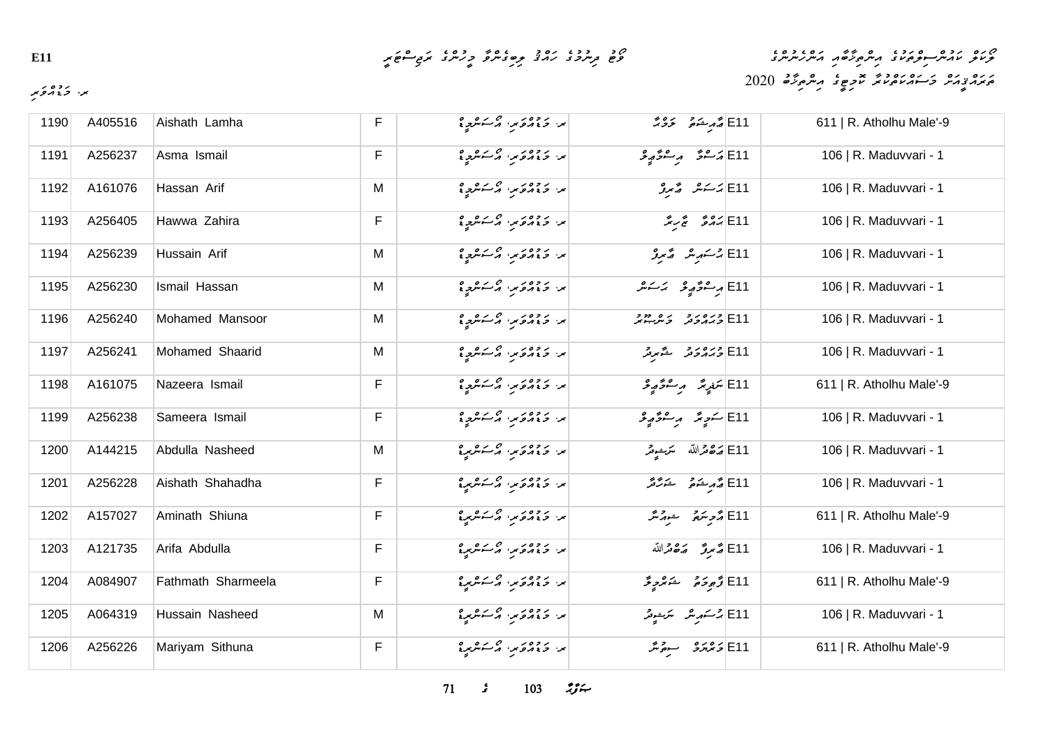ރ. މަޑުއްވަރި

| 1190 | A405516 | Aishath Lamha | F | ރ. މަޑުއްވަރި، އާސަންދީ | E11 އާއިޝަތު ލަމްހާ | 611 \| R. Atholhu Male'-9 |
|---|---|---|---|---|---|---|
| 1191 | A256237 | Asma Ismail | F | ރ. މަޑުއްވަރި، އާސަންދީ | E11 އަސްމާ އިސްމާއީލް | 106 \| R. Maduvvari - 1 |
| 1192 | A161076 | Hassan Arif | M | ރ. މަޑުއްވަރި، އާސަންދީ | E11 ޙަސަން އާރިފް | 106 \| R. Maduvvari - 1 |
| 1193 | A256405 | Hawwa Zahira | F | ރ. މަޑުއްވަރި، އާސަންދީ | E11 ޙައްވާ ޒާހިރާ | 106 \| R. Maduvvari - 1 |
| 1194 | A256239 | Hussain Arif | M | ރ. މަޑުއްވަރި، އާސަންދީ | E11 ޙުސައިން އާރިފް | 106 \| R. Maduvvari - 1 |
| 1195 | A256230 | Ismail Hassan | M | ރ. މަޑުއްވަރި، އާސަންދީ | E11 އިސްމާއީލް ޙަސަން | 106 \| R. Maduvvari - 1 |
| 1196 | A256240 | Mohamed Mansoor | M | ރ. މަޑުއްވަރި، އާސަންދީ | E11 މުޙައްމަދު މަންސޫރު | 106 \| R. Maduvvari - 1 |
| 1197 | A256241 | Mohamed Shaarid | M | ރ. މަޑުއްވަރި، އާސަންދީ | E11 މުޙައްމަދު ޝާރިދު | 106 \| R. Maduvvari - 1 |
| 1198 | A161075 | Nazeera Ismail | F | ރ. މަޑުއްވަރި، އާސަންދީ | E11 ނަޒީރާ އިސްމާއީލް | 611 \| R. Atholhu Male'-9 |
| 1199 | A256238 | Sameera Ismail | F | ރ. މަޑުއްވަރި، އާސަންދީ | E11 ސަމީރާ އިސްމާއީލް | 106 \| R. Maduvvari - 1 |
| 1200 | A144215 | Abdulla Nasheed | M | ރ. މަޑުއްވަރި، އާސަންދީގެ | E11 އަބްދުﷲ ނަޝީދު | 106 \| R. Maduvvari - 1 |
| 1201 | A256228 | Aishath Shahadha | F | ރ. މަޑުއްވަރި، އާސަންދީގެ | E11 އާއިޝަތު ޝަހާދާ | 106 \| R. Maduvvari - 1 |
| 1202 | A157027 | Aminath Shiuna | F | ރ. މަޑުއްވަރި، އާސަންދީގެ | E11 އާމިނަތު ޝިއުނާ | 611 \| R. Atholhu Male'-9 |
| 1203 | A121735 | Arifa Abdulla | F | ރ. މަޑުއްވަރި، އާސަންދީގެ | E11 އާރިފާ އަބްދުﷲ | 106 \| R. Maduvvari - 1 |
| 1204 | A084907 | Fathmath Sharmeela | F | ރ. މަޑުއްވަރި، އާސަންދީގެ | E11 ފާތިމަތު ޝަރުމީލާ | 611 \| R. Atholhu Male'-9 |
| 1205 | A064319 | Hussain Nasheed | M | ރ. މަޑުއްވަރި، އާސަންދީގެ | E11 ޙުސައިން ނަޝީދު | 106 \| R. Maduvvari - 1 |
| 1206 | A256226 | Mariyam Sithuna | F | ރ. މަޑުއްވަރި، އާސަންދީގެ | E11 މަރިޔަމް ސިތުނާ | 611 \| R. Atholhu Male'-9 |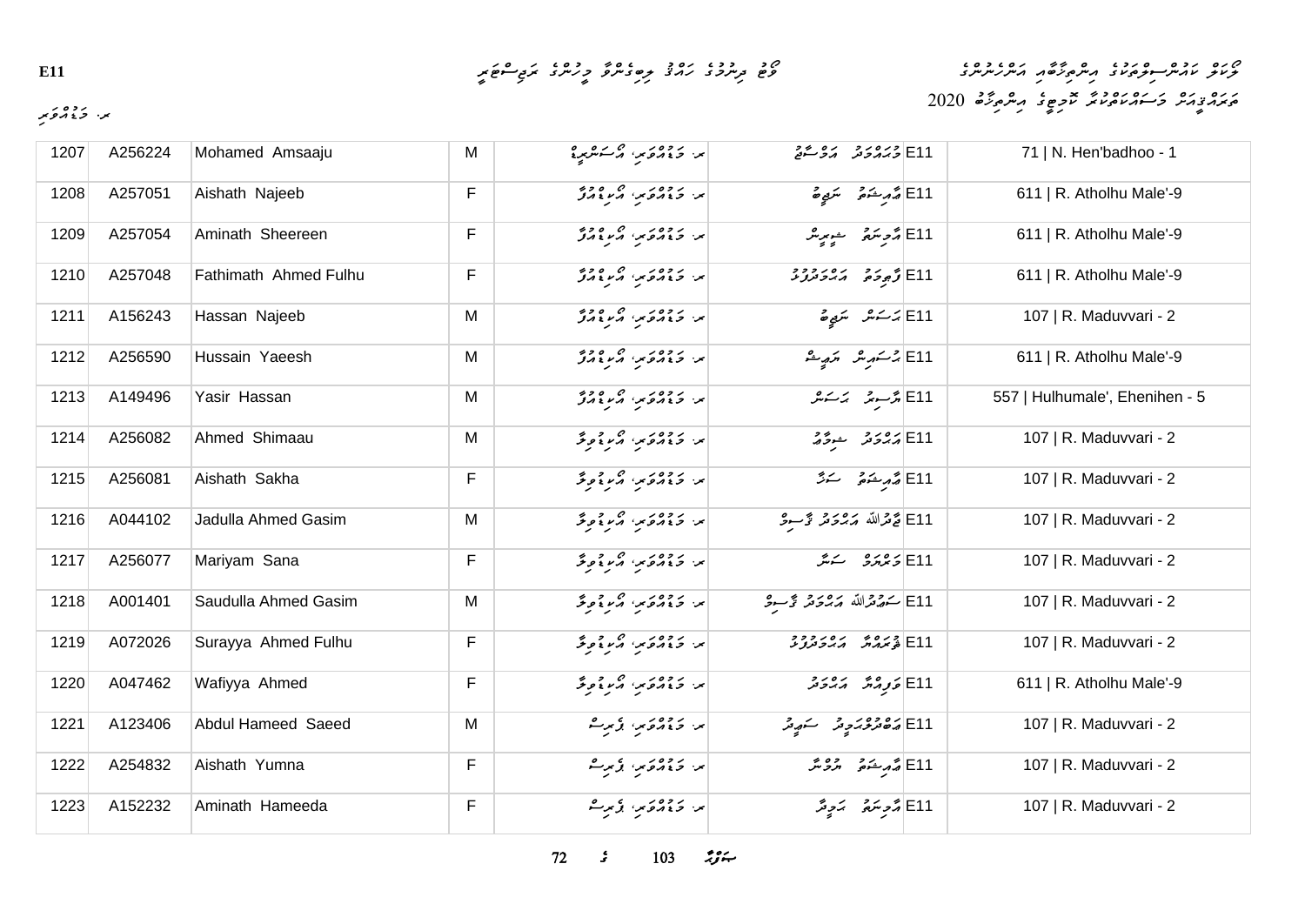ބ. މަޑުއްވަރީ

| 1207 | A256224 | Mohamed Amsaaju | M | ބ. މަޑުއްވަރީ، އާސަންދާގެ | E11 މުހައްމަދު އަމްސާޖު | 71 \| N. Hen'badhoo - 1 |
|---|---|---|---|---|---|---|
| 1208 | A257051 | Aishath Najeeb | F | ބ. މަޑުއްވަރީ، އާރިޔާއުފާ | E11 އާއިޝަތު ނަޖީބު | 611 \| R. Atholhu Male'-9 |
| 1209 | A257054 | Aminath Sheereen | F | ބ. މަޑުއްވަރީ، އާރިޔާއުފާ | E11 އާމިނަތު ޝީރީން | 611 \| R. Atholhu Male'-9 |
| 1210 | A257048 | Fathimath Ahmed Fulhu | F | ބ. މަޑުއްވަރީ، އާރިޔާއުފާ | E11 ފާތިމަތު އަހުމަދުފުޅު | 611 \| R. Atholhu Male'-9 |
| 1211 | A156243 | Hassan Najeeb | M | ބ. މަޑުއްވަރީ، އާރިޔާއުފާ | E11 ހަސަން ނަޖީބު | 107 \| R. Maduvvari - 2 |
| 1212 | A256590 | Hussain Yaeesh | M | ބ. މަޑުއްވަރީ، އާރިޔާއުފާ | E11 ހުސައިން ޔައީޝް | 611 \| R. Atholhu Male'-9 |
| 1213 | A149496 | Yasir Hassan | M | ބ. މަޑުއްވަރީ، އާރިޔާއުފާ | E11 ޔާސިރު ހަސަން | 557 \| Hulhumale', Ehenihen - 5 |
| 1214 | A256082 | Ahmed Shimaau | M | ބ. މަޑުއްވަރީ، އާރިޔާވިލާ | E11 އަހުމަދު ޝިމާއު | 107 \| R. Maduvvari - 2 |
| 1215 | A256081 | Aishath Sakha | F | ބ. މަޑުއްވަރީ، އާރިޔާވިލާ | E11 އާއިޝަތު ސަޚާ | 107 \| R. Maduvvari - 2 |
| 1216 | A044102 | Jadulla Ahmed Gasim | M | ބ. މަޑުއްވަރީ، އާރިޔާވިލާ | E11 ޖާދުﷲ އަހުމަދު ޤާސިމް | 107 \| R. Maduvvari - 2 |
| 1217 | A256077 | Mariyam Sana | F | ބ. މަޑުއްވަރީ، އާރިޔާވިލާ | E11 މަރިޔަމް ސަނާ | 107 \| R. Maduvvari - 2 |
| 1218 | A001401 | Saudulla Ahmed Gasim | M | ބ. މަޑުއްވަރީ، އާރިޔާވިލާ | E11 ސައުދުﷲ އަހުމަދު ޤާސިމް | 107 \| R. Maduvvari - 2 |
| 1219 | A072026 | Surayya Ahmed Fulhu | F | ބ. މަޑުއްވަރީ، އާރިޔާވިލާ | E11 ޘުރައްޔާ އަހުމަދުފުޅު | 107 \| R. Maduvvari - 2 |
| 1220 | A047462 | Wafiyya Ahmed | F | ބ. މަޑުއްވަރީ، އާރިޔާވިލާ | E11 ވަފިއްޔާ އަހުމަދު | 611 \| R. Atholhu Male'-9 |
| 1221 | A123406 | Abdul Hameed Saeed | M | ބ. މަޑުއްވަރީ، ޤަމަރުސް | E11 އަބްދުލްހަމީދު ސައީދު | 107 \| R. Maduvvari - 2 |
| 1222 | A254832 | Aishath Yumna | F | ބ. މަޑުއްވަރީ، ޤަމަރުސް | E11 އާއިޝަތު ޔުމްނާ | 107 \| R. Maduvvari - 2 |
| 1223 | A152232 | Aminath Hameeda | F | ބ. މަޑުއްވަރީ، ޤަމަރުސް | E11 އާމިނަތު ހަމީދާ | 107 \| R. Maduvvari - 2 |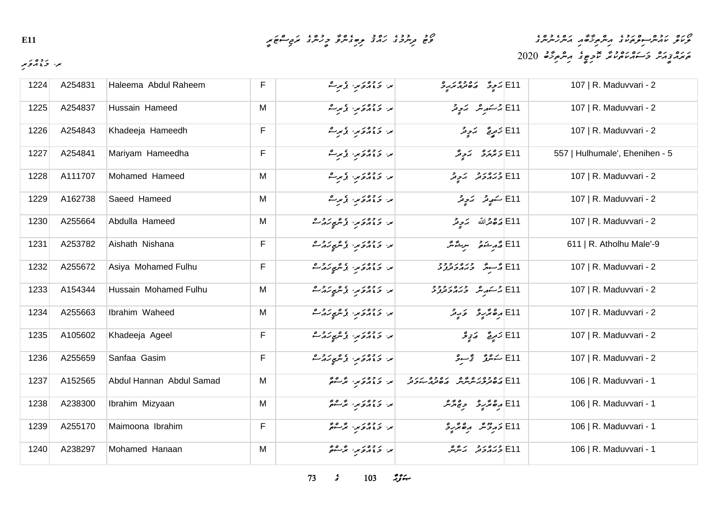| 1224 | A254831 | Haleema Abdul Raheem | F | ބ. މަޑުއްވަރި، ޤުރިސް | E11 ހަލީމާ އަބްދުއްރަޙީމް | 107 \| R. Maduvvari - 2 |
|---|---|---|---|---|---|---|
| 1225 | A254837 | Hussain Hameed | M | ބ. މަޑުއްވަރި، ޤުރިސް | E11 ހުސައިން ހަމީދު | 107 \| R. Maduvvari - 2 |
| 1226 | A254843 | Khadeeja Hameedh | F | ބ. މަޑުއްވަރި، ޤުރިސް | E11 ޚަދީޖާ ހަމީދު | 107 \| R. Maduvvari - 2 |
| 1227 | A254841 | Mariyam Hameedha | F | ބ. މަޑުއްވަރި، ޤުރިސް | E11 މަރިޔަމް ހަމީދާ | 557 \| Hulhumale', Ehenihen - 5 |
| 1228 | A111707 | Mohamed Hameed | M | ބ. މަޑުއްވަރި، ޤުރިސް | E11 މުހައްމަދު ހަމީދު | 107 \| R. Maduvvari - 2 |
| 1229 | A162738 | Saeed Hameed | M | ބ. މަޑުއްވަރި، ޤުރިސް | E11 ސަޢީދު ހަމީދު | 107 \| R. Maduvvari - 2 |
| 1230 | A255664 | Abdulla Hameed | M | ބ. މަޑުއްވަރި، ޤުންޗިހައުސް | E11 އަބްދުﷲ ހަމީދު | 107 \| R. Maduvvari - 2 |
| 1231 | A253782 | Aishath Nishana | F | ބ. މަޑުއްވަރި، ޤުންޗިހައުސް | E11 އާއިޝަތު ނިޝާނާ | 611 \| R. Atholhu Male'-9 |
| 1232 | A255672 | Asiya Mohamed Fulhu | F | ބ. މަޑުއްވަރި، ޤުންޗިހައުސް | E11 އާސިޔާ މުހައްމަދުފުޅު | 107 \| R. Maduvvari - 2 |
| 1233 | A154344 | Hussain Mohamed Fulhu | M | ބ. މަޑުއްވަރި، ޤުންޗިހައުސް | E11 ހުސައިން މުހައްމަދުފުޅު | 107 \| R. Maduvvari - 2 |
| 1234 | A255663 | Ibrahim Waheed | M | ބ. މަޑުއްވަރި، ޤުންޗިހައުސް | E11 އިބްރާހީމް ވަޙީދު | 107 \| R. Maduvvari - 2 |
| 1235 | A105602 | Khadeeja Ageel | F | ބ. މަޑުއްވަރި، ޤުންޗިހައުސް | E11 ޚަދީޖާ ޢަޤީލު | 107 \| R. Maduvvari - 2 |
| 1236 | A255659 | Sanfaa Gasim | F | ބ. މަޑުއްވަރި، ޤުންޗިހައުސް | E11 ސަންފާ ޤާސިމު | 107 \| R. Maduvvari - 2 |
| 1237 | A152565 | Abdul Hannan Abdul Samad | M | ބ. މަޑުއްވަރި، ރާސްތާ | E11 އަބްދުލްޙަންނާން އަބްދުއްސަމަދު | 106 \| R. Maduvvari - 1 |
| 1238 | A238300 | Ibrahim Mizyaan | M | ބ. މަޑުއްވަރި، ރާސްތާ | E11 އިބްރާހީމް މިޒްޔާން | 106 \| R. Maduvvari - 1 |
| 1239 | A255170 | Maimoona Ibrahim | F | ބ. މަޑުއްވަރި، ރާސްތާ | E11 މައިމޫނާ އިބްރާހީމް | 106 \| R. Maduvvari - 1 |
| 1240 | A238297 | Mohamed Hanaan | M | ބ. މަޑުއްވަރި، ރާސްތާ | E11 މުހައްމަދު ހަނާން | 106 \| R. Maduvvari - 1 |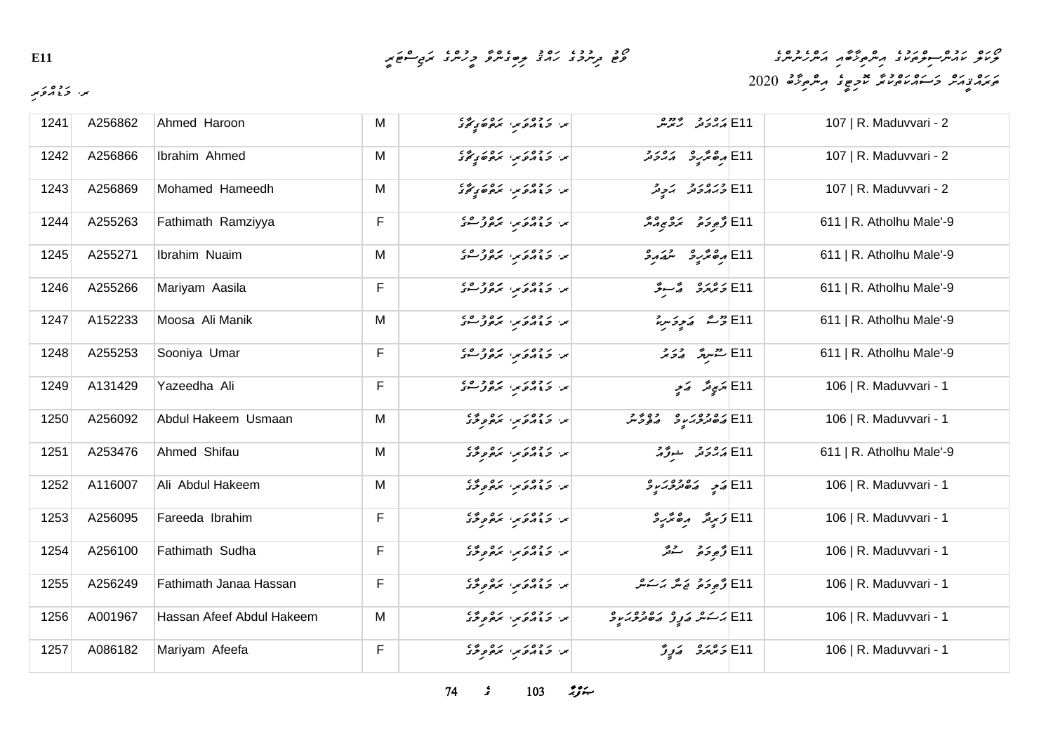| 1241 | A256862 | Ahmed Haroon | M | ރ. މަޑުއްވަރީ، ރަތްބަކިޔާގެ | E11 އަޙްމަދު ހާރޫން | 107 \| R. Maduvvari - 2 |
|---|---|---|---|---|---|---|
| 1242 | A256866 | Ibrahim Ahmed | M | ރ. މަޑުއްވަރީ، ރަތްބަކިޔާގެ | E11 އިބްރާހީމް އަޙްމަދު | 107 \| R. Maduvvari - 2 |
| 1243 | A256869 | Mohamed Hameedh | M | ރ. މަޑުއްވަރީ، ރަތްބަކިޔާގެ | E11 މުޙައްމަދު ހަމީދު | 107 \| R. Maduvvari - 2 |
| 1244 | A255263 | Fathimath Ramziyya | F | ރ. މަޑުއްވަރީ، ރަތްފުސްގެ | E11 ފާތިމަތު ރަމްޒިއްޔާ | 611 \| R. Atholhu Male'-9 |
| 1245 | A255271 | Ibrahim Nuaim | M | ރ. މަޑުއްވަރީ، ރަތްފުސްގެ | E11 އިބްރާހީމް ނުޢައިމް | 611 \| R. Atholhu Male'-9 |
| 1246 | A255266 | Mariyam Aasila | F | ރ. މަޑުއްވަރީ، ރަތްފުސްގެ | E11 މަރިޔަމް އާސިލާ | 611 \| R. Atholhu Male'-9 |
| 1247 | A152233 | Moosa Ali Manik | M | ރ. މަޑުއްވަރީ، ރަތްފުސްގެ | E11 މޫސާ އަލިމަނިކު | 611 \| R. Atholhu Male'-9 |
| 1248 | A255253 | Sooniya Umar | F | ރ. މަޑުއްވަރީ، ރަތްފުސްގެ | E11 ސޫނިޔާ އުމަރު | 611 \| R. Atholhu Male'-9 |
| 1249 | A131429 | Yazeedha Ali | F | ރ. މަޑުއްވަރީ، ރަތްފުސްގެ | E11 ޔަޒީދާ އަލި | 106 \| R. Maduvvari - 1 |
| 1250 | A256092 | Abdul Hakeem Usmaan | M | ރ. މަޑުއްވަރީ، ރަތްވިލާގެ | E11 އަބްދުލްހަކީމް އުސްމާން | 106 \| R. Maduvvari - 1 |
| 1251 | A253476 | Ahmed Shifau | M | ރ. މަޑުއްވަރީ، ރަތްވިލާގެ | E11 އަޙްމަދު ޝިފާއު | 611 \| R. Atholhu Male'-9 |
| 1252 | A116007 | Ali Abdul Hakeem | M | ރ. މަޑުއްވަރީ، ރަތްވިލާގެ | E11 އަލި އަބްދުލްހަކީމް | 106 \| R. Maduvvari - 1 |
| 1253 | A256095 | Fareeda Ibrahim | F | ރ. މަޑުއްވަރީ، ރަތްވިލާގެ | E11 ފަރީދާ އިބްރާހީމް | 106 \| R. Maduvvari - 1 |
| 1254 | A256100 | Fathimath Sudha | F | ރ. މަޑުއްވަރީ، ރަތްވިލާގެ | E11 ފާތިމަތު ސުދާ | 106 \| R. Maduvvari - 1 |
| 1255 | A256249 | Fathimath Janaa Hassan | F | ރ. މަޑުއްވަރީ، ރަތްވިލާގެ | E11 ފާތިމަތު ޖަނާ ހަސަން | 106 \| R. Maduvvari - 1 |
| 1256 | A001967 | Hassan Afeef Abdul Hakeem | M | ރ. މަޑުއްވަރީ، ރަތްވިލާގެ | E11 ހަސަން އަފީފު އަބްދުލްހަކީމް | 106 \| R. Maduvvari - 1 |
| 1257 | A086182 | Mariyam Afeefa | F | ރ. މަޑުއްވަރީ، ރަތްވިލާގެ | E11 މަރިޔަމް އަފީފާ | 106 \| R. Maduvvari - 1 |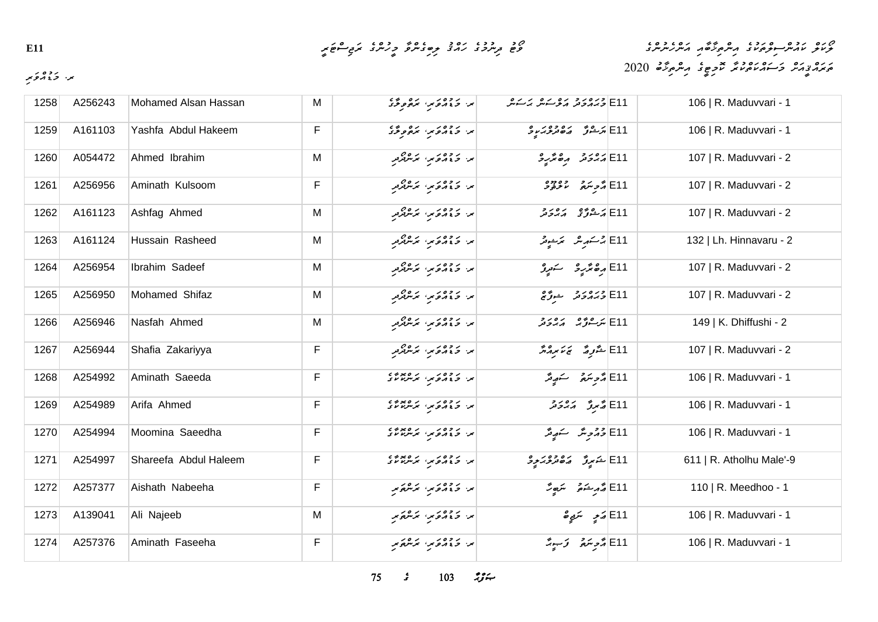ރ. މަޑުއްވަރި

| 1258 | A256243 | Mohamed Alsan Hassan | M | ރ. މަޑުއްވަރި، ރަތްމަލާގެ | މުޙައްމަދު އަލްސަން ޙަސަން E11 | 106 \| R. Maduvvari - 1 |
|---|---|---|---|---|---|---|
| 1259 | A161103 | Yashfa Abdul Hakeem | F | ރ. މަޑުއްވަރި، ރަތްމަލާގެ | ޔަޝްފާ އަބްދުލްޙަކީމް E11 | 106 \| R. Maduvvari - 1 |
| 1260 | A054472 | Ahmed Ibrahim | M | ރ. މަޑުއްވަރި، ރަންދޫރު | އަޙްމަދު އިބްރާހީމް E11 | 107 \| R. Maduvvari - 2 |
| 1261 | A256956 | Aminath Kulsoom | F | ރ. މަޑުއްވަރި، ރަންދޫރު | އާމިނަތު ކުލްސޫމް E11 | 107 \| R. Maduvvari - 2 |
| 1262 | A161123 | Ashfag Ahmed | M | ރ. މަޑުއްވަރި، ރަންދޫރު | އަޝްފާގު އަޙްމަދު E11 | 107 \| R. Maduvvari - 2 |
| 1263 | A161124 | Hussain Rasheed | M | ރ. މަޑުއްވަރި، ރަންދޫރު | ޙުސައިން ރަޝީދު E11 | 132 \| Lh. Hinnavaru - 2 |
| 1264 | A256954 | Ibrahim Sadeef | M | ރ. މަޑުއްވަރި، ރަންދޫރު | އިބްރާހީމް ސަދީފު E11 | 107 \| R. Maduvvari - 2 |
| 1265 | A256950 | Mohamed Shifaz | M | ރ. މަޑުއްވަރި، ރަންދޫރު | މުޙައްމަދު ޝިފާޒު E11 | 107 \| R. Maduvvari - 2 |
| 1266 | A256946 | Nasfah Ahmed | M | ރ. މަޑުއްވަރި، ރަންދޫރު | ނަސްފާހު އަޙްމަދު E11 | 149 \| K. Dhiffushi - 2 |
| 1267 | A256944 | Shafia Zakariyya | F | ރ. މަޑުއްވަރި، ރަންދޫރު | ޝާފިއާ ޒަކަރިއްޔާ E11 | 107 \| R. Maduvvari - 2 |
| 1268 | A254992 | Aminath Saeeda | F | ރ. މަޑުއްވަރި، ރަންދޫނިގެ | އާމިނަތު ސަޢީދާ E11 | 106 \| R. Maduvvari - 1 |
| 1269 | A254989 | Arifa Ahmed | F | ރ. މަޑުއްވަރި، ރަންދޫނިގެ | އާރިފާ އަޙްމަދު E11 | 106 \| R. Maduvvari - 1 |
| 1270 | A254994 | Moomina Saeedha | F | ރ. މަޑުއްވަރި، ރަންދޫނިގެ | މޫމިނާ ސަޢީދާ E11 | 106 \| R. Maduvvari - 1 |
| 1271 | A254997 | Shareefa Abdul Haleem | F | ރ. މަޑުއްވަރި، ރަންދޫނިގެ | ޝަރީފާ އަބްދުލްޙަލީމް E11 | 611 \| R. Atholhu Male'-9 |
| 1272 | A257377 | Aishath Nabeeha | F | ރ. މަޑުއްވަރި، ރަންވަރި | އާއިޝަތު ނަބީހާ E11 | 110 \| R. Meedhoo - 1 |
| 1273 | A139041 | Ali Najeeb | M | ރ. މަޑުއްވަރި، ރަންވަރި | އަލީ ނަޖީބު E11 | 106 \| R. Maduvvari - 1 |
| 1274 | A257376 | Aminath Faseeha | F | ރ. މަޑުއްވަރި، ރަންވަރި | އާމިނަތު ފަސީހާ E11 | 106 \| R. Maduvvari - 1 |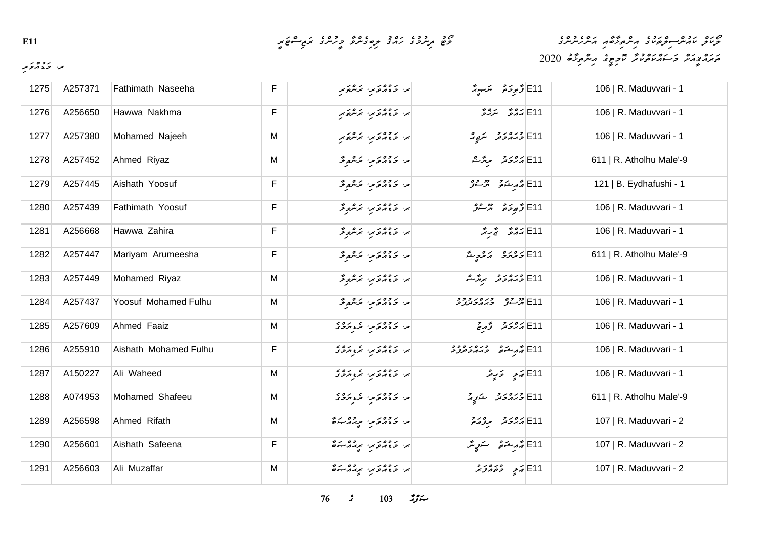ރ. މަޑުއްވަރި

| 1275 | A257371 | Fathimath Naseeha | F | ރ. މަޑުއްވަރި، ނަރުތަރި | E11 ފާތިމަތު ނަސީހާ | 106 \| R. Maduvvari - 1 |
|---|---|---|---|---|---|---|
| 1276 | A256650 | Hawwa Nakhma | F | ރ. މަޑުއްވަރި، ނަރުތަރި | E11 ހައްވާ ނަޚްމާ | 106 \| R. Maduvvari - 1 |
| 1277 | A257380 | Mohamed Najeeh | M | ރ. މަޑުއްވަރި، ނަރުތަރި | E11 މުޙައްމަދު ނަޖީހު | 106 \| R. Maduvvari - 1 |
| 1278 | A257452 | Ahmed Riyaz | M | ރ. މަޑުއްވަރި، ނަރުގިސްވާ | E11 އަޙްމަދު ރިޔާޒް | 611 \| R. Atholhu Male'-9 |
| 1279 | A257445 | Aishath Yoosuf | F | ރ. މަޑުއްވަރި، ނަރުގިސްވާ | E11 އާއިޝަތު ޔޫސުފް | 121 \| B. Eydhafushi - 1 |
| 1280 | A257439 | Fathimath Yoosuf | F | ރ. މަޑުއްވަރި، ނަރުގިސްވާ | E11 ފާތިމަތު ޔޫސުފް | 106 \| R. Maduvvari - 1 |
| 1281 | A256668 | Hawwa Zahira | F | ރ. މަޑުއްވަރި، ނަރުގިސްވާ | E11 ހައްވާ ޒާހިރާ | 106 \| R. Maduvvari - 1 |
| 1282 | A257447 | Mariyam Arumeesha | F | ރ. މަޑުއްވަރި، ނަރުގިސްވާ | E11 މަރިޔަމް އަރުމީޝާ | 611 \| R. Atholhu Male'-9 |
| 1283 | A257449 | Mohamed Riyaz | M | ރ. މަޑުއްވަރި، ނަރުގިސްވާ | E11 މުޙައްމަދު ރިޔާޒް | 106 \| R. Maduvvari - 1 |
| 1284 | A257437 | Yoosuf Mohamed Fulhu | M | ރ. މަޑުއްވަރި، ނަރުގިސްވާ | E11 ޔޫސުފް މުޙައްމަދުފުޅު | 106 \| R. Maduvvari - 1 |
| 1285 | A257609 | Ahmed Faaiz | M | ރ. މަޑުއްވަރި، ރޯޒްވިލާ | E11 އަޙްމަދު ފާއިޒް | 106 \| R. Maduvvari - 1 |
| 1286 | A255910 | Aishath Mohamed Fulhu | F | ރ. މަޑުއްވަރި، ރޯޒްވިލާ | E11 އާއިޝަތު މުޙައްމަދުފުޅު | 106 \| R. Maduvvari - 1 |
| 1287 | A150227 | Ali Waheed | M | ރ. މަޑުއްވަރި، ރޯޒްވިލާ | E11 އަލި ވަޙީދު | 106 \| R. Maduvvari - 1 |
| 1288 | A074953 | Mohamed Shafeeu | M | ރ. މަޑުއްވަރި، ރޯޒްވިލާ | E11 މުޙައްމަދު ޝަފީޢު | 611 \| R. Atholhu Male'-9 |
| 1289 | A256598 | Ahmed Rifath | M | ރ. މަޑުއްވަރި، ރިހުމްސަބާ | E11 އަޙްމަދު ރިފްޢަތު | 107 \| R. Maduvvari - 2 |
| 1290 | A256601 | Aishath Safeena | F | ރ. މަޑުއްވަރި، ރިހުމްސަބާ | E11 އާއިޝަތު ސަފީނާ | 107 \| R. Maduvvari - 2 |
| 1291 | A256603 | Ali Muzaffar | M | ރ. މަޑުއްވަރި، ރިހުމްސަބާ | E11 އަލި މުޒައްފަރު | 107 \| R. Maduvvari - 2 |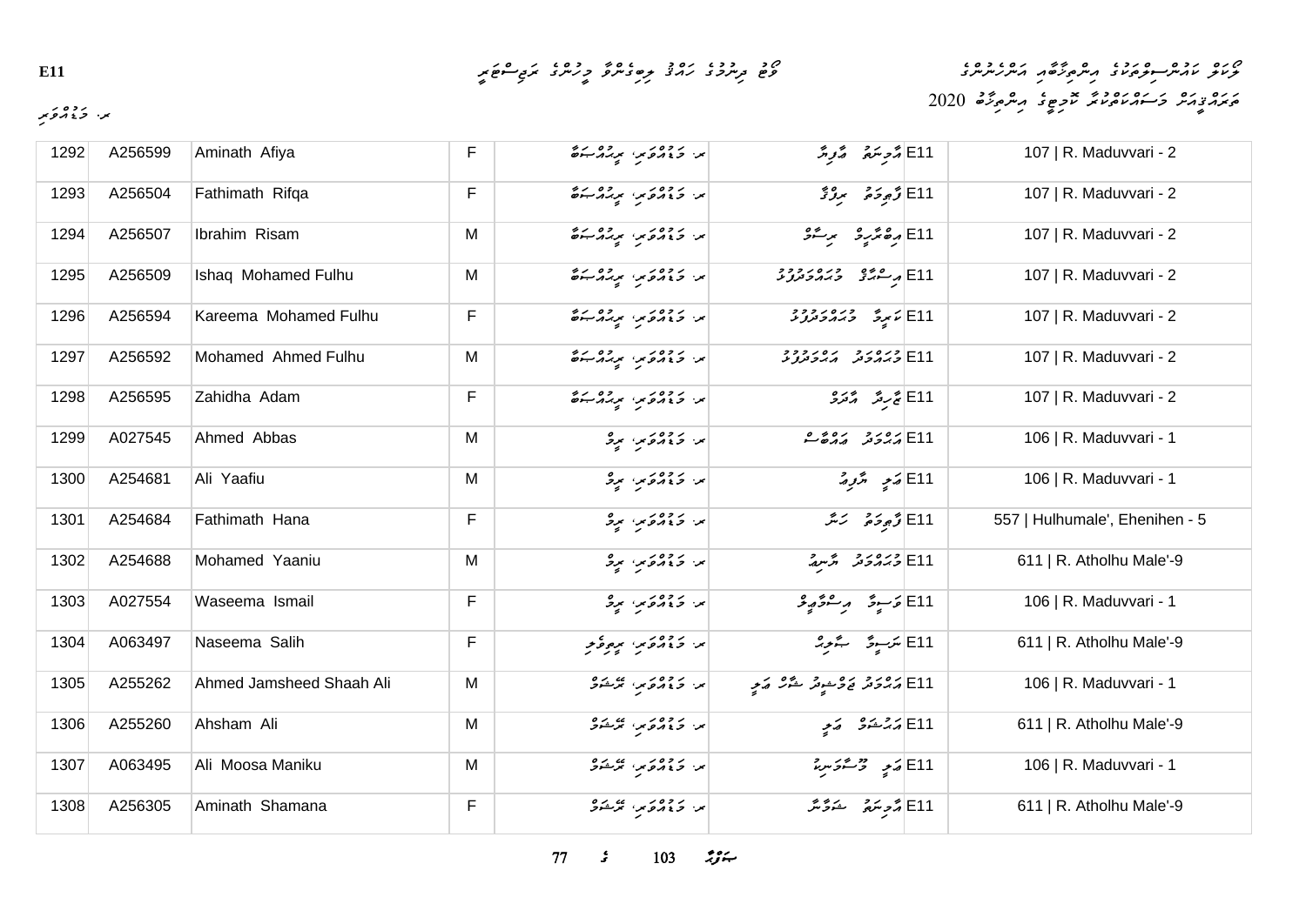| 1292 | A256599 | Aminath Afiya | F | ރ. މަޑުއްވަރި، ރިޔުއްސަބާ | އާމިނަތު އާފިޔާ E11 | 107 \| R. Maduvvari - 2 |
|---|---|---|---|---|---|---|
| 1293 | A256504 | Fathimath Rifqa | F | ރ. މަޑުއްވަރި، ރިޔުއްސަބާ | ފާތިމަތު ރިފްގާ E11 | 107 \| R. Maduvvari - 2 |
| 1294 | A256507 | Ibrahim Risam | M | ރ. މަޑުއްވަރި، ރިޔުއްސަބާ | އިބްރާހީމް ރިސާމް E11 | 107 \| R. Maduvvari - 2 |
| 1295 | A256509 | Ishaq Mohamed Fulhu | M | ރ. މަޑުއްވަރި، ރިޔުއްސަބާ | އިސްހާޤު މުހައްމަދުފުޅު E11 | 107 \| R. Maduvvari - 2 |
| 1296 | A256594 | Kareema Mohamed Fulhu | F | ރ. މަޑުއްވަރި، ރިޔުއްސަބާ | ކަރީމާ މުހައްމަދުފުޅު E11 | 107 \| R. Maduvvari - 2 |
| 1297 | A256592 | Mohamed Ahmed Fulhu | M | ރ. މަޑުއްވަރި، ރިޔުއްސަބާ | މުހައްމަދު އަހްމަދުފުޅު E11 | 107 \| R. Maduvvari - 2 |
| 1298 | A256595 | Zahidha Adam | F | ރ. މަޑުއްވަރި، ރިޔުއްސަބާ | ޒާހިދާ އާދަމް E11 | 107 \| R. Maduvvari - 2 |
| 1299 | A027545 | Ahmed Abbas | M | ރ. މަޑުއްވަރި، ރިލް | އަހްމަދު އައްބާސް E11 | 106 \| R. Maduvvari - 1 |
| 1300 | A254681 | Ali Yaafiu | M | ރ. މަޑުއްވަރި، ރިލް | އަލި ޔާފިއު E11 | 106 \| R. Maduvvari - 1 |
| 1301 | A254684 | Fathimath Hana | F | ރ. މަޑުއްވަރި، ރިލް | ފާތިމަތު ހަނާ E11 | 557 \| Hulhumale', Ehenihen - 5 |
| 1302 | A254688 | Mohamed Yaaniu | M | ރ. މަޑުއްވަރި، ރިލް | މުހައްމަދު ޔާނިއު E11 | 611 \| R. Atholhu Male'-9 |
| 1303 | A027554 | Waseema Ismail | F | ރ. މަޑުއްވަރި، ރިލް | ވަސީމާ އިސްމާޢީލް E11 | 106 \| R. Maduvvari - 1 |
| 1304 | A063497 | Naseema Salih | F | ރ. މަޑުއްވަރި، ރިތިވެލި | ނަސީމާ ސާލިހު E11 | 611 \| R. Atholhu Male'-9 |
| 1305 | A255262 | Ahmed Jamsheed Shaah Ali | M | ރ. މަޑުއްވަރި، ރޯޝަން | އަހްމަދު ޖަމްޝީދު ޝާހް އަލި E11 | 106 \| R. Maduvvari - 1 |
| 1306 | A255260 | Ahsham Ali | M | ރ. މަޑުއްވަރި، ރޯޝަން | އަހްޝަމް އަލި E11 | 611 \| R. Atholhu Male'-9 |
| 1307 | A063495 | Ali Moosa Maniku | M | ރ. މަޑުއްވަރި، ރޯޝަން | އަލި މޫސާމަނިކު E11 | 106 \| R. Maduvvari - 1 |
| 1308 | A256305 | Aminath Shamana | F | ރ. މަޑުއްވަރި، ރޯޝަން | އާމިނަތު ޝަމާނާ E11 | 611 \| R. Atholhu Male'-9 |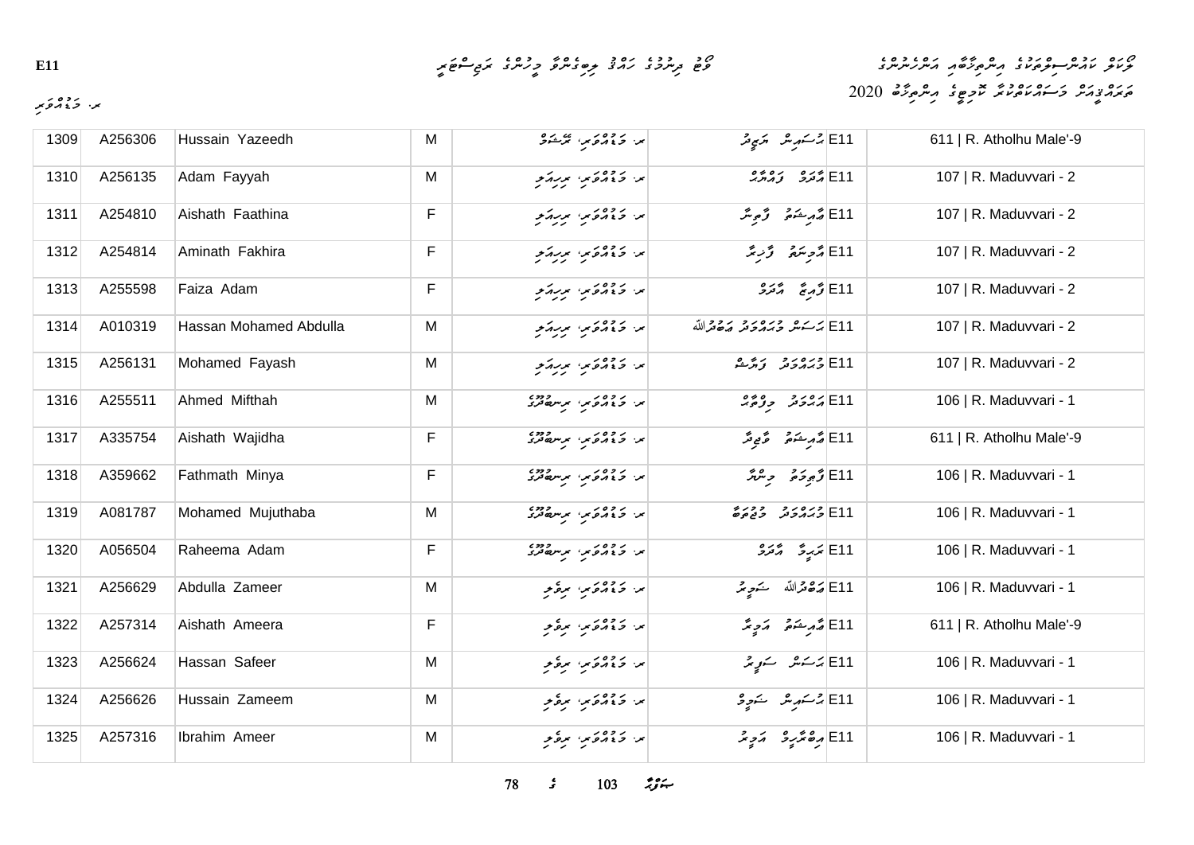| 1309 | A256306 | Hussain Yazeedh | M | ރ. މަޑުއްވަރި، ރޯޝަވާ | E11 ހުސައިން ޔަޒީދު | 611 \| R. Atholhu Male'-9 |
|---|---|---|---|---|---|---|
| 1310 | A256135 | Adam Fayyah | M | ރ. މަޑުއްވަރި، ރިހިމާލި | E11 އާދަމް ފައްޔާޙް | 107 \| R. Maduvvari - 2 |
| 1311 | A254810 | Aishath Faathina | F | ރ. މަޑުއްވަރި، ރިހިމާލި | E11 އައިޝަތު ފާތިނާ | 107 \| R. Maduvvari - 2 |
| 1312 | A254814 | Aminath Fakhira | F | ރ. މަޑުއްވަރި، ރިހިމާލި | E11 އާމިނަތު ފާޚިރާ | 107 \| R. Maduvvari - 2 |
| 1313 | A255598 | Faiza Adam | F | ރ. މަޑުއްވަރި، ރިހިމާލި | E11 ފާއިޒާ އާދަމް | 107 \| R. Maduvvari - 2 |
| 1314 | A010319 | Hassan Mohamed Abdulla | M | ރ. މަޑުއްވަރި، ރިހިމާލި | E11 ހަސަން މުހައްމަދު އަބްދުﷲ | 107 \| R. Maduvvari - 2 |
| 1315 | A256131 | Mohamed Fayash | M | ރ. މަޑުއްވަރި، ރިހިމާލި | E11 މުހައްމަދު ފަޔާޝް | 107 \| R. Maduvvari - 2 |
| 1316 | A255511 | Ahmed Mifthah | M | ރ. މަޑުއްވަރި، ރިސްބޮރީ | E11 އަހްމަދު މިފްތާހް | 106 \| R. Maduvvari - 1 |
| 1317 | A335754 | Aishath Wajidha | F | ރ. މަޑުއްވަރި، ރިސްބޮރީ | E11 އައިޝަތު ވާޖިދާ | 611 \| R. Atholhu Male'-9 |
| 1318 | A359662 | Fathmath Minya | F | ރ. މަޑުއްވަރި، ރިސްބޮރީ | E11 ފާތިމަތު މިންޔާ | 106 \| R. Maduvvari - 1 |
| 1319 | A081787 | Mohamed Mujuthaba | M | ރ. މަޑުއްވަރި، ރިސްބޮރީ | E11 މުހައްމަދު މުޖުތަބާ | 106 \| R. Maduvvari - 1 |
| 1320 | A056504 | Raheema Adam | F | ރ. މަޑުއްވަރި، ރިސްބޮރީ | E11 ރަހީމާ އާދަމް | 106 \| R. Maduvvari - 1 |
| 1321 | A256629 | Abdulla Zameer | M | ރ. މަޑުއްވަރި، ރިވެލި | E11 އަބްދުﷲ ޒަމީރު | 106 \| R. Maduvvari - 1 |
| 1322 | A257314 | Aishath Ameera | F | ރ. މަޑުއްވަރި، ރިވެލި | E11 އައިޝަތު އަމީރާ | 611 \| R. Atholhu Male'-9 |
| 1323 | A256624 | Hassan Safeer | M | ރ. މަޑުއްވަރި، ރިވެލި | E11 ހަސަން ސަފީރު | 106 \| R. Maduvvari - 1 |
| 1324 | A256626 | Hussain Zameem | M | ރ. މަޑުއްވަރި، ރިވެލި | E11 ހުސައިން ޒަމީމް | 106 \| R. Maduvvari - 1 |
| 1325 | A257316 | Ibrahim Ameer | M | ރ. މަޑުއްވަރި، ރިވެލި | E11 އިބްރާހީމް އަމީރު | 106 \| R. Maduvvari - 1 |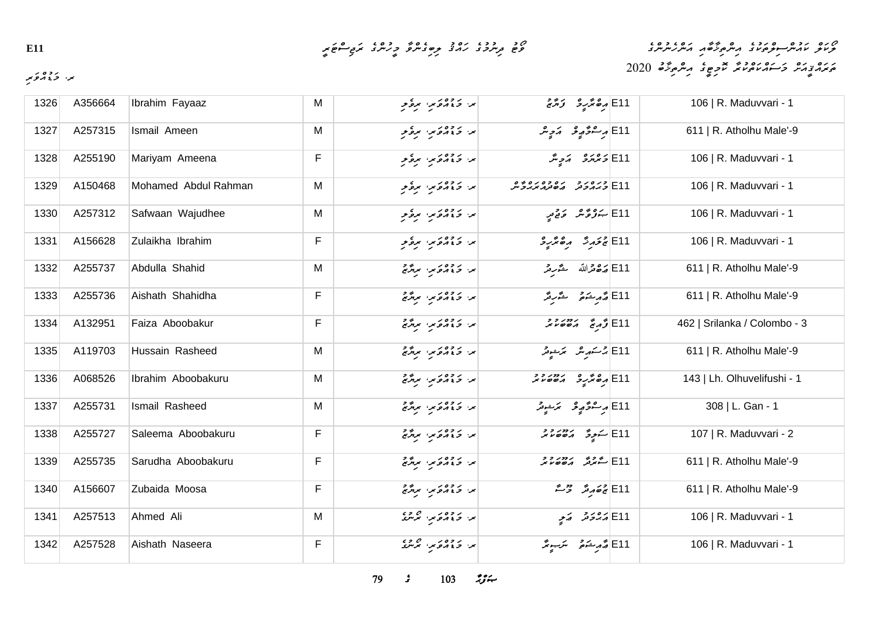ބ. މަޑުއްވަރި

| 1326 | A356664 | Ibrahim Fayaaz | M | ރ. މަޑުއްވަރި، ރިލެކްސް | E11  އިބްރާހީމް ފަޔާޒް | 106 \| R. Maduvvari - 1 |
|---|---|---|---|---|---|---|
| 1327 | A257315 | Ismail Ameen | M | ރ. މަޑުއްވަރި، ރިލެކްސް | E11 އިސްމާޢީލް އަމީން | 611 \| R. Atholhu Male'-9 |
| 1328 | A255190 | Mariyam Ameena | F | ރ. މަޑުއްވަރި، ރިލެކްސް | E11 މަރިޔަމް އަމީނާ | 106 \| R. Maduvvari - 1 |
| 1329 | A150468 | Mohamed Abdul Rahman | M | ރ. މަޑުއްވަރި، ރިލެކްސް | E11 މުޙައްމަދު އަބްދުއްރަޙްމާން | 106 \| R. Maduvvari - 1 |
| 1330 | A257312 | Safwaan Wajudhee | M | ރ. މަޑުއްވަރި، ރިލެކްސް | E11 ސަފްވާން ވަޖުދީ | 106 \| R. Maduvvari - 1 |
| 1331 | A156628 | Zulaikha Ibrahim | F | ރ. މަޑުއްވަރި، ރިލެކްސް | E11 ޒުލައިޚާ އިބްރާހީމް | 106 \| R. Maduvvari - 1 |
| 1332 | A255737 | Abdulla Shahid | M | ރ. މަޑުއްވަރި، ރިދަމް | E11 އަބްދުﷲ ޝާހިދު | 611 \| R. Atholhu Male'-9 |
| 1333 | A255736 | Aishath Shahidha | F | ރ. މަޑުއްވަރި، ރިދަމް | E11 އާއިޝަތު ޝާހިދާ | 611 \| R. Atholhu Male'-9 |
| 1334 | A132951 | Faiza Aboobakur | F | ރ. މަޑުއްވަރި، ރިދަމް | E11 ފާއިޒާ އަބޫބަކުރު | 462 \| Srilanka / Colombo - 3 |
| 1335 | A119703 | Hussain Rasheed | M | ރ. މަޑުއްވަރި، ރިދަމް | E11 ހުސައިން ރަޝީދު | 611 \| R. Atholhu Male'-9 |
| 1336 | A068526 | Ibrahim Aboobakuru | M | ރ. މަޑުއްވަރި، ރިދަމް | E11 އިބްރާހީމް އަބޫބަކުރު | 143 \| Lh. Olhuvelifushi - 1 |
| 1337 | A255731 | Ismail Rasheed | M | ރ. މަޑުއްވަރި، ރިދަމް | E11 އިސްމާޢީލް ރަޝީދު | 308 \| L. Gan - 1 |
| 1338 | A255727 | Saleema Aboobakuru | F | ރ. މަޑުއްވަރި، ރިދަމް | E11 ސަލީމާ އަބޫބަކުރު | 107 \| R. Maduvvari - 2 |
| 1339 | A255735 | Sarudha Aboobakuru | F | ރ. މަޑުއްވަރި، ރިދަމް | E11 ސާރުދާ އަބޫބަކުރު | 611 \| R. Atholhu Male'-9 |
| 1340 | A156607 | Zubaida Moosa | F | ރ. މަޑުއްވަރި، ރިދަމް | E11 ޒުބައިދާ މޫސާ | 611 \| R. Atholhu Male'-9 |
| 1341 | A257513 | Ahmed Ali | M | ރ. މަޑުއްވަރި، ރޯޒީ | E11 އަޙްމަދު ޢަލީ | 106 \| R. Maduvvari - 1 |
| 1342 | A257528 | Aishath Naseera | F | ރ. މަޑުއްވަރި، ރޯޒީ | E11 އާއިޝަތު ނަސީރާ | 106 \| R. Maduvvari - 1 |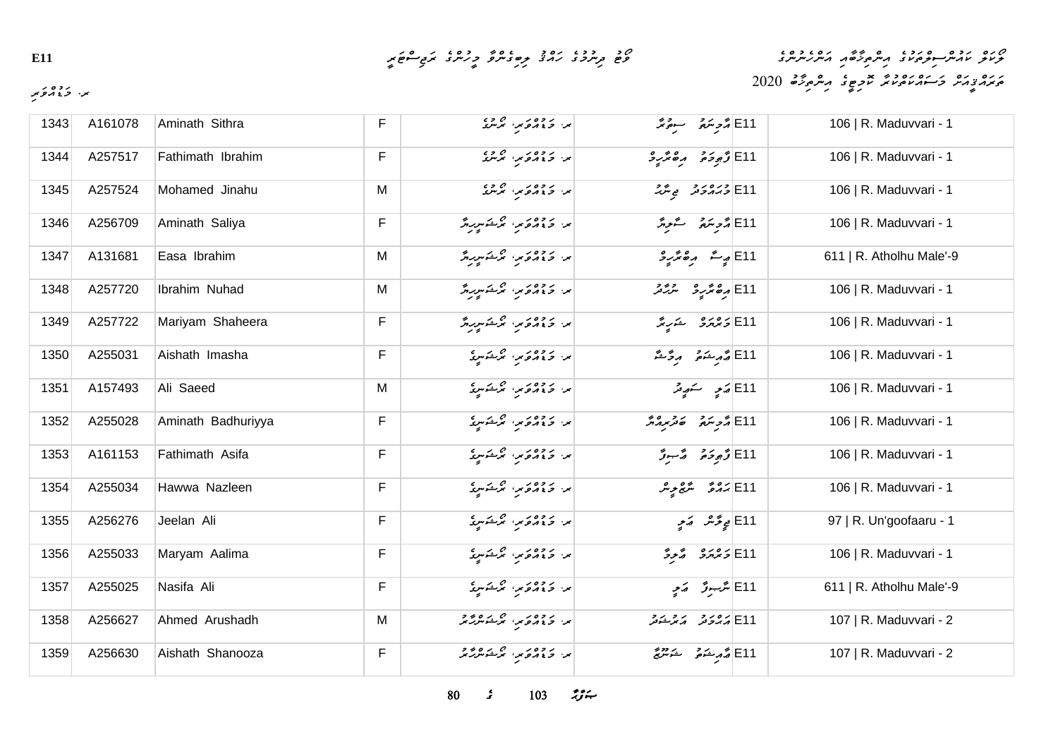| 1343 | A161078 | Aminath Sithra | F | ނ. މަޑުއްވަރި، ރޭނދޫ | އާމިނަތު ސިތުރާ E11 | 106 \| R. Maduvvari - 1 |
|---|---|---|---|---|---|---|
| 1344 | A257517 | Fathimath Ibrahim | F | ނ. މަޑުއްވަރި، ރޭނދޫ | ފާތިމަތު އިބްރާހީމް E11 | 106 \| R. Maduvvari - 1 |
| 1345 | A257524 | Mohamed Jinahu | M | ނ. މަޑުއްވަރި، ރޭނދޫ | މުހައްމަދު ޖިނާހު E11 | 106 \| R. Maduvvari - 1 |
| 1346 | A256709 | Aminath Saliya | F | ނ. މަޑުއްވަރި، ރޭޝަނިރިއާ | އާމިނަތު ސާލިޔާ E11 | 106 \| R. Maduvvari - 1 |
| 1347 | A131681 | Easa Ibrahim | M | ނ. މަޑުއްވަރި، ރޭޝަނިރިއާ | ޢީސާ އިބްރާހީމް E11 | 611 \| R. Atholhu Male'-9 |
| 1348 | A257720 | Ibrahim Nuhad | M | ނ. މަޑުއްވަރި، ރޭޝަނިރިއާ | އިބްރާހީމް ނުހާދު E11 | 106 \| R. Maduvvari - 1 |
| 1349 | A257722 | Mariyam Shaheera | F | ނ. މަޑުއްވަރި، ރޭޝަނިރިއާ | މަރިޔަމް ޝަހީރާ E11 | 106 \| R. Maduvvari - 1 |
| 1350 | A255031 | Aishath Imasha | F | ނ. މަޑުއްވަރި، ރޭޝަނިގެ | އާއިޝަތު އިމާޝާ E11 | 106 \| R. Maduvvari - 1 |
| 1351 | A157493 | Ali Saeed | M | ނ. މަޑުއްވަރި، ރޭޝަނިގެ | އަލި ސަޢީދު E11 | 106 \| R. Maduvvari - 1 |
| 1352 | A255028 | Aminath Badhuriyya | F | ނ. މަޑުއްވަރި، ރޭޝަނިގެ | އާމިނަތު ބަދުރިއްޔާ E11 | 106 \| R. Maduvvari - 1 |
| 1353 | A161153 | Fathimath Asifa | F | ނ. މަޑުއްވަރި، ރޭޝަނިގެ | ފާތިމަތު އާސިފާ E11 | 106 \| R. Maduvvari - 1 |
| 1354 | A255034 | Hawwa Nazleen | F | ނ. މަޑުއްވަރި، ރޭޝަނިގެ | ހައްވާ ނާޒްލީން E11 | 106 \| R. Maduvvari - 1 |
| 1355 | A256276 | Jeelan Ali | F | ނ. މަޑުއްވަރި، ރޭޝަނިގެ | ޖީލާން އަލި E11 | 97 \| R. Un'goofaaru - 1 |
| 1356 | A255033 | Maryam Aalima | F | ނ. މަޑުއްވަރި، ރޭޝަނިގެ | މަރްޔަމް އާލިމާ E11 | 106 \| R. Maduvvari - 1 |
| 1357 | A255025 | Nasifa Ali | F | ނ. މަޑުއްވަރި، ރޭޝަނިގެ | ނާސިފާ އަލި E11 | 611 \| R. Atholhu Male'-9 |
| 1358 | A256627 | Ahmed Arushadh | M | ނ. މަޑުއްވަރި، ރޭޝަންރުދަރު | އަޙްމަދު އަރުޝަދު E11 | 107 \| R. Maduvvari - 2 |
| 1359 | A256630 | Aishath Shanooza | F | ނ. މަޑުއްވަރި، ރޭޝަންރުދަރު | އާއިޝަތު ޝަނޫޒާ E11 | 107 \| R. Maduvvari - 2 |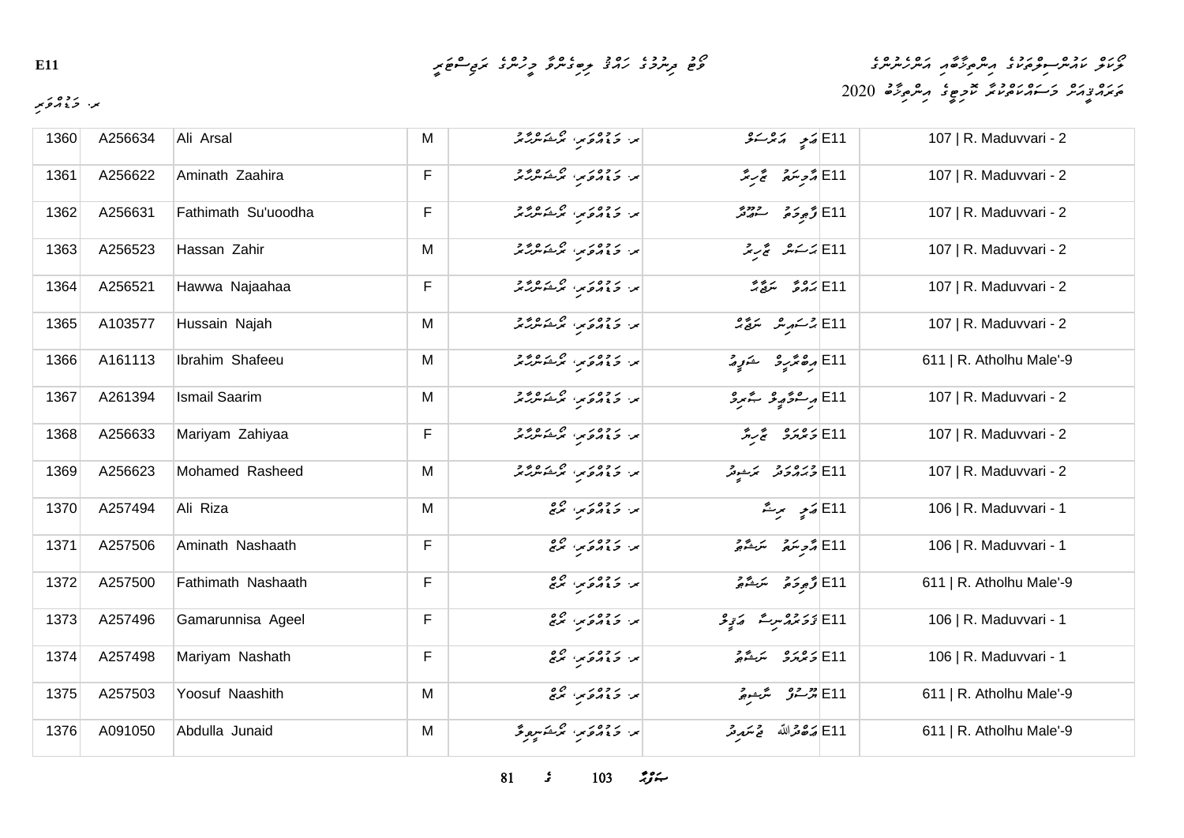ޓާކު ދޭދަރިވުމުގެ ނުވަތަ ރިޕަބްލިކާ ދަހަނަކު ދަސްކޮށްގެން ދަރުމަވަންތަ E11 ... 2020

ރ. މަޑުއްވަރި

| 1360 | A256634 | Ali Arsal | M | ރ. މަޑުއްވަރި، ރޮއްޔާކުލާގެ | E11 އަލީ އަރްސަލް | 107 \| R. Maduvvari - 2 |
|---|---|---|---|---|---|---|
| 1361 | A256622 | Aminath Zaahira | F | ރ. މަޑުއްވަރި، ރޮއްޔާކުލާގެ | E11 އާމިނަތު ޒާހިރާ | 107 \| R. Maduvvari - 2 |
| 1362 | A256631 | Fathimath Su'uoodha | F | ރ. މަޑުއްވަރި، ރޮއްޔާކުލާގެ | E11 ފާތިމަތު ސުޢޫދާ | 107 \| R. Maduvvari - 2 |
| 1363 | A256523 | Hassan Zahir | M | ރ. މަޑުއްވަރި، ރޮއްޔާކުލާގެ | E11 ހަސަން ޒާހިރު | 107 \| R. Maduvvari - 2 |
| 1364 | A256521 | Hawwa Najaahaa | F | ރ. މަޑުއްވަރި، ރޮއްޔާކުލާގެ | E11 ހައްވާ ނަޖާހާ | 107 \| R. Maduvvari - 2 |
| 1365 | A103577 | Hussain Najah | M | ރ. މަޑުއްވަރި، ރޮއްޔާކުލާގެ | E11 ހުސައިން ނަޖާހު | 107 \| R. Maduvvari - 2 |
| 1366 | A161113 | Ibrahim Shafeeu | M | ރ. މަޑުއްވަރި، ރޮއްޔާކުލާގެ | E11 އިބްރާހީމް ޝަފީޢު | 611 \| R. Atholhu Male'-9 |
| 1367 | A261394 | Ismail Saarim | M | ރ. މަޑުއްވަރި، ރޮއްޔާކުލާގެ | E11 އިސްމާއިލް ސާރިމް | 107 \| R. Maduvvari - 2 |
| 1368 | A256633 | Mariyam Zahiyaa | F | ރ. މަޑުއްވަރި، ރޮއްޔާކުލާގެ | E11 މަރިޔަމް ޒާހިޔާ | 107 \| R. Maduvvari - 2 |
| 1369 | A256623 | Mohamed Rasheed | M | ރ. މަޑުއްވަރި، ރޮއްޔާކުލާގެ | E11 މުހައްމަދު ރަޝީދު | 107 \| R. Maduvvari - 2 |
| 1370 | A257494 | Ali Riza | M | ރ. މަޑުއްވަރި، ރޯޒް | E11 އަލީ ރިޟާ | 106 \| R. Maduvvari - 1 |
| 1371 | A257506 | Aminath Nashaath | F | ރ. މަޑުއްވަރި، ރޯޒް | E11 އާމިނަތު ނަޝާތު | 106 \| R. Maduvvari - 1 |
| 1372 | A257500 | Fathimath Nashaath | F | ރ. މަޑުއްވަރި، ރޯޒް | E11 ފާތިމަތު ނަޝާތު | 611 \| R. Atholhu Male'-9 |
| 1373 | A257496 | Gamarunnisa Ageel | F | ރ. މަޑުއްވަރި، ރޯޒް | E11 ޤަމަރުއްނިސާ ޢަޤީލް | 106 \| R. Maduvvari - 1 |
| 1374 | A257498 | Mariyam Nashath | F | ރ. މަޑުއްވަރި، ރޯޒް | E11 މަރިޔަމް ނަޝާތު | 106 \| R. Maduvvari - 1 |
| 1375 | A257503 | Yoosuf Naashith | M | ރ. މަޑުއްވަރި، ރޯޒް | E11 ޔޫސުފް ނާޝިތު | 611 \| R. Atholhu Male'-9 |
| 1376 | A091050 | Abdulla Junaid | M | ރ. މަޑުއްވަރި، ރޮއްޔާސިތާރާ | E11 އަބްދުﷲ ޖުނައިދު | 611 \| R. Atholhu Male'-9 |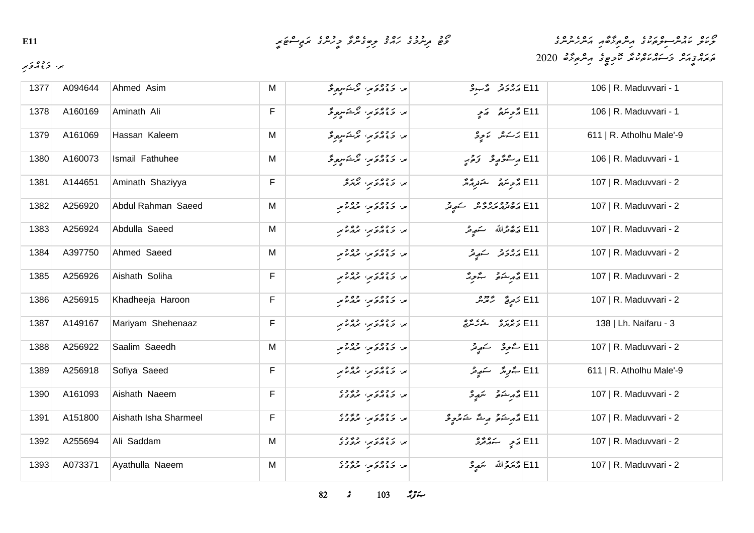ބ. މަޑުއްވަރި

| 1377 | A094644 | Ahmed Asim | M | ރ. މަޑުއްވަރި، ރޯޝަނީވިލާ | E11 އަހުމަދު އާސިމް | 106 \| R. Maduvvari - 1 |
|---|---|---|---|---|---|---|
| 1378 | A160169 | Aminath Ali | F | ރ. މަޑުއްވަރި، ރޯޝަނީވިލާ | E11 އާމިނަތު އަލި | 106 \| R. Maduvvari - 1 |
| 1379 | A161069 | Hassan Kaleem | M | ރ. މަޑުއްވަރި، ރޯޝަނީވިލާ | E11 ހަސަން ކަލީމް | 611 \| R. Atholhu Male'-9 |
| 1380 | A160073 | Ismail Fathuhee | M | ރ. މަޑުއްވަރި، ރޯޝަނީވިލާ | E11 އިސްމާއީލް ފަތުހީ | 106 \| R. Maduvvari - 1 |
| 1381 | A144651 | Aminath Shaziyya | F | ރ. މަޑުއްވަރި، ރޯދަލު | E11 އާމިނަތު ޝާޒިއްޔާ | 107 \| R. Maduvvari - 2 |
| 1382 | A256920 | Abdul Rahman Saeed | M | ރ. މަޑުއްވަރި، ރޮއްޔާރި | E11 އަބްދުއްރަޙްމާން ސަޢީދު | 107 \| R. Maduvvari - 2 |
| 1383 | A256924 | Abdulla Saeed | M | ރ. މަޑުއްވަރި، ރޮއްޔާރި | E11 އަބްދުﷲ ސަޢީދު | 107 \| R. Maduvvari - 2 |
| 1384 | A397750 | Ahmed Saeed | M | ރ. މަޑުއްވަރި، ރޮއްޔާރި | E11 އަހުމަދު ސަޢީދު | 107 \| R. Maduvvari - 2 |
| 1385 | A256926 | Aishath Soliha | F | ރ. މަޑުއްވަރި، ރޮއްޔާރި | E11 އާއިޝަތު ޞާލިހާ | 107 \| R. Maduvvari - 2 |
| 1386 | A256915 | Khadheeja Haroon | F | ރ. މަޑުއްވަރި، ރޮއްޔާރި | E11 ޚަދީޖާ ހާރޫން | 107 \| R. Maduvvari - 2 |
| 1387 | A149167 | Mariyam Shehenaaz | F | ރ. މަޑުއްވަރި، ރޮއްޔާރި | E11 މަރިޔަމް ޝެހެނާޒް | 138 \| Lh. Naifaru - 3 |
| 1388 | A256922 | Saalim Saeedh | M | ރ. މަޑުއްވަރި، ރޮއްޔާރި | E11 ސާލިމް ސަޢީދު | 107 \| R. Maduvvari - 2 |
| 1389 | A256918 | Sofiya Saeed | F | ރ. މަޑުއްވަރި، ރޮއްޔާރި | E11 ޞޫފިޔާ ސަޢީދު | 611 \| R. Atholhu Male'-9 |
| 1390 | A161093 | Aishath Naeem | F | ރ. މަޑުއްވަރި، ރޯވާގެ | E11 އާއިޝަތު ނައީމް | 107 \| R. Maduvvari - 2 |
| 1391 | A151800 | Aishath Isha Sharmeel | F | ރ. މަޑުއްވަރި، ރޯވާގެ | E11 އާއިޝަތު އީޝާ ޝަރްމީލް | 107 \| R. Maduvvari - 2 |
| 1392 | A255694 | Ali Saddam | M | ރ. މަޑުއްވަރި، ރޯވާގެ | E11 އަލި ސައްދާމް | 107 \| R. Maduvvari - 2 |
| 1393 | A073371 | Ayathulla Naeem | M | ރ. މަޑުއްވަރި، ރޯވާގެ | E11 އާޔަތުﷲ ނައީމް | 107 \| R. Maduvvari - 2 |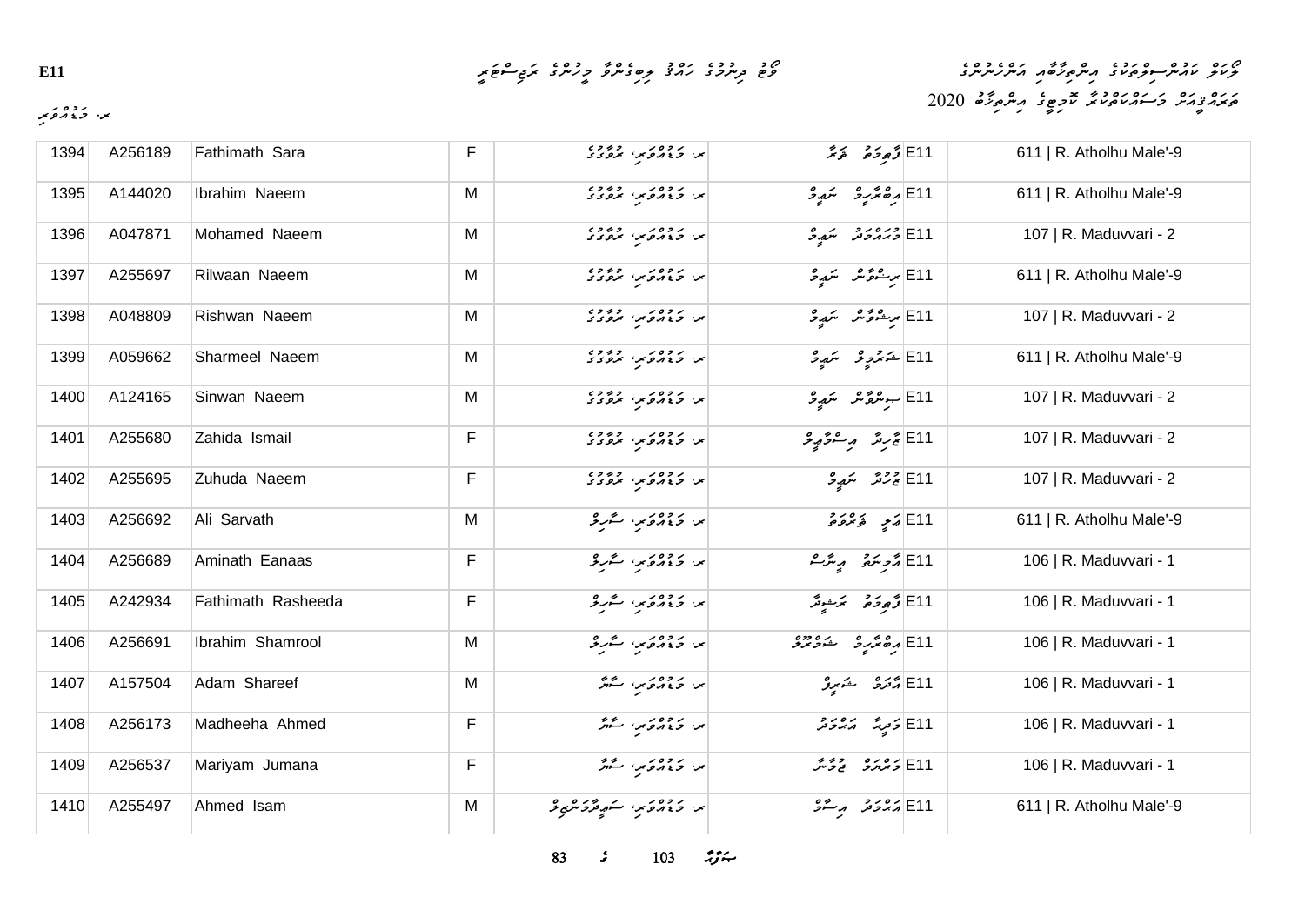| 1394 | A256189 | Fathimath Sara | F | ﺑﯩ. ﯖﯘﻩﯗﯩﺮ، ﻣﯩﯖﯗﯨ | E11 ﺯﻭﺟﯩﻤﯩ ﺳﺎﺭﺍ | 611 \| R. Atholhu Male'-9 |
|---|---|---|---|---|---|---|
| 1395 | A144020 | Ibrahim Naeem | M | ﺑﯩ. ﯖﯘﻩﯗﯩﺮ، ﻣﯩﯖﯗﯨ | E11 ﺍﺑﺮﺍﻫﯩﻢ ﻧﺎﺋﯩﻢ | 611 \| R. Atholhu Male'-9 |
| 1396 | A047871 | Mohamed Naeem | M | ﺑﯩ. ﯖﯘﻩﯗﯩﺮ، ﻣﯩﯖﯗﯨ | E11 ﻣﺤﻤﺪ ﻧﺎﺋﯩﻢ | 107 \| R. Maduvvari - 2 |
| 1397 | A255697 | Rilwaan Naeem | M | ﺑﯩ. ﯖﯘﻩﯗﯩﺮ، ﻣﯩﯖﯗﯨ | E11 ﺭﯩﻠﻮﺍﻥ ﻧﺎﺋﯩﻢ | 611 \| R. Atholhu Male'-9 |
| 1398 | A048809 | Rishwan Naeem | M | ﺑﯩ. ﯖﯘﻩﯗﯩﺮ، ﻣﯩﯖﯗﯨ | E11 ﺭﯩﺸﻮﺍﻥ ﻧﺎﺋﯩﻢ | 107 \| R. Maduvvari - 2 |
| 1399 | A059662 | Sharmeel Naeem | M | ﺑﯩ. ﯖﯘﻩﯗﯩﺮ، ﻣﯩﯖﯗﯨ | E11 ﺷﺎﺭﻣﯩﻞ ﻧﺎﺋﯩﻢ | 611 \| R. Atholhu Male'-9 |
| 1400 | A124165 | Sinwan Naeem | M | ﺑﯩ. ﯖﯘﻩﯗﯩﺮ، ﻣﯩﯖﯗﯨ | E11 ﺳﯩﻨﻮﺍﻥ ﻧﺎﺋﯩﻢ | 107 \| R. Maduvvari - 2 |
| 1401 | A255680 | Zahida Ismail | F | ﺑﯩ. ﯖﯘﻩﯗﯩﺮ، ﻣﯩﯖﯗﯨ | E11 ﺯﺍﻫﯩﺪﺍ ﺍﺳﻤﺎﻋﯩﻞ | 107 \| R. Maduvvari - 2 |
| 1402 | A255695 | Zuhuda Naeem | F | ﺑﯩ. ﯖﯘﻩﯗﯩﺮ، ﻣﯩﯖﯗﯨ | E11 ﺯﯗﮬﯗﺩﺍ ﻧﺎﺋﯩﻢ | 107 \| R. Maduvvari - 2 |
| 1403 | A256692 | Ali Sarvath | M | ﺑﯩ. ﯖﯘﻩﯗﯩﺮ، ﺳﺎﺭﯨ | E11 ﻋﻠﻰ ﺳﺮﻭﺕ | 611 \| R. Atholhu Male'-9 |
| 1404 | A256689 | Aminath Eanaas | F | ﺑﯩ. ﯖﯘﻩﯗﯩﺮ، ﺳﺎﺭﯨ | E11 ﺁﻣﯩﻨﺖ ﺍﯨﻨﺎﺱ | 106 \| R. Maduvvari - 1 |
| 1405 | A242934 | Fathimath Rasheeda | F | ﺑﯩ. ﯖﯘﻩﯗﯩﺮ، ﺳﺎﺭﯨ | E11 ﻓﺎﻃﻤﺖ ﺭﺷﯩﺪﺍ | 106 \| R. Maduvvari - 1 |
| 1406 | A256691 | Ibrahim Shamrool | M | ﺑﯩ. ﯖﯘﻩﯗﯩﺮ، ﺳﺎﺭﯨ | E11 ﺍﺑﺮﺍﻫﯩﻢ ﺷﻤﺮﻭﻝ | 106 \| R. Maduvvari - 1 |
| 1407 | A157504 | Adam Shareef | M | ﺑﯩ. ﯖﯘﻩﯗﯩﺮ، ﺳﺎﻫﺎ | E11 ﺁﺩﻡ ﺷﺮﯩﻒ | 106 \| R. Maduvvari - 1 |
| 1408 | A256173 | Madheeha Ahmed | F | ﺑﯩ. ﯖﯘﻩﯗﯩﺮ، ﺳﺎﻫﺎ | E11 ﻣﺪﯨﮬﺎ ﺍﺣﻤﺪ | 106 \| R. Maduvvari - 1 |
| 1409 | A256537 | Mariyam Jumana | F | ﺑﯩ. ﯖﯘﻩﯗﯩﺮ، ﺳﺎﻫﺎ | E11 ﻣﺮﯨﻢ ﺟﯘﻣﺎﻧﺎ | 106 \| R. Maduvvari - 1 |
| 1410 | A255497 | Ahmed Isam | M | ﺑﯩ. ﯖﯘﻩﯗﯩﺮ، ﺳﻮﯨﺪﯗﻧﺠﯩﻠﻮ | E11 ﺍﺣﻤﺪ ﺍﯨﺴﺎﻡ | 611 \| R. Atholhu Male'-9 |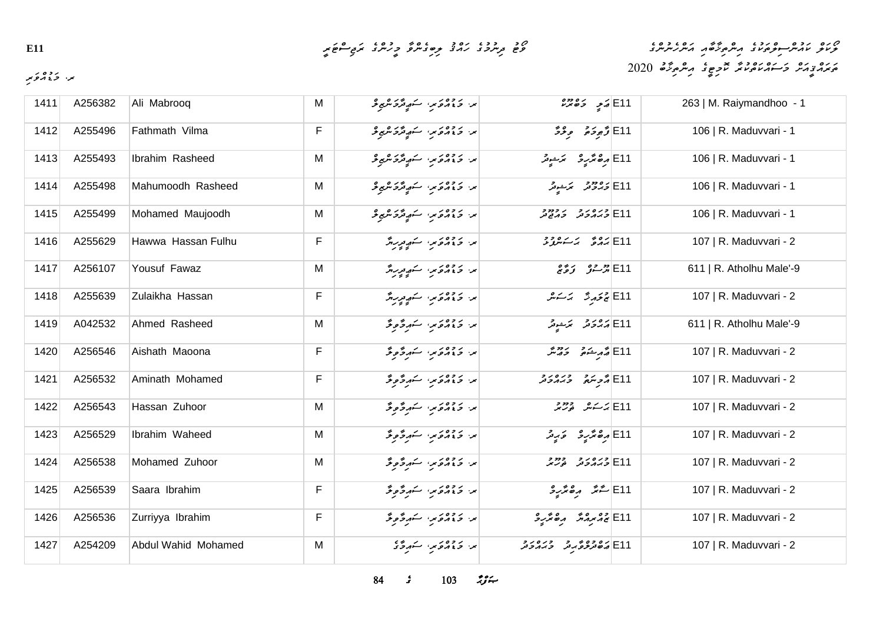ރ. މަޑުއްވަރީ

| 1411 | A256382 | Ali Mabrooq | M | ރ. މަޑުއްވަރީ، ސަތީރާމަންޒިލް | E11 އަލީ މަބްރޫގު | 263 \| M. Raiymandhoo - 1 |
|---|---|---|---|---|---|---|
| 1412 | A255496 | Fathmath Vilma | F | ރ. މަޑުއްވަރީ، ސަތީރާމަންޒިލް | E11 ފާތިމަތު ވިލްމާ | 106 \| R. Maduvvari - 1 |
| 1413 | A255493 | Ibrahim Rasheed | M | ރ. މަޑުއްވަރީ، ސަތީރާމަންޒިލް | E11 އިބްރާހީމް ރަޝީދު | 106 \| R. Maduvvari - 1 |
| 1414 | A255498 | Mahumoodh Rasheed | M | ރ. މަޑުއްވަރީ، ސަތީރާމަންޒިލް | E11 މަޙްމޫދު ރަޝީދު | 106 \| R. Maduvvari - 1 |
| 1415 | A255499 | Mohamed Maujoodh | M | ރ. މަޑުއްވަރީ، ސަތީރާމަންޒިލް | E11 މުޙައްމަދު މައުޖޫދު | 106 \| R. Maduvvari - 1 |
| 1416 | A255629 | Hawwa Hassan Fulhu | F | ރ. މަޑުއްވަރީ، ސަތީރިރިއާ | E11 ހައްވާ ހަސަންފުޅު | 107 \| R. Maduvvari - 2 |
| 1417 | A256107 | Yousuf Fawaz | M | ރ. މަޑުއްވަރީ، ސަތީރިރިއާ | E11 ޔޫސުފް ފަވާޒް | 611 \| R. Atholhu Male'-9 |
| 1418 | A255639 | Zulaikha Hassan | F | ރ. މަޑުއްވަރީ، ސަތީރިރިއާ | E11 ޒުލައިހާ ހަސަން | 107 \| R. Maduvvari - 2 |
| 1419 | A042532 | Ahmed Rasheed | M | ރ. މަޑުއްވަރީ، ސަތީވާދީވާ | E11 އަޙްމަދު ރަޝީދު | 611 \| R. Atholhu Male'-9 |
| 1420 | A256546 | Aishath Maoona | F | ރ. މަޑުއްވަރީ، ސަތީވާދީވާ | E11 އާއިޝަތު މައޫނާ | 107 \| R. Maduvvari - 2 |
| 1421 | A256532 | Aminath Mohamed | F | ރ. މަޑުއްވަރީ، ސަތީވާދީވާ | E11 އާމިނަތު މުޙައްމަދު | 107 \| R. Maduvvari - 2 |
| 1422 | A256543 | Hassan Zuhoor | M | ރ. މަޑުއްވަރީ، ސަތީވާދީވާ | E11 ހަސަން ޒުހޫރު | 107 \| R. Maduvvari - 2 |
| 1423 | A256529 | Ibrahim Waheed | M | ރ. މަޑުއްވަރީ، ސަތީވާދީވާ | E11 އިބްރާހީމް ވަޙީދު | 107 \| R. Maduvvari - 2 |
| 1424 | A256538 | Mohamed Zuhoor | M | ރ. މަޑުއްވަރީ، ސަތީވާދީވާ | E11 މުޙައްމަދު ޒުހޫރު | 107 \| R. Maduvvari - 2 |
| 1425 | A256539 | Saara Ibrahim | F | ރ. މަޑުއްވަރީ، ސަތީވާދީވާ | E11 ސާރާ އިބްރާހީމް | 107 \| R. Maduvvari - 2 |
| 1426 | A256536 | Zurriyya Ibrahim | F | ރ. މަޑުއްވަރީ، ސަތީވާދީވާ | E11 ޒުއްރިއްޔާ އިބްރާހީމް | 107 \| R. Maduvvari - 2 |
| 1427 | A254209 | Abdul Wahid Mohamed | M | ރ. މަޑުއްވަރީ، ސަތީވާގެ | E11 އަބްދުލްވާހިދު މުޙައްމަދު | 107 \| R. Maduvvari - 2 |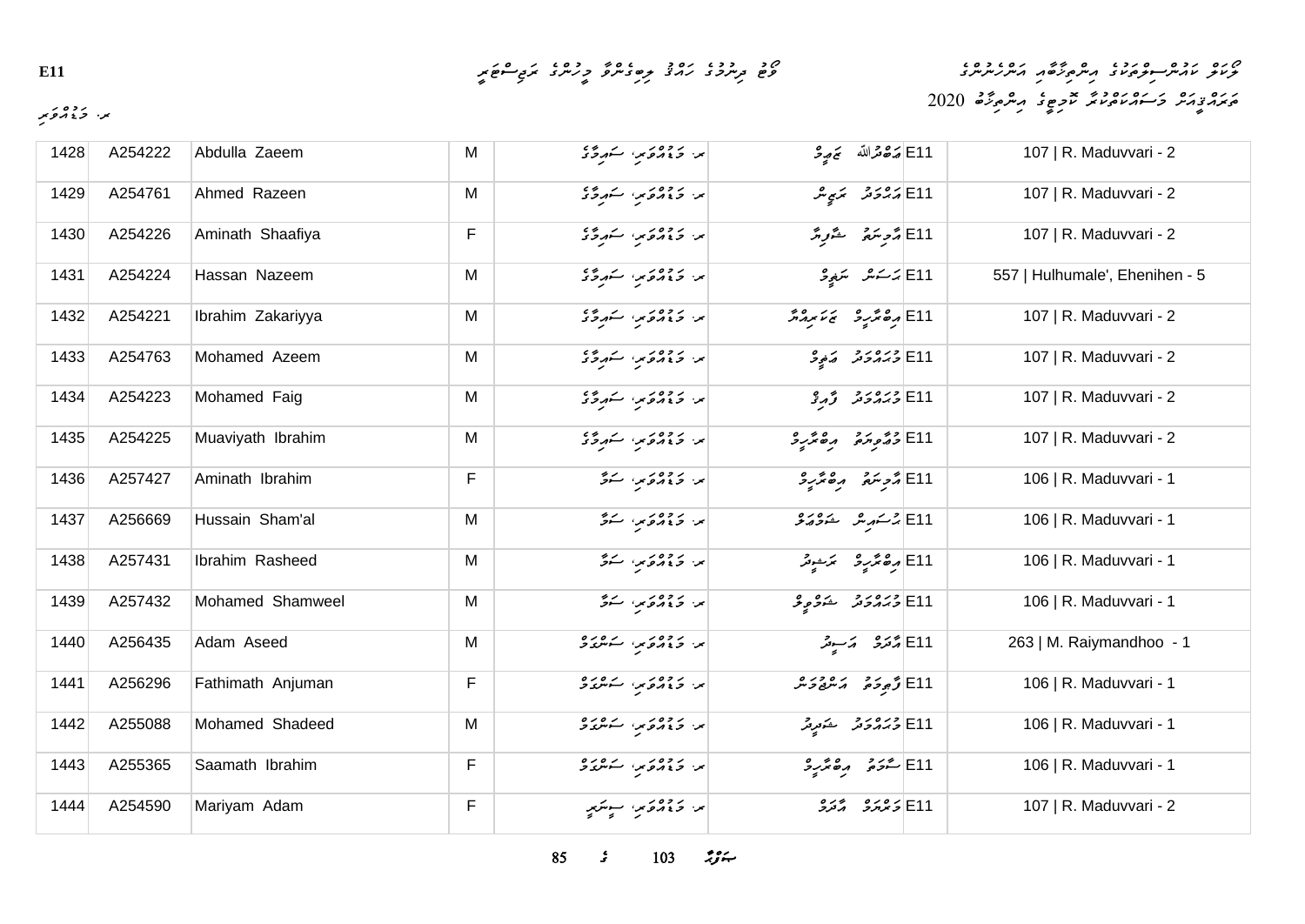| 1428 | A254222 | Abdulla Zaeem | M | ر· وَوْمُوَمَرِ، سَهِرِدَّى | E11 مَەھْتَراللَّه يَ پرِ وْ | 107 \| R. Maduvvari - 2 |
|---|---|---|---|---|---|---|
| 1429 | A254761 | Ahmed Razeen | M | ر· وَوْمُوَمَرِ، سَهِرِدَّى | E11 مَەرْدَوَتْر مَرَيِ سْ | 107 \| R. Maduvvari - 2 |
| 1430 | A254226 | Aminath Shaafiya | F | ر· وَوْمُوَمَرِ، سَهِرِدَّى | E11 مُرْحِ سَرَمْ شُرُو پَرْ | 107 \| R. Maduvvari - 2 |
| 1431 | A254224 | Hassan Nazeem | M | ر· وَوْمُوَمَرِ، سَهِرِدَّى | E11 بَرَسَة سْ سَرَ پرِ وْ | 557 \| Hulhumale', Ehenihen - 5 |
| 1432 | A254221 | Ibrahim Zakariyya | M | ر· وَوْمُوَمَرِ، سَهِرِدَّى | E11 مِرە ھُرَّرِ وْ يَ مَ مَرِ مْرْ مَرْ | 107 \| R. Maduvvari - 2 |
| 1433 | A254763 | Mohamed Azeem | M | ر· وَوْمُوَمَرِ، سَهِرِدَّى | E11 دِبَرْ دْ دَ تْر مَ پرِ وْ | 107 \| R. Maduvvari - 2 |
| 1434 | A254223 | Mohamed Faig | M | ر· وَوْمُوَمَرِ، سَهِرِدَّى | E11 دِبَرْ دْ دَ تْر تَرْ رِ ثْ | 107 \| R. Maduvvari - 2 |
| 1435 | A254225 | Muaviyath Ibrahim | M | ر· وَوْمُوَمَرِ، سَهِرِدَّى | E11 دُ مُرْحِ مَرَ مْ مِرە ھُرَّرِ وْ | 107 \| R. Maduvvari - 2 |
| 1436 | A257427 | Aminath Ibrahim | F | ر· وَوْمُوَمَرِ، سَوْ | E11 مُرْحِ سَرَمْ مِرە ھُرَّرِ وْ | 106 \| R. Maduvvari - 1 |
| 1437 | A256669 | Hussain Sham'al | M | ر· وَوْمُوَمَرِ، سَوْ | E11 بُرْ سَمْرِ سْ شَ وْ مَ وْ | 106 \| R. Maduvvari - 1 |
| 1438 | A257431 | Ibrahim Rasheed | M | ر· وَوْمُوَمَرِ، سَوْ | E11 مِرە ھُرَّرِ وْ بَرَ شِيْ مْرْ | 106 \| R. Maduvvari - 1 |
| 1439 | A257432 | Mohamed Shamweel | M | ر· وَوْمُوَمَرِ، سَوْ | E11 دِبَرْ دْ دَ تْر شَ وْ وِ وْ | 106 \| R. Maduvvari - 1 |
| 1440 | A256435 | Adam Aseed | M | ر· وَوْمُوَمَرِ، سَسْرَدْ | E11 مُرْ تَرْ وْ مَ سِيْ مْرْ | 263 \| M. Raiymandhoo - 1 |
| 1441 | A256296 | Fathimath Anjuman | F | ر· وَوْمُوَمَرِ، سَسْرَدْ | E11 ژُ مُوِ دَ مْ مَ سْ قَ دَ سْ | 106 \| R. Maduvvari - 1 |
| 1442 | A255088 | Mohamed Shadeed | M | ر· وَوْمُوَمَرِ، سَسْرَدْ | E11 دِبَرْ دْ دَ تْر شَ مَرِ مْرْ | 106 \| R. Maduvvari - 1 |
| 1443 | A255365 | Saamath Ibrahim | F | ر· وَوْمُوَمَرِ، سَسْرَدْ | E11 سُرْ دَ مْ مِرە ھُرَّرِ وْ | 106 \| R. Maduvvari - 1 |
| 1444 | A254590 | Mariyam Adam | F | ر· وَوْمُوَمَرِ، سِيسْرِ | E11 دَ مْرْ مَرْ وْ مُرْ تَرْ وْ | 107 \| R. Maduvvari - 2 |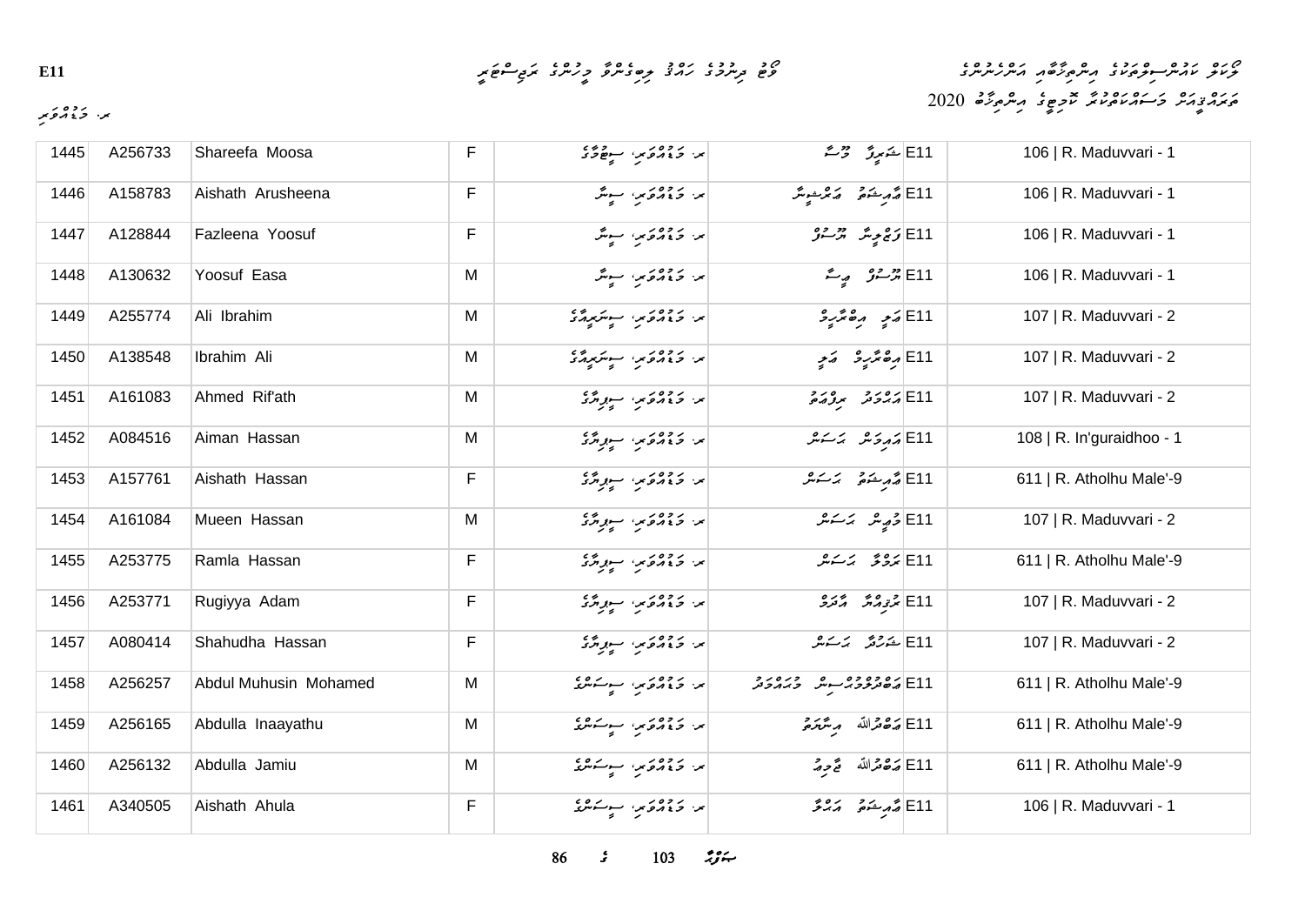ބ. މަޑުއްވަރި

| 1445 | A256733 | Shareefa Moosa | F | ރ. މަޑުއްވަރި، ސިޓީވޭ | ޝަރީފާ މޫސާ E11 | 106 \| R. Maduvvari - 1 |
|---|---|---|---|---|---|---|
| 1446 | A158783 | Aishath Arusheena | F | ރ. މަޑުއްވަރި، ސީނާ | އާއިޝަތު އަރުޝީނާ E11 | 106 \| R. Maduvvari - 1 |
| 1447 | A128844 | Fazleena Yoosuf | F | ރ. މަޑުއްވަރި، ސީނާ | ފަޟްލީނާ ޔޫސުފް E11 | 106 \| R. Maduvvari - 1 |
| 1448 | A130632 | Yoosuf Easa | M | ރ. މަޑުއްވަރި، ސީނާ | ޔޫސުފް ޢީސާ E11 | 106 \| R. Maduvvari - 1 |
| 1449 | A255774 | Ali Ibrahim | M | ރ. މަޑުއްވަރި، ސީނަރީއާގެ | އަލީ އިބްރާހިމް E11 | 107 \| R. Maduvvari - 2 |
| 1450 | A138548 | Ibrahim Ali | M | ރ. މަޑުއްވަރި، ސީނަރީއާގެ | އިބްރާހިމް އަލީ E11 | 107 \| R. Maduvvari - 2 |
| 1451 | A161083 | Ahmed Rif'ath | M | ރ. މަޑުއްވަރި، ސިލްވަރގޭ | އަޙްމަދު ރިފްޢަތު E11 | 107 \| R. Maduvvari - 2 |
| 1452 | A084516 | Aiman Hassan | M | ރ. މަޑުއްވަރި، ސިލްވަރގޭ | އައިމަން ޙަސަން E11 | 108 \| R. In'guraidhoo - 1 |
| 1453 | A157761 | Aishath Hassan | F | ރ. މަޑުއްވަރި، ސިލްވަރގޭ | އާއިޝަތު ޙަސަން E11 | 611 \| R. Atholhu Male'-9 |
| 1454 | A161084 | Mueen Hassan | M | ރ. މަޑުއްވަރި، ސިލްވަރގޭ | މުޢީން ޙަސަން E11 | 107 \| R. Maduvvari - 2 |
| 1455 | A253775 | Ramla Hassan | F | ރ. މަޑުއްވަރި، ސިލްވަރގޭ | ރަމްލާ ޙަސަން E11 | 611 \| R. Atholhu Male'-9 |
| 1456 | A253771 | Rugiyya Adam | F | ރ. މަޑުއްވަރި، ސިލްވަރގޭ | ރުގިއްޔާ އާދަމް E11 | 107 \| R. Maduvvari - 2 |
| 1457 | A080414 | Shahudha Hassan | F | ރ. މަޑުއްވަރި، ސިލްވަރގޭ | ޝަހުދާ ޙަސަން E11 | 107 \| R. Maduvvari - 2 |
| 1458 | A256257 | Abdul Muhusin Mohamed | M | ރ. މަޑުއްވަރި، ސީސަންގޭ | އަބްދުލްމުޙްސިން މުޙައްމަދު E11 | 611 \| R. Atholhu Male'-9 |
| 1459 | A256165 | Abdulla Inaayathu | M | ރ. މަޑުއްވަރި، ސީސަންގޭ | އަބްދުއްލާހް އިނާޔަތު E11 | 611 \| R. Atholhu Male'-9 |
| 1460 | A256132 | Abdulla Jamiu | M | ރ. މަޑުއްވަރި، ސީސަންގޭ | އަބްދުﷲ ޖާމިޢު E11 | 611 \| R. Atholhu Male'-9 |
| 1461 | A340505 | Aishath Ahula | F | ރ. މަޑުއްވަރި، ސީސަންގޭ | އާއިޝަތު އަހުލާ E11 | 106 \| R. Maduvvari - 1 |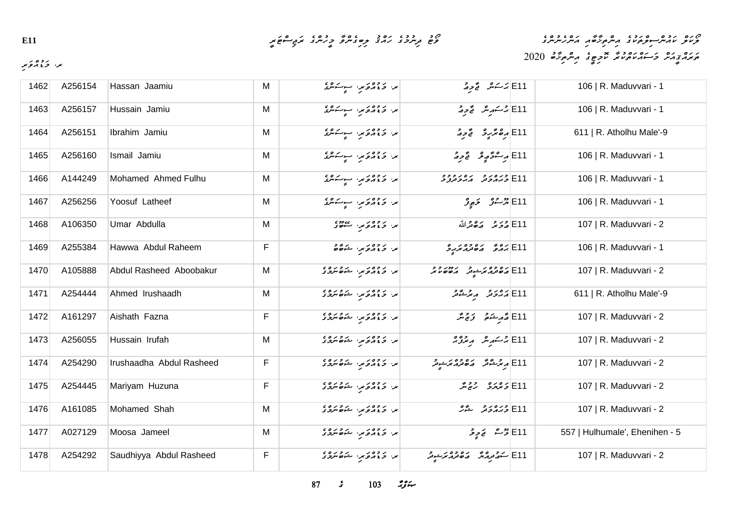| 1462 | A256154 | Hassan Jaamiu | M | ބ. މަޑުއްވަރި، ސިލްސިލާގެ | E11 ހަސަން ޖާމިޢު | 106 \| R. Maduvvari - 1 |
|---|---|---|---|---|---|---|
| 1463 | A256157 | Hussain Jamiu | M | ބ. މަޑުއްވަރި، ސިލްސިލާގެ | E11 ހުސައިން ޖާމިޢު | 106 \| R. Maduvvari - 1 |
| 1464 | A256151 | Ibrahim Jamiu | M | ބ. މަޑުއްވަރި، ސިލްސިލާގެ | E11 އިބްރާހިމް ޖާމިޢު | 611 \| R. Atholhu Male'-9 |
| 1465 | A256160 | Ismail Jamiu | M | ބ. މަޑުއްވަރި، ސިލްސިލާގެ | E11 އިސްމާޢިލް ޖާމިޢު | 106 \| R. Maduvvari - 1 |
| 1466 | A144249 | Mohamed Ahmed Fulhu | M | ބ. މަޑުއްވަރި، ސިލްސިލާގެ | E11 މުހައްމަދު އަހްމަދުފުޅު | 106 \| R. Maduvvari - 1 |
| 1467 | A256256 | Yoosuf Latheef | M | ބ. މަޑުއްވަރި، ސިލްސިލާގެ | E11 ޔޫސުފް ލަޠީފް | 106 \| R. Maduvvari - 1 |
| 1468 | A106350 | Umar Abdulla | M | ބ. މަޑުއްވަރި، ސޯބާގެ | E11 ޢުމަރު ޢަބްދުﷲ | 107 \| R. Maduvvari - 2 |
| 1469 | A255384 | Hawwa Abdul Raheem | F | ބ. މަޑުއްވަރި، ޝަބާބު | E11 ހައްވާ ޢަބްދުއްރަޙީމް | 106 \| R. Maduvvari - 1 |
| 1470 | A105888 | Abdul Rasheed Aboobakur | M | ބ. މަޑުއްވަރި، ޝަބްނަމްގެ | E11 ޢަބްދުއްރަޝީދު އަބޫބަކުރު | 107 \| R. Maduvvari - 2 |
| 1471 | A254444 | Ahmed Irushaadh | M | ބ. މަޑުއްވަރި، ޝަބްނަމްގެ | E11 އަހްމަދު އިރުޝާދު | 611 \| R. Atholhu Male'-9 |
| 1472 | A161297 | Aishath Fazna | F | ބ. މަޑުއްވަރި، ޝަބްނަމްގެ | E11 އާއިޝަތު ފަޒްނާ | 107 \| R. Maduvvari - 2 |
| 1473 | A256055 | Hussain Irufah | M | ބ. މަޑުއްވަރި، ޝަބްނަމްގެ | E11 ހުސައިން އިރުފާހް | 107 \| R. Maduvvari - 2 |
| 1474 | A254290 | Irushaadha Abdul Rasheed | F | ބ. މަޑުއްވަރި، ޝަބްނަމްގެ | E11 އިރުޝާދާ ޢަބްދުއްރަޝީދު | 107 \| R. Maduvvari - 2 |
| 1475 | A254445 | Mariyam Huzuna | F | ބ. މަޑުއްވަރި، ޝަބްނަމްގެ | E11 މަރިޔަމް ހުޒުނާ | 107 \| R. Maduvvari - 2 |
| 1476 | A161085 | Mohamed Shah | M | ބ. މަޑުއްވަރި، ޝަބްނަމްގެ | E11 މުހައްމަދު ޝާހް | 107 \| R. Maduvvari - 2 |
| 1477 | A027129 | Moosa Jameel | M | ބ. މަޑުއްވަރި، ޝަބްނަމްގެ | E11 މޫސާ ޖަމީލް | 557 \| Hulhumale', Ehenihen - 5 |
| 1478 | A254292 | Saudhiyya Abdul Rasheed | F | ބ. މަޑުއްވަރި، ޝަބްނަމްގެ | E11 ސަޢުދިއްޔާ ޢަބްދުއްރަޝީދު | 107 \| R. Maduvvari - 2 |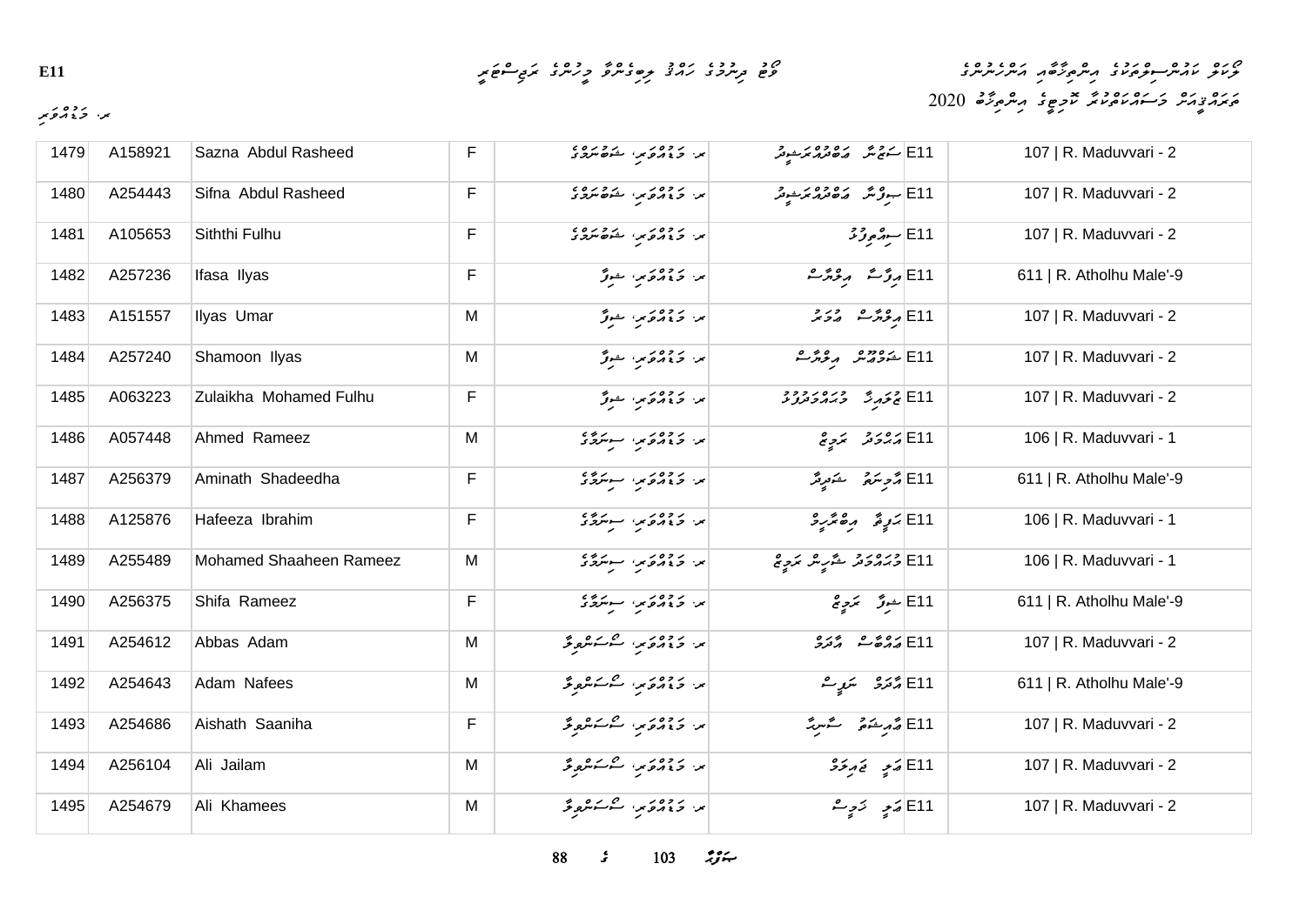| 1479 | A158921 | Sazna Abdul Rasheed | F | ރ. މަޑުއްވަރި، ޝަބްނަމާގެ | ސަޒްނާ ޢަބްދުއްރަޝީދު E11 | 107 \| R. Maduvvari - 2 |
|---|---|---|---|---|---|---|
| 1480 | A254443 | Sifna Abdul Rasheed | F | ރ. މަޑުއްވަރި، ޝަބްނަމާގެ | ސިފްނާ ޢަބްދުއްރަޝީދު E11 | 107 \| R. Maduvvari - 2 |
| 1481 | A105653 | Siththi Fulhu | F | ރ. މަޑުއްވަރި، ޝަބްނަމާގެ | ސިއްތިފުޅު E11 | 107 \| R. Maduvvari - 2 |
| 1482 | A257236 | Ifasa Ilyas | F | ރ. މަޑުއްވަރި، ޝިފާ | އިފާސާ އިލްޔާސް E11 | 611 \| R. Atholhu Male'-9 |
| 1483 | A151557 | Ilyas Umar | M | ރ. މަޑުއްވަރި، ޝިފާ | އިލްޔާސް ޢުމަރު E11 | 107 \| R. Maduvvari - 2 |
| 1484 | A257240 | Shamoon Ilyas | M | ރ. މަޑުއްވަރި، ޝިފާ | ޝަމޫން އިލްޔާސް E11 | 107 \| R. Maduvvari - 2 |
| 1485 | A063223 | Zulaikha Mohamed Fulhu | F | ރ. މަޑުއްވަރި، ޝިފާ | ޒުލައިހާ މުޙައްމަދުފުޅު E11 | 107 \| R. Maduvvari - 2 |
| 1486 | A057448 | Ahmed Rameez | M | ރ. މަޑުއްވަރި، ސިނަމާގެ | އަޙްމަދު ރަމީޒް E11 | 106 \| R. Maduvvari - 1 |
| 1487 | A256379 | Aminath Shadeedha | F | ރ. މަޑުއްވަރި، ސިނަމާގެ | އާމިނަތު ޝަދީދާ E11 | 611 \| R. Atholhu Male'-9 |
| 1488 | A125876 | Hafeeza Ibrahim | F | ރ. މަޑުއްވަރި، ސިނަމާގެ | ހަފީޒާ އިބްރާހީމް E11 | 106 \| R. Maduvvari - 1 |
| 1489 | A255489 | Mohamed Shaaheen Rameez | M | ރ. މަޑުއްވަރި، ސިނަމާގެ | މުޙައްމަދު ޝާހީން ރަމީޒް E11 | 106 \| R. Maduvvari - 1 |
| 1490 | A256375 | Shifa Rameez | F | ރ. މަޑުއްވަރި، ސިނަމާގެ | ޝިފާ ރަމީޒް E11 | 611 \| R. Atholhu Male'-9 |
| 1491 | A254612 | Abbas Adam | M | ރ. މަޑުއްވަރި، ސޮސަންވިލާ | ޢައްބާސް އާދަމް E11 | 107 \| R. Maduvvari - 2 |
| 1492 | A254643 | Adam Nafees | M | ރ. މަޑުއްވަރި، ސޮސަންވިލާ | އާދަމް ނަފީސް E11 | 611 \| R. Atholhu Male'-9 |
| 1493 | A254686 | Aishath Saaniha | F | ރ. މަޑުއްވަރި، ސޮސަންވިލާ | އާއިޝަތު ސާނިހާ E11 | 107 \| R. Maduvvari - 2 |
| 1494 | A256104 | Ali Jailam | M | ރ. މަޑުއްވަރި، ސޮސަންވިލާ | ޢަލީ ޖައިލަމް E11 | 107 \| R. Maduvvari - 2 |
| 1495 | A254679 | Ali Khamees | M | ރ. މަޑުއްވަރި، ސޮސަންވިލާ | ޢަލީ ޚަމީސް E11 | 107 \| R. Maduvvari - 2 |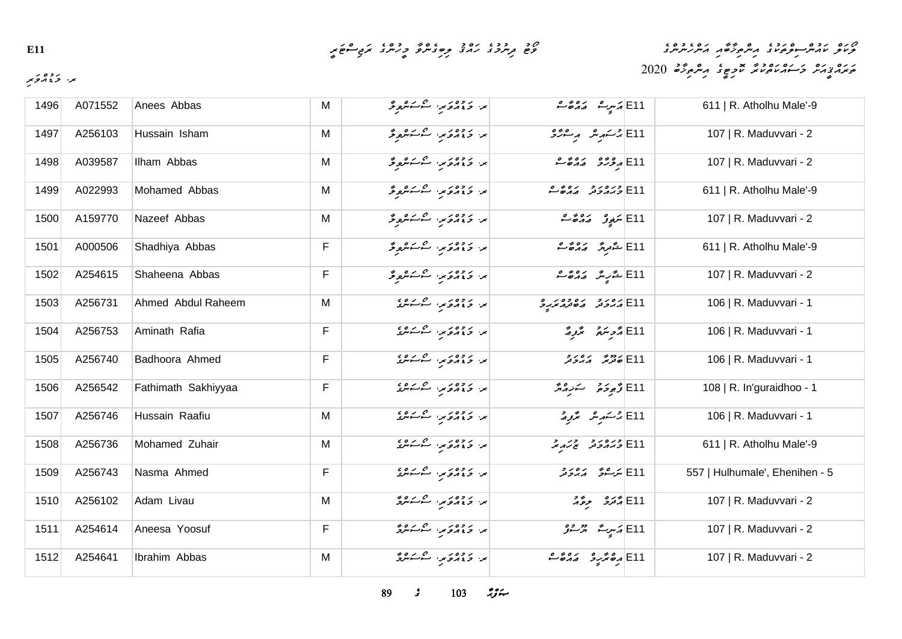| 1496 | A071552 | Anees Abbas | M | ރ. މަޑުއްވަރީ، ސްކަންދިވާ | E11 އަނީސް އައްބާސް | 611 \| R. Atholhu Male'-9 |
|---|---|---|---|---|---|---|
| 1497 | A256103 | Hussain Isham | M | ރ. މަޑުއްވަރީ، ސްކަންދިވާ | E11 ހުސައިން އިސްހާމް | 107 \| R. Maduvvari - 2 |
| 1498 | A039587 | Ilham Abbas | M | ރ. މަޑުއްވަރީ، ސްކަންދިވާ | E11 އިލްހާމް އައްބާސް | 107 \| R. Maduvvari - 2 |
| 1499 | A022993 | Mohamed Abbas | M | ރ. މަޑުއްވަރީ، ސްކަންދިވާ | E11 މުހައްމަދު އައްބާސް | 611 \| R. Atholhu Male'-9 |
| 1500 | A159770 | Nazeef Abbas | M | ރ. މަޑުއްވަރީ، ސްކަންދިވާ | E11 ނަޒީފް އައްބާސް | 107 \| R. Maduvvari - 2 |
| 1501 | A000506 | Shadhiya Abbas | F | ރ. މަޑުއްވަރީ، ސްކަންދިވާ | E11 ޝާދިޔާ އައްބާސް | 611 \| R. Atholhu Male'-9 |
| 1502 | A254615 | Shaheena Abbas | F | ރ. މަޑުއްވަރީ، ސްކަންދިވާ | E11 ޝަހީނާ އައްބާސް | 107 \| R. Maduvvari - 2 |
| 1503 | A256731 | Ahmed Abdul Raheem | M | ރ. މަޑުއްވަރީ، ސްކަންދީ | E11 އަހްމަދު އަބްދުއްރަހީމް | 106 \| R. Maduvvari - 1 |
| 1504 | A256753 | Aminath Rafia | F | ރ. މަޑުއްވަރީ، ސްކަންދީ | E11 އާމިނަތު ރާފިއާ | 106 \| R. Maduvvari - 1 |
| 1505 | A256740 | Badhoora Ahmed | F | ރ. މަޑުއްވަރީ، ސްކަންދީ | E11 ބަދޫރާ އަހްމަދު | 106 \| R. Maduvvari - 1 |
| 1506 | A256542 | Fathimath Sakhiyyaa | F | ރ. މަޑުއްވަރީ، ސްކަންދީ | E11 ފާތިމަތު ސަޚިއްޔާ | 108 \| R. In'guraidhoo - 1 |
| 1507 | A256746 | Hussain Raafiu | M | ރ. މަޑުއްވަރީ، ސްކަންދީ | E11 ހުސައިން ރާފިއު | 106 \| R. Maduvvari - 1 |
| 1508 | A256736 | Mohamed Zuhair | M | ރ. މަޑުއްވަރީ، ސްކަންދީ | E11 މުހައްމަދު ޒުހައިރު | 611 \| R. Atholhu Male'-9 |
| 1509 | A256743 | Nasma Ahmed | F | ރ. މަޑުއްވަރީ، ސްކަންދީ | E11 ނަސްމާ އަހްމަދު | 557 \| Hulhumale', Ehenihen - 5 |
| 1510 | A256102 | Adam Livau | M | ރ. މަޑުއްވަރީ، ސްކަންދާ | E11 އާދަމް ލިވާއު | 107 \| R. Maduvvari - 2 |
| 1511 | A254614 | Aneesa Yoosuf | F | ރ. މަޑުއްވަރީ، ސްކަންދާ | E11 އަނީސާ ޔޫސުފް | 107 \| R. Maduvvari - 2 |
| 1512 | A254641 | Ibrahim Abbas | M | ރ. މަޑުއްވަރީ، ސްކަންދާ | E11 އިބްރާހީމް އައްބާސް | 107 \| R. Maduvvari - 2 |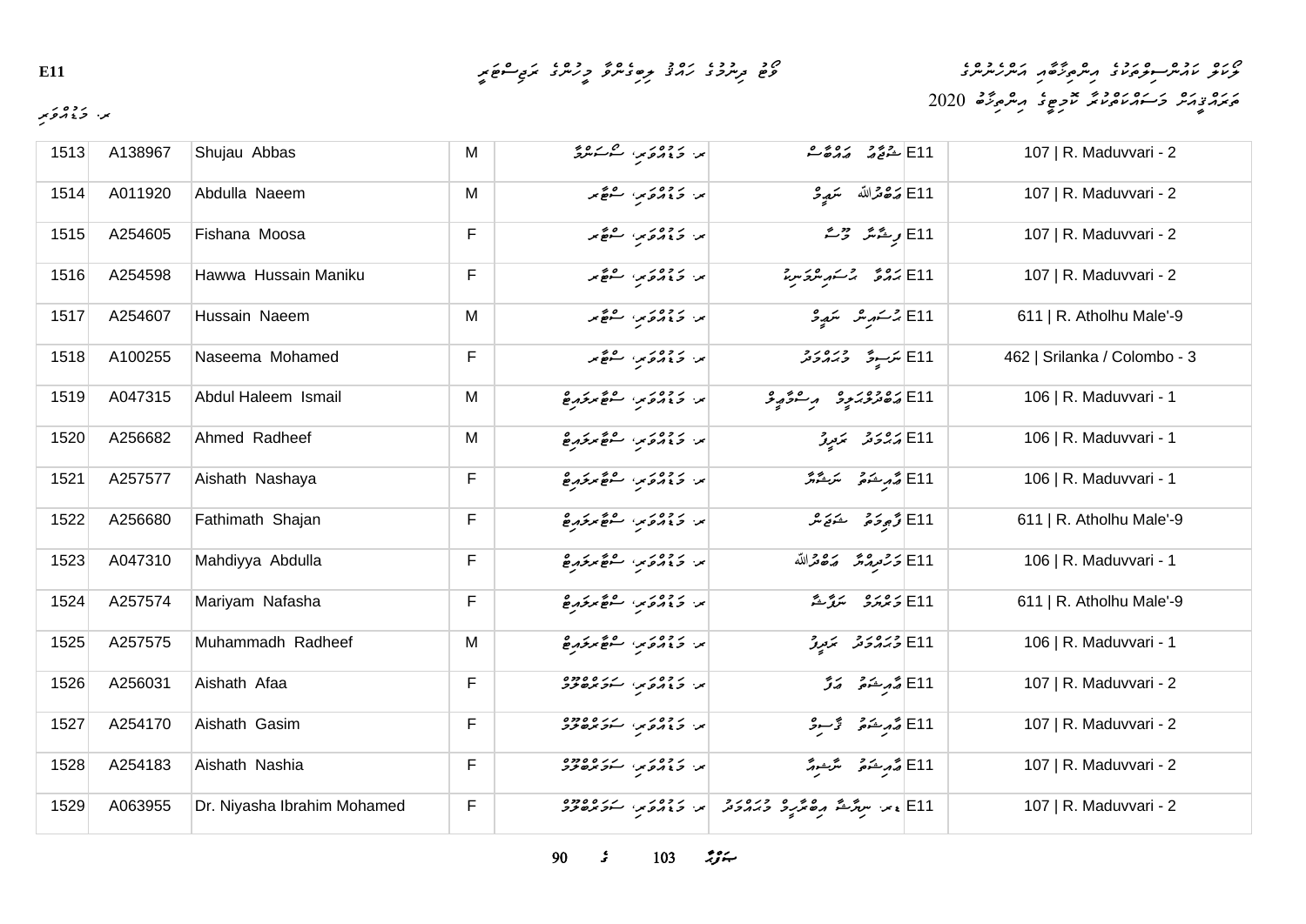| 1513 | A138967 | Shujau Abbas | M | ބ. މަޑުއްވަރި، ސޯސަންގު | E11 ޝުޖާޢު އައްބާސް | 107 \| R. Maduvvari - 2 |
|---|---|---|---|---|---|---|
| 1514 | A011920 | Abdulla Naeem | M | ބ. މަޑުއްވަރި، ސޮޅާރ | E11 އަބްދުﷲ ނަޢީމް | 107 \| R. Maduvvari - 2 |
| 1515 | A254605 | Fishana Moosa | F | ބ. މަޑުއްވަރި، ސޮޅާރ | E11 ފިޝާނާ މޫސާ | 107 \| R. Maduvvari - 2 |
| 1516 | A254598 | Hawwa Hussain Maniku | F | ބ. މަޑުއްވަރި، ސޮޅާރ | E11 ހައްވާ ހުސައިންމަނިކު | 107 \| R. Maduvvari - 2 |
| 1517 | A254607 | Hussain Naeem | M | ބ. މަޑުއްވަރި، ސޮޅާރ | E11 ހުސައިން ނަޢީމް | 611 \| R. Atholhu Male'-9 |
| 1518 | A100255 | Naseema Mohamed | F | ބ. މަޑުއްވަރި، ސޮޅާރ | E11 ނަސީމާ މުޙައްމަދު | 462 \| Srilanka / Colombo - 3 |
| 1519 | A047315 | Abdul Haleem Ismail | M | ބ. މަޑުއްވަރި، ސޮޅާރގަމީޖު | E11 އަބްދުލްޙަލީމް އިސްމާޢީލް | 106 \| R. Maduvvari - 1 |
| 1520 | A256682 | Ahmed Radheef | M | ބ. މަޑުއްވަރި، ސޮޅާރގަމީޖު | E11 އަޙްމަދު ރަދީފު | 106 \| R. Maduvvari - 1 |
| 1521 | A257577 | Aishath Nashaya | F | ބ. މަޑުއްވަރި، ސޮޅާރގަމީޖު | E11 އާއިޝަތު ނަޝާޔާ | 106 \| R. Maduvvari - 1 |
| 1522 | A256680 | Fathimath Shajan | F | ބ. މަޑުއްވަރި، ސޮޅާރގަމީޖު | E11 ފާތިމަތު ޝަޖަން | 611 \| R. Atholhu Male'-9 |
| 1523 | A047310 | Mahdiyya Abdulla | F | ބ. މަޑުއްވަރި، ސޮޅާރގަމީޖު | E11 މަހްދިއްޔާ އަބްދުﷲ | 106 \| R. Maduvvari - 1 |
| 1524 | A257574 | Mariyam Nafasha | F | ބ. މަޑުއްވަރި، ސޮޅާރގަމީޖު | E11 މަރިޔަމް ނަފާޝާ | 611 \| R. Atholhu Male'-9 |
| 1525 | A257575 | Muhammadh Radheef | M | ބ. މަޑުއްވަރި، ސޮޅާރގަމީޖު | E11 މުޙައްމަދު ރަދީފު | 106 \| R. Maduvvari - 1 |
| 1526 | A256031 | Aishath Afaa | F | ބ. މަޑުއްވަރި، ސަމަރބްރީޒް | E11 އާއިޝަތު އަފާ | 107 \| R. Maduvvari - 2 |
| 1527 | A254170 | Aishath Gasim | F | ބ. މަޑުއްވަރި، ސަމަރބްރީޒް | E11 އާއިޝަތު ޤާސިމް | 107 \| R. Maduvvari - 2 |
| 1528 | A254183 | Aishath Nashia | F | ބ. މަޑުއްވަރި، ސަމަރބްރީޒް | E11 އާއިޝަތު ނާޝިއާ | 107 \| R. Maduvvari - 2 |
| 1529 | A063955 | Dr. Niyasha Ibrahim Mohamed | F | ބ. މަޑުއްވަރި، ސަމަރބްރީޒް | E11 ޑރ. ނިޔާޝާ އިބްރާހީމް މުޙައްމަދު | 107 \| R. Maduvvari - 2 |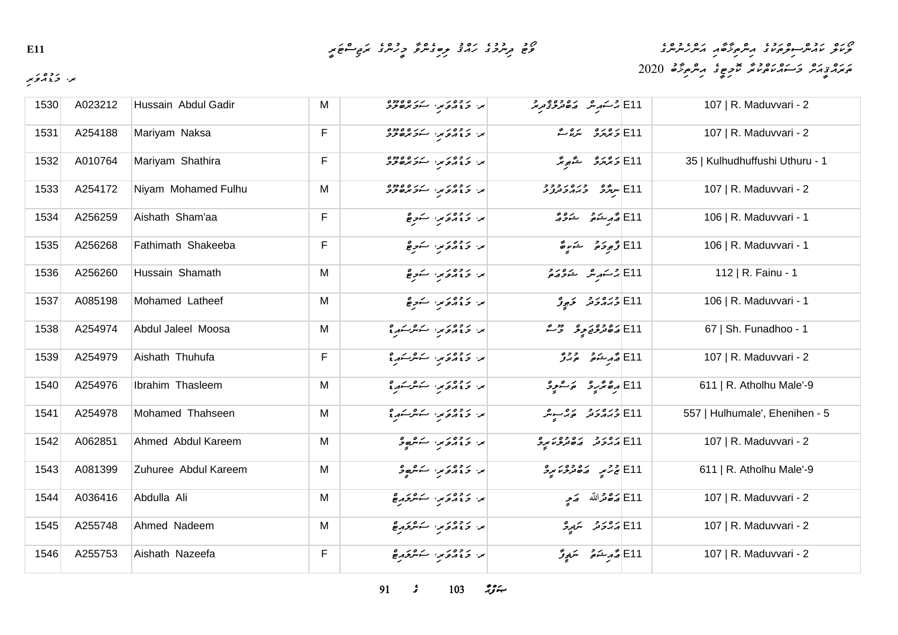| 1530 | A023212 | Hussain Abdul Gadir | M | ރ. މަޑުއްވަރީ، ސަމަރުބްރީޒް | E11 ހުސައިން އަބްދުލްޤާދިރު | 107 \| R. Maduvvari - 2 |
|---|---|---|---|---|---|---|
| 1531 | A254188 | Mariyam Naksa | F | ރ. މަޑުއްވަރީ، ސަމަރުބްރީޒް | E11 މަރިޔަމް ނަކްސާ | 107 \| R. Maduvvari - 2 |
| 1532 | A010764 | Mariyam Shathira | F | ރ. މަޑުއްވަރީ، ސަމަރުބްރީޒް | E11 މަރިޔަމް ޝާތިރާ | 35 \| Kulhudhuffushi Uthuru - 1 |
| 1533 | A254172 | Niyam Mohamed Fulhu | M | ރ. މަޑުއްވަރީ، ސަމަރުބްރީޒް | E11 ނިޔާމް މުހައްމަދުފުޅު | 107 \| R. Maduvvari - 2 |
| 1534 | A256259 | Aishath Sham'aa | F | ރ. މަޑުއްވަރީ، ސަމިޓް | E11 އާއިޝަތު ޝަމްޢާ | 106 \| R. Maduvvari - 1 |
| 1535 | A256268 | Fathimath Shakeeba | F | ރ. މަޑުއްވަރީ، ސަމިޓް | E11 ފާތިމަތު ޝަކީބާ | 106 \| R. Maduvvari - 1 |
| 1536 | A256260 | Hussain Shamath | M | ރ. މަޑުއްވަރީ، ސަމިޓް | E11 ހުސައިން ޝަމްއަތު | 112 \| R. Fainu - 1 |
| 1537 | A085198 | Mohamed Latheef | M | ރ. މަޑުއްވަރީ، ސަމިޓް | E11 މުހައްމަދު ލަޠީފު | 106 \| R. Maduvvari - 1 |
| 1538 | A254974 | Abdul Jaleel Moosa | M | ރ. މަޑުއްވަރީ، ސަންސައިޑް | E11 އަބްދުލްޖަލީލް މޫސާ | 67 \| Sh. Funadhoo - 1 |
| 1539 | A254979 | Aishath Thuhufa | F | ރ. މަޑުއްވަރީ، ސަންސައިޑް | E11 އާއިޝަތު ތުހުފާ | 107 \| R. Maduvvari - 2 |
| 1540 | A254976 | Ibrahim Thasleem | M | ރ. މަޑުއްވަރީ، ސަންސައިޑް | E11 އިބްރާހިމް ތަސްލީމް | 611 \| R. Atholhu Male'-9 |
| 1541 | A254978 | Mohamed Thahseen | M | ރ. މަޑުއްވަރީ، ސަންސައިޑް | E11 މުހައްމަދު ތަހްސީން | 557 \| Hulhumale', Ehenihen - 5 |
| 1542 | A062851 | Ahmed Abdul Kareem | M | ރ. މަޑުއްވަރީ، ސަންޝައިން | E11 އަހްމަދު އަބްދުލްކަރީމް | 107 \| R. Maduvvari - 2 |
| 1543 | A081399 | Zuhuree Abdul Kareem | M | ރ. މަޑުއްވަރީ، ސަންޝައިން | E11 ޒުހުރީ އަބްދުލްކަރީމް | 611 \| R. Atholhu Male'-9 |
| 1544 | A036416 | Abdulla Ali | M | ރ. މަޑުއްވަރީ، ސަންލައިޓް | E11 އަބްދުﷲ އަލި | 107 \| R. Maduvvari - 2 |
| 1545 | A255748 | Ahmed Nadeem | M | ރ. މަޑުއްވަރީ، ސަންލައިޓް | E11 އަހްމަދު ނަދީމް | 107 \| R. Maduvvari - 2 |
| 1546 | A255753 | Aishath Nazeefa | F | ރ. މަޑުއްވަރީ، ސަންލައިޓް | E11 އާއިޝަތު ނަޒީފާ | 107 \| R. Maduvvari - 2 |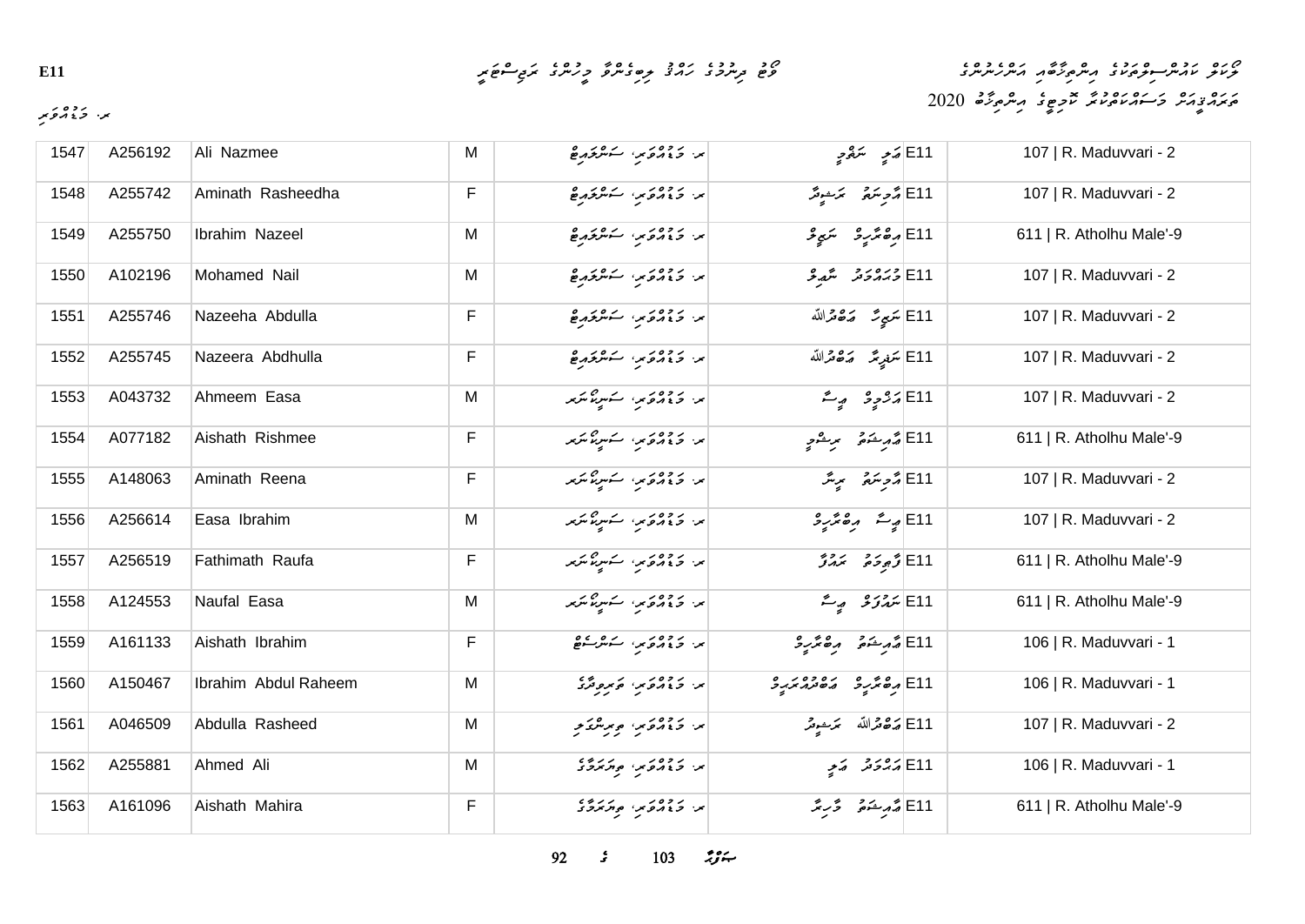ރ. މަޑުއްވަރި

| 1547 | A256192 | Ali Nazmee | M | ރ. މަޑުއްވަރި، ސަންރައިޒް | އަލި ނަޒްމީ E11 | 107 \| R. Maduvvari - 2 |
|---|---|---|---|---|---|---|
| 1548 | A255742 | Aminath Rasheedha | F | ރ. މަޑުއްވަރި، ސަންރައިޒް | އާމިނަތު ރަޝީދާ E11 | 107 \| R. Maduvvari - 2 |
| 1549 | A255750 | Ibrahim Nazeel | M | ރ. މަޑުއްވަރި، ސަންރައިޒް | އިބްރާހީމް ނަޒީލް E11 | 611 \| R. Atholhu Male'-9 |
| 1550 | A102196 | Mohamed Nail | M | ރ. މަޑުއްވަރި، ސަންރައިޒް | މުހައްމަދު ނާއިލް E11 | 107 \| R. Maduvvari - 2 |
| 1551 | A255746 | Nazeeha Abdulla | F | ރ. މަޑުއްވަރި، ސަންރައިޒް | ނަޒީހާ އަބްދުﷲ E11 | 107 \| R. Maduvvari - 2 |
| 1552 | A255745 | Nazeera Abdhulla | F | ރ. މަޑުއްވަރި، ސަންރައިޒް | ނަޒީރާ އަބްދުﷲ E11 | 107 \| R. Maduvvari - 2 |
| 1553 | A043732 | Ahmeem Easa | M | ރ. މަޑުއްވަރި، ސަނީސައިޑް | އަޙްމީމް ޢީސާ E11 | 107 \| R. Maduvvari - 2 |
| 1554 | A077182 | Aishath Rishmee | F | ރ. މަޑުއްވަރި، ސަނީސައިޑް | އާއިޝަތު ރިޝްމީ E11 | 611 \| R. Atholhu Male'-9 |
| 1555 | A148063 | Aminath Reena | F | ރ. މަޑުއްވަރި، ސަނީސައިޑް | އާމިނަތު ރީނާ E11 | 107 \| R. Maduvvari - 2 |
| 1556 | A256614 | Easa Ibrahim | M | ރ. މަޑުއްވަރި، ސަނީސައިޑް | ޢީސާ އިބްރާހީމް E11 | 107 \| R. Maduvvari - 2 |
| 1557 | A256519 | Fathimath Raufa | F | ރ. މަޑުއްވަރި، ސަނީސައިޑް | ފާތިމަތު ރައުފާ E11 | 611 \| R. Atholhu Male'-9 |
| 1558 | A124553 | Naufal Easa | M | ރ. މަޑުއްވަރި، ސަނީސައިޑް | ނައުފަލް ޢީސާ E11 | 611 \| R. Atholhu Male'-9 |
| 1559 | A161133 | Aishath Ibrahim | F | ރ. މަޑުއްވަރި، ސަންސެޓް | އާއިޝަތު އިބްރާހީމް E11 | 106 \| R. Maduvvari - 1 |
| 1560 | A150467 | Ibrahim Abdul Raheem | M | ރ. މަޑުއްވަރި، ތަރިވިއު | އިބްރާހީމް އަބްދުއްރަހީމް E11 | 106 \| R. Maduvvari - 1 |
| 1561 | A046509 | Abdulla Rasheed | M | ރ. މަޑުއްވަރި، ތިރިންގަލި | އަބްދުﷲ ރަޝީދު E11 | 107 \| R. Maduvvari - 2 |
| 1562 | A255881 | Ahmed Ali | M | ރ. މަޑުއްވަރި، ތިޔަރަމާ | އަޙްމަދު އަލި E11 | 106 \| R. Maduvvari - 1 |
| 1563 | A161096 | Aishath Mahira | F | ރ. މަޑުއްވަރި، ތިޔަރަމާ | އާއިޝަތު މާހިރާ E11 | 611 \| R. Atholhu Male'-9 |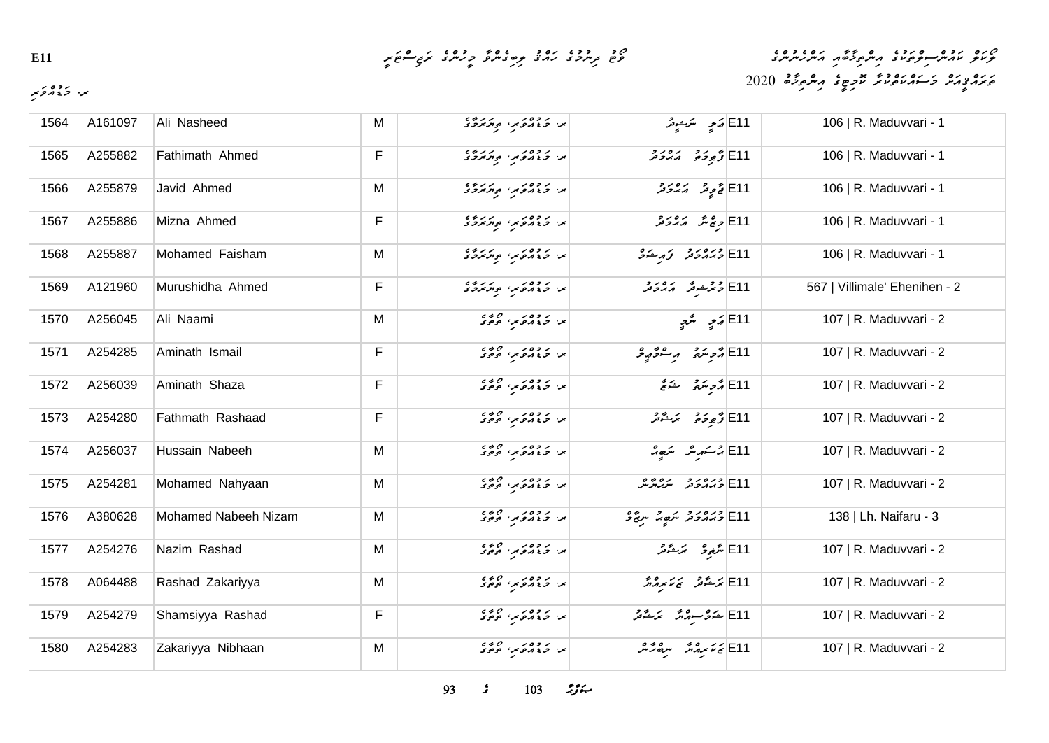| 1564 | A161097 | Ali Nasheed | M | ރ. މަޑުއްވަރި، ތިލަކަމާގެ | E11 އަލީ ނަޝީދު | 106 \| R. Maduvvari - 1 |
|---|---|---|---|---|---|---|
| 1565 | A255882 | Fathimath Ahmed | F | ރ. މަޑުއްވަރި، ތިލަކަމާގެ | E11 ފާތިމަތު އަޙުމަދު | 106 \| R. Maduvvari - 1 |
| 1566 | A255879 | Javid Ahmed | M | ރ. މަޑުއްވަރި، ތިލަކަމާގެ | E11 ޖާވިދު އަޙުމަދު | 106 \| R. Maduvvari - 1 |
| 1567 | A255886 | Mizna Ahmed | F | ރ. މަޑުއްވަރި، ތިލަކަމާގެ | E11 މިޒްނާ އަޙުމަދު | 106 \| R. Maduvvari - 1 |
| 1568 | A255887 | Mohamed Faisham | M | ރ. މަޑުއްވަރި، ތިލަކަމާގެ | E11 މުޙައްމަދު ފައިޝަމް | 106 \| R. Maduvvari - 1 |
| 1569 | A121960 | Murushidha Ahmed | F | ރ. މަޑުއްވަރި، ތިލަކަމާގެ | E11 މުރުޝިދާ އަޙުމަދު | 567 \| Villimale' Ehenihen - 2 |
| 1570 | A256045 | Ali Naami | M | ރ. މަޑުއްވަރި، ތޮތާގެ | E11 އަލީ ނާމީ | 107 \| R. Maduvvari - 2 |
| 1571 | A254285 | Aminath Ismail | F | ރ. މަޑުއްވަރި، ތޮތާގެ | E11 އާމިނަތު އިސްމާޢީލު | 107 \| R. Maduvvari - 2 |
| 1572 | A256039 | Aminath Shaza | F | ރ. މަޑުއްވަރި، ތޮތާގެ | E11 އާމިނަތު ޝަޒާ | 107 \| R. Maduvvari - 2 |
| 1573 | A254280 | Fathmath Rashaad | F | ރ. މަޑުއްވަރި، ތޮތާގެ | E11 ފާތިމަތު ރަޝާދު | 107 \| R. Maduvvari - 2 |
| 1574 | A256037 | Hussain Nabeeh | M | ރ. މަޑުއްވަރި، ތޮތާގެ | E11 ހުސައިން ނަބީހު | 107 \| R. Maduvvari - 2 |
| 1575 | A254281 | Mohamed Nahyaan | M | ރ. މަޑުއްވަރި، ތޮތާގެ | E11 މުޙައްމަދު ނަހްޔާން | 107 \| R. Maduvvari - 2 |
| 1576 | A380628 | Mohamed Nabeeh Nizam | M | ރ. މަޑުއްވަރި، ތޮތާގެ | E11 މުޙައްމަދު ނަބީހު ނިޒާމް | 138 \| Lh. Naifaru - 3 |
| 1577 | A254276 | Nazim Rashad | M | ރ. މަޑުއްވަރި، ތޮތާގެ | E11 ނާޒިމް ރަޝާދު | 107 \| R. Maduvvari - 2 |
| 1578 | A064488 | Rashad Zakariyya | M | ރ. މަޑުއްވަރި، ތޮތާގެ | E11 ރަޝާދު ޒަކަރިއްޔާ | 107 \| R. Maduvvari - 2 |
| 1579 | A254279 | Shamsiyya Rashad | F | ރ. މަޑުއްވަރި، ތޮތާގެ | E11 ޝަމްސިއްޔާ ރަޝާދު | 107 \| R. Maduvvari - 2 |
| 1580 | A254283 | Zakariyya Nibhaan | M | ރ. މަޑުއްވަރި، ތޮތާގެ | E11 ޒަކަރިއްޔާ ނިބްހާން | 107 \| R. Maduvvari - 2 |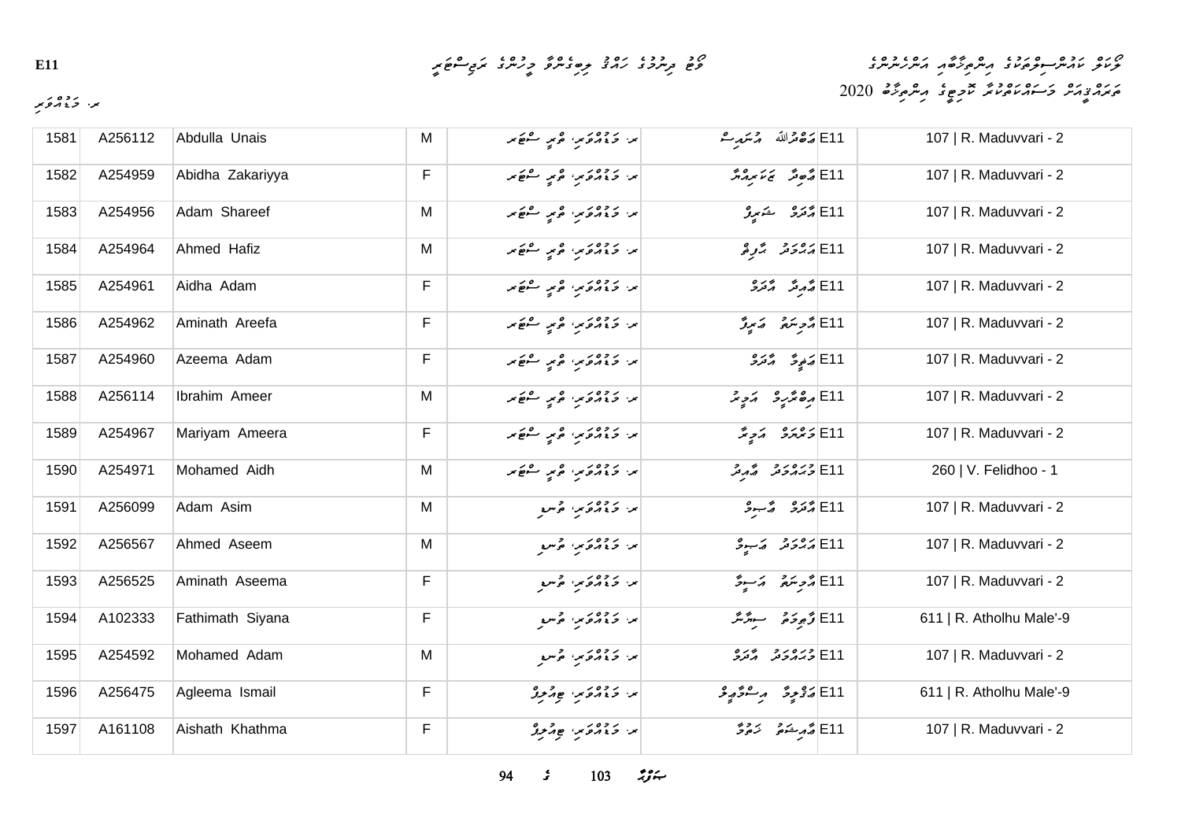| 1581 | A256112 | Abdulla Unais | M | ރ. މަޑުއްވަރި، ބޯޑި ސްޓަރ | E11 އަބްދުﷲ އުނައިސް | 107 \| R. Maduvvari - 2 |
|---|---|---|---|---|---|---|
| 1582 | A254959 | Abidha Zakariyya | F | ރ. މަޑުއްވަރި، ބޯޑި ސްޓަރ | E11 އާބިދާ ޒަކަރިއްޔާ | 107 \| R. Maduvvari - 2 |
| 1583 | A254956 | Adam Shareef | M | ރ. މަޑުއްވަރި، ބޯޑި ސްޓަރ | E11 އާދަމް ޝަރީފު | 107 \| R. Maduvvari - 2 |
| 1584 | A254964 | Ahmed Hafiz | M | ރ. މަޑުއްވަރި، ބޯޑި ސްޓަރ | E11 އަޙްމަދު ހާފިޒު | 107 \| R. Maduvvari - 2 |
| 1585 | A254961 | Aidha Adam | F | ރ. މަޑުއްވަރި، ބޯޑި ސްޓަރ | E11 އާއިދާ އާދަމް | 107 \| R. Maduvvari - 2 |
| 1586 | A254962 | Aminath Areefa | F | ރ. މަޑުއްވަރި، ބޯޑި ސްޓަރ | E11 އާމިނަތު އަރީފާ | 107 \| R. Maduvvari - 2 |
| 1587 | A254960 | Azeema Adam | F | ރ. މަޑުއްވަރި، ބޯޑި ސްޓަރ | E11 އަޒީމާ އާދަމް | 107 \| R. Maduvvari - 2 |
| 1588 | A256114 | Ibrahim Ameer | M | ރ. މަޑުއްވަރި، ބޯޑި ސްޓަރ | E11 އިބްރާހީމް އަމީރު | 107 \| R. Maduvvari - 2 |
| 1589 | A254967 | Mariyam Ameera | F | ރ. މަޑުއްވަރި، ބޯޑި ސްޓަރ | E11 މަރިޔަމް އަމީރާ | 107 \| R. Maduvvari - 2 |
| 1590 | A254971 | Mohamed Aidh | M | ރ. މަޑުއްވަރި، ބޯޑި ސްޓަރ | E11 މުޙައްމަދު އާއިދު | 260 \| V. Felidhoo - 1 |
| 1591 | A256099 | Adam Asim | M | ރ. މަޑުއްވަރި، ބޯސް | E11 އާދަމް އާސިމް | 107 \| R. Maduvvari - 2 |
| 1592 | A256567 | Ahmed Aseem | M | ރ. މަޑުއްވަރި، ބޯސް | E11 އަޙްމަދު އަސީމް | 107 \| R. Maduvvari - 2 |
| 1593 | A256525 | Aminath Aseema | F | ރ. މަޑުއްވަރި، ބޯސް | E11 އާމިނަތު އަސީމާ | 107 \| R. Maduvvari - 2 |
| 1594 | A102333 | Fathimath Siyana | F | ރ. މަޑުއްވަރި، ބޯސް | E11 ފާތިމަތު ސިޔާނާ | 611 \| R. Atholhu Male'-9 |
| 1595 | A254592 | Mohamed Adam | M | ރ. މަޑުއްވަރި، ބޯސް | E11 މުޙައްމަދު އާދަމް | 107 \| R. Maduvvari - 2 |
| 1596 | A256475 | Agleema Ismail | F | ރ. މަޑުއްވަރި، ބިއުލިފު | E11 އަގްލީމާ އިސްމާޢީލް | 611 \| R. Atholhu Male'-9 |
| 1597 | A161108 | Aishath Khathma | F | ރ. މަޑުއްވަރި، ބިއުލިފު | E11 އާއިޝަތު ޚަތުމާ | 107 \| R. Maduvvari - 2 |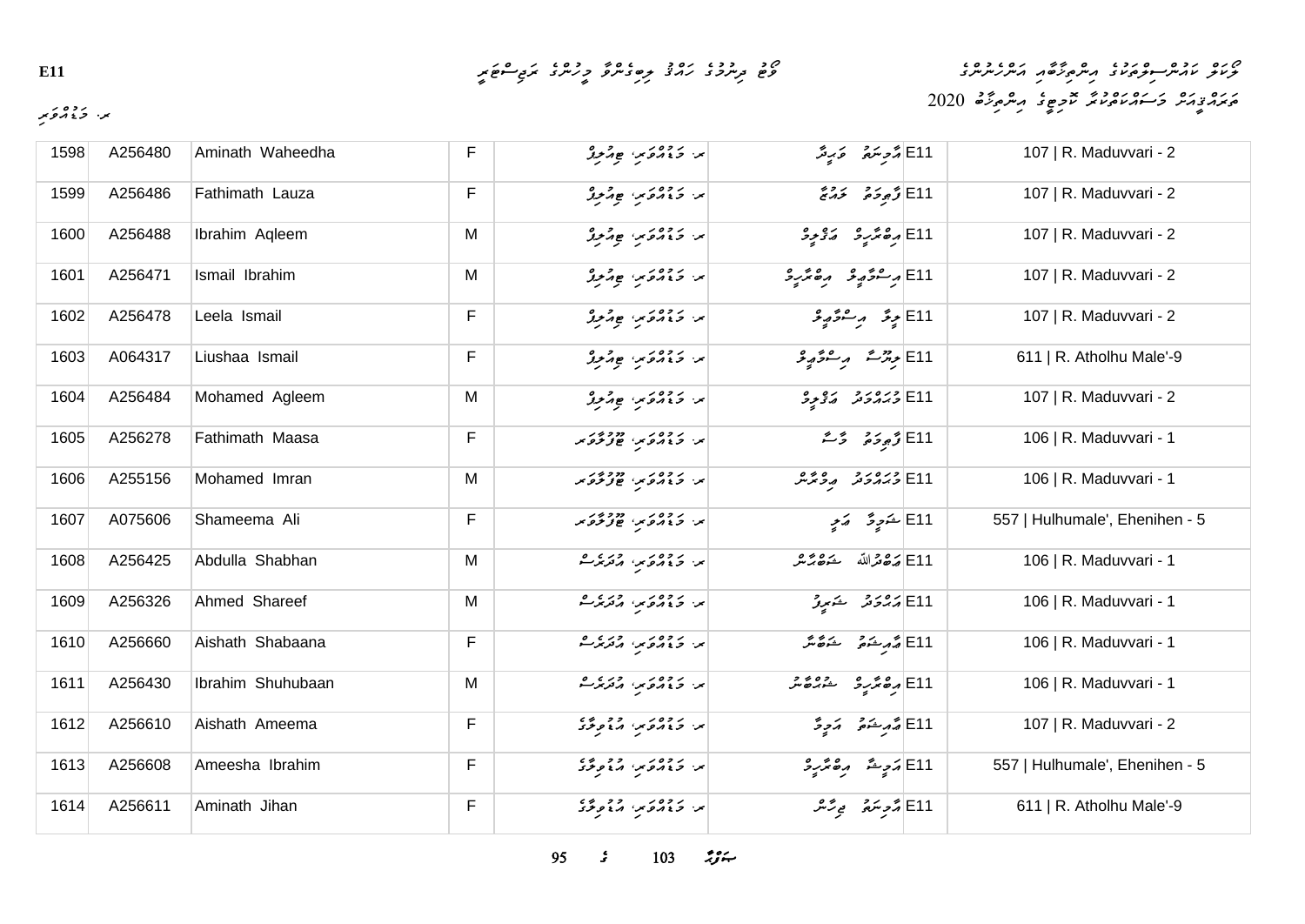| 1598 | A256480 | Aminath Waheedha | F | ރ. މަޑުއްވަރި، ޖިއުލިލް | E11 އާމިނަތު ވަހީދާ | 107 \| R. Maduvvari - 2 |
|---|---|---|---|---|---|---|
| 1599 | A256486 | Fathimath Lauza | F | ރ. މަޑުއްވަރި، ޖިއުލިލް | E11 ފާތިމަތު ލައުޒާ | 107 \| R. Maduvvari - 2 |
| 1600 | A256488 | Ibrahim Aqleem | M | ރ. މަޑުއްވަރި، ޖިއުލިލް | E11 އިބްރާހީމް އަޤްލީމް | 107 \| R. Maduvvari - 2 |
| 1601 | A256471 | Ismail Ibrahim | M | ރ. މަޑުއްވަރި، ޖިއުލިލް | E11 އިސްމާއީލް އިބްރާހީމް | 107 \| R. Maduvvari - 2 |
| 1602 | A256478 | Leela Ismail | F | ރ. މަޑުއްވަރި، ޖިއުލިލް | E11 ލީލާ އިސްމާއީލް | 107 \| R. Maduvvari - 2 |
| 1603 | A064317 | Liushaa Ismail | F | ރ. މަޑުއްވަރި، ޖިއުލިލް | E11 ލިއުޝާ އިސްމާއީލް | 611 \| R. Atholhu Male'-9 |
| 1604 | A256484 | Mohamed Agleem | M | ރ. މަޑުއްވަރި، ޖިއުލިލް | E11 މުހައްމަދު އަގްލީމް | 107 \| R. Maduvvari - 2 |
| 1605 | A256278 | Fathimath Maasa | F | ރ. މަޑުއްވަރި، ޖޫފާވަރ | E11 ފާތިމަތު މާސާ | 106 \| R. Maduvvari - 1 |
| 1606 | A255156 | Mohamed Imran | M | ރ. މަޑުއްވަރި، ޖޫފާވަރ | E11 މުހައްމަދު އިމްރާން | 106 \| R. Maduvvari - 1 |
| 1607 | A075606 | Shameema Ali | F | ރ. މަޑުއްވަރި، ޖޫފާވަރ | E11 ޝަމީމާ އަލީ | 557 \| Hulhumale', Ehenihen - 5 |
| 1608 | A256425 | Abdulla Shabhan | M | ރ. މަޑުއްވަރި، އުދަރަސް | E11 އަބްދުﷲ ޝަބްހާން | 106 \| R. Maduvvari - 1 |
| 1609 | A256326 | Ahmed Shareef | M | ރ. މަޑުއްވަރި، އުދަރަސް | E11 އަޙްމަދު ޝަރީފު | 106 \| R. Maduvvari - 1 |
| 1610 | A256660 | Aishath Shabaana | F | ރ. މަޑުއްވަރި، އުދަރަސް | E11 އާއިޝަތު ޝަބާނާ | 106 \| R. Maduvvari - 1 |
| 1611 | A256430 | Ibrahim Shuhubaan | M | ރ. މަޑުއްވަރި، އުދަރަސް | E11 އިބްރާހީމް ޝުހުބާން | 106 \| R. Maduvvari - 1 |
| 1612 | A256610 | Aishath Ameema | F | ރ. މަޑުއްވަރި، އުޖާލާގެ | E11 އާއިޝަތު އަމީމާ | 107 \| R. Maduvvari - 2 |
| 1613 | A256608 | Ameesha Ibrahim | F | ރ. މަޑުއްވަރި، އުޖާލާގެ | E11 އަމީޝާ އިބްރާހީމް | 557 \| Hulhumale', Ehenihen - 5 |
| 1614 | A256611 | Aminath Jihan | F | ރ. މަޑުއްވަރި، އުޖާލާގެ | E11 އާމިނަތު ޖިހާން | 611 \| R. Atholhu Male'-9 |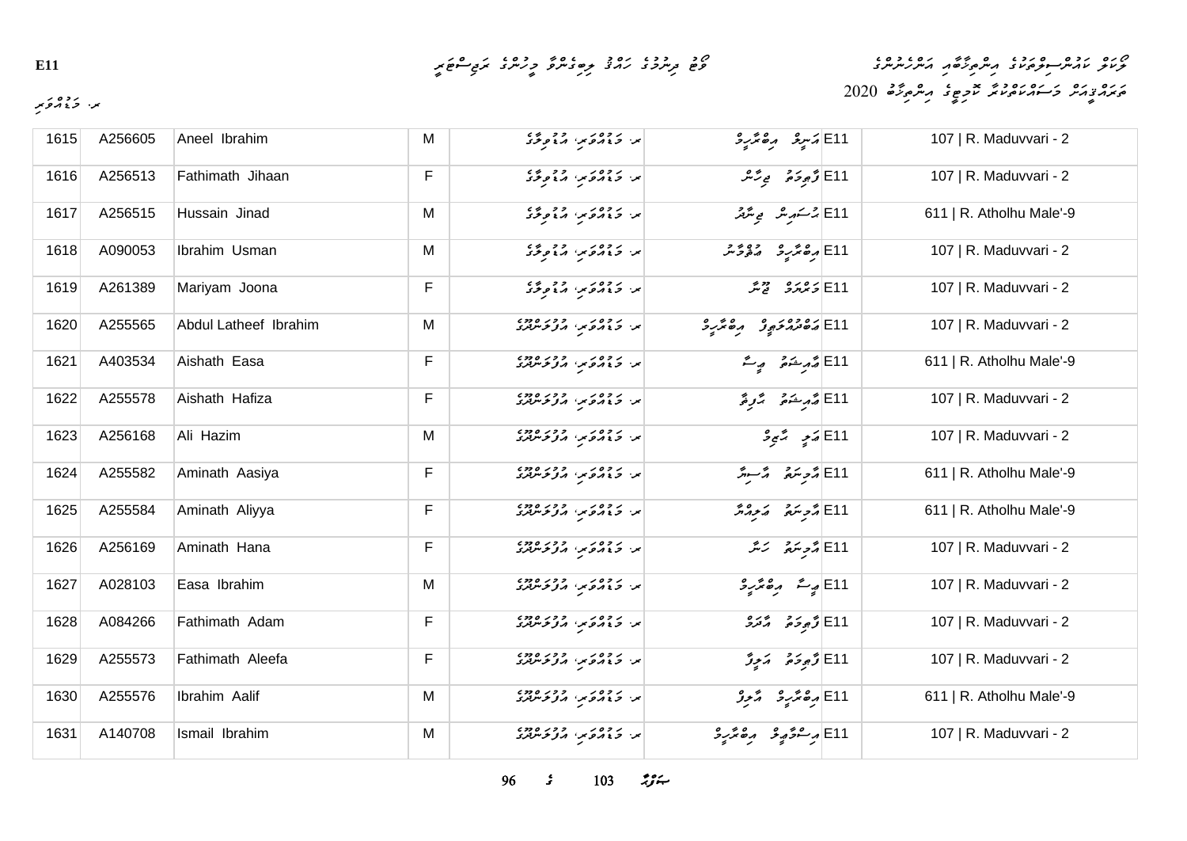بر. وَوْمُوَ بر

| 1615 | A256605 | Aneel Ibrahim | M | بر. وَوْمُوَ بر، مُعْ وِوَّدُ | E11 مَسِعْ مِ صَمَّرِ وْ | 107 \| R. Maduvvari - 2 |
|---|---|---|---|---|---|---|
| 1616 | A256513 | Fathimath Jihaan | F | بر. وَوْمُوَ بر، مُعْ وِوَّدُ | E11 وَّجِوَدَ مِ رَّسْ | 107 \| R. Maduvvari - 2 |
| 1617 | A256515 | Hussain Jinad | M | بر. وَوْمُوَ بر، مُعْ وِوَّدُ | E11 بُرْسَمْهِ شْ مِ سَّرْ | 611 \| R. Atholhu Male'-9 |
| 1618 | A090053 | Ibrahim Usman | M | بر. وَوْمُوَ بر، مُعْ وِوَّدُ | E11 مِ صَمَّرِ وْ مُ صْوَّ سْ | 107 \| R. Maduvvari - 2 |
| 1619 | A261389 | Mariyam Joona | F | بر. وَوْمُوَ بر، مُعْ وِوَّدُ | E11 وَ بْرَ وْ فِيْ سْ | 107 \| R. Maduvvari - 2 |
| 1620 | A255565 | Abdul Latheef Ibrahim | M | بر. وَوْمُوَ بر، مُوْ وَ سْ رْ دْ | E11 مَ صْ فْرْ مْ وَ جِوْ مِ صَمَّرِ وْ | 107 \| R. Maduvvari - 2 |
| 1621 | A403534 | Aishath Easa | F | بر. وَوْمُوَ بر، مُوْ وَ سْ رْ دْ | E11 مَّرِ شَوْ مِ سَّ | 611 \| R. Atholhu Male'-9 |
| 1622 | A255578 | Aishath Hafiza | F | بر. وَوْمُوَ بر، مُوْ وَ سْ رْ دْ | E11 مَّرِ شَوْ مُّ وِ فَّ | 107 \| R. Maduvvari - 2 |
| 1623 | A256168 | Ali Hazim | M | بر. وَوْمُوَ بر، مُوْ وَ سْ رْ دْ | E11 مَعِ مُّ يِ وْ | 107 \| R. Maduvvari - 2 |
| 1624 | A255582 | Aminath Aasiya | F | بر. وَوْمُوَ بر، مُوْ وَ سْ رْ دْ | E11 مَّ وِ سَمْ مَّ سِ مَّ | 611 \| R. Atholhu Male'-9 |
| 1625 | A255584 | Aminath Aliyya | F | بر. وَوْمُوَ بر، مُوْ وَ سْ رْ دْ | E11 مَّ وِ سَمْ مَ وِ مْ مَّ | 611 \| R. Atholhu Male'-9 |
| 1626 | A256169 | Aminath Hana | F | بر. وَوْمُوَ بر، مُوْ وَ سْ رْ دْ | E11 مَّ وِ سَمْ رَ سْ | 107 \| R. Maduvvari - 2 |
| 1627 | A028103 | Easa Ibrahim | M | بر. وَوْمُوَ بر، مُوْ وَ سْ رْ دْ | E11 مِ سَّ مِ صَمَّرِ وْ | 107 \| R. Maduvvari - 2 |
| 1628 | A084266 | Fathimath Adam | F | بر. وَوْمُوَ بر، مُوْ وَ سْ رْ دْ | E11 وَّجِوَدَ مَّ رَ وْ | 107 \| R. Maduvvari - 2 |
| 1629 | A255573 | Fathimath Aleefa | F | بر. وَوْمُوَ بر، مُوْ وَ سْ رْ دْ | E11 وَّجِوَدَ مَ وِ وَّ | 107 \| R. Maduvvari - 2 |
| 1630 | A255576 | Ibrahim Aalif | M | بر. وَوْمُوَ بر، مُوْ وَ سْ رْ دْ | E11 مِ صَمَّرِ وْ مَّ وِ وْ | 611 \| R. Atholhu Male'-9 |
| 1631 | A140708 | Ismail Ibrahim | M | بر. وَوْمُوَ بر، مُوْ وَ سْ رْ دْ | E11 مِ سْوَّ مِ وْ مِ صَمَّرِ وْ | 107 \| R. Maduvvari - 2 |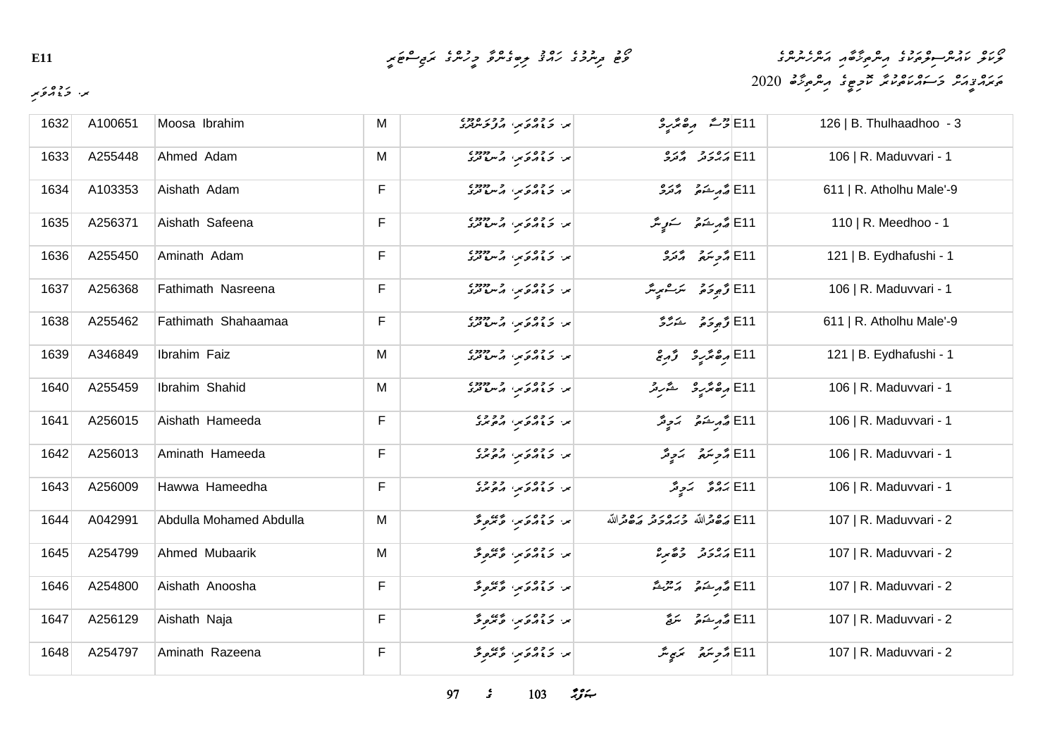| 1632 | A100651 | Moosa Ibrahim | M | ބ. މަޑުއްވަރި، އުފާވެރިދޫ | E11  މޫސާ އިބްރާހީމް | 126 \| B. Thulhaadhoo - 3 |
|---|---|---|---|---|---|---|
| 1633 | A255448 | Ahmed Adam | M | ރ. މަޑުއްވަރި، އާސްޓަރ | E11 އަހްމަދު އާދަމް | 106 \| R. Maduvvari - 1 |
| 1634 | A103353 | Aishath Adam | F | ރ. މަޑުއްވަރި، އާސްޓަރ | E11 އާއިޝަތު އާދަމް | 611 \| R. Atholhu Male'-9 |
| 1635 | A256371 | Aishath Safeena | F | ރ. މަޑުއްވަރި، އާސްޓަރ | E11 އާއިޝަތު ސަފީނާ | 110 \| R. Meedhoo - 1 |
| 1636 | A255450 | Aminath Adam | F | ރ. މަޑުއްވަރި، އާސްޓަރ | E11 އާމިނަތު އާދަމް | 121 \| B. Eydhafushi - 1 |
| 1637 | A256368 | Fathimath Nasreena | F | ރ. މަޑުއްވަރި، އާސްޓަރ | E11 ފާތިމަތު ނަސްރީނާ | 106 \| R. Maduvvari - 1 |
| 1638 | A255462 | Fathimath Shahaamaa | F | ރ. މަޑުއްވަރި، އާސްޓަރ | E11 ފާތިމަތު ޝަހާމާ | 611 \| R. Atholhu Male'-9 |
| 1639 | A346849 | Ibrahim Faiz | M | ރ. މަޑުއްވަރި، އާސްޓަރ | E11 އިބްރާހީމް ފާއިޒް | 121 \| B. Eydhafushi - 1 |
| 1640 | A255459 | Ibrahim Shahid | M | ރ. މަޑުއްވަރި، އާސްޓަރ | E11 އިބްރާހީމް ޝާހިދު | 106 \| R. Maduvvari - 1 |
| 1641 | A256015 | Aishath Hameeda | F | ރ. މަޑުއްވަރި، އުތުރު | E11 އާއިޝަތު ހަމީދާ | 106 \| R. Maduvvari - 1 |
| 1642 | A256013 | Aminath Hameeda | F | ރ. މަޑުއްވަރި، އުތުރު | E11 އާމިނަތު ހަމީދާ | 106 \| R. Maduvvari - 1 |
| 1643 | A256009 | Hawwa Hameedha | F | ރ. މަޑުއްވަރި، އުތުރު | E11 ހައްވާ ހަމީދާ | 106 \| R. Maduvvari - 1 |
| 1644 | A042991 | Abdulla Mohamed Abdulla | M | ރ. މަޑުއްވަރި، ވާރޮވާ | E11 އަބްދުﷲ މުހައްމަދު އަބްދުﷲ | 107 \| R. Maduvvari - 2 |
| 1645 | A254799 | Ahmed Mubaarik | M | ރ. މަޑުއްވަރި، ވާރޮވާ | E11 އަހްމަދު މުބާރިކް | 107 \| R. Maduvvari - 2 |
| 1646 | A254800 | Aishath Anoosha | F | ރ. މަޑުއްވަރި، ވާރޮވާ | E11 އާއިޝަތު އަނޫޝާ | 107 \| R. Maduvvari - 2 |
| 1647 | A256129 | Aishath Naja | F | ރ. މަޑުއްވަރި، ވާރޮވާ | E11 އާއިޝަތު ނަޖާ | 107 \| R. Maduvvari - 2 |
| 1648 | A254797 | Aminath Razeena | F | ރ. މަޑުއްވަރި، ވާރޮވާ | E11 އާމިނަތު ރަޒީނާ | 107 \| R. Maduvvari - 2 |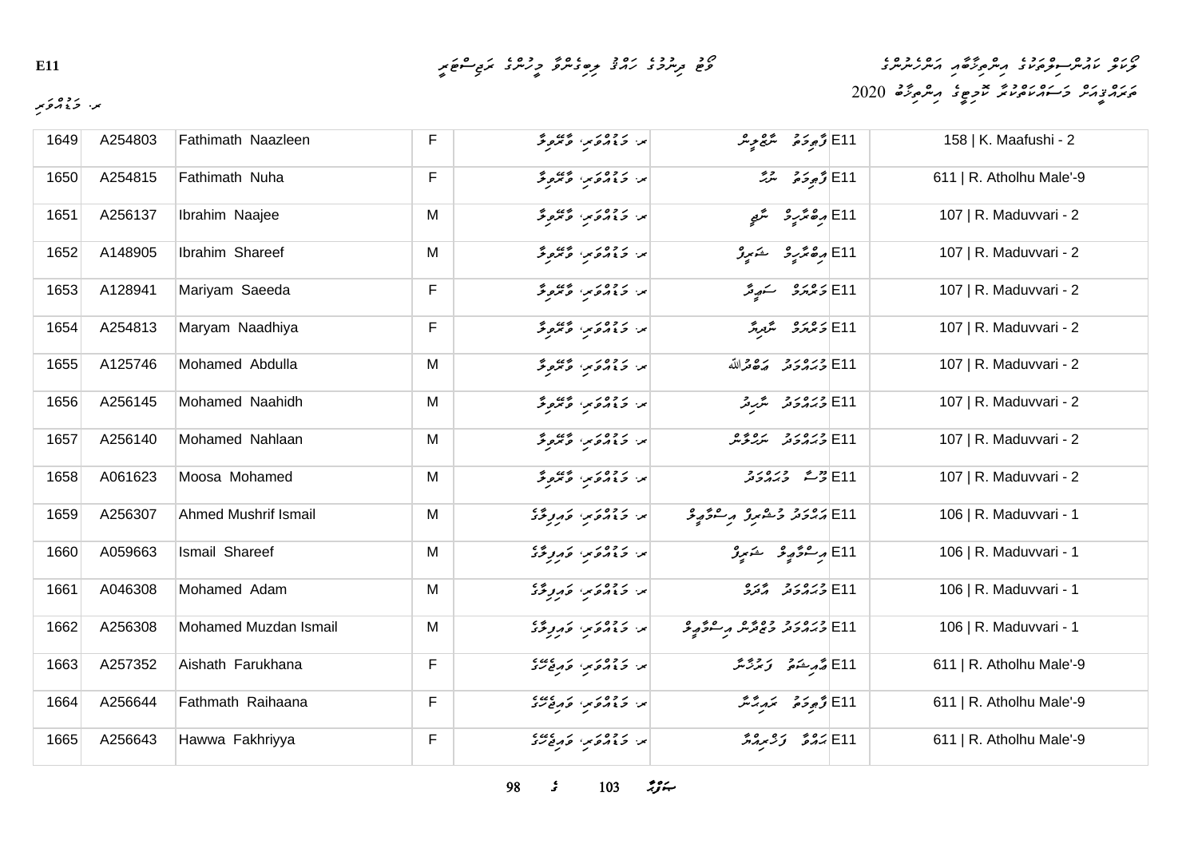| 1649 | A254803 | Fathimath Naazleen | F | ރ. މަޑުއްވަރީ، ވާރޯވިލާ | E11 ފާތިމަތު ނާޒްލީން | 158 \| K. Maafushi - 2 |
|---|---|---|---|---|---|---|
| 1650 | A254815 | Fathimath Nuha | F | ރ. މަޑުއްވަރީ، ވާރޯވިލާ | E11 ފާތިމަތު ނުހާ | 611 \| R. Atholhu Male'-9 |
| 1651 | A256137 | Ibrahim Naajee | M | ރ. މަޑުއްވަރީ، ވާރޯވިލާ | E11 އިބްރާހީމް ނާޖީ | 107 \| R. Maduvvari - 2 |
| 1652 | A148905 | Ibrahim Shareef | M | ރ. މަޑުއްވަރީ، ވާރޯވިލާ | E11 އިބްރާހީމް ޝަރީފު | 107 \| R. Maduvvari - 2 |
| 1653 | A128941 | Mariyam Saeeda | F | ރ. މަޑުއްވަރީ، ވާރޯވިލާ | E11 މަރިޔަމް ސަޢީދާ | 107 \| R. Maduvvari - 2 |
| 1654 | A254813 | Maryam Naadhiya | F | ރ. މަޑުއްވަރީ، ވާރޯވިލާ | E11 މަރިޔަމް ނާދިޔާ | 107 \| R. Maduvvari - 2 |
| 1655 | A125746 | Mohamed Abdulla | M | ރ. މަޑުއްވަރީ، ވާރޯވިލާ | E11 މުޙައްމަދު އަބްދުﷲ | 107 \| R. Maduvvari - 2 |
| 1656 | A256145 | Mohamed Naahidh | M | ރ. މަޑުއްވަރީ، ވާރޯވިލާ | E11 މުޙައްމަދު ނާހިދު | 107 \| R. Maduvvari - 2 |
| 1657 | A256140 | Mohamed Nahlaan | M | ރ. މަޑުއްވަރީ، ވާރޯވިލާ | E11 މުޙައްމަދު ނަހްލާން | 107 \| R. Maduvvari - 2 |
| 1658 | A061623 | Moosa Mohamed | M | ރ. މަޑުއްވަރީ، ވާރޯވިލާ | E11 މޫސާ މުޙައްމަދު | 107 \| R. Maduvvari - 2 |
| 1659 | A256307 | Ahmed Mushrif Ismail | M | ރ. މަޑުއްވަރީ، ވައިވިލާގެ | E11 އަޙްމަދު މުޝްރިފު އިސްމާޢީލް | 106 \| R. Maduvvari - 1 |
| 1660 | A059663 | Ismail Shareef | M | ރ. މަޑުއްވަރީ، ވައިވިލާގެ | E11 އިސްމާޢީލް ޝަރީފު | 106 \| R. Maduvvari - 1 |
| 1661 | A046308 | Mohamed Adam | M | ރ. މަޑުއްވަރީ، ވައިވިލާގެ | E11 މުޙައްމަދު އާދަމް | 106 \| R. Maduvvari - 1 |
| 1662 | A256308 | Mohamed Muzdan Ismail | M | ރ. މަޑުއްވަރީ، ވައިވިލާގެ | E11 މުޙައްމަދު މުޒްދާން އިސްމާޢީލް | 106 \| R. Maduvvari - 1 |
| 1663 | A257352 | Aishath Farukhana | F | ރ. މަޑުއްވަރީ، ވައިޖެހޭގެ | E11 އާއިޝަތު ފަރުހާނާ | 611 \| R. Atholhu Male'-9 |
| 1664 | A256644 | Fathmath Raihaana | F | ރ. މަޑުއްވަރީ، ވައިޖެހޭގެ | E11 ފާތިމަތު ރައިހާނާ | 611 \| R. Atholhu Male'-9 |
| 1665 | A256643 | Hawwa Fakhriyya | F | ރ. މަޑުއްވަރީ، ވައިޖެހޭގެ | E11 ހައްވާ ފަޚްރިއްޔާ | 611 \| R. Atholhu Male'-9 |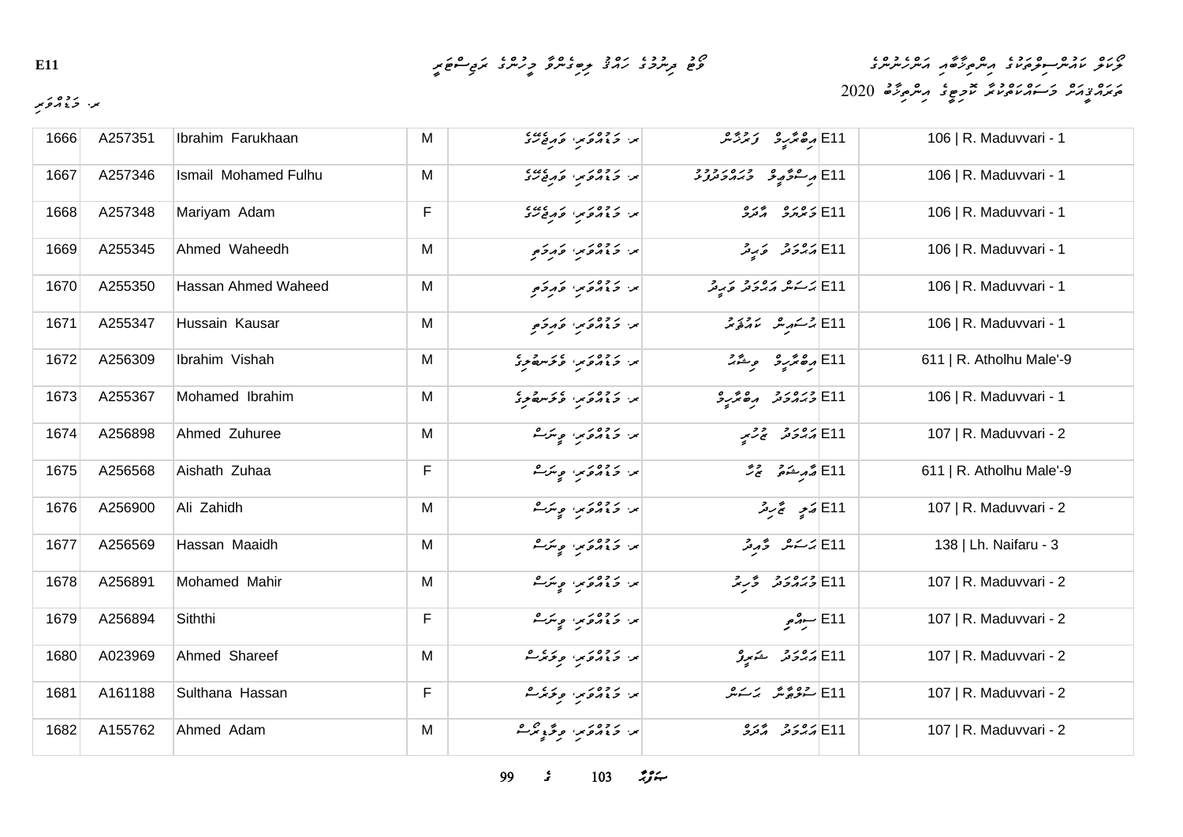ރ. މަޑުއްވަރި

| 1666 | A257351 | Ibrahim Farukhaan | M | ރ. މަޑުއްވަރި، ފައިޒާނީގެ | E11 އިބްރާހިމް ފަރުހާން | 106 \| R. Maduvvari - 1 |
|---|---|---|---|---|---|---|
| 1667 | A257346 | Ismail Mohamed Fulhu | M | ރ. މަޑުއްވަރި، ފައިޒާނީގެ | E11 އިސްމާޢީލް މުހައްމަދުފުޅު | 106 \| R. Maduvvari - 1 |
| 1668 | A257348 | Mariyam Adam | F | ރ. މަޑުއްވަރި، ފައިޒާނީގެ | E11 މަރިޔަމް އާދަމް | 106 \| R. Maduvvari - 1 |
| 1669 | A255345 | Ahmed Waheedh | M | ރ. މަޑުއްވަރި، ފައިމަލް | E11 އަހްމަދު ވަޙީދު | 106 \| R. Maduvvari - 1 |
| 1670 | A255350 | Hassan Ahmed Waheed | M | ރ. މަޑުއްވަރި، ފައިމަލް | E11 ޙަސަން އަހްމަދު ވަޙީދު | 106 \| R. Maduvvari - 1 |
| 1671 | A255347 | Hussain Kausar | M | ރ. މަޑުއްވަރި، ފައިމަލް | E11 ޙުސައިން ކައުސަރު | 106 \| R. Maduvvari - 1 |
| 1672 | A256309 | Ibrahim Vishah | M | ރ. މަޑުއްވަރި، ވެލަސްބުރީގެ | E11 އިބްރާހިމް ވިޝާހު | 611 \| R. Atholhu Male'-9 |
| 1673 | A255367 | Mohamed Ibrahim | M | ރ. މަޑުއްވަރި، ވެލަސްބުރީގެ | E11 މުހައްމަދު އިބްރާހިމް | 106 \| R. Maduvvari - 1 |
| 1674 | A256898 | Ahmed Zuhuree | M | ރ. މަޑުއްވަރި، ވިނަސް | E11 އަހްމަދު ޒުހުރީ | 107 \| R. Maduvvari - 2 |
| 1675 | A256568 | Aishath Zuhaa | F | ރ. މަޑުއްވަރި، ވިނަސް | E11 އައިޝަތު ޒުހާ | 611 \| R. Atholhu Male'-9 |
| 1676 | A256900 | Ali Zahidh | M | ރ. މަޑުއްވަރި، ވިނަސް | E11 އަލި ޒާހިދު | 107 \| R. Maduvvari - 2 |
| 1677 | A256569 | Hassan Maaidh | M | ރ. މަޑުއްވަރި، ވިނަސް | E11 ޙަސަން މާއިދު | 138 \| Lh. Naifaru - 3 |
| 1678 | A256891 | Mohamed Mahir | M | ރ. މަޑުއްވަރި، ވިނަސް | E11 މުހައްމަދު މާހިރު | 107 \| R. Maduvvari - 2 |
| 1679 | A256894 | Siththi | F | ރ. މަޑުއްވަރި، ވިނަސް | E11 ސިއްތި | 107 \| R. Maduvvari - 2 |
| 1680 | A023969 | Ahmed Shareef | M | ރ. މަޑުއްވަރި، ވިލަރެސް | E11 އަހްމަދު ޝަރީފު | 107 \| R. Maduvvari - 2 |
| 1681 | A161188 | Sulthana Hassan | F | ރ. މަޑުއްވަރި، ވިލަރެސް | E11 ސުލްޠާނާ ޙަސަން | 107 \| R. Maduvvari - 2 |
| 1682 | A155762 | Ahmed Adam | M | ރ. މަޑުއްވަރި، ވިލާޕޮއިންޓް | E11 އަހްމަދު އާދަމް | 107 \| R. Maduvvari - 2 |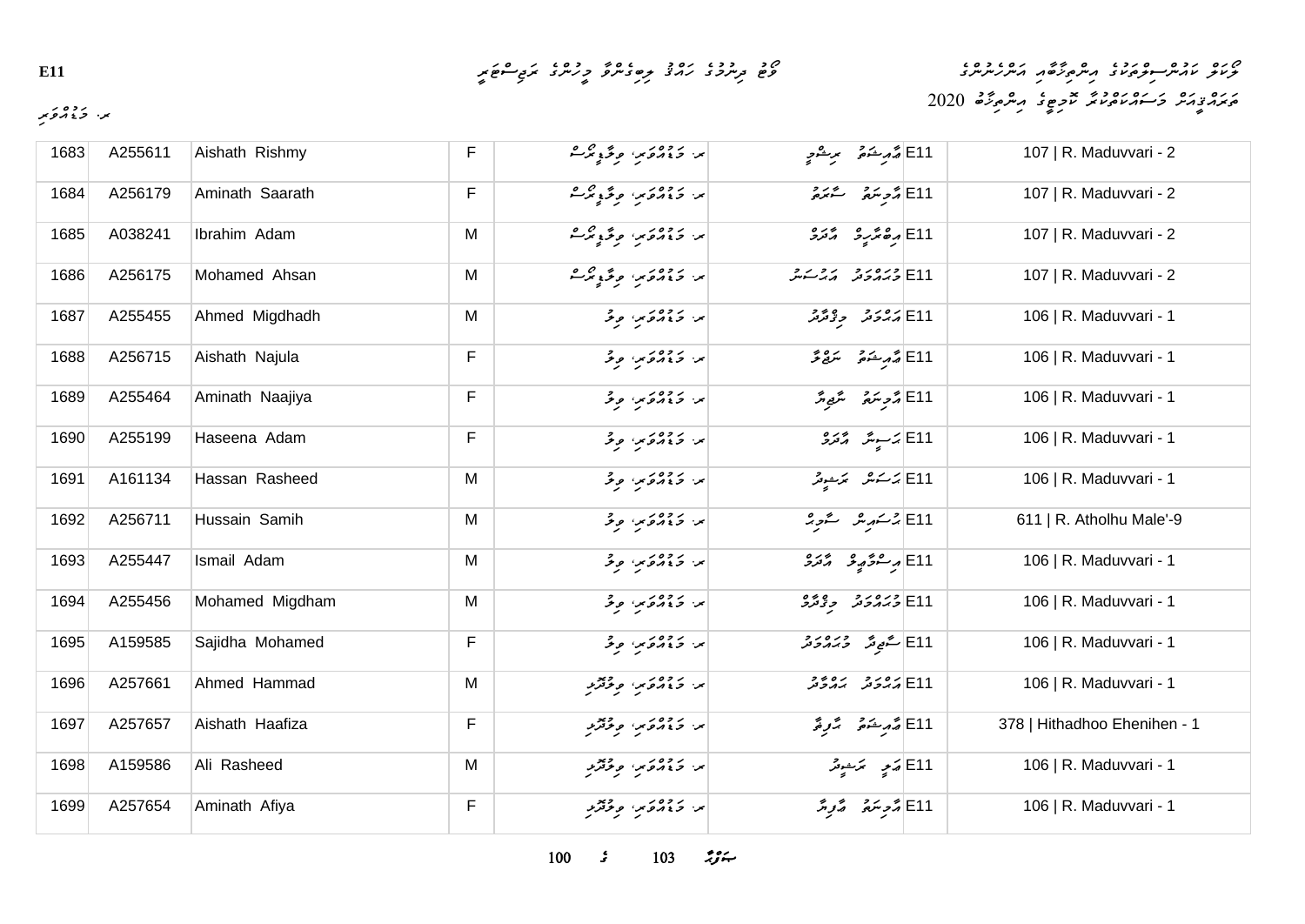| 1683 | A255611 | Aishath Rishmy | F | ރ. މަޑުއްވަރި، ވިލާޒުރޯސް | E11 އާއިޝަތު ރިޝްމީ | 107 \| R. Maduvvari - 2 |
|---|---|---|---|---|---|---|
| 1684 | A256179 | Aminath Saarath | F | ރ. މަޑުއްވަރި، ވިލާޒުރޯސް | E11 އާމިނަތު ސާރަތު | 107 \| R. Maduvvari - 2 |
| 1685 | A038241 | Ibrahim Adam | M | ރ. މަޑުއްވަރި، ވިލާޒުރޯސް | E11 އިބްރާހީމް އާދަމް | 107 \| R. Maduvvari - 2 |
| 1686 | A256175 | Mohamed Ahsan | M | ރ. މަޑުއްވަރި، ވިލާޒުރޯސް | E11 މުޙައްމަދު އަޙްސަން | 107 \| R. Maduvvari - 2 |
| 1687 | A255455 | Ahmed Migdhadh | M | ރ. މަޑުއްވަރި، ވިލާ | E11 އަޙްމަދު މިގްދާދު | 106 \| R. Maduvvari - 1 |
| 1688 | A256715 | Aishath Najula | F | ރ. މަޑުއްވަރި، ވިލާ | E11 އާއިޝަތު ނަޖުލާ | 106 \| R. Maduvvari - 1 |
| 1689 | A255464 | Aminath Naajiya | F | ރ. މަޑުއްވަރި، ވިލާ | E11 އާމިނަތު ނާޖިޔާ | 106 \| R. Maduvvari - 1 |
| 1690 | A255199 | Haseena Adam | F | ރ. މަޑުއްވަރި، ވިލާ | E11 ހަސީނާ އާދަމް | 106 \| R. Maduvvari - 1 |
| 1691 | A161134 | Hassan Rasheed | M | ރ. މަޑުއްވަރި، ވިލާ | E11 ހަސަން ރަޝީދު | 106 \| R. Maduvvari - 1 |
| 1692 | A256711 | Hussain Samih | M | ރ. މަޑުއްވަރި، ވިލާ | E11 ހުސައިން ސާމިހު | 611 \| R. Atholhu Male'-9 |
| 1693 | A255447 | Ismail Adam | M | ރ. މަޑުއްވަރި، ވިލާ | E11 އިސްމާޢީލް އާދަމް | 106 \| R. Maduvvari - 1 |
| 1694 | A255456 | Mohamed Migdham | M | ރ. މަޑުއްވަރި، ވިލާ | E11 މުޙައްމަދު މިގްދާމް | 106 \| R. Maduvvari - 1 |
| 1695 | A159585 | Sajidha Mohamed | F | ރ. މަޑުއްވަރި، ވިލާ | E11 ސާޖިދާ މުޙައްމަދު | 106 \| R. Maduvvari - 1 |
| 1696 | A257661 | Ahmed Hammad | M | ރ. މަޑުއްވަރި، ވިލާދޫ | E11 އަޙްމަދު ހައްމާދު | 106 \| R. Maduvvari - 1 |
| 1697 | A257657 | Aishath Haafiza | F | ރ. މަޑުއްވަރި، ވިލާދޫ | E11 އާއިޝަތު ހާފިޒާ | 378 \| Hithadhoo Ehenihen - 1 |
| 1698 | A159586 | Ali Rasheed | M | ރ. މަޑުއްވަރި، ވިލާދޫ | E11 އަލީ ރަޝީދު | 106 \| R. Maduvvari - 1 |
| 1699 | A257654 | Aminath Afiya | F | ރ. މަޑުއްވަރި، ވިލާދޫ | E11 އާމިނަތު އާފިޔާ | 106 \| R. Maduvvari - 1 |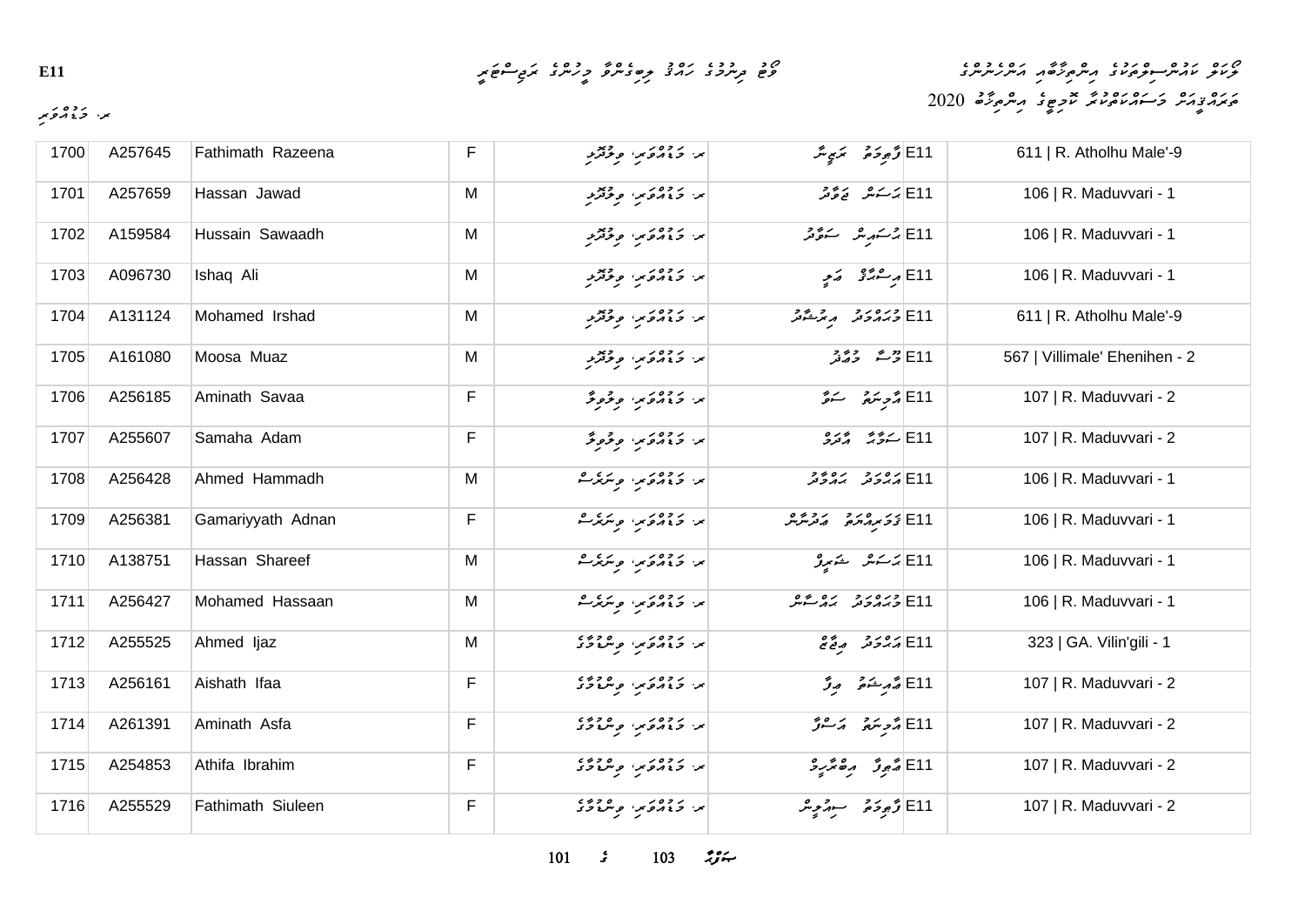| 1700 | A257645 | Fathimath Razeena | F | ރ. މަޑުއްވަރީ، ވިލުފުށި | E11 ފާތިމަތު ރަޒީނާ | 611 \| R. Atholhu Male'-9 |
|---|---|---|---|---|---|---|
| 1701 | A257659 | Hassan Jawad | M | ރ. މަޑުއްވަރީ، ވިލުފުށި | E11 ހަސަން ޖަވާދު | 106 \| R. Maduvvari - 1 |
| 1702 | A159584 | Hussain Sawaadh | M | ރ. މަޑުއްވަރީ، ވިލުފުށި | E11 ހުސައިން ސަވާދު | 106 \| R. Maduvvari - 1 |
| 1703 | A096730 | Ishaq Ali | M | ރ. މަޑުއްވަރީ، ވިލުފުށި | E11 އިސްހާޤު ޢަލީ | 106 \| R. Maduvvari - 1 |
| 1704 | A131124 | Mohamed Irshad | M | ރ. މަޑުއްވަރީ، ވިލުފުށި | E11 މުހައްމަދު އިރުޝާދު | 611 \| R. Atholhu Male'-9 |
| 1705 | A161080 | Moosa Muaz | M | ރ. މަޑުއްވަރީ، ވިލުފުށި | E11 މޫސާ މުޢާޒު | 567 \| Villimale' Ehenihen - 2 |
| 1706 | A256185 | Aminath Savaa | F | ރ. މަޑުއްވަރީ، ވިލުވިލާ | E11 އާމިނަތު ސަވާ | 107 \| R. Maduvvari - 2 |
| 1707 | A255607 | Samaha Adam | F | ރ. މަޑުއްވަރީ، ވިލުވިލާ | E11 ސަމާހާ އާދަމް | 107 \| R. Maduvvari - 2 |
| 1708 | A256428 | Ahmed Hammadh | M | ރ. މަޑުއްވަރީ، ވިނަރެސް | E11 އަޙްމަދު ހައްމާދު | 106 \| R. Maduvvari - 1 |
| 1709 | A256381 | Gamariyyath Adnan | F | ރ. މަޑުއްވަރީ، ވިނަރެސް | E11 ޤަމަރިއްޔާތު ޢަދުނާން | 106 \| R. Maduvvari - 1 |
| 1710 | A138751 | Hassan Shareef | M | ރ. މަޑުއްވަރީ، ވިނަރެސް | E11 ހަސަން ޝަރީފު | 106 \| R. Maduvvari - 1 |
| 1711 | A256427 | Mohamed Hassaan | M | ރ. މަޑުއްވަރީ، ވިނަރެސް | E11 މުހައްމަދު ހައްސާން | 106 \| R. Maduvvari - 1 |
| 1712 | A255525 | Ahmed Ijaz | M | ރ. މަޑުއްވަރީ، ވިންޑްމިލް | E11 އަޙްމަދު އިޖާޒު | 323 \| GA. Vilin'gili - 1 |
| 1713 | A256161 | Aishath Ifaa | F | ރ. މަޑުއްވަރީ، ވިންޑްމިލް | E11 އާއިޝަތު އިފާ | 107 \| R. Maduvvari - 2 |
| 1714 | A261391 | Aminath Asfa | F | ރ. މަޑުއްވަރީ، ވިންޑްމިލް | E11 އާމިނަތު އަސްފާ | 107 \| R. Maduvvari - 2 |
| 1715 | A254853 | Athifa Ibrahim | F | ރ. މަޑުއްވަރީ، ވިންޑްމިލް | E11 އާތިފާ އިބްރާހީމް | 107 \| R. Maduvvari - 2 |
| 1716 | A255529 | Fathimath Siuleen | F | ރ. މަޑުއްވަރީ، ވިންޑްމިލް | E11 ފާތިމަތު ސިއުލީން | 107 \| R. Maduvvari - 2 |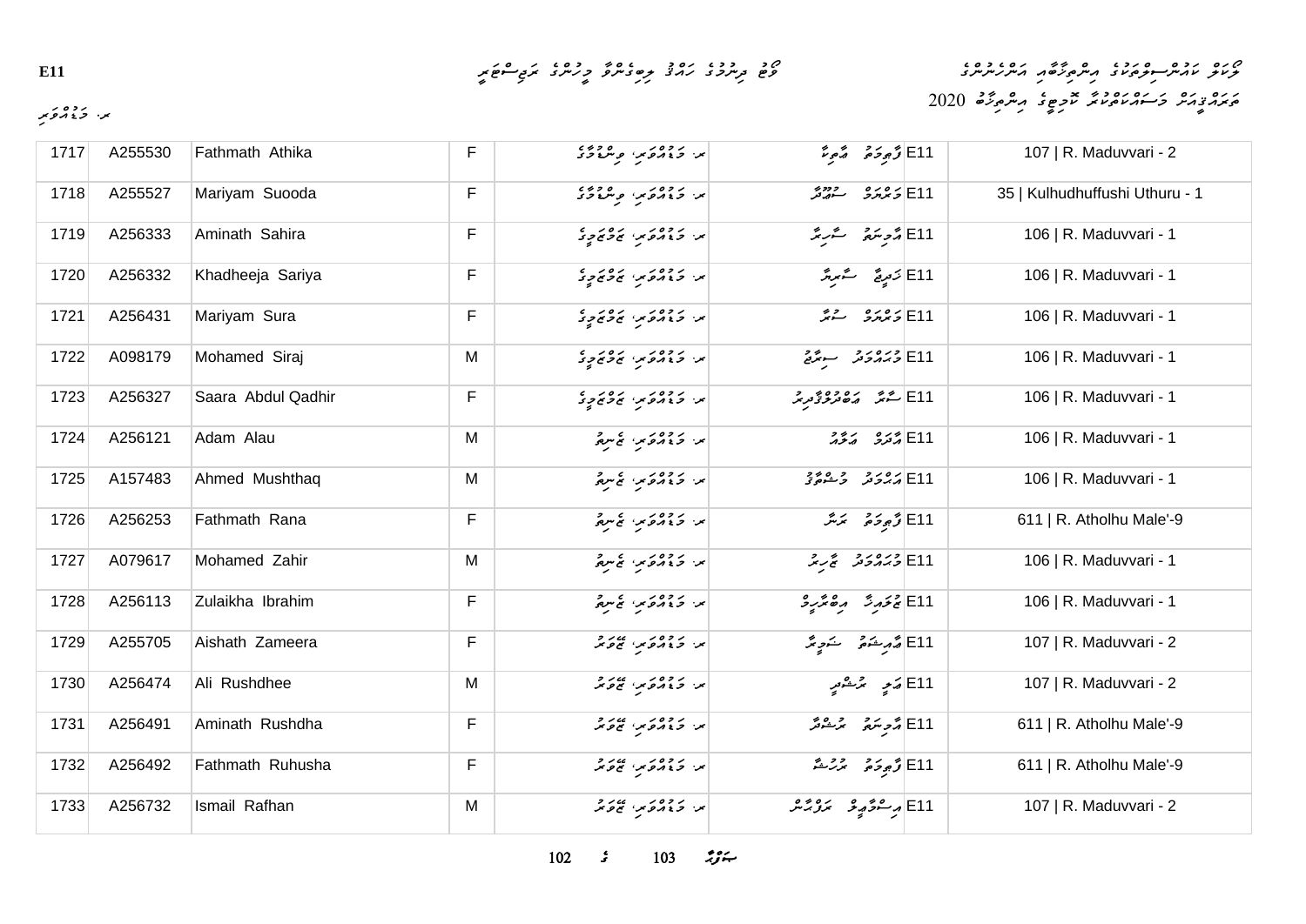| 1717 | A255530 | Fathmath Athika | F | ރ. މަޑުއްވަރި، ވިންދުމާގެ | ފާތިމަތު އާތިކާ E11 | 107 \| R. Maduvvari - 2 |
|---|---|---|---|---|---|---|
| 1718 | A255527 | Mariyam Suooda | F | ރ. މަޑުއްވަރި، ވިންދުމާގެ | މަރިޔަމް ސުޢޫދާ E11 | 35 \| Kulhudhuffushi Uthuru - 1 |
| 1719 | A256333 | Aminath Sahira | F | ރ. މަޑުއްވަރި، ކަލާކަމިގެ | އާމިނަތު ސާހިރާ E11 | 106 \| R. Maduvvari - 1 |
| 1720 | A256332 | Khadheeja Sariya | F | ރ. މަޑުއްވަރި، ކަލާކަމިގެ | ޚަދީޖާ ސާރިޔާ E11 | 106 \| R. Maduvvari - 1 |
| 1721 | A256431 | Mariyam Sura | F | ރ. މަޑުއްވަރި، ކަލާކަމިގެ | މަރިޔަމް ސުރާ E11 | 106 \| R. Maduvvari - 1 |
| 1722 | A098179 | Mohamed Siraj | M | ރ. މަޑުއްވަރި، ކަލާކަމިގެ | މުހައްމަދު ސިރާޖު E11 | 106 \| R. Maduvvari - 1 |
| 1723 | A256327 | Saara Abdul Qadhir | F | ރ. މަޑުއްވަރި، ކަލާކަމިގެ | ސާރާ އަބްދުލްޤާދިރު E11 | 106 \| R. Maduvvari - 1 |
| 1724 | A256121 | Adam Alau | M | ރ. މަޑުއްވަރި، ޖެހިލް | އާދަމް އަލާއު E11 | 106 \| R. Maduvvari - 1 |
| 1725 | A157483 | Ahmed Mushthaq | M | ރ. މަޑުއްވަރި، ޖެހިލް | އަހްމަދު މުޝްތާޤު E11 | 106 \| R. Maduvvari - 1 |
| 1726 | A256253 | Fathmath Rana | F | ރ. މަޑުއްވަރި، ޖެހިލް | ފާތިމަތު ރަނާ E11 | 611 \| R. Atholhu Male'-9 |
| 1727 | A079617 | Mohamed Zahir | M | ރ. މަޑުއްވަރި، ޖެހިލް | މުހައްމަދު ޒާހިރު E11 | 106 \| R. Maduvvari - 1 |
| 1728 | A256113 | Zulaikha Ibrahim | F | ރ. މަޑުއްވަރި، ޖެހިލް | ޒުލައިޚާ އިބްރާހިމް E11 | 106 \| R. Maduvvari - 1 |
| 1729 | A255705 | Aishath Zameera | F | ރ. މަޑުއްވަރި، ޖޯވަރު | އާއިޝަތު ޒަމީރާ E11 | 107 \| R. Maduvvari - 2 |
| 1730 | A256474 | Ali Rushdhee | M | ރ. މަޑުއްވަރި، ޖޯވަރު | އަލީ ރުޝްދީ E11 | 107 \| R. Maduvvari - 2 |
| 1731 | A256491 | Aminath Rushdha | F | ރ. މަޑުއްވަރި، ޖޯވަރު | އާމިނަތު ރުޝްދާ E11 | 611 \| R. Atholhu Male'-9 |
| 1732 | A256492 | Fathmath Ruhusha | F | ރ. މަޑުއްވަރި، ޖޯވަރު | ފާތިމަތު ރުހުޝާ E11 | 611 \| R. Atholhu Male'-9 |
| 1733 | A256732 | Ismail Rafhan | M | ރ. މަޑުއްވަރި، ޖޯވަރު | އިސްމާއީލް ރަފްހާން E11 | 107 \| R. Maduvvari - 2 |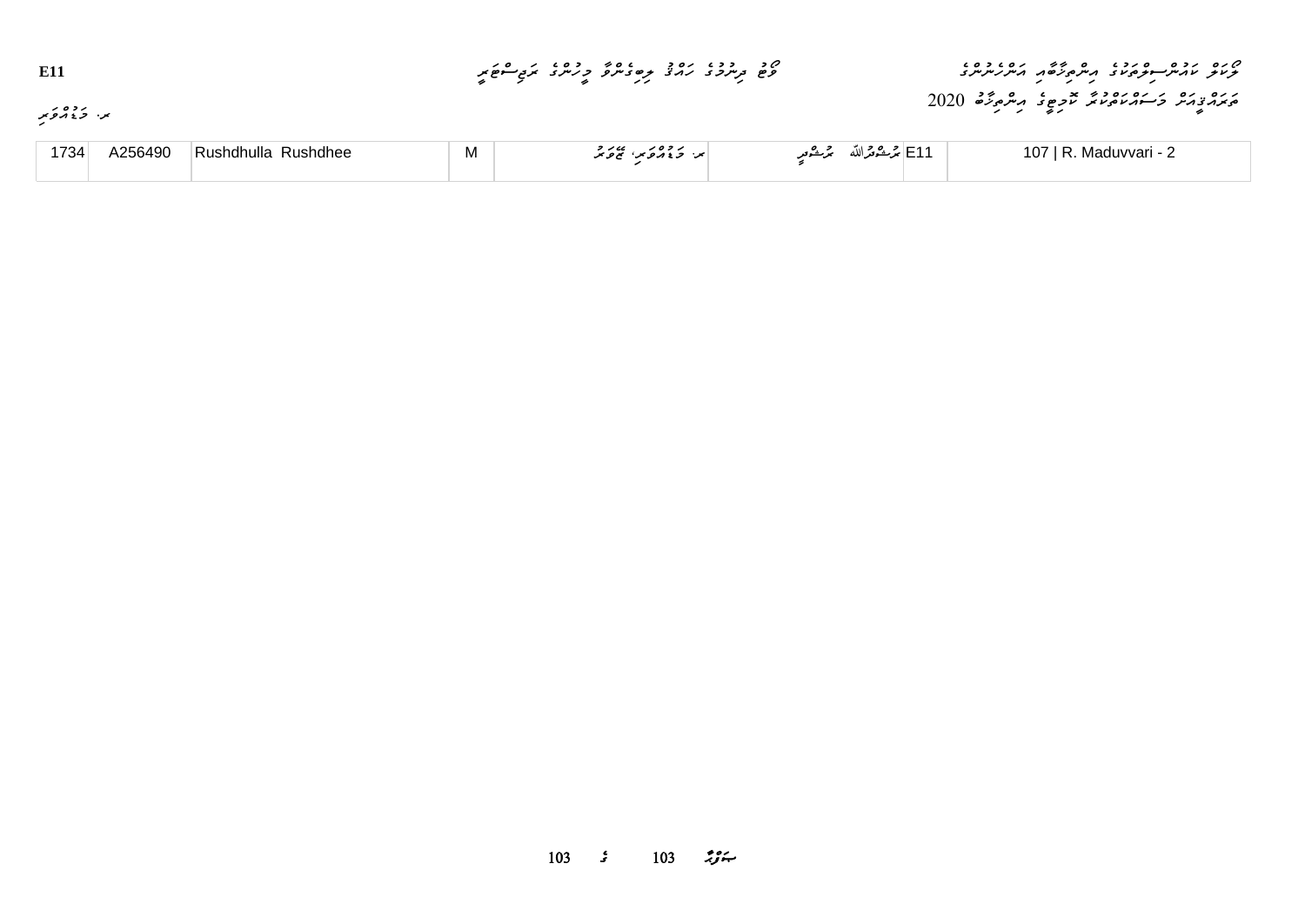E11

ޕާކާލް ކައުންސިލްތަކުގެ އިންތިޚާބާއި އަންހެނުންގެ ތަރައްޤީއަށް މަސައްކަތްކުރާ ކޮމިޓީގެ އިންތިޚާބު 2020

ވޯޓު ދިނުމުގެ ހައްޤު ލިބިގެންވާ މީހުންގެ ނަމުގެ ލިސްޓު

ރ. މަޑުއްވަރި

| | | | | | | | |
|---|---|---|---|---|---|---|---|
| 1734 | A256490 | Rushdhulla Rushdhee | M | ރ. މަޑުއްވަރި، ޖޫވަރު | ރުޝްދުﷲ ރުޝްދީ | E11 | 107 \| R. Maduvvari - 2 |